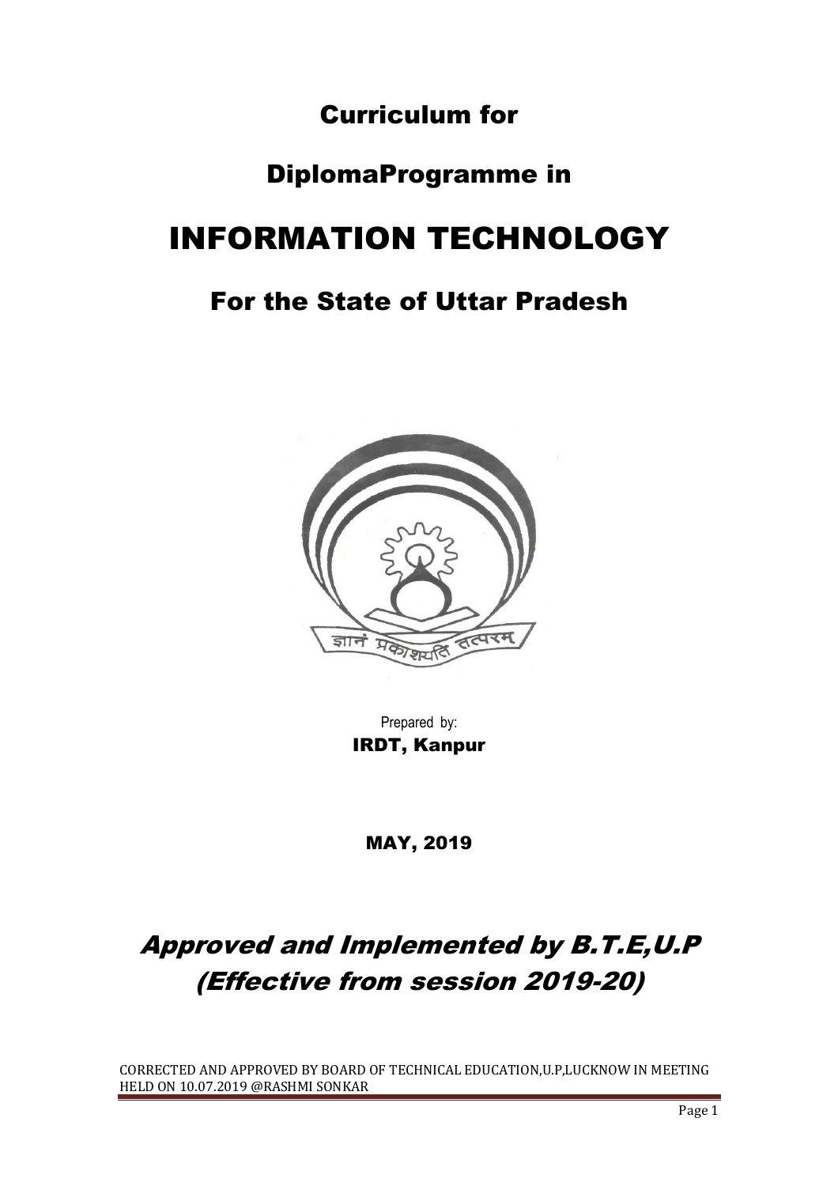# Curriculum for

# DiplomaProgramme in

# INFORMATION TECHNOLOGY

# For the State of Uttar Pradesh

Prepared by:
**IRDT, Kanpur**

**MAY, 2019**

## *Approved and Implemented by B.T.E,U.P (Effective from session 2019-20)*

CORRECTED AND APPROVED BY BOARD OF TECHNICAL EDUCATION,U.P,LUCKNOW IN MEETING HELD ON 10.07.2019 @RASHMI SONKAR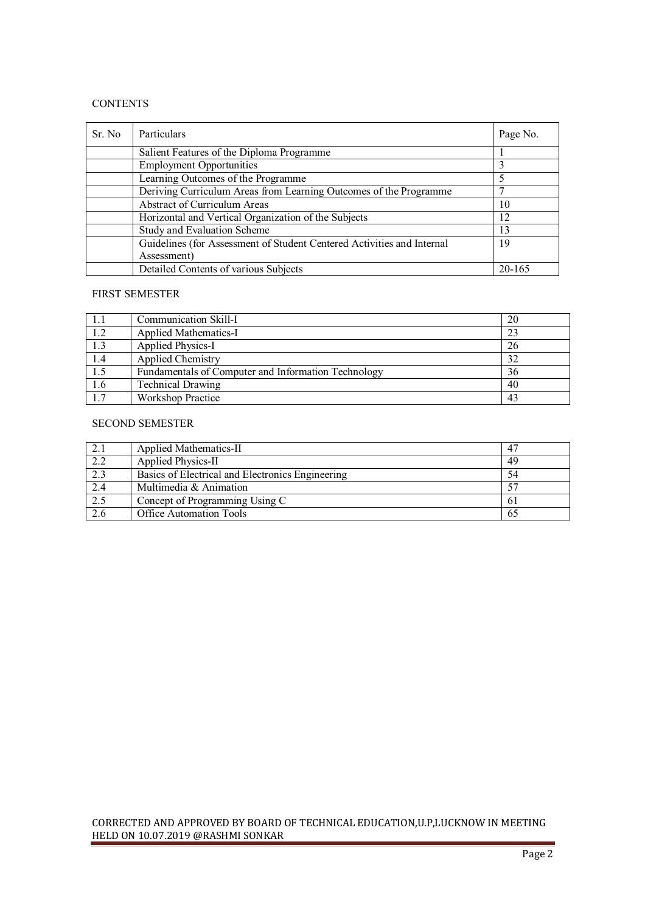CONTENTS

| Sr. No | Particulars | Page No. |
|---|---|---|
| | Salient Features of the Diploma Programme | 1 |
| | Employment Opportunities | 3 |
| | Learning Outcomes of the Programme | 5 |
| | Deriving Curriculum Areas from Learning Outcomes of the Programme | 7 |
| | Abstract of Curriculum Areas | 10 |
| | Horizontal and Vertical Organization of the Subjects | 12 |
| | Study and Evaluation Scheme | 13 |
| | Guidelines (for Assessment of Student Centered Activities and Internal Assessment) | 19 |
| | Detailed Contents of various Subjects | 20-165 |

FIRST SEMESTER

| | | |
|---|---|---|
| 1.1 | Communication Skill-I | 20 |
| 1.2 | Applied Mathematics-I | 23 |
| 1.3 | Applied Physics-I | 26 |
| 1.4 | Applied Chemistry | 32 |
| 1.5 | Fundamentals of Computer and Information Technology | 36 |
| 1.6 | Technical Drawing | 40 |
| 1.7 | Workshop Practice | 43 |

SECOND SEMESTER

| | | |
|---|---|---|
| 2.1 | Applied Mathematics-II | 47 |
| 2.2 | Applied Physics-II | 49 |
| 2.3 | Basics of Electrical and Electronics Engineering | 54 |
| 2.4 | Multimedia & Animation | 57 |
| 2.5 | Concept of Programming Using C | 61 |
| 2.6 | Office Automation Tools | 65 |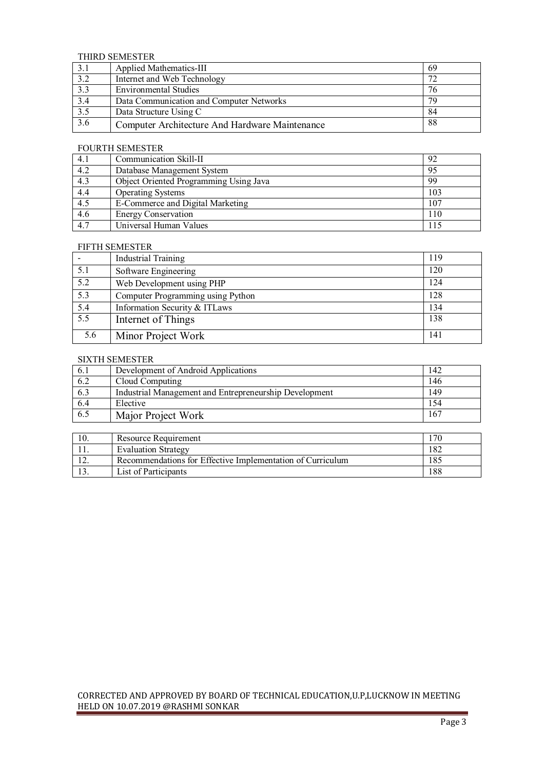THIRD SEMESTER

| | | |
|---|---|---|
| 3.1 | Applied Mathematics-III | 69 |
| 3.2 | Internet and Web Technology | 72 |
| 3.3 | Environmental Studies | 76 |
| 3.4 | Data Communication and Computer Networks | 79 |
| 3.5 | Data Structure Using C | 84 |
| 3.6 | Computer Architecture And Hardware Maintenance | 88 |

FOURTH SEMESTER

| | | |
|---|---|---|
| 4.1 | Communication Skill-II | 92 |
| 4.2 | Database Management System | 95 |
| 4.3 | Object Oriented Programming Using Java | 99 |
| 4.4 | Operating Systems | 103 |
| 4.5 | E-Commerce and Digital Marketing | 107 |
| 4.6 | Energy Conservation | 110 |
| 4.7 | Universal Human Values | 115 |

FIFTH SEMESTER

| | | |
|---|---|---|
| - | Industrial Training | 119 |
| 5.1 | Software Engineering | 120 |
| 5.2 | Web Development using PHP | 124 |
| 5.3 | Computer Programming using Python | 128 |
| 5.4 | Information Security & ITLaws | 134 |
| 5.5 | Internet of Things | 138 |
| 5.6 | Minor Project Work | 141 |

SIXTH SEMESTER

| | | |
|---|---|---|
| 6.1 | Development of Android Applications | 142 |
| 6.2 | Cloud Computing | 146 |
| 6.3 | Industrial Management and Entrepreneurship Development | 149 |
| 6.4 | Elective | 154 |
| 6.5 | Major Project Work | 167 |

| | | |
|---|---|---|
| 10. | Resource Requirement | 170 |
| 11. | Evaluation Strategy | 182 |
| 12. | Recommendations for Effective Implementation of Curriculum | 185 |
| 13. | List of Participants | 188 |

CORRECTED AND APPROVED BY BOARD OF TECHNICAL EDUCATION,U.P,LUCKNOW IN MEETING HELD ON 10.07.2019 @RASHMI SONKAR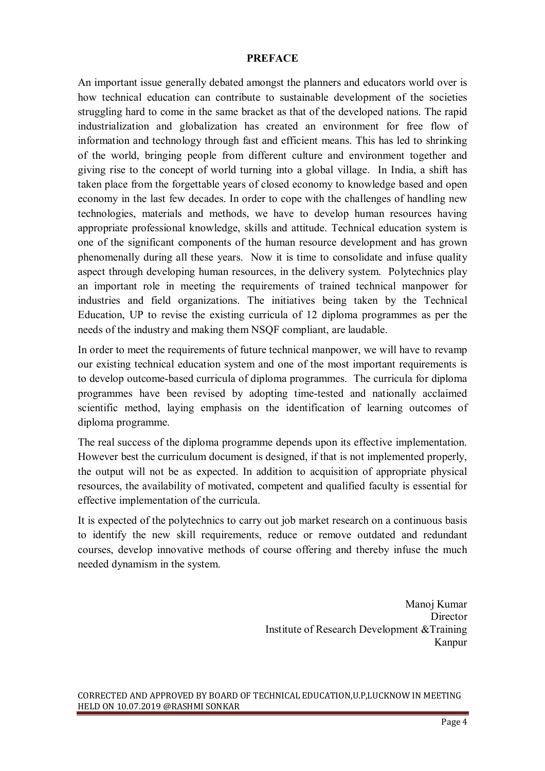# PREFACE

An important issue generally debated amongst the planners and educators world over is how technical education can contribute to sustainable development of the societies struggling hard to come in the same bracket as that of the developed nations. The rapid industrialization and globalization has created an environment for free flow of information and technology through fast and efficient means. This has led to shrinking of the world, bringing people from different culture and environment together and giving rise to the concept of world turning into a global village. In India, a shift has taken place from the forgettable years of closed economy to knowledge based and open economy in the last few decades. In order to cope with the challenges of handling new technologies, materials and methods, we have to develop human resources having appropriate professional knowledge, skills and attitude. Technical education system is one of the significant components of the human resource development and has grown phenomenally during all these years. Now it is time to consolidate and infuse quality aspect through developing human resources, in the delivery system. Polytechnics play an important role in meeting the requirements of trained technical manpower for industries and field organizations. The initiatives being taken by the Technical Education, UP to revise the existing curricula of 12 diploma programmes as per the needs of the industry and making them NSQF compliant, are laudable.

In order to meet the requirements of future technical manpower, we will have to revamp our existing technical education system and one of the most important requirements is to develop outcome-based curricula of diploma programmes. The curricula for diploma programmes have been revised by adopting time-tested and nationally acclaimed scientific method, laying emphasis on the identification of learning outcomes of diploma programme.

The real success of the diploma programme depends upon its effective implementation. However best the curriculum document is designed, if that is not implemented properly, the output will not be as expected. In addition to acquisition of appropriate physical resources, the availability of motivated, competent and qualified faculty is essential for effective implementation of the curricula.

It is expected of the polytechnics to carry out job market research on a continuous basis to identify the new skill requirements, reduce or remove outdated and redundant courses, develop innovative methods of course offering and thereby infuse the much needed dynamism in the system.

Manoj Kumar
Director
Institute of Research Development &Training
Kanpur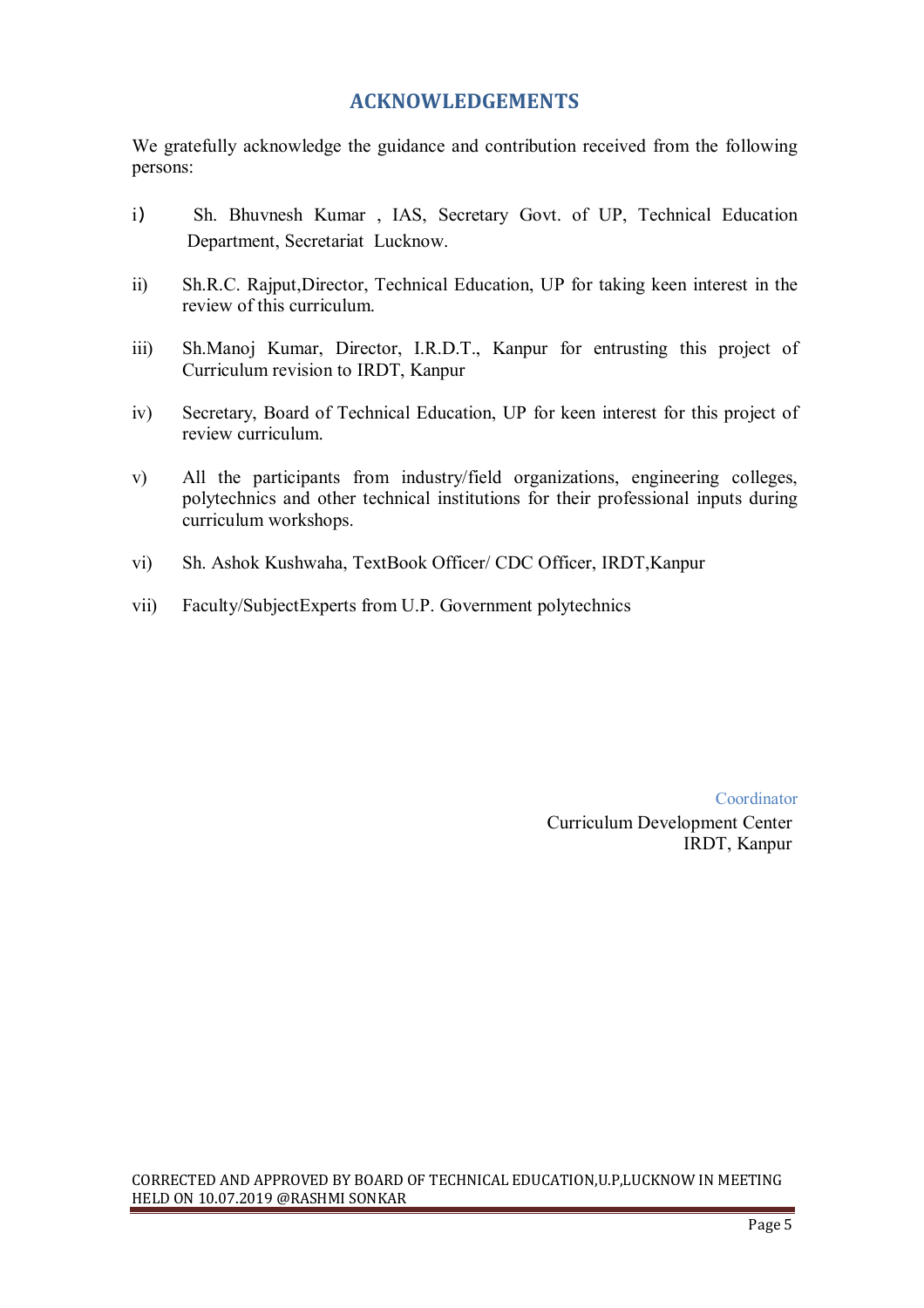## ACKNOWLEDGEMENTS

We gratefully acknowledge the guidance and contribution received from the following persons:

i) Sh. Bhuvnesh Kumar , IAS, Secretary Govt. of UP, Technical Education Department, Secretariat Lucknow.

ii) Sh.R.C. Rajput,Director, Technical Education, UP for taking keen interest in the review of this curriculum.

iii) Sh.Manoj Kumar, Director, I.R.D.T., Kanpur for entrusting this project of Curriculum revision to IRDT, Kanpur

iv) Secretary, Board of Technical Education, UP for keen interest for this project of review curriculum.

v) All the participants from industry/field organizations, engineering colleges, polytechnics and other technical institutions for their professional inputs during curriculum workshops.

vi) Sh. Ashok Kushwaha, TextBook Officer/ CDC Officer, IRDT,Kanpur

vii) Faculty/SubjectExperts from U.P. Government polytechnics

Coordinator
Curriculum Development Center
IRDT, Kanpur

CORRECTED AND APPROVED BY BOARD OF TECHNICAL EDUCATION,U.P,LUCKNOW IN MEETING HELD ON 10.07.2019 @RASHMI SONKAR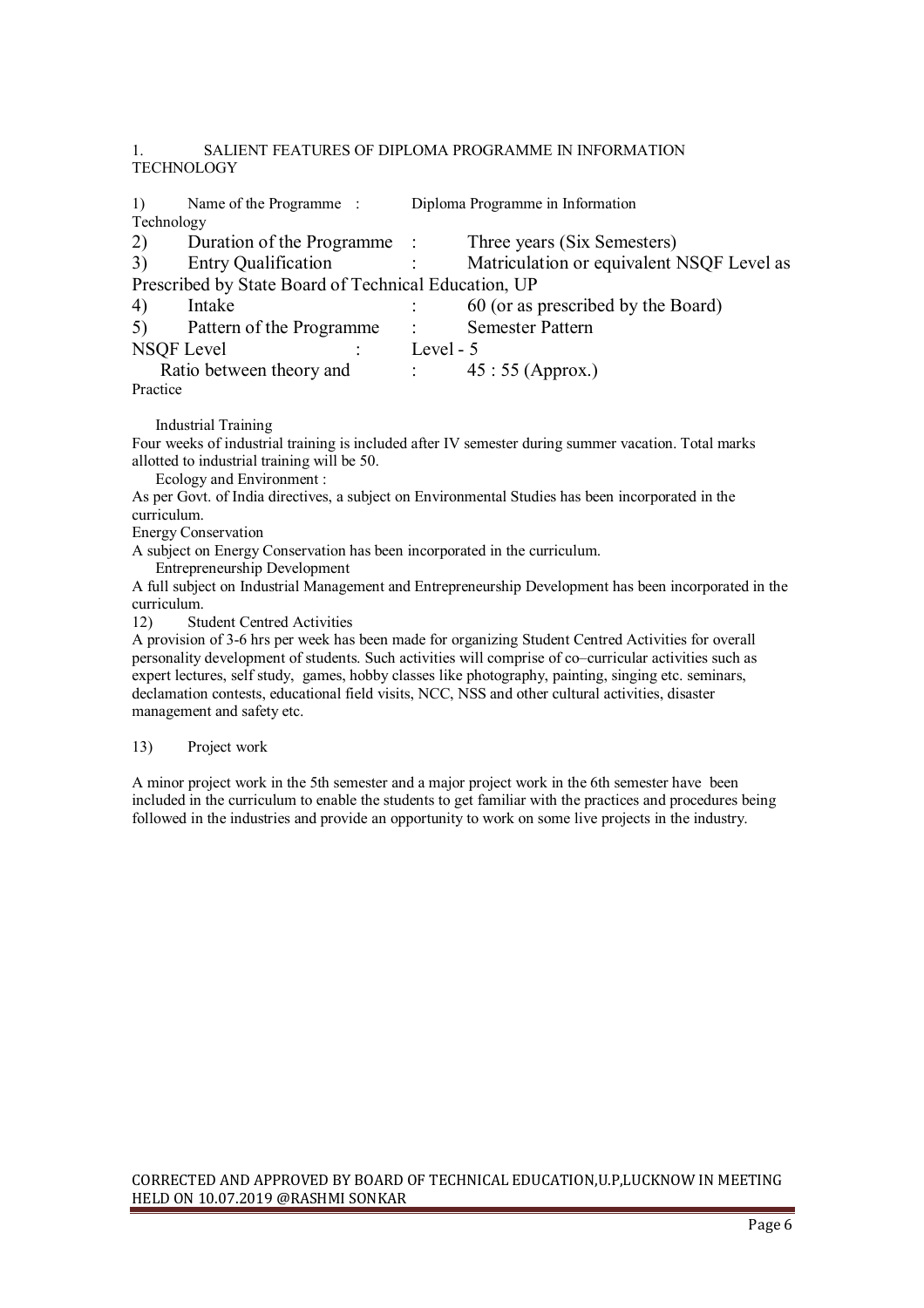## 1. SALIENT FEATURES OF DIPLOMA PROGRAMME IN INFORMATION TECHNOLOGY

1) Name of the Programme : Diploma Programme in Information Technology

2) Duration of the Programme : Three years (Six Semesters)

3) Entry Qualification : Matriculation or equivalent NSQF Level as Prescribed by State Board of Technical Education, UP

4) Intake : 60 (or as prescribed by the Board)

5) Pattern of the Programme : Semester Pattern

NSQF Level : Level - 5

Ratio between theory and Practice : 45 : 55 (Approx.)

Industrial Training

Four weeks of industrial training is included after IV semester during summer vacation. Total marks allotted to industrial training will be 50.

Ecology and Environment :

As per Govt. of India directives, a subject on Environmental Studies has been incorporated in the curriculum.

Energy Conservation

A subject on Energy Conservation has been incorporated in the curriculum.

Entrepreneurship Development

A full subject on Industrial Management and Entrepreneurship Development has been incorporated in the curriculum.

12) Student Centred Activities

A provision of 3-6 hrs per week has been made for organizing Student Centred Activities for overall personality development of students. Such activities will comprise of co–curricular activities such as expert lectures, self study, games, hobby classes like photography, painting, singing etc. seminars, declamation contests, educational field visits, NCC, NSS and other cultural activities, disaster management and safety etc.

13) Project work

A minor project work in the 5th semester and a major project work in the 6th semester have been included in the curriculum to enable the students to get familiar with the practices and procedures being followed in the industries and provide an opportunity to work on some live projects in the industry.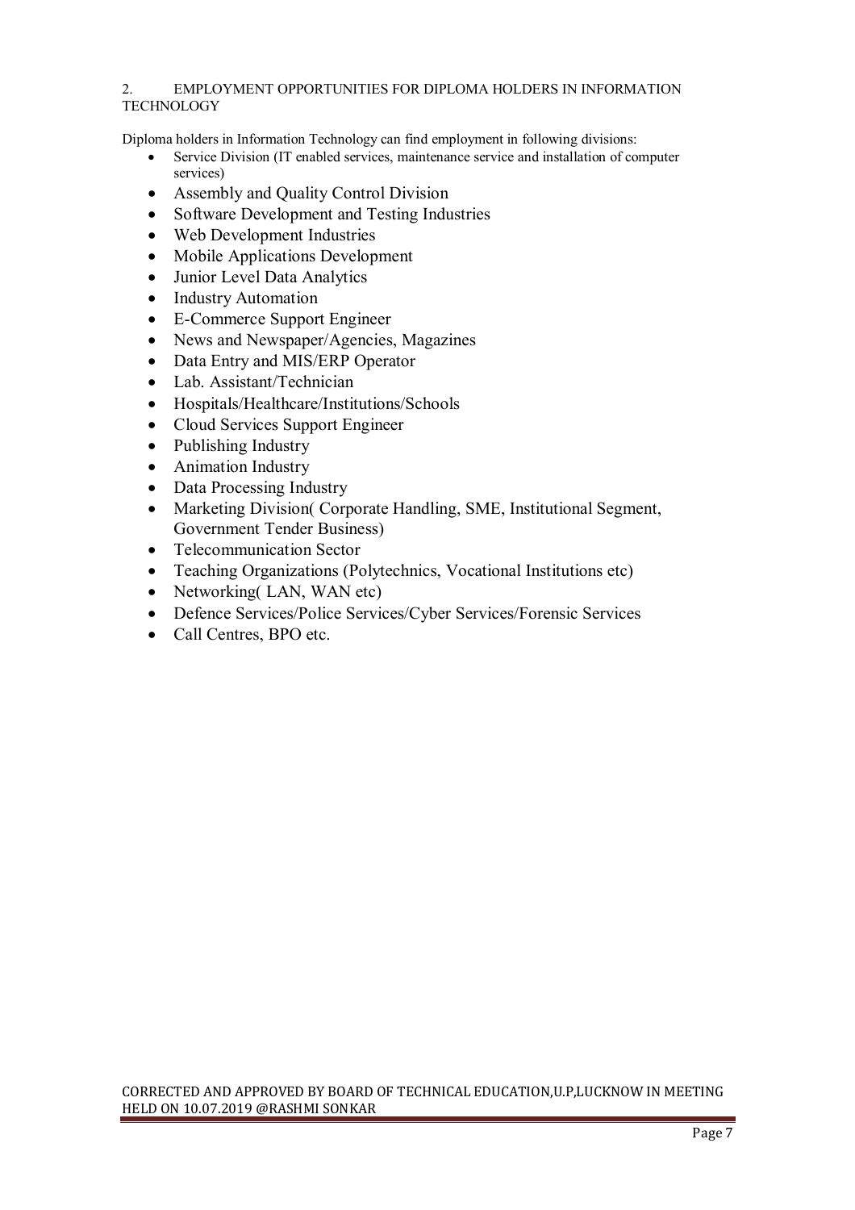## 2. EMPLOYMENT OPPORTUNITIES FOR DIPLOMA HOLDERS IN INFORMATION TECHNOLOGY

Diploma holders in Information Technology can find employment in following divisions:

- Service Division (IT enabled services, maintenance service and installation of computer services)
- Assembly and Quality Control Division
- Software Development and Testing Industries
- Web Development Industries
- Mobile Applications Development
- Junior Level Data Analytics
- Industry Automation
- E-Commerce Support Engineer
- News and Newspaper/Agencies, Magazines
- Data Entry and MIS/ERP Operator
- Lab. Assistant/Technician
- Hospitals/Healthcare/Institutions/Schools
- Cloud Services Support Engineer
- Publishing Industry
- Animation Industry
- Data Processing Industry
- Marketing Division( Corporate Handling, SME, Institutional Segment, Government Tender Business)
- Telecommunication Sector
- Teaching Organizations (Polytechnics, Vocational Institutions etc)
- Networking( LAN, WAN etc)
- Defence Services/Police Services/Cyber Services/Forensic Services
- Call Centres, BPO etc.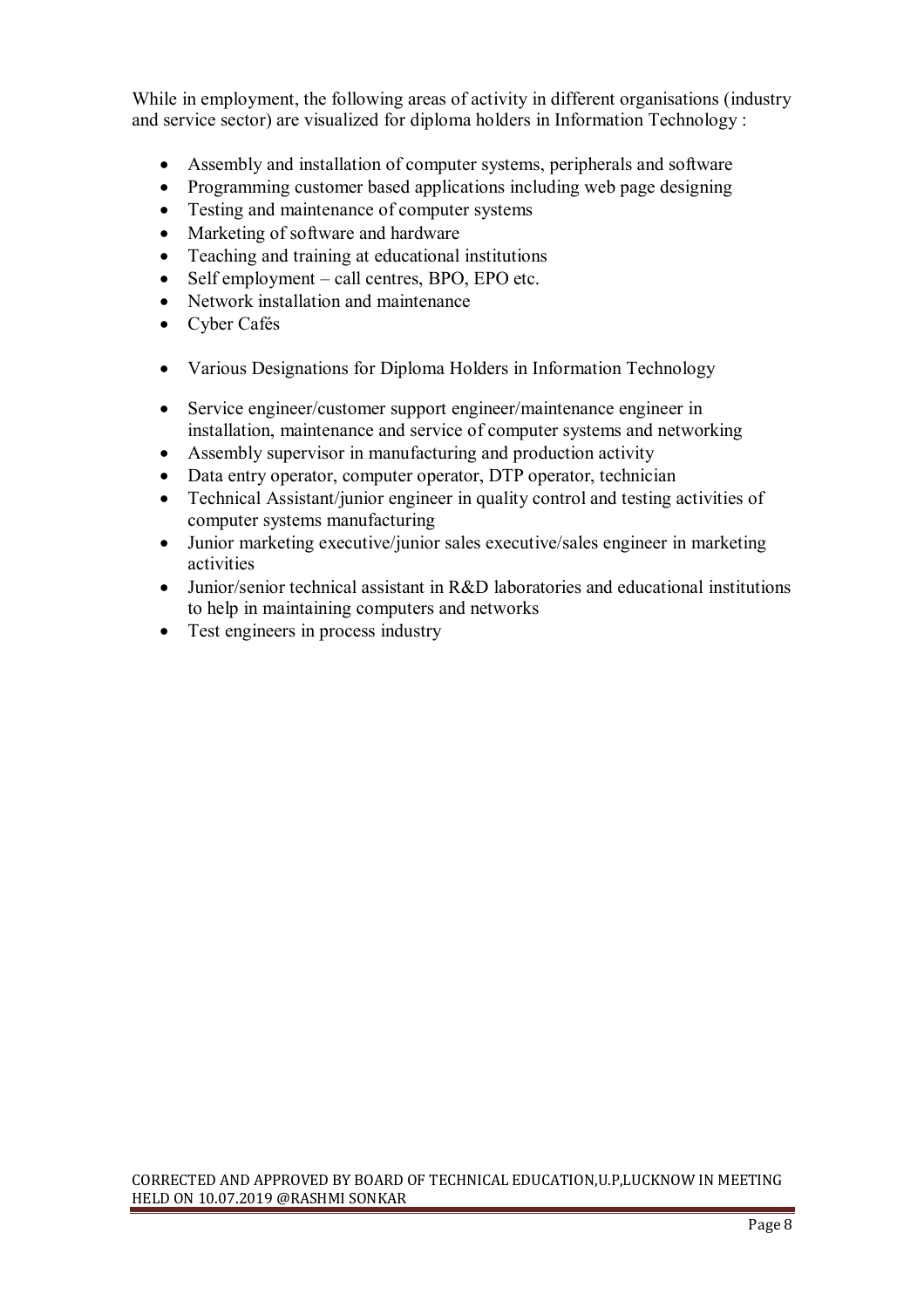While in employment, the following areas of activity in different organisations (industry and service sector) are visualized for diploma holders in Information Technology :

- Assembly and installation of computer systems, peripherals and software
- Programming customer based applications including web page designing
- Testing and maintenance of computer systems
- Marketing of software and hardware
- Teaching and training at educational institutions
- Self employment – call centres, BPO, EPO etc.
- Network installation and maintenance
- Cyber Cafés

- Various Designations for Diploma Holders in Information Technology

- Service engineer/customer support engineer/maintenance engineer in installation, maintenance and service of computer systems and networking
- Assembly supervisor in manufacturing and production activity
- Data entry operator, computer operator, DTP operator, technician
- Technical Assistant/junior engineer in quality control and testing activities of computer systems manufacturing
- Junior marketing executive/junior sales executive/sales engineer in marketing activities
- Junior/senior technical assistant in R&D laboratories and educational institutions to help in maintaining computers and networks
- Test engineers in process industry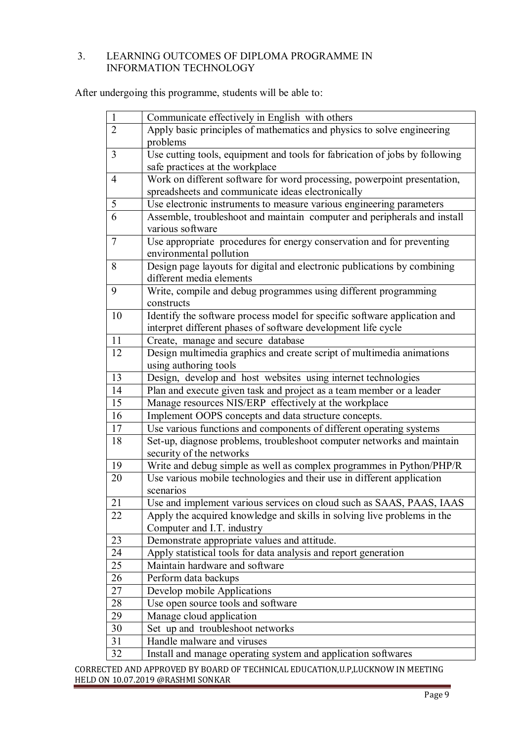## 3. LEARNING OUTCOMES OF DIPLOMA PROGRAMME IN INFORMATION TECHNOLOGY

After undergoing this programme, students will be able to:

| | |
|---|---|
| 1 | Communicate effectively in English with others |
| 2 | Apply basic principles of mathematics and physics to solve engineering problems |
| 3 | Use cutting tools, equipment and tools for fabrication of jobs by following safe practices at the workplace |
| 4 | Work on different software for word processing, powerpoint presentation, spreadsheets and communicate ideas electronically |
| 5 | Use electronic instruments to measure various engineering parameters |
| 6 | Assemble, troubleshoot and maintain computer and peripherals and install various software |
| 7 | Use appropriate procedures for energy conservation and for preventing environmental pollution |
| 8 | Design page layouts for digital and electronic publications by combining different media elements |
| 9 | Write, compile and debug programmes using different programming constructs |
| 10 | Identify the software process model for specific software application and interpret different phases of software development life cycle |
| 11 | Create, manage and secure database |
| 12 | Design multimedia graphics and create script of multimedia animations using authoring tools |
| 13 | Design, develop and host websites using internet technologies |
| 14 | Plan and execute given task and project as a team member or a leader |
| 15 | Manage resources NIS/ERP effectively at the workplace |
| 16 | Implement OOPS concepts and data structure concepts. |
| 17 | Use various functions and components of different operating systems |
| 18 | Set-up, diagnose problems, troubleshoot computer networks and maintain security of the networks |
| 19 | Write and debug simple as well as complex programmes in Python/PHP/R |
| 20 | Use various mobile technologies and their use in different application scenarios |
| 21 | Use and implement various services on cloud such as SAAS, PAAS, IAAS |
| 22 | Apply the acquired knowledge and skills in solving live problems in the Computer and I.T. industry |
| 23 | Demonstrate appropriate values and attitude. |
| 24 | Apply statistical tools for data analysis and report generation |
| 25 | Maintain hardware and software |
| 26 | Perform data backups |
| 27 | Develop mobile Applications |
| 28 | Use open source tools and software |
| 29 | Manage cloud application |
| 30 | Set up and troubleshoot networks |
| 31 | Handle malware and viruses |
| 32 | Install and manage operating system and application softwares |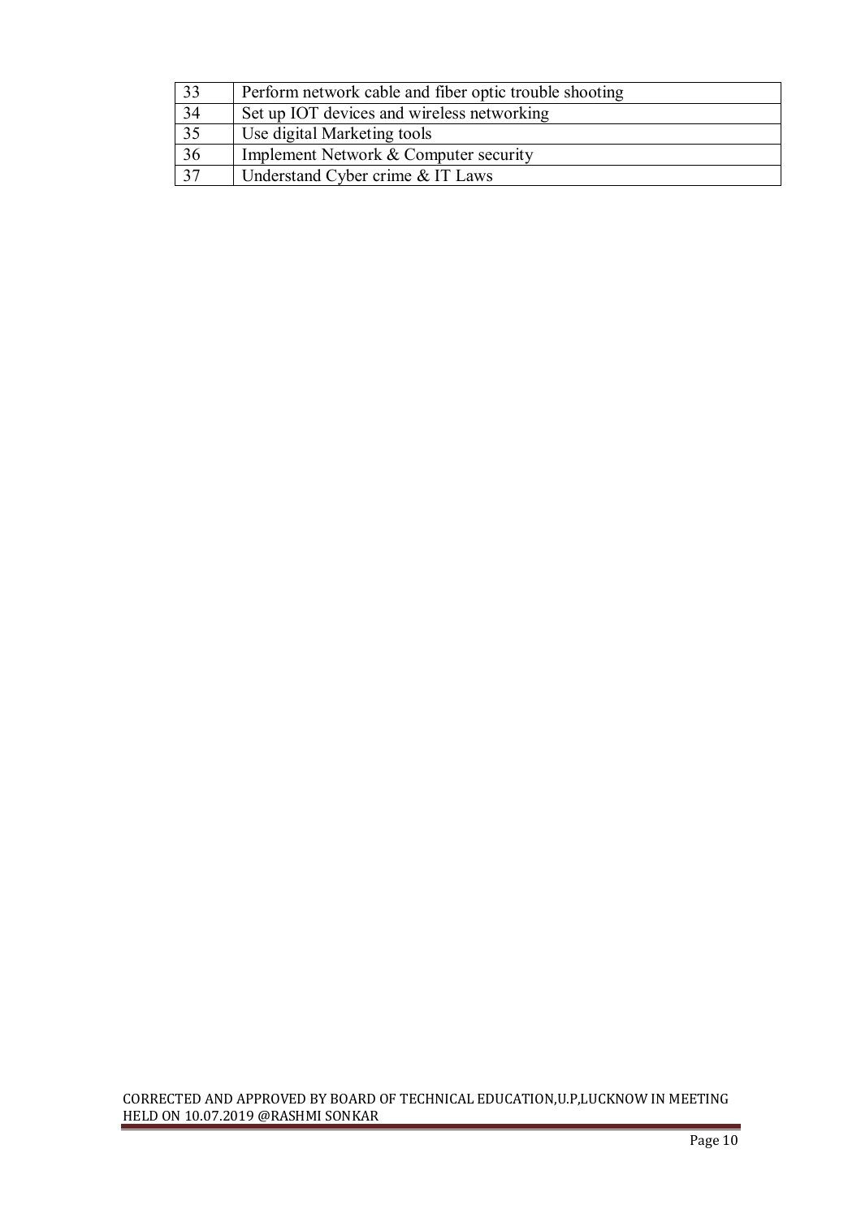| 33 | Perform network cable and fiber optic trouble shooting |
|---|---|
| 34 | Set up IOT devices and wireless networking |
| 35 | Use digital Marketing tools |
| 36 | Implement Network & Computer security |
| 37 | Understand Cyber crime & IT Laws |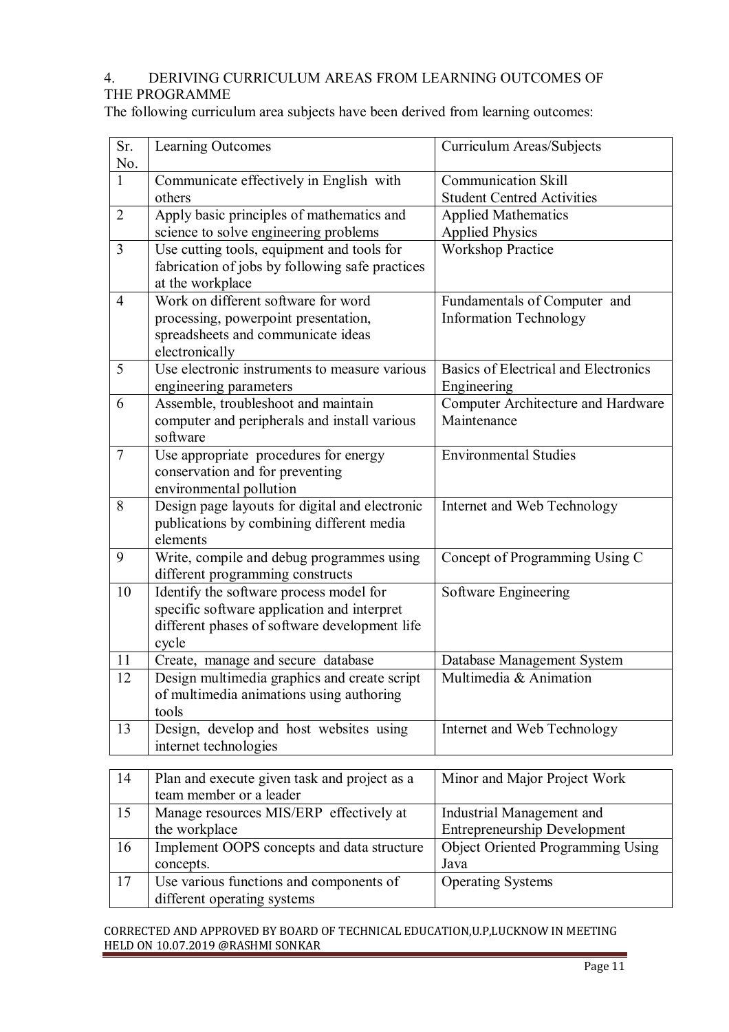## 4. DERIVING CURRICULUM AREAS FROM LEARNING OUTCOMES OF THE PROGRAMME

The following curriculum area subjects have been derived from learning outcomes:

| Sr. No. | Learning Outcomes | Curriculum Areas/Subjects |
|---|---|---|
| 1 | Communicate effectively in English with others | Communication Skill<br>Student Centred Activities |
| 2 | Apply basic principles of mathematics and science to solve engineering problems | Applied Mathematics<br>Applied Physics |
| 3 | Use cutting tools, equipment and tools for fabrication of jobs by following safe practices at the workplace | Workshop Practice |
| 4 | Work on different software for word processing, powerpoint presentation, spreadsheets and communicate ideas electronically | Fundamentals of Computer and Information Technology |
| 5 | Use electronic instruments to measure various engineering parameters | Basics of Electrical and Electronics Engineering |
| 6 | Assemble, troubleshoot and maintain computer and peripherals and install various software | Computer Architecture and Hardware Maintenance |
| 7 | Use appropriate procedures for energy conservation and for preventing environmental pollution | Environmental Studies |
| 8 | Design page layouts for digital and electronic publications by combining different media elements | Internet and Web Technology |
| 9 | Write, compile and debug programmes using different programming constructs | Concept of Programming Using C |
| 10 | Identify the software process model for specific software application and interpret different phases of software development life cycle | Software Engineering |
| 11 | Create, manage and secure database | Database Management System |
| 12 | Design multimedia graphics and create script of multimedia animations using authoring tools | Multimedia & Animation |
| 13 | Design, develop and host websites using internet technologies | Internet and Web Technology |
| 14 | Plan and execute given task and project as a team member or a leader | Minor and Major Project Work |
| 15 | Manage resources MIS/ERP effectively at the workplace | Industrial Management and Entrepreneurship Development |
| 16 | Implement OOPS concepts and data structure concepts. | Object Oriented Programming Using Java |
| 17 | Use various functions and components of different operating systems | Operating Systems |

CORRECTED AND APPROVED BY BOARD OF TECHNICAL EDUCATION,U.P,LUCKNOW IN MEETING HELD ON 10.07.2019 @RASHMI SONKAR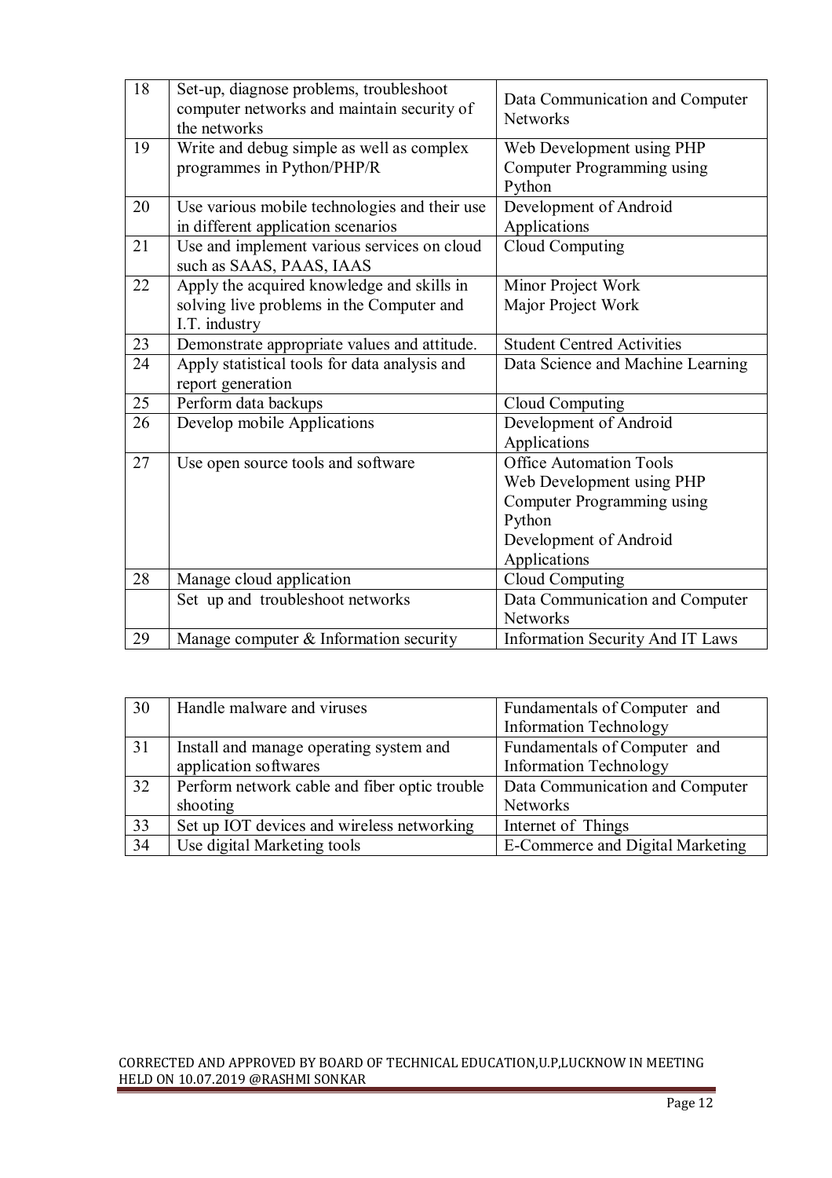| | | |
|---|---|---|
| 18 | Set-up, diagnose problems, troubleshoot computer networks and maintain security of the networks | Data Communication and Computer Networks |
| 19 | Write and debug simple as well as complex programmes in Python/PHP/R | Web Development using PHP<br>Computer Programming using Python |
| 20 | Use various mobile technologies and their use in different application scenarios | Development of Android Applications |
| 21 | Use and implement various services on cloud such as SAAS, PAAS, IAAS | Cloud Computing |
| 22 | Apply the acquired knowledge and skills in solving live problems in the Computer and I.T. industry | Minor Project Work<br>Major Project Work |
| 23 | Demonstrate appropriate values and attitude. | Student Centred Activities |
| 24 | Apply statistical tools for data analysis and report generation | Data Science and Machine Learning |
| 25 | Perform data backups | Cloud Computing |
| 26 | Develop mobile Applications | Development of Android Applications |
| 27 | Use open source tools and software | Office Automation Tools<br>Web Development using PHP<br>Computer Programming using Python<br>Development of Android Applications |
| 28 | Manage cloud application | Cloud Computing |
| | Set up and troubleshoot networks | Data Communication and Computer Networks |
| 29 | Manage computer & Information security | Information Security And IT Laws |

| | | |
|---|---|---|
| 30 | Handle malware and viruses | Fundamentals of Computer and Information Technology |
| 31 | Install and manage operating system and application softwares | Fundamentals of Computer and Information Technology |
| 32 | Perform network cable and fiber optic trouble shooting | Data Communication and Computer Networks |
| 33 | Set up IOT devices and wireless networking | Internet of Things |
| 34 | Use digital Marketing tools | E-Commerce and Digital Marketing |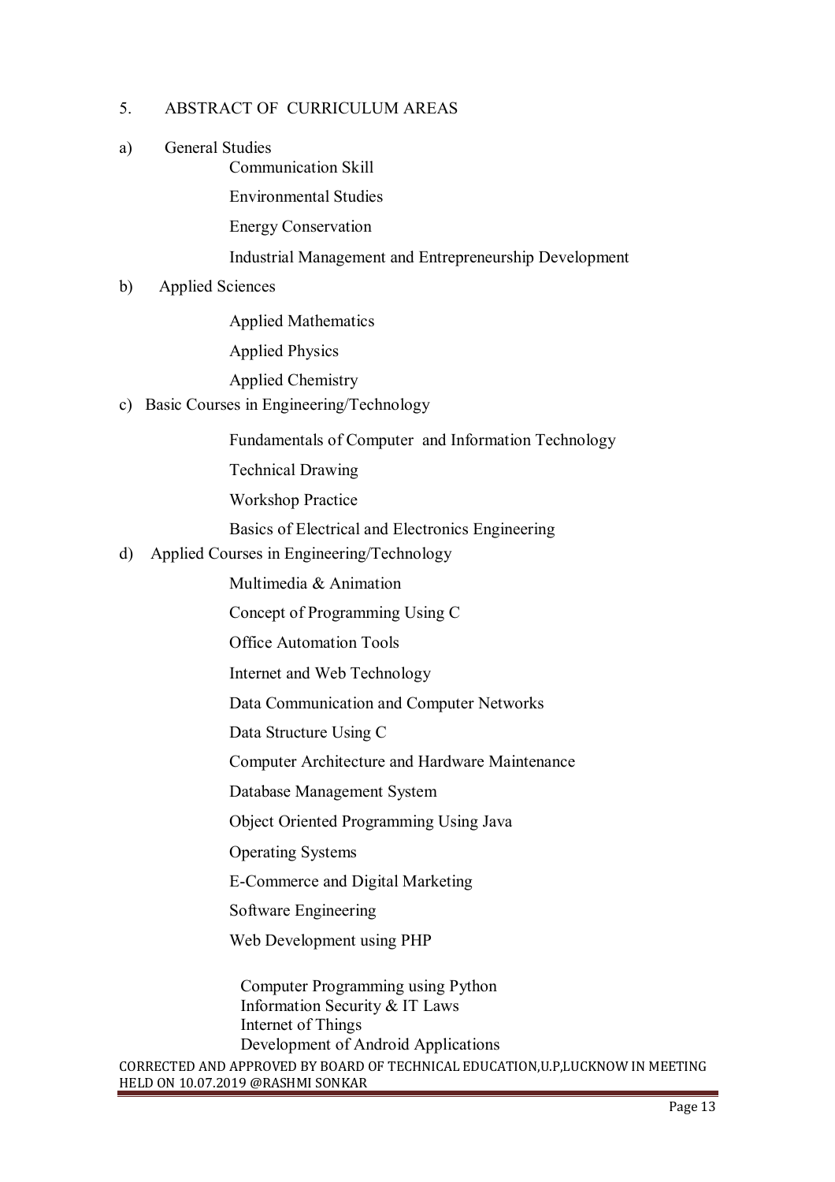## 5. ABSTRACT OF CURRICULUM AREAS

a) General Studies

- Communication Skill
- Environmental Studies
- Energy Conservation
- Industrial Management and Entrepreneurship Development

b) Applied Sciences

- Applied Mathematics
- Applied Physics
- Applied Chemistry

c) Basic Courses in Engineering/Technology

- Fundamentals of Computer and Information Technology
- Technical Drawing
- Workshop Practice
- Basics of Electrical and Electronics Engineering

d) Applied Courses in Engineering/Technology

- Multimedia & Animation
- Concept of Programming Using C
- Office Automation Tools
- Internet and Web Technology
- Data Communication and Computer Networks
- Data Structure Using C
- Computer Architecture and Hardware Maintenance
- Database Management System
- Object Oriented Programming Using Java
- Operating Systems
- E-Commerce and Digital Marketing
- Software Engineering
- Web Development using PHP
- Computer Programming using Python
- Information Security & IT Laws
- Internet of Things
- Development of Android Applications

CORRECTED AND APPROVED BY BOARD OF TECHNICAL EDUCATION,U.P,LUCKNOW IN MEETING HELD ON 10.07.2019 @RASHMI SONKAR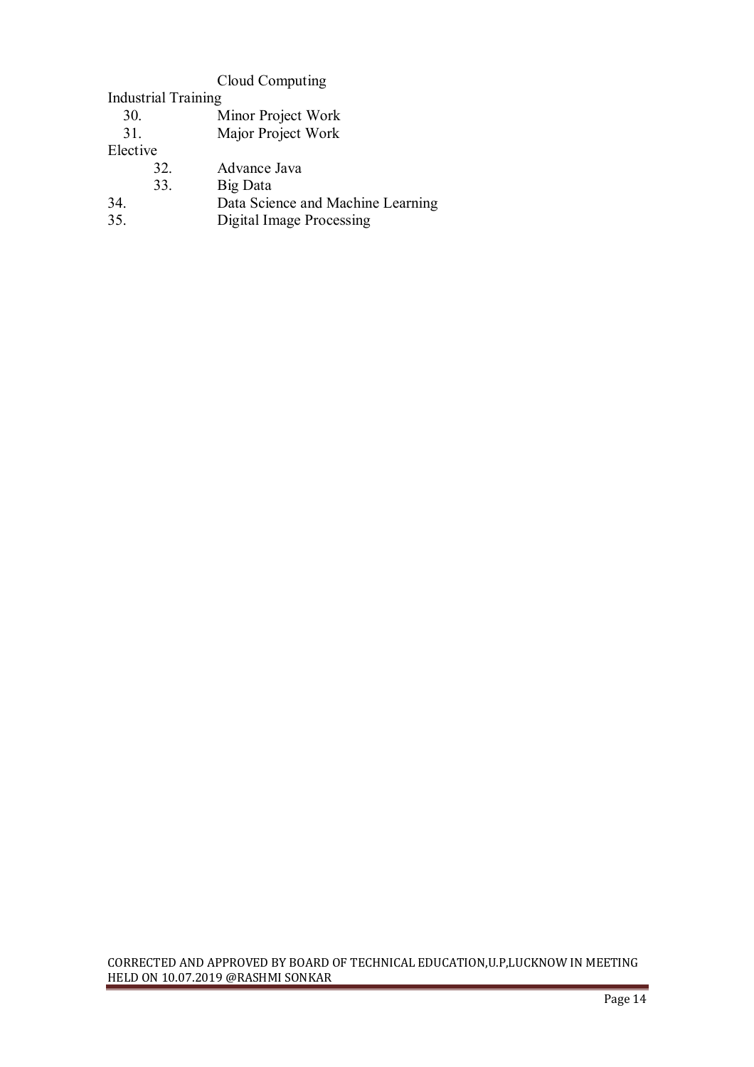Cloud Computing

Industrial Training

30. Minor Project Work
31. Major Project Work

Elective

32. Advance Java
33. Big Data
34. Data Science and Machine Learning
35. Digital Image Processing

CORRECTED AND APPROVED BY BOARD OF TECHNICAL EDUCATION,U.P,LUCKNOW IN MEETING HELD ON 10.07.2019 @RASHMI SONKAR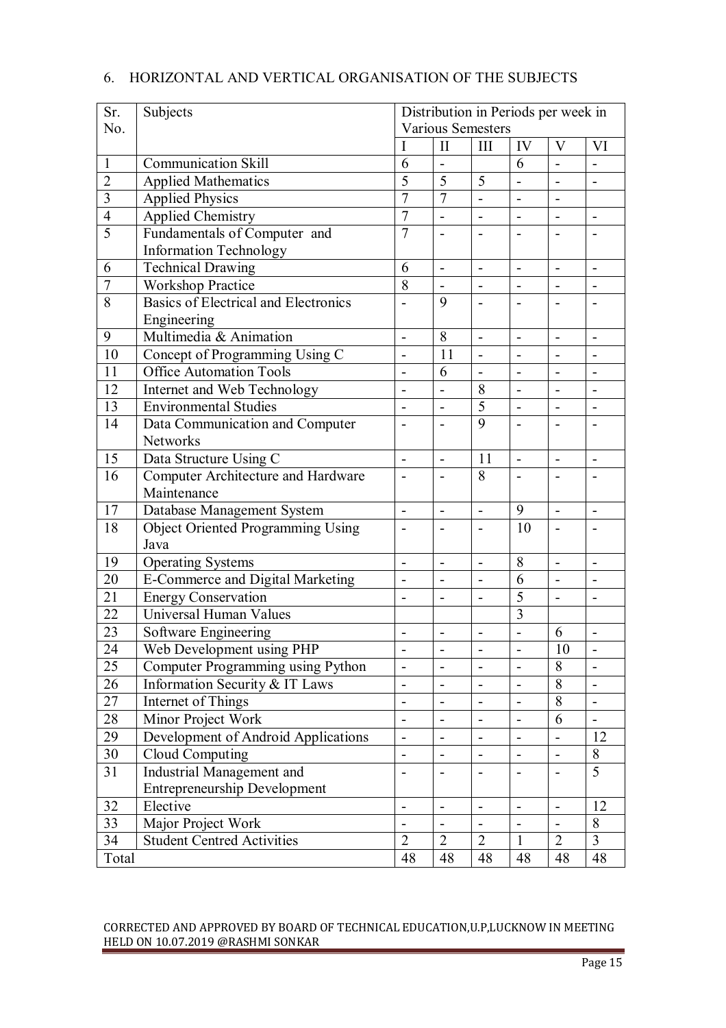## 6. HORIZONTAL AND VERTICAL ORGANISATION OF THE SUBJECTS

| Sr. No. | Subjects | Distribution in Periods per week in Various Semesters | | | | | |
|---|---|---|---|---|---|---|---|
| | | I | II | III | IV | V | VI |
| 1 | Communication Skill | 6 | - | | 6 | - | - |
| 2 | Applied Mathematics | 5 | 5 | 5 | - | - | - |
| 3 | Applied Physics | 7 | 7 | - | - | - | |
| 4 | Applied Chemistry | 7 | - | - | - | - | - |
| 5 | Fundamentals of Computer and Information Technology | 7 | - | - | - | - | - |
| 6 | Technical Drawing | 6 | - | - | - | - | - |
| 7 | Workshop Practice | 8 | - | - | - | - | - |
| 8 | Basics of Electrical and Electronics Engineering | - | 9 | - | - | - | - |
| 9 | Multimedia & Animation | - | 8 | - | - | - | - |
| 10 | Concept of Programming Using C | - | 11 | - | - | - | - |
| 11 | Office Automation Tools | - | 6 | - | - | - | - |
| 12 | Internet and Web Technology | - | - | 8 | - | - | - |
| 13 | Environmental Studies | - | - | 5 | - | - | - |
| 14 | Data Communication and Computer Networks | - | - | 9 | - | - | - |
| 15 | Data Structure Using C | - | - | 11 | - | - | - |
| 16 | Computer Architecture and Hardware Maintenance | - | - | 8 | - | - | - |
| 17 | Database Management System | - | - | - | 9 | - | - |
| 18 | Object Oriented Programming Using Java | - | - | - | 10 | - | - |
| 19 | Operating Systems | - | - | - | 8 | - | - |
| 20 | E-Commerce and Digital Marketing | - | - | - | 6 | - | - |
| 21 | Energy Conservation | - | - | - | 5 | - | - |
| 22 | Universal Human Values | | | | 3 | | |
| 23 | Software Engineering | - | - | - | - | 6 | - |
| 24 | Web Development using PHP | - | - | - | - | 10 | - |
| 25 | Computer Programming using Python | - | - | - | - | 8 | - |
| 26 | Information Security & IT Laws | - | - | - | - | 8 | - |
| 27 | Internet of Things | - | - | - | - | 8 | - |
| 28 | Minor Project Work | - | - | - | - | 6 | - |
| 29 | Development of Android Applications | - | - | - | - | - | 12 |
| 30 | Cloud Computing | - | - | - | - | - | 8 |
| 31 | Industrial Management and Entrepreneurship Development | - | - | - | - | - | 5 |
| 32 | Elective | - | - | - | - | - | 12 |
| 33 | Major Project Work | - | - | - | - | - | 8 |
| 34 | Student Centred Activities | 2 | 2 | 2 | 1 | 2 | 3 |
| Total | | 48 | 48 | 48 | 48 | 48 | 48 |

CORRECTED AND APPROVED BY BOARD OF TECHNICAL EDUCATION,U.P,LUCKNOW IN MEETING HELD ON 10.07.2019 @RASHMI SONKAR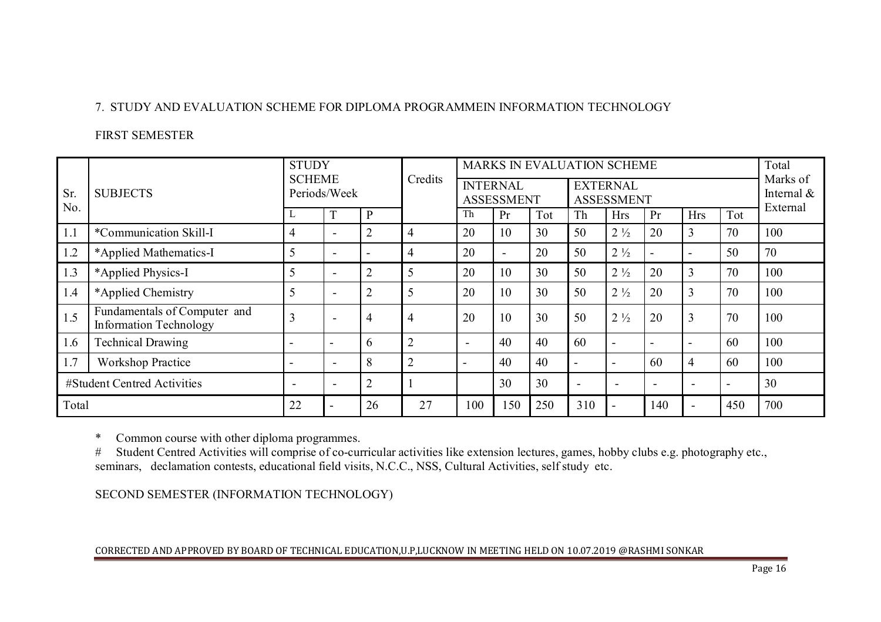7. STUDY AND EVALUATION SCHEME FOR DIPLOMA PROGRAMMEIN INFORMATION TECHNOLOGY

FIRST SEMESTER

| Sr. No. | SUBJECTS | STUDY SCHEME Periods/Week | | | Credits | MARKS IN EVALUATION SCHEME | | | | | | | | Total Marks of Internal & External |
|---|---|---|---|---|---|---|---|---|---|---|---|---|---|---|
| | | | | | | INTERNAL ASSESSMENT | | | EXTERNAL ASSESSMENT | | | | | |
| | | L | T | P | | Th | Pr | Tot | Th | Hrs | Pr | Hrs | Tot | |
| 1.1 | *Communication Skill-I | 4 | - | 2 | 4 | 20 | 10 | 30 | 50 | 2 ½ | 20 | 3 | 70 | 100 |
| 1.2 | *Applied Mathematics-I | 5 | - | - | 4 | 20 | - | 20 | 50 | 2 ½ | - | - | 50 | 70 |
| 1.3 | *Applied Physics-I | 5 | - | 2 | 5 | 20 | 10 | 30 | 50 | 2 ½ | 20 | 3 | 70 | 100 |
| 1.4 | *Applied Chemistry | 5 | - | 2 | 5 | 20 | 10 | 30 | 50 | 2 ½ | 20 | 3 | 70 | 100 |
| 1.5 | Fundamentals of Computer and Information Technology | 3 | - | 4 | 4 | 20 | 10 | 30 | 50 | 2 ½ | 20 | 3 | 70 | 100 |
| 1.6 | Technical Drawing | - | - | 6 | 2 | - | 40 | 40 | 60 | - | - | - | 60 | 100 |
| 1.7 | Workshop Practice | - | - | 8 | 2 | - | 40 | 40 | - | - | 60 | 4 | 60 | 100 |
| #Student Centred Activities | | - | - | 2 | 1 | | 30 | 30 | - | - | - | - | - | 30 |
| Total | | 22 | - | 26 | 27 | 100 | 150 | 250 | 310 | - | 140 | - | 450 | 700 |

\* Common course with other diploma programmes.

\# Student Centred Activities will comprise of co-curricular activities like extension lectures, games, hobby clubs e.g. photography etc., seminars, declamation contests, educational field visits, N.C.C., NSS, Cultural Activities, self study etc.

SECOND SEMESTER (INFORMATION TECHNOLOGY)

CORRECTED AND APPROVED BY BOARD OF TECHNICAL EDUCATION,U.P,LUCKNOW IN MEETING HELD ON 10.07.2019 @RASHMI SONKAR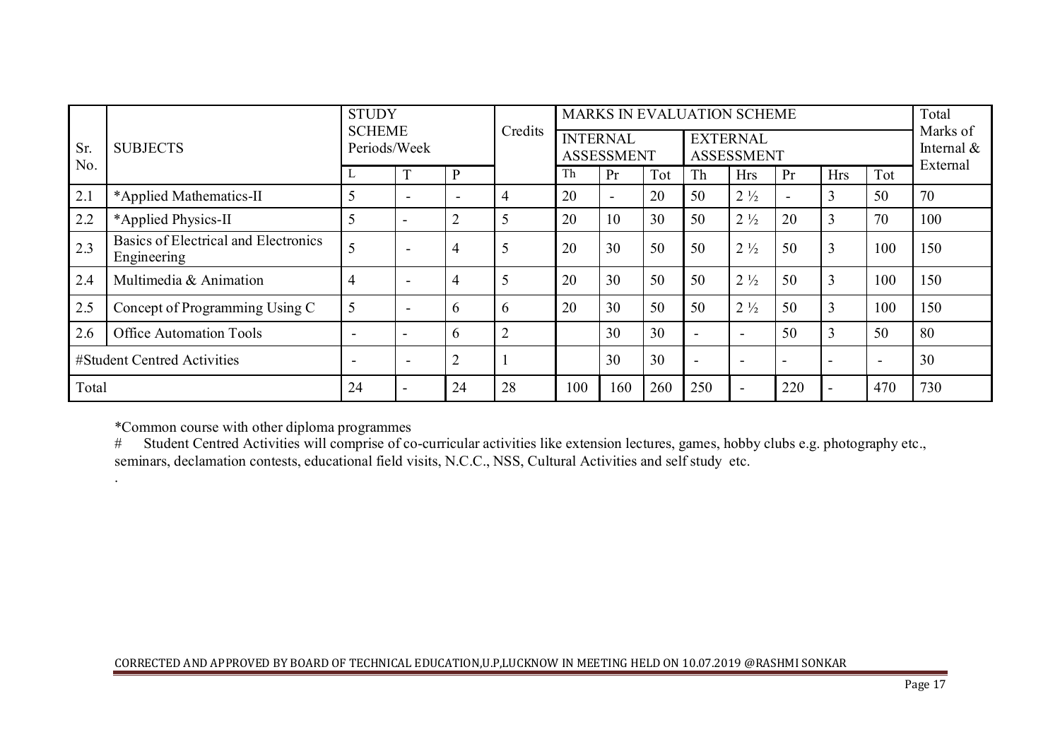| Sr. No. | SUBJECTS | STUDY SCHEME Periods/Week | | | Credits | MARKS IN EVALUATION SCHEME | | | | | | | | Total Marks of Internal & External |
|---|---|---|---|---|---|---|---|---|---|---|---|---|---|---|
| | | | | | | INTERNAL ASSESSMENT | | | EXTERNAL ASSESSMENT | | | | | |
| | | L | T | P | | Th | Pr | Tot | Th | Hrs | Pr | Hrs | Tot | |
| 2.1 | *Applied Mathematics-II | 5 | - | - | 4 | 20 | - | 20 | 50 | 2 ½ | - | 3 | 50 | 70 |
| 2.2 | *Applied Physics-II | 5 | - | 2 | 5 | 20 | 10 | 30 | 50 | 2 ½ | 20 | 3 | 70 | 100 |
| 2.3 | Basics of Electrical and Electronics Engineering | 5 | - | 4 | 5 | 20 | 30 | 50 | 50 | 2 ½ | 50 | 3 | 100 | 150 |
| 2.4 | Multimedia & Animation | 4 | - | 4 | 5 | 20 | 30 | 50 | 50 | 2 ½ | 50 | 3 | 100 | 150 |
| 2.5 | Concept of Programming Using C | 5 | - | 6 | 6 | 20 | 30 | 50 | 50 | 2 ½ | 50 | 3 | 100 | 150 |
| 2.6 | Office Automation Tools | - | - | 6 | 2 | | 30 | 30 | - | - | 50 | 3 | 50 | 80 |
| #Student Centred Activities | | - | - | 2 | 1 | | 30 | 30 | - | - | - | - | - | 30 |
| Total | | 24 | - | 24 | 28 | 100 | 160 | 260 | 250 | - | 220 | - | 470 | 730 |

*Common course with other diploma programmes

# Student Centred Activities will comprise of co-curricular activities like extension lectures, games, hobby clubs e.g. photography etc., seminars, declamation contests, educational field visits, N.C.C., NSS, Cultural Activities and self study etc.

CORRECTED AND APPROVED BY BOARD OF TECHNICAL EDUCATION,U.P,LUCKNOW IN MEETING HELD ON 10.07.2019 @RASHMI SONKAR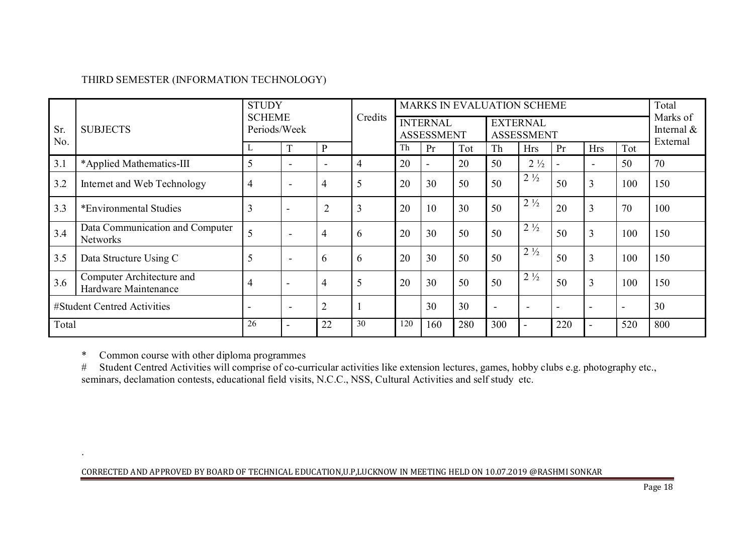THIRD SEMESTER (INFORMATION TECHNOLOGY)

| Sr. No. | SUBJECTS | STUDY SCHEME Periods/Week | | | Credits | MARKS IN EVALUATION SCHEME | | | | | | | | Total Marks of Internal & External |
|---|---|---|---|---|---|---|---|---|---|---|---|---|---|---|
| | | | | | | INTERNAL ASSESSMENT | | | EXTERNAL ASSESSMENT | | | | | |
| | | L | T | P | | Th | Pr | Tot | Th | Hrs | Pr | Hrs | Tot | |
| 3.1 | *Applied Mathematics-III | 5 | - | - | 4 | 20 | - | 20 | 50 | 2 ½ | - | - | 50 | 70 |
| 3.2 | Internet and Web Technology | 4 | - | 4 | 5 | 20 | 30 | 50 | 50 | 2 ½ | 50 | 3 | 100 | 150 |
| 3.3 | *Environmental Studies | 3 | - | 2 | 3 | 20 | 10 | 30 | 50 | 2 ½ | 20 | 3 | 70 | 100 |
| 3.4 | Data Communication and Computer Networks | 5 | - | 4 | 6 | 20 | 30 | 50 | 50 | 2 ½ | 50 | 3 | 100 | 150 |
| 3.5 | Data Structure Using C | 5 | - | 6 | 6 | 20 | 30 | 50 | 50 | 2 ½ | 50 | 3 | 100 | 150 |
| 3.6 | Computer Architecture and Hardware Maintenance | 4 | - | 4 | 5 | 20 | 30 | 50 | 50 | 2 ½ | 50 | 3 | 100 | 150 |
| #Student Centred Activities | | - | - | 2 | 1 | | 30 | 30 | - | - | - | - | - | 30 |
| Total | | 26 | - | 22 | 30 | 120 | 160 | 280 | 300 | - | 220 | - | 520 | 800 |

\* Common course with other diploma programmes

\# Student Centred Activities will comprise of co-curricular activities like extension lectures, games, hobby clubs e.g. photography etc., seminars, declamation contests, educational field visits, N.C.C., NSS, Cultural Activities and self study etc.

CORRECTED AND APPROVED BY BOARD OF TECHNICAL EDUCATION,U.P,LUCKNOW IN MEETING HELD ON 10.07.2019 @RASHMI SONKAR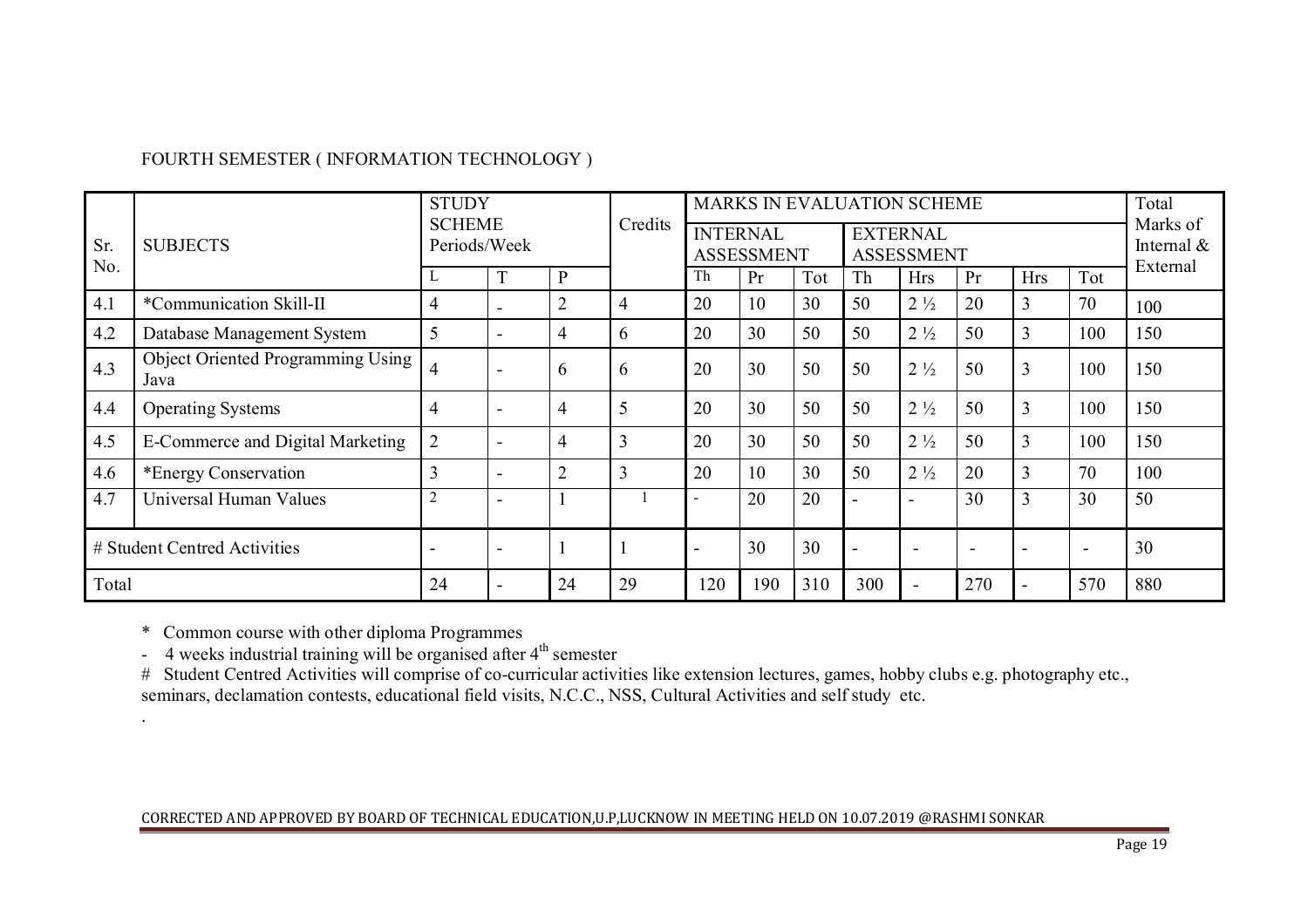FOURTH SEMESTER ( INFORMATION TECHNOLOGY )

| Sr. No. | SUBJECTS | STUDY SCHEME Periods/Week | | | Credits | MARKS IN EVALUATION SCHEME | | | | | | | | Total Marks of Internal & External |
|---|---|---|---|---|---|---|---|---|---|---|---|---|---|---|
| | | | | | | INTERNAL ASSESSMENT | | | EXTERNAL ASSESSMENT | | | | | |
| | | L | T | P | | Th | Pr | Tot | Th | Hrs | Pr | Hrs | Tot | |
| 4.1 | *Communication Skill-II | 4 | - | 2 | 4 | 20 | 10 | 30 | 50 | 2 ½ | 20 | 3 | 70 | 100 |
| 4.2 | Database Management System | 5 | - | 4 | 6 | 20 | 30 | 50 | 50 | 2 ½ | 50 | 3 | 100 | 150 |
| 4.3 | Object Oriented Programming Using Java | 4 | - | 6 | 6 | 20 | 30 | 50 | 50 | 2 ½ | 50 | 3 | 100 | 150 |
| 4.4 | Operating Systems | 4 | - | 4 | 5 | 20 | 30 | 50 | 50 | 2 ½ | 50 | 3 | 100 | 150 |
| 4.5 | E-Commerce and Digital Marketing | 2 | - | 4 | 3 | 20 | 30 | 50 | 50 | 2 ½ | 50 | 3 | 100 | 150 |
| 4.6 | *Energy Conservation | 3 | - | 2 | 3 | 20 | 10 | 30 | 50 | 2 ½ | 20 | 3 | 70 | 100 |
| 4.7 | Universal Human Values | 2 | - | 1 | 1 | - | 20 | 20 | - | - | 30 | 3 | 30 | 50 |
| # Student Centred Activities | | - | - | 1 | 1 | - | 30 | 30 | - | - | - | - | - | 30 |
| Total | | 24 | - | 24 | 29 | 120 | 190 | 310 | 300 | - | 270 | - | 570 | 880 |

\* Common course with other diploma Programmes

\- 4 weeks industrial training will be organised after 4th semester

\# Student Centred Activities will comprise of co-curricular activities like extension lectures, games, hobby clubs e.g. photography etc., seminars, declamation contests, educational field visits, N.C.C., NSS, Cultural Activities and self study etc.

CORRECTED AND APPROVED BY BOARD OF TECHNICAL EDUCATION,U.P,LUCKNOW IN MEETING HELD ON 10.07.2019 @RASHMI SONKAR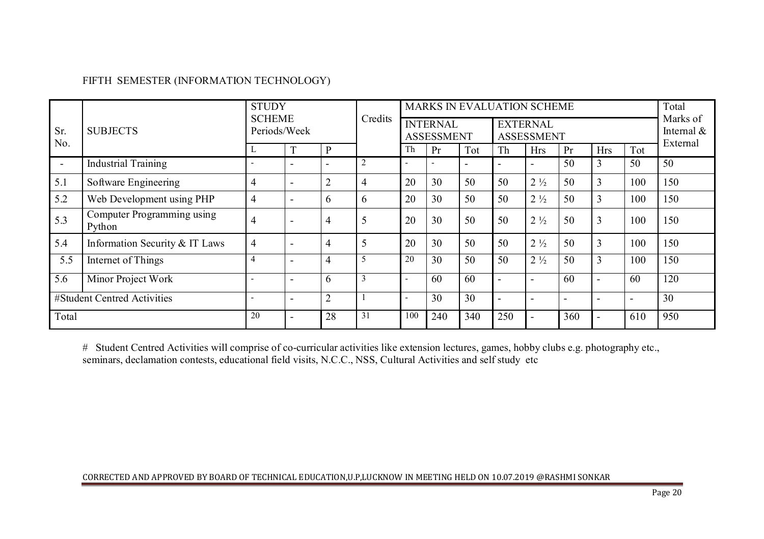FIFTH SEMESTER (INFORMATION TECHNOLOGY)

| Sr. No. | SUBJECTS | STUDY SCHEME Periods/Week | | | Credits | MARKS IN EVALUATION SCHEME | | | | | | | | Total Marks of Internal & External |
|---|---|---|---|---|---|---|---|---|---|---|---|---|---|---|
| | | | | | | INTERNAL ASSESSMENT | | | EXTERNAL ASSESSMENT | | | | | |
| | | L | T | P | | Th | Pr | Tot | Th | Hrs | Pr | Hrs | Tot | |
| - | Industrial Training | - | - | - | 2 | - | - | - | - | - | 50 | 3 | 50 | 50 |
| 5.1 | Software Engineering | 4 | - | 2 | 4 | 20 | 30 | 50 | 50 | 2 ½ | 50 | 3 | 100 | 150 |
| 5.2 | Web Development using PHP | 4 | - | 6 | 6 | 20 | 30 | 50 | 50 | 2 ½ | 50 | 3 | 100 | 150 |
| 5.3 | Computer Programming using Python | 4 | - | 4 | 5 | 20 | 30 | 50 | 50 | 2 ½ | 50 | 3 | 100 | 150 |
| 5.4 | Information Security & IT Laws | 4 | - | 4 | 5 | 20 | 30 | 50 | 50 | 2 ½ | 50 | 3 | 100 | 150 |
| 5.5 | Internet of Things | 4 | - | 4 | 5 | 20 | 30 | 50 | 50 | 2 ½ | 50 | 3 | 100 | 150 |
| 5.6 | Minor Project Work | - | - | 6 | 3 | - | 60 | 60 | - | - | 60 | - | 60 | 120 |
| #Student Centred Activities | | - | - | 2 | 1 | - | 30 | 30 | - | - | - | - | - | 30 |
| Total | | 20 | - | 28 | 31 | 100 | 240 | 340 | 250 | - | 360 | - | 610 | 950 |

# Student Centred Activities will comprise of co-curricular activities like extension lectures, games, hobby clubs e.g. photography etc., seminars, declamation contests, educational field visits, N.C.C., NSS, Cultural Activities and self study etc

CORRECTED AND APPROVED BY BOARD OF TECHNICAL EDUCATION,U.P,LUCKNOW IN MEETING HELD ON 10.07.2019 @RASHMI SONKAR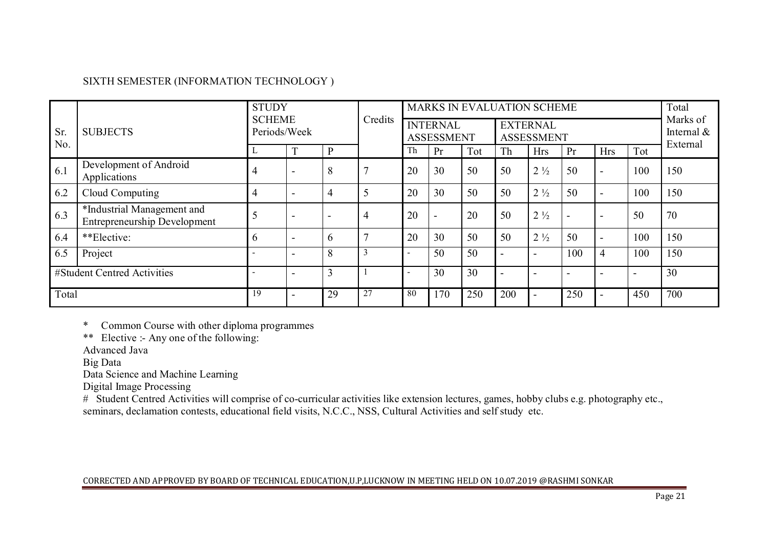SIXTH SEMESTER (INFORMATION TECHNOLOGY )

| Sr. No. | SUBJECTS | STUDY SCHEME Periods/Week | | | Credits | MARKS IN EVALUATION SCHEME | | | | | | | | Total Marks of Internal & External |
|---|---|---|---|---|---|---|---|---|---|---|---|---|---|---|
| | | | | | | INTERNAL ASSESSMENT | | | EXTERNAL ASSESSMENT | | | | | |
| | | L | T | P | | Th | Pr | Tot | Th | Hrs | Pr | Hrs | Tot | |
| 6.1 | Development of Android Applications | 4 | - | 8 | 7 | 20 | 30 | 50 | 50 | 2 ½ | 50 | - | 100 | 150 |
| 6.2 | Cloud Computing | 4 | - | 4 | 5 | 20 | 30 | 50 | 50 | 2 ½ | 50 | - | 100 | 150 |
| 6.3 | *Industrial Management and Entrepreneurship Development | 5 | - | - | 4 | 20 | - | 20 | 50 | 2 ½ | - | - | 50 | 70 |
| 6.4 | **Elective: | 6 | - | 6 | 7 | 20 | 30 | 50 | 50 | 2 ½ | 50 | - | 100 | 150 |
| 6.5 | Project | - | - | 8 | 3 | - | 50 | 50 | - | - | 100 | 4 | 100 | 150 |
| #Student Centred Activities | | - | - | 3 | 1 | - | 30 | 30 | - | - | - | - | - | 30 |
| Total | | 19 | - | 29 | 27 | 80 | 170 | 250 | 200 | - | 250 | - | 450 | 700 |

\* Common Course with other diploma programmes

** Elective :- Any one of the following:

Advanced Java

Big Data

Data Science and Machine Learning

Digital Image Processing

# Student Centred Activities will comprise of co-curricular activities like extension lectures, games, hobby clubs e.g. photography etc., seminars, declamation contests, educational field visits, N.C.C., NSS, Cultural Activities and self study etc.

CORRECTED AND APPROVED BY BOARD OF TECHNICAL EDUCATION,U.P,LUCKNOW IN MEETING HELD ON 10.07.2019 @RASHMI SONKAR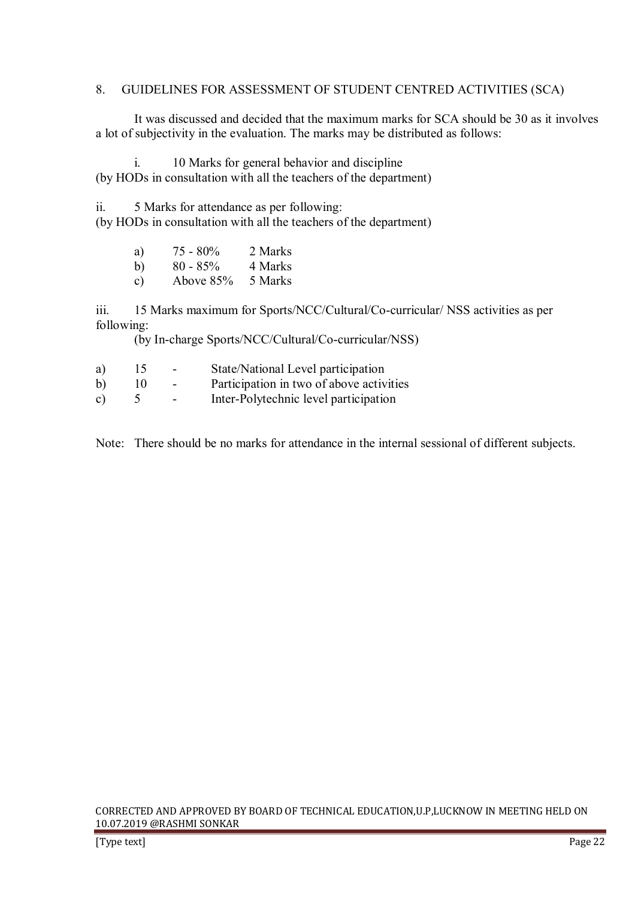## 8. GUIDELINES FOR ASSESSMENT OF STUDENT CENTRED ACTIVITIES (SCA)

It was discussed and decided that the maximum marks for SCA should be 30 as it involves a lot of subjectivity in the evaluation. The marks may be distributed as follows:

i. 10 Marks for general behavior and discipline
(by HODs in consultation with all the teachers of the department)

ii. 5 Marks for attendance as per following:
(by HODs in consultation with all the teachers of the department)

- a) 75 - 80% 2 Marks
- b) 80 - 85% 4 Marks
- c) Above 85% 5 Marks

iii. 15 Marks maximum for Sports/NCC/Cultural/Co-curricular/ NSS activities as per following:
(by In-charge Sports/NCC/Cultural/Co-curricular/NSS)

- a) 15 - State/National Level participation
- b) 10 - Participation in two of above activities
- c) 5 - Inter-Polytechnic level participation

Note: There should be no marks for attendance in the internal sessional of different subjects.

CORRECTED AND APPROVED BY BOARD OF TECHNICAL EDUCATION,U.P,LUCKNOW IN MEETING HELD ON 10.07.2019 @RASHMI SONKAR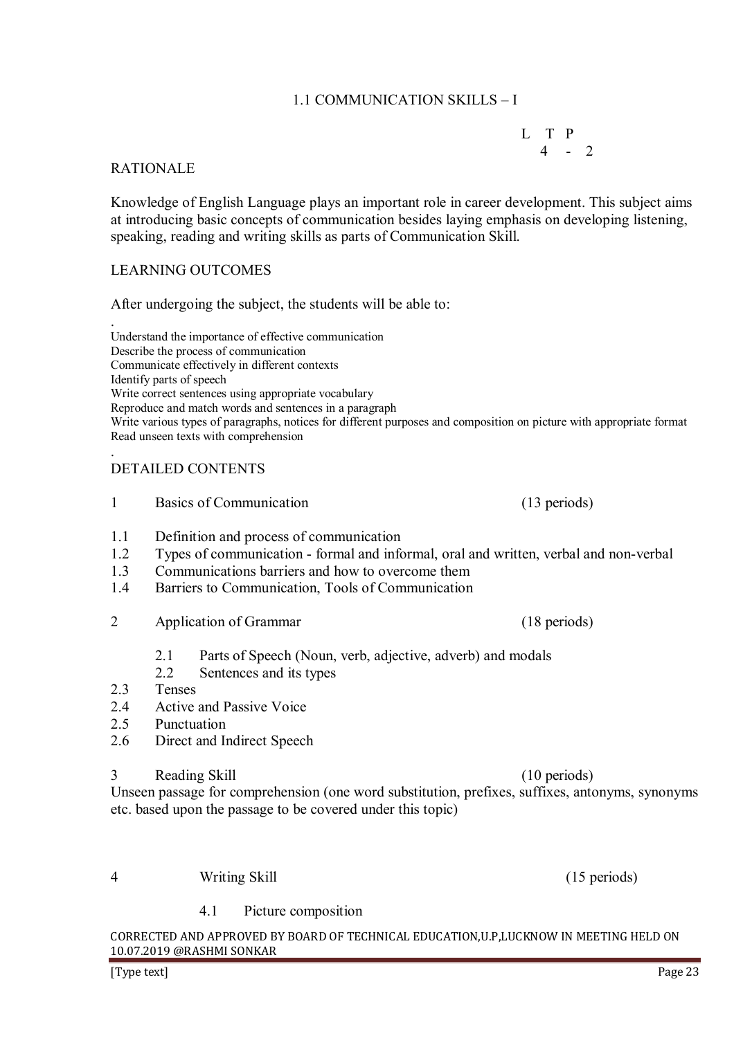## 1.1 COMMUNICATION SKILLS – I

| L | T | P |
|---|---|---|
| 4 | - | 2 |

### RATIONALE

Knowledge of English Language plays an important role in career development. This subject aims at introducing basic concepts of communication besides laying emphasis on developing listening, speaking, reading and writing skills as parts of Communication Skill.

### LEARNING OUTCOMES

After undergoing the subject, the students will be able to:

.
Understand the importance of effective communication
Describe the process of communication
Communicate effectively in different contexts
Identify parts of speech
Write correct sentences using appropriate vocabulary
Reproduce and match words and sentences in a paragraph
Write various types of paragraphs, notices for different purposes and composition on picture with appropriate format
Read unseen texts with comprehension
.

### DETAILED CONTENTS

1 Basics of Communication (13 periods)

1.1 Definition and process of communication
1.2 Types of communication - formal and informal, oral and written, verbal and non-verbal
1.3 Communications barriers and how to overcome them
1.4 Barriers to Communication, Tools of Communication

2 Application of Grammar (18 periods)

2.1 Parts of Speech (Noun, verb, adjective, adverb) and modals
2.2 Sentences and its types
2.3 Tenses
2.4 Active and Passive Voice
2.5 Punctuation
2.6 Direct and Indirect Speech

3 Reading Skill (10 periods)

Unseen passage for comprehension (one word substitution, prefixes, suffixes, antonyms, synonyms etc. based upon the passage to be covered under this topic)

4 Writing Skill (15 periods)

4.1 Picture composition

CORRECTED AND APPROVED BY BOARD OF TECHNICAL EDUCATION,U.P,LUCKNOW IN MEETING HELD ON 10.07.2019 @RASHMI SONKAR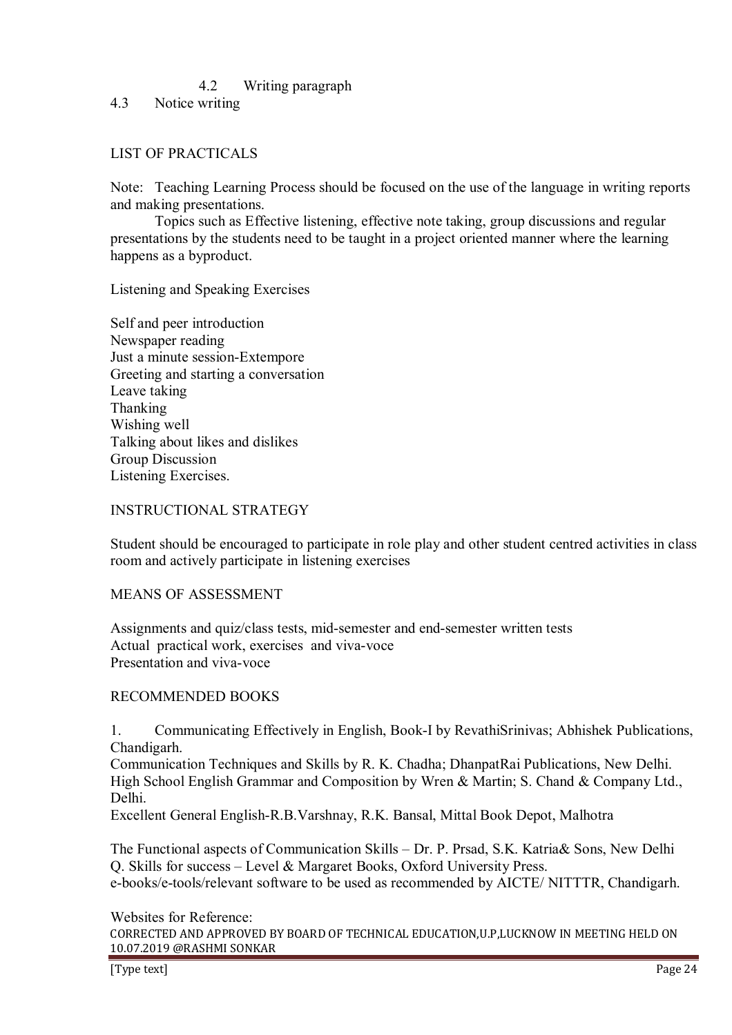4.2 Writing paragraph

4.3 Notice writing

## LIST OF PRACTICALS

Note: Teaching Learning Process should be focused on the use of the language in writing reports and making presentations.

Topics such as Effective listening, effective note taking, group discussions and regular presentations by the students need to be taught in a project oriented manner where the learning happens as a byproduct.

Listening and Speaking Exercises

Self and peer introduction
Newspaper reading
Just a minute session-Extempore
Greeting and starting a conversation
Leave taking
Thanking
Wishing well
Talking about likes and dislikes
Group Discussion
Listening Exercises.

## INSTRUCTIONAL STRATEGY

Student should be encouraged to participate in role play and other student centred activities in class room and actively participate in listening exercises

## MEANS OF ASSESSMENT

Assignments and quiz/class tests, mid-semester and end-semester written tests
Actual practical work, exercises and viva-voce
Presentation and viva-voce

## RECOMMENDED BOOKS

1. Communicating Effectively in English, Book-I by RevathiSrinivas; Abhishek Publications, Chandigarh.

Communication Techniques and Skills by R. K. Chadha; DhanpatRai Publications, New Delhi.
High School English Grammar and Composition by Wren & Martin; S. Chand & Company Ltd., Delhi.
Excellent General English-R.B.Varshnay, R.K. Bansal, Mittal Book Depot, Malhotra

The Functional aspects of Communication Skills – Dr. P. Prsad, S.K. Katria& Sons, New Delhi
Q. Skills for success – Level & Margaret Books, Oxford University Press.
e-books/e-tools/relevant software to be used as recommended by AICTE/ NITTTR, Chandigarh.

Websites for Reference:

CORRECTED AND APPROVED BY BOARD OF TECHNICAL EDUCATION,U.P,LUCKNOW IN MEETING HELD ON 10.07.2019 @RASHMI SONKAR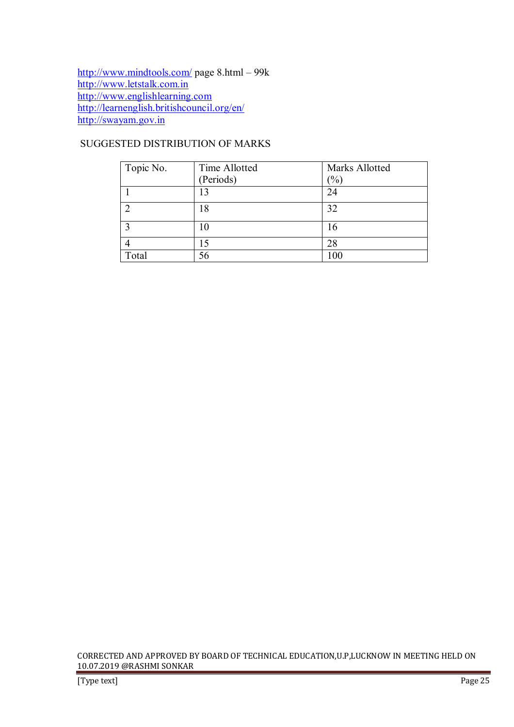http://www.mindtools.com/ page 8.html – 99k
http://www.letstalk.com.in
http://www.englishlearning.com
http://learnenglish.britishcouncil.org/en/
http://swayam.gov.in

SUGGESTED DISTRIBUTION OF MARKS

| Topic No. | Time Allotted (Periods) | Marks Allotted (%) |
|---|---|---|
| 1 | 13 | 24 |
| 2 | 18 | 32 |
| 3 | 10 | 16 |
| 4 | 15 | 28 |
| Total | 56 | 100 |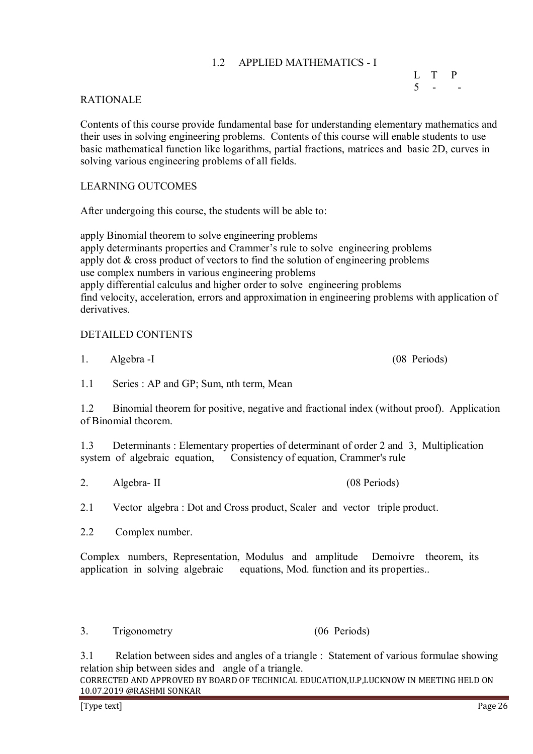## 1.2 APPLIED MATHEMATICS - I

| L | T | P |
|---|---|---|
| 5 | - | - |

### RATIONALE

Contents of this course provide fundamental base for understanding elementary mathematics and their uses in solving engineering problems. Contents of this course will enable students to use basic mathematical function like logarithms, partial fractions, matrices and basic 2D, curves in solving various engineering problems of all fields.

### LEARNING OUTCOMES

After undergoing this course, the students will be able to:

apply Binomial theorem to solve engineering problems
apply determinants properties and Crammer's rule to solve engineering problems
apply dot & cross product of vectors to find the solution of engineering problems
use complex numbers in various engineering problems
apply differential calculus and higher order to solve engineering problems
find velocity, acceleration, errors and approximation in engineering problems with application of derivatives.

### DETAILED CONTENTS

1. Algebra -I (08 Periods)

1.1 Series : AP and GP; Sum, nth term, Mean

1.2 Binomial theorem for positive, negative and fractional index (without proof). Application of Binomial theorem.

1.3 Determinants : Elementary properties of determinant of order 2 and 3, Multiplication system of algebraic equation, Consistency of equation, Crammer's rule

2. Algebra- II (08 Periods)

2.1 Vector algebra : Dot and Cross product, Scaler and vector triple product.

2.2 Complex number.

Complex numbers, Representation, Modulus and amplitude Demoivre theorem, its application in solving algebraic equations, Mod. function and its properties..

3. Trigonometry (06 Periods)

3.1 Relation between sides and angles of a triangle : Statement of various formulae showing relation ship between sides and angle of a triangle.

CORRECTED AND APPROVED BY BOARD OF TECHNICAL EDUCATION,U.P,LUCKNOW IN MEETING HELD ON 10.07.2019 @RASHMI SONKAR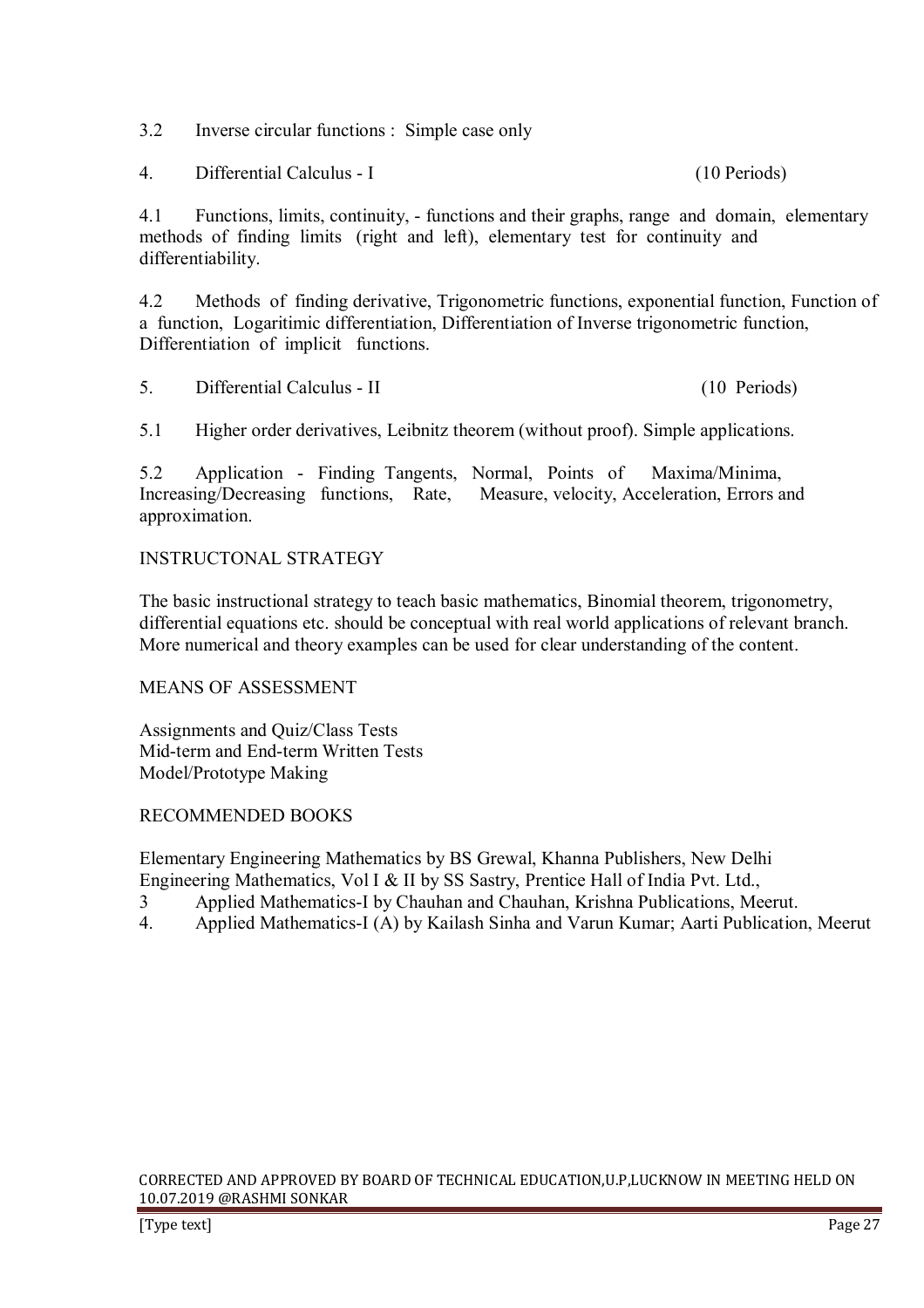3.2 Inverse circular functions : Simple case only

4. Differential Calculus - I (10 Periods)

4.1 Functions, limits, continuity, - functions and their graphs, range and domain, elementary methods of finding limits (right and left), elementary test for continuity and differentiability.

4.2 Methods of finding derivative, Trigonometric functions, exponential function, Function of a function, Logaritimic differentiation, Differentiation of Inverse trigonometric function, Differentiation of implicit functions.

5. Differential Calculus - II (10 Periods)

5.1 Higher order derivatives, Leibnitz theorem (without proof). Simple applications.

5.2 Application - Finding Tangents, Normal, Points of Maxima/Minima, Increasing/Decreasing functions, Rate, Measure, velocity, Acceleration, Errors and approximation.

INSTRUCTONAL STRATEGY

The basic instructional strategy to teach basic mathematics, Binomial theorem, trigonometry, differential equations etc. should be conceptual with real world applications of relevant branch. More numerical and theory examples can be used for clear understanding of the content.

MEANS OF ASSESSMENT

Assignments and Quiz/Class Tests
Mid-term and End-term Written Tests
Model/Prototype Making

RECOMMENDED BOOKS

Elementary Engineering Mathematics by BS Grewal, Khanna Publishers, New Delhi
Engineering Mathematics, Vol I & II by SS Sastry, Prentice Hall of India Pvt. Ltd.,
3 Applied Mathematics-I by Chauhan and Chauhan, Krishna Publications, Meerut.
4. Applied Mathematics-I (A) by Kailash Sinha and Varun Kumar; Aarti Publication, Meerut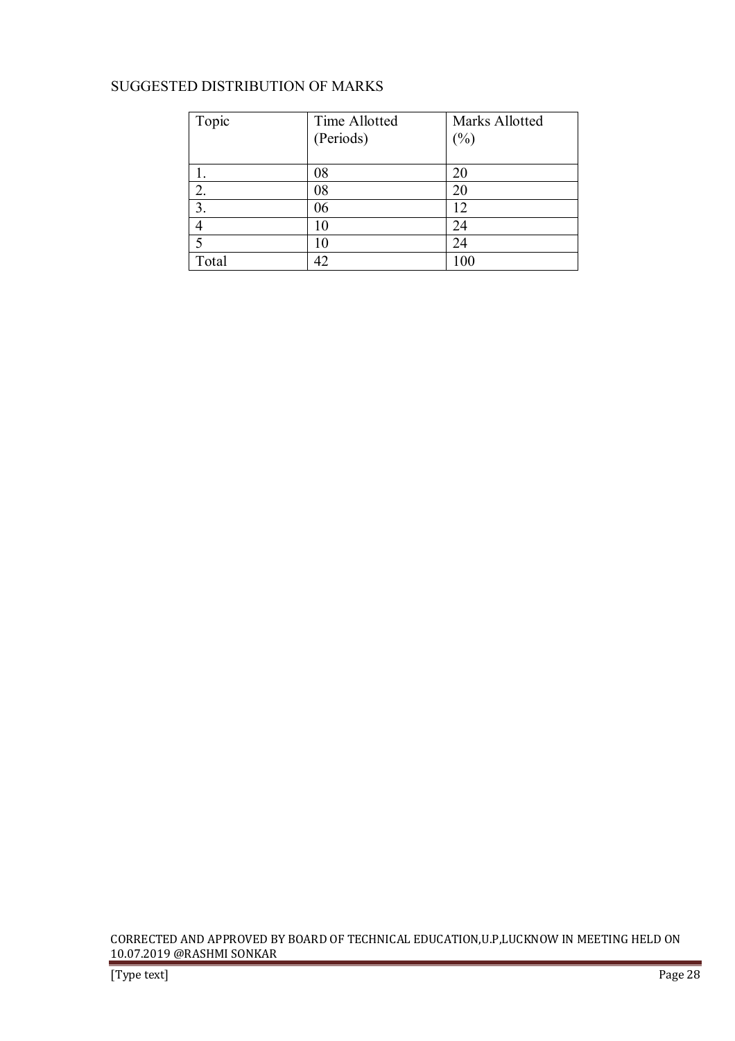SUGGESTED DISTRIBUTION OF MARKS

| Topic | Time Allotted (Periods) | Marks Allotted (%) |
|---|---|---|
| 1. | 08 | 20 |
| 2. | 08 | 20 |
| 3. | 06 | 12 |
| 4 | 10 | 24 |
| 5 | 10 | 24 |
| Total | 42 | 100 |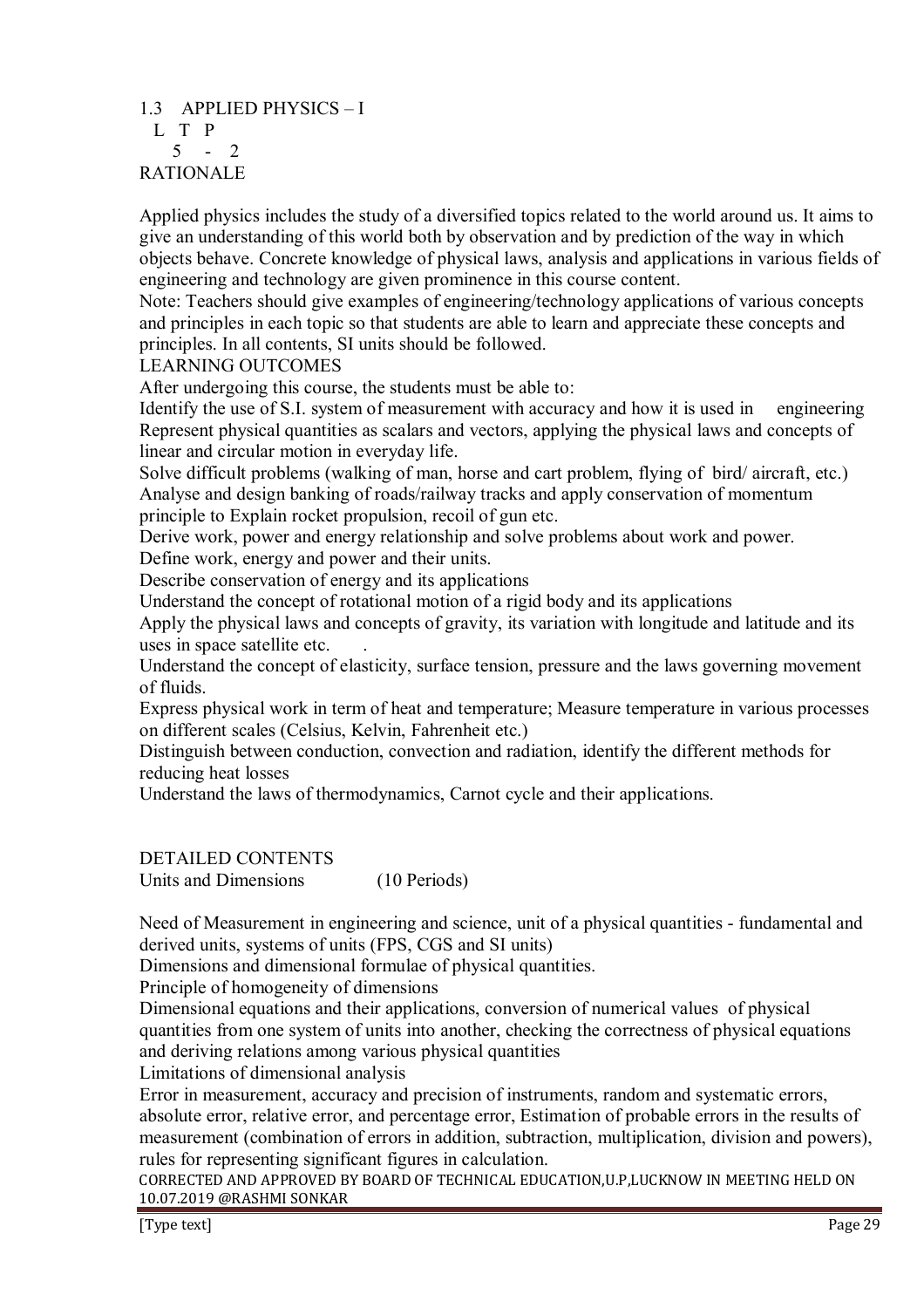## 1.3 APPLIED PHYSICS – I

| L | T | P |
|---|---|---|
| 5 | - | 2 |

### RATIONALE

Applied physics includes the study of a diversified topics related to the world around us. It aims to give an understanding of this world both by observation and by prediction of the way in which objects behave. Concrete knowledge of physical laws, analysis and applications in various fields of engineering and technology are given prominence in this course content.

Note: Teachers should give examples of engineering/technology applications of various concepts and principles in each topic so that students are able to learn and appreciate these concepts and principles. In all contents, SI units should be followed.

### LEARNING OUTCOMES

After undergoing this course, the students must be able to:

Identify the use of S.I. system of measurement with accuracy and how it is used in engineering

Represent physical quantities as scalars and vectors, applying the physical laws and concepts of linear and circular motion in everyday life.

Solve difficult problems (walking of man, horse and cart problem, flying of bird/ aircraft, etc.)

Analyse and design banking of roads/railway tracks and apply conservation of momentum principle to Explain rocket propulsion, recoil of gun etc.

Derive work, power and energy relationship and solve problems about work and power.

Define work, energy and power and their units.

Describe conservation of energy and its applications

Understand the concept of rotational motion of a rigid body and its applications

Apply the physical laws and concepts of gravity, its variation with longitude and latitude and its uses in space satellite etc.

Understand the concept of elasticity, surface tension, pressure and the laws governing movement of fluids.

Express physical work in term of heat and temperature; Measure temperature in various processes on different scales (Celsius, Kelvin, Fahrenheit etc.)

Distinguish between conduction, convection and radiation, identify the different methods for reducing heat losses

Understand the laws of thermodynamics, Carnot cycle and their applications.

### DETAILED CONTENTS

Units and Dimensions (10 Periods)

Need of Measurement in engineering and science, unit of a physical quantities - fundamental and derived units, systems of units (FPS, CGS and SI units)

Dimensions and dimensional formulae of physical quantities.

Principle of homogeneity of dimensions

Dimensional equations and their applications, conversion of numerical values of physical quantities from one system of units into another, checking the correctness of physical equations and deriving relations among various physical quantities

Limitations of dimensional analysis

Error in measurement, accuracy and precision of instruments, random and systematic errors, absolute error, relative error, and percentage error, Estimation of probable errors in the results of measurement (combination of errors in addition, subtraction, multiplication, division and powers), rules for representing significant figures in calculation.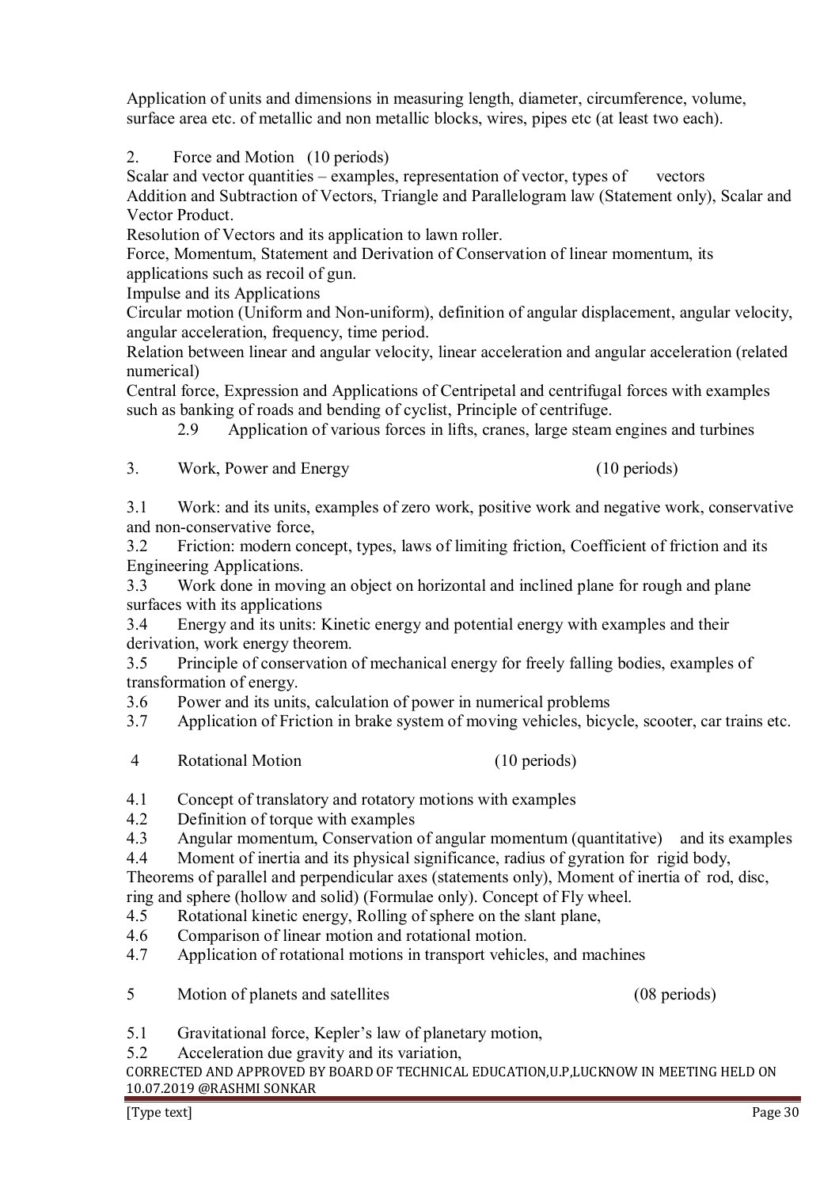Application of units and dimensions in measuring length, diameter, circumference, volume, surface area etc. of metallic and non metallic blocks, wires, pipes etc (at least two each).

## 2. Force and Motion (10 periods)

Scalar and vector quantities – examples, representation of vector, types of vectors

Addition and Subtraction of Vectors, Triangle and Parallelogram law (Statement only), Scalar and Vector Product.

Resolution of Vectors and its application to lawn roller.

Force, Momentum, Statement and Derivation of Conservation of linear momentum, its applications such as recoil of gun.

Impulse and its Applications

Circular motion (Uniform and Non-uniform), definition of angular displacement, angular velocity, angular acceleration, frequency, time period.

Relation between linear and angular velocity, linear acceleration and angular acceleration (related numerical)

Central force, Expression and Applications of Centripetal and centrifugal forces with examples such as banking of roads and bending of cyclist, Principle of centrifuge.

2.9 Application of various forces in lifts, cranes, large steam engines and turbines

## 3. Work, Power and Energy (10 periods)

3.1 Work: and its units, examples of zero work, positive work and negative work, conservative and non-conservative force,

3.2 Friction: modern concept, types, laws of limiting friction, Coefficient of friction and its Engineering Applications.

3.3 Work done in moving an object on horizontal and inclined plane for rough and plane surfaces with its applications

3.4 Energy and its units: Kinetic energy and potential energy with examples and their derivation, work energy theorem.

3.5 Principle of conservation of mechanical energy for freely falling bodies, examples of transformation of energy.

3.6 Power and its units, calculation of power in numerical problems

3.7 Application of Friction in brake system of moving vehicles, bicycle, scooter, car trains etc.

## 4 Rotational Motion (10 periods)

4.1 Concept of translatory and rotatory motions with examples

4.2 Definition of torque with examples

4.3 Angular momentum, Conservation of angular momentum (quantitative) and its examples

4.4 Moment of inertia and its physical significance, radius of gyration for rigid body, Theorems of parallel and perpendicular axes (statements only), Moment of inertia of rod, disc, ring and sphere (hollow and solid) (Formulae only). Concept of Fly wheel.

4.5 Rotational kinetic energy, Rolling of sphere on the slant plane,

4.6 Comparison of linear motion and rotational motion.

4.7 Application of rotational motions in transport vehicles, and machines

## 5 Motion of planets and satellites (08 periods)

5.1 Gravitational force, Kepler's law of planetary motion,

5.2 Acceleration due gravity and its variation,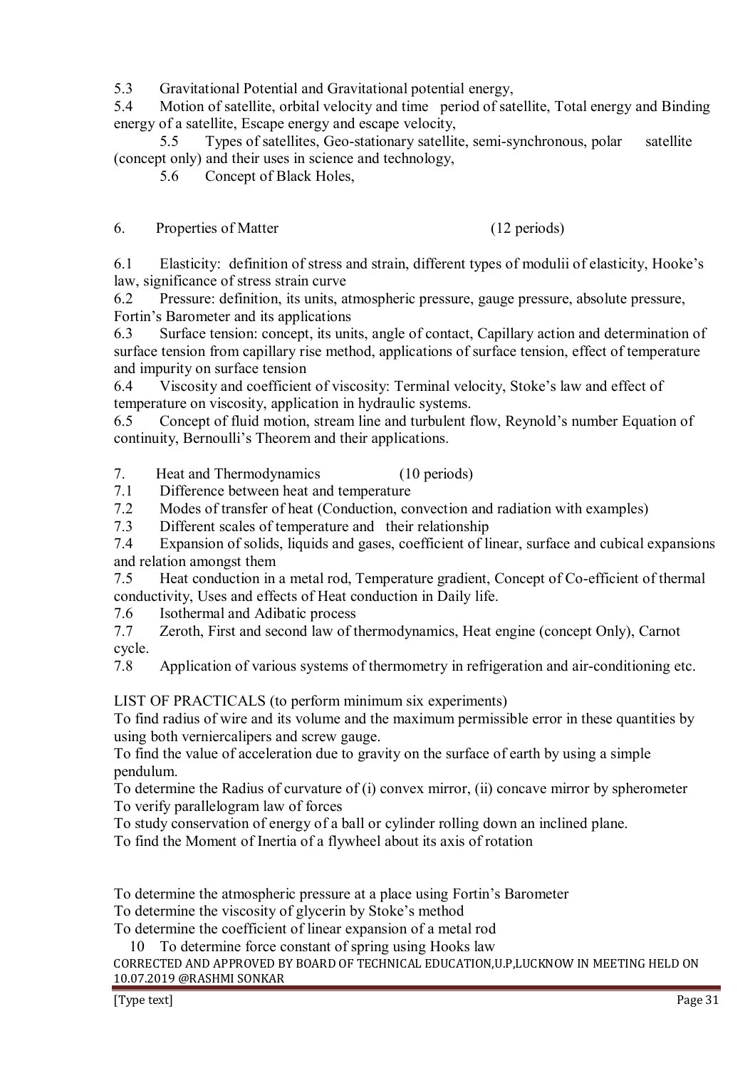5.3 Gravitational Potential and Gravitational potential energy,

5.4 Motion of satellite, orbital velocity and time period of satellite, Total energy and Binding energy of a satellite, Escape energy and escape velocity,

5.5 Types of satellites, Geo-stationary satellite, semi-synchronous, polar satellite (concept only) and their uses in science and technology,

5.6 Concept of Black Holes,

## 6. Properties of Matter (12 periods)

6.1 Elasticity: definition of stress and strain, different types of modulii of elasticity, Hooke's law, significance of stress strain curve

6.2 Pressure: definition, its units, atmospheric pressure, gauge pressure, absolute pressure, Fortin's Barometer and its applications

6.3 Surface tension: concept, its units, angle of contact, Capillary action and determination of surface tension from capillary rise method, applications of surface tension, effect of temperature and impurity on surface tension

6.4 Viscosity and coefficient of viscosity: Terminal velocity, Stoke's law and effect of temperature on viscosity, application in hydraulic systems.

6.5 Concept of fluid motion, stream line and turbulent flow, Reynold's number Equation of continuity, Bernoulli's Theorem and their applications.

## 7. Heat and Thermodynamics (10 periods)

7.1 Difference between heat and temperature

7.2 Modes of transfer of heat (Conduction, convection and radiation with examples)

7.3 Different scales of temperature and their relationship

7.4 Expansion of solids, liquids and gases, coefficient of linear, surface and cubical expansions and relation amongst them

7.5 Heat conduction in a metal rod, Temperature gradient, Concept of Co-efficient of thermal conductivity, Uses and effects of Heat conduction in Daily life.

7.6 Isothermal and Adibatic process

7.7 Zeroth, First and second law of thermodynamics, Heat engine (concept Only), Carnot cycle.

7.8 Application of various systems of thermometry in refrigeration and air-conditioning etc.

## LIST OF PRACTICALS (to perform minimum six experiments)

To find radius of wire and its volume and the maximum permissible error in these quantities by using both verniercalipers and screw gauge.

To find the value of acceleration due to gravity on the surface of earth by using a simple pendulum.

To determine the Radius of curvature of (i) convex mirror, (ii) concave mirror by spherometer

To verify parallelogram law of forces

To study conservation of energy of a ball or cylinder rolling down an inclined plane.

To find the Moment of Inertia of a flywheel about its axis of rotation

To determine the atmospheric pressure at a place using Fortin's Barometer

To determine the viscosity of glycerin by Stoke's method

To determine the coefficient of linear expansion of a metal rod

10 To determine force constant of spring using Hooks law

CORRECTED AND APPROVED BY BOARD OF TECHNICAL EDUCATION,U.P,LUCKNOW IN MEETING HELD ON 10.07.2019 @RASHMI SONKAR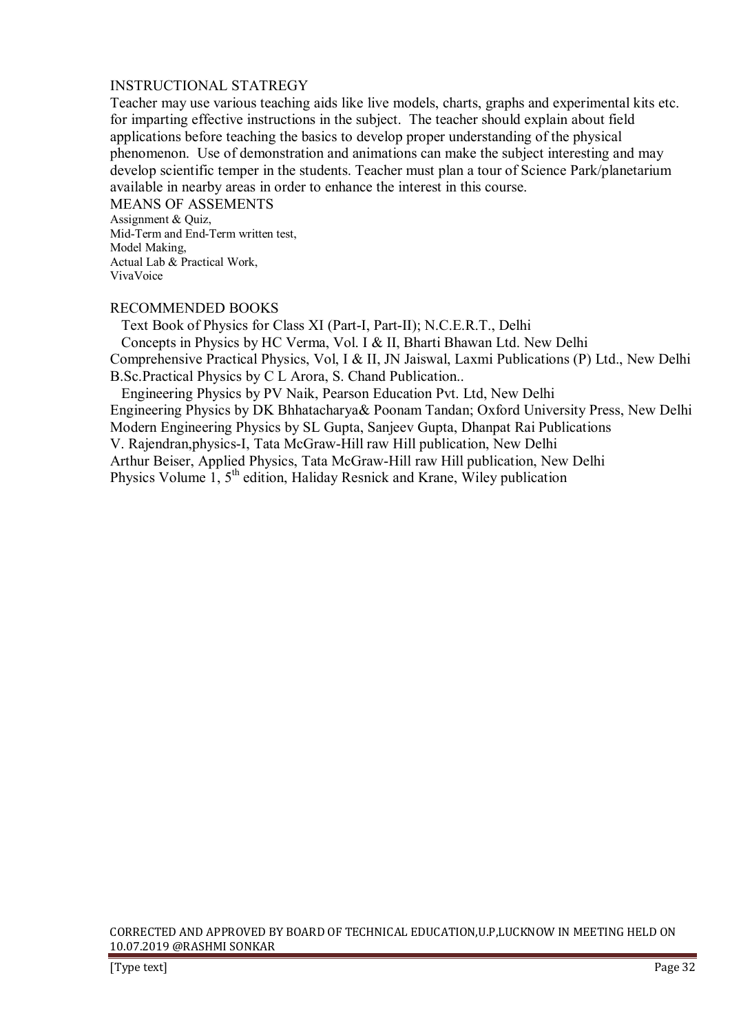## INSTRUCTIONAL STATREGY

Teacher may use various teaching aids like live models, charts, graphs and experimental kits etc. for imparting effective instructions in the subject. The teacher should explain about field applications before teaching the basics to develop proper understanding of the physical phenomenon. Use of demonstration and animations can make the subject interesting and may develop scientific temper in the students. Teacher must plan a tour of Science Park/planetarium available in nearby areas in order to enhance the interest in this course.

## MEANS OF ASSEMENTS

Assignment & Quiz,
Mid-Term and End-Term written test,
Model Making,
Actual Lab & Practical Work,
VivaVoice

## RECOMMENDED BOOKS

Text Book of Physics for Class XI (Part-I, Part-II); N.C.E.R.T., Delhi
Concepts in Physics by HC Verma, Vol. I & II, Bharti Bhawan Ltd. New Delhi
Comprehensive Practical Physics, Vol, I & II, JN Jaiswal, Laxmi Publications (P) Ltd., New Delhi
B.Sc.Practical Physics by C L Arora, S. Chand Publication..
Engineering Physics by PV Naik, Pearson Education Pvt. Ltd, New Delhi
Engineering Physics by DK Bhhatacharya& Poonam Tandan; Oxford University Press, New Delhi
Modern Engineering Physics by SL Gupta, Sanjeev Gupta, Dhanpat Rai Publications
V. Rajendran,physics-I, Tata McGraw-Hill raw Hill publication, New Delhi
Arthur Beiser, Applied Physics, Tata McGraw-Hill raw Hill publication, New Delhi
Physics Volume 1, 5th edition, Haliday Resnick and Krane, Wiley publication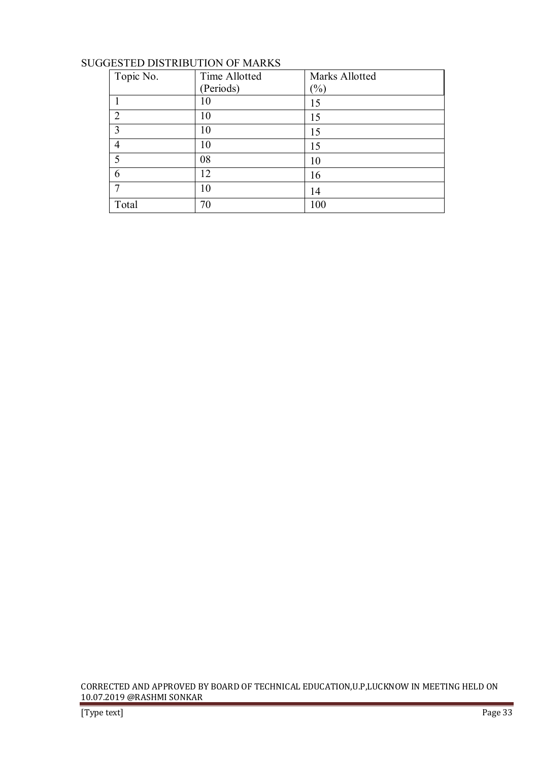SUGGESTED DISTRIBUTION OF MARKS

| Topic No. | Time Allotted (Periods) | Marks Allotted (%) |
|---|---|---|
| 1 | 10 | 15 |
| 2 | 10 | 15 |
| 3 | 10 | 15 |
| 4 | 10 | 15 |
| 5 | 08 | 10 |
| 6 | 12 | 16 |
| 7 | 10 | 14 |
| Total | 70 | 100 |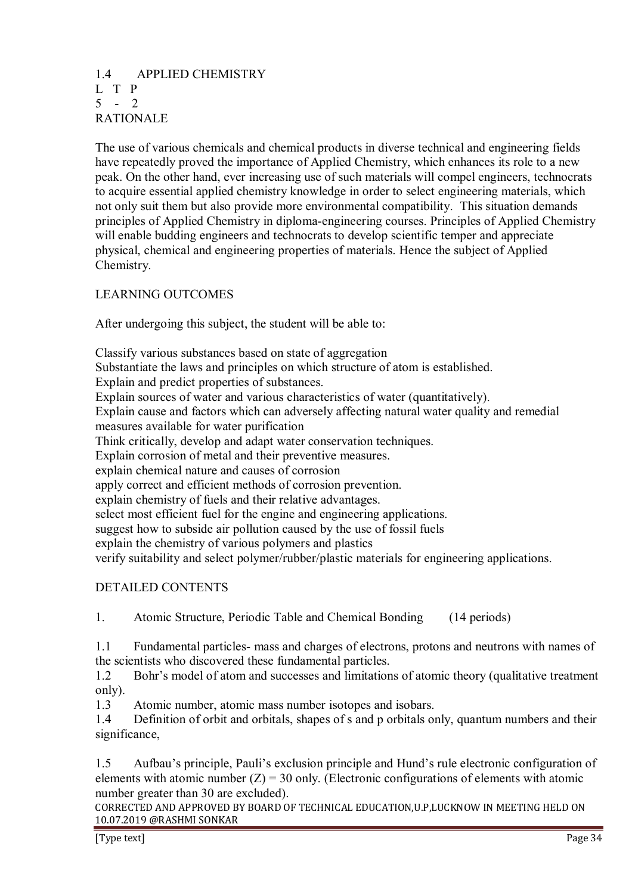## 1.4 APPLIED CHEMISTRY

L T P
5 - 2

### RATIONALE

The use of various chemicals and chemical products in diverse technical and engineering fields have repeatedly proved the importance of Applied Chemistry, which enhances its role to a new peak. On the other hand, ever increasing use of such materials will compel engineers, technocrats to acquire essential applied chemistry knowledge in order to select engineering materials, which not only suit them but also provide more environmental compatibility. This situation demands principles of Applied Chemistry in diploma-engineering courses. Principles of Applied Chemistry will enable budding engineers and technocrats to develop scientific temper and appreciate physical, chemical and engineering properties of materials. Hence the subject of Applied Chemistry.

### LEARNING OUTCOMES

After undergoing this subject, the student will be able to:

Classify various substances based on state of aggregation
Substantiate the laws and principles on which structure of atom is established.
Explain and predict properties of substances.
Explain sources of water and various characteristics of water (quantitatively).
Explain cause and factors which can adversely affecting natural water quality and remedial measures available for water purification
Think critically, develop and adapt water conservation techniques.
Explain corrosion of metal and their preventive measures.
explain chemical nature and causes of corrosion
apply correct and efficient methods of corrosion prevention.
explain chemistry of fuels and their relative advantages.
select most efficient fuel for the engine and engineering applications.
suggest how to subside air pollution caused by the use of fossil fuels
explain the chemistry of various polymers and plastics
verify suitability and select polymer/rubber/plastic materials for engineering applications.

### DETAILED CONTENTS

1. Atomic Structure, Periodic Table and Chemical Bonding (14 periods)

1.1 Fundamental particles- mass and charges of electrons, protons and neutrons with names of the scientists who discovered these fundamental particles.

1.2 Bohr's model of atom and successes and limitations of atomic theory (qualitative treatment only).

1.3 Atomic number, atomic mass number isotopes and isobars.

1.4 Definition of orbit and orbitals, shapes of s and p orbitals only, quantum numbers and their significance,

1.5 Aufbau's principle, Pauli's exclusion principle and Hund's rule electronic configuration of elements with atomic number $(Z) = 30$ only. (Electronic configurations of elements with atomic number greater than 30 are excluded).

CORRECTED AND APPROVED BY BOARD OF TECHNICAL EDUCATION,U.P,LUCKNOW IN MEETING HELD ON 10.07.2019 @RASHMI SONKAR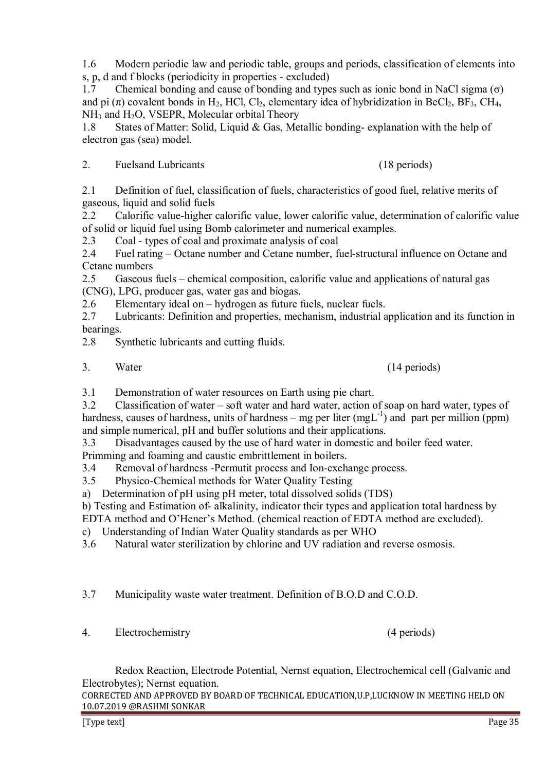1.6 Modern periodic law and periodic table, groups and periods, classification of elements into s, p, d and f blocks (periodicity in properties - excluded)

1.7 Chemical bonding and cause of bonding and types such as ionic bond in NaCl sigma (σ) and pi (π) covalent bonds in $H_2$, HCl, $Cl_2$, elementary idea of hybridization in $BeCl_2$, $BF_3$, $CH_4$, $NH_3$ and $H_2O$, VSEPR, Molecular orbital Theory

1.8 States of Matter: Solid, Liquid & Gas, Metallic bonding- explanation with the help of electron gas (sea) model.

## 2. Fuelsand Lubricants (18 periods)

2.1 Definition of fuel, classification of fuels, characteristics of good fuel, relative merits of gaseous, liquid and solid fuels

2.2 Calorific value-higher calorific value, lower calorific value, determination of calorific value of solid or liquid fuel using Bomb calorimeter and numerical examples.

2.3 Coal - types of coal and proximate analysis of coal

2.4 Fuel rating – Octane number and Cetane number, fuel-structural influence on Octane and Cetane numbers

2.5 Gaseous fuels – chemical composition, calorific value and applications of natural gas (CNG), LPG, producer gas, water gas and biogas.

2.6 Elementary ideal on – hydrogen as future fuels, nuclear fuels.

2.7 Lubricants: Definition and properties, mechanism, industrial application and its function in bearings.

2.8 Synthetic lubricants and cutting fluids.

## 3. Water (14 periods)

3.1 Demonstration of water resources on Earth using pie chart.

3.2 Classification of water – soft water and hard water, action of soap on hard water, types of hardness, causes of hardness, units of hardness – mg per liter ($mgL^{-1}$) and part per million (ppm) and simple numerical, pH and buffer solutions and their applications.

3.3 Disadvantages caused by the use of hard water in domestic and boiler feed water. Primming and foaming and caustic embrittlement in boilers.

3.4 Removal of hardness -Permutit process and Ion-exchange process.

3.5 Physico-Chemical methods for Water Quality Testing

a) Determination of pH using pH meter, total dissolved solids (TDS)

b) Testing and Estimation of- alkalinity, indicator their types and application total hardness by EDTA method and O'Hener's Method. (chemical reaction of EDTA method are excluded).

c) Understanding of Indian Water Quality standards as per WHO

3.6 Natural water sterilization by chlorine and UV radiation and reverse osmosis.

3.7 Municipality waste water treatment. Definition of B.O.D and C.O.D.

## 4. Electrochemistry (4 periods)

Redox Reaction, Electrode Potential, Nernst equation, Electrochemical cell (Galvanic and Electrobytes); Nernst equation.

CORRECTED AND APPROVED BY BOARD OF TECHNICAL EDUCATION,U.P,LUCKNOW IN MEETING HELD ON 10.07.2019 @RASHMI SONKAR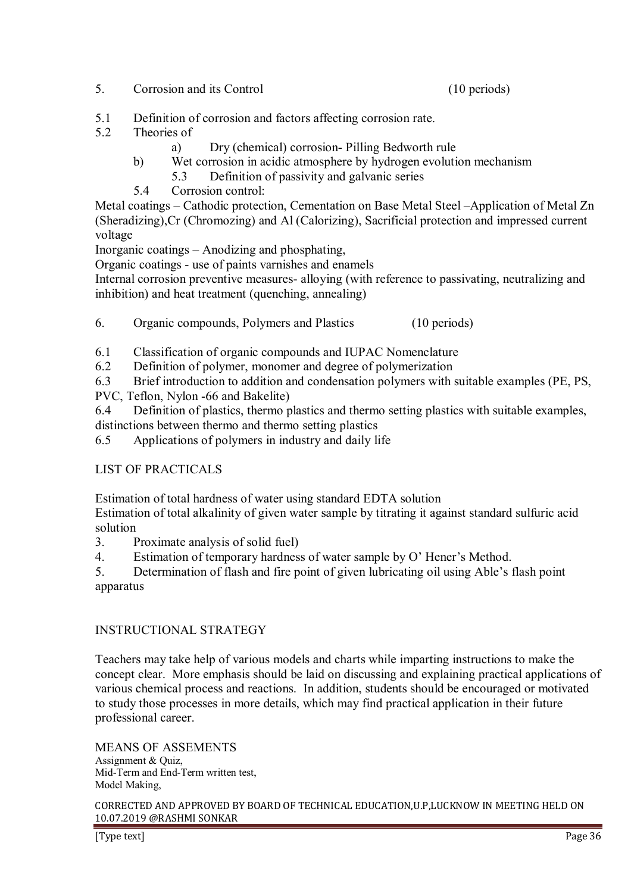5. Corrosion and its Control (10 periods)

5.1 Definition of corrosion and factors affecting corrosion rate.

5.2 Theories of

a) Dry (chemical) corrosion- Pilling Bedworth rule

b) Wet corrosion in acidic atmosphere by hydrogen evolution mechanism

5.3 Definition of passivity and galvanic series

5.4 Corrosion control:

Metal coatings – Cathodic protection, Cementation on Base Metal Steel –Application of Metal Zn (Sheradizing),Cr (Chromozing) and Al (Calorizing), Sacrificial protection and impressed current voltage

Inorganic coatings – Anodizing and phosphating,

Organic coatings - use of paints varnishes and enamels

Internal corrosion preventive measures- alloying (with reference to passivating, neutralizing and inhibition) and heat treatment (quenching, annealing)

6. Organic compounds, Polymers and Plastics (10 periods)

6.1 Classification of organic compounds and IUPAC Nomenclature

6.2 Definition of polymer, monomer and degree of polymerization

6.3 Brief introduction to addition and condensation polymers with suitable examples (PE, PS, PVC, Teflon, Nylon -66 and Bakelite)

6.4 Definition of plastics, thermo plastics and thermo setting plastics with suitable examples, distinctions between thermo and thermo setting plastics

6.5 Applications of polymers in industry and daily life

LIST OF PRACTICALS

Estimation of total hardness of water using standard EDTA solution

Estimation of total alkalinity of given water sample by titrating it against standard sulfuric acid solution

3. Proximate analysis of solid fuel)
4. Estimation of temporary hardness of water sample by O' Hener's Method.
5. Determination of flash and fire point of given lubricating oil using Able's flash point apparatus

INSTRUCTIONAL STRATEGY

Teachers may take help of various models and charts while imparting instructions to make the concept clear. More emphasis should be laid on discussing and explaining practical applications of various chemical process and reactions. In addition, students should be encouraged or motivated to study those processes in more details, which may find practical application in their future professional career.

MEANS OF ASSEMENTS

Assignment & Quiz,

Mid-Term and End-Term written test,

Model Making,

CORRECTED AND APPROVED BY BOARD OF TECHNICAL EDUCATION,U.P,LUCKNOW IN MEETING HELD ON 10.07.2019 @RASHMI SONKAR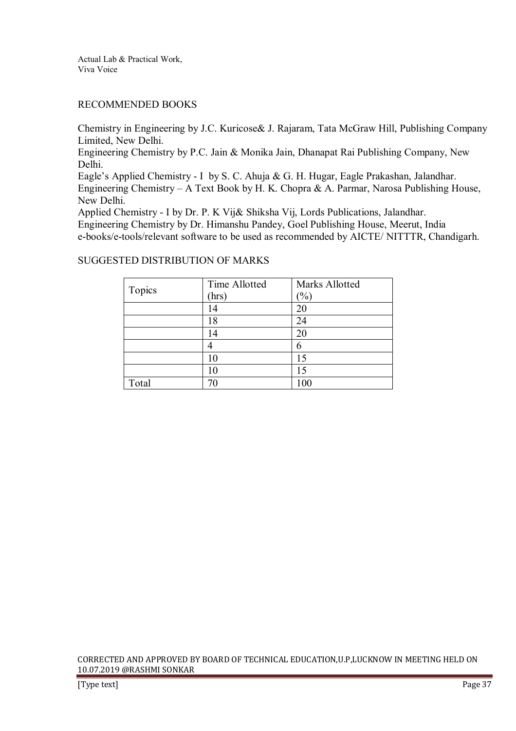Actual Lab & Practical Work,
Viva Voice

## RECOMMENDED BOOKS

Chemistry in Engineering by J.C. Kuricose& J. Rajaram, Tata McGraw Hill, Publishing Company Limited, New Delhi.
Engineering Chemistry by P.C. Jain & Monika Jain, Dhanapat Rai Publishing Company, New Delhi.
Eagle's Applied Chemistry - I by S. C. Ahuja & G. H. Hugar, Eagle Prakashan, Jalandhar.
Engineering Chemistry – A Text Book by H. K. Chopra & A. Parmar, Narosa Publishing House, New Delhi.
Applied Chemistry - I by Dr. P. K Vij& Shiksha Vij, Lords Publications, Jalandhar.
Engineering Chemistry by Dr. Himanshu Pandey, Goel Publishing House, Meerut, India
e-books/e-tools/relevant software to be used as recommended by AICTE/ NITTTR, Chandigarh.

## SUGGESTED DISTRIBUTION OF MARKS

| Topics | Time Allotted (hrs) | Marks Allotted (%) |
|---|---|---|
| | 14 | 20 |
| | 18 | 24 |
| | 14 | 20 |
| | 4 | 6 |
| | 10 | 15 |
| | 10 | 15 |
| Total | 70 | 100 |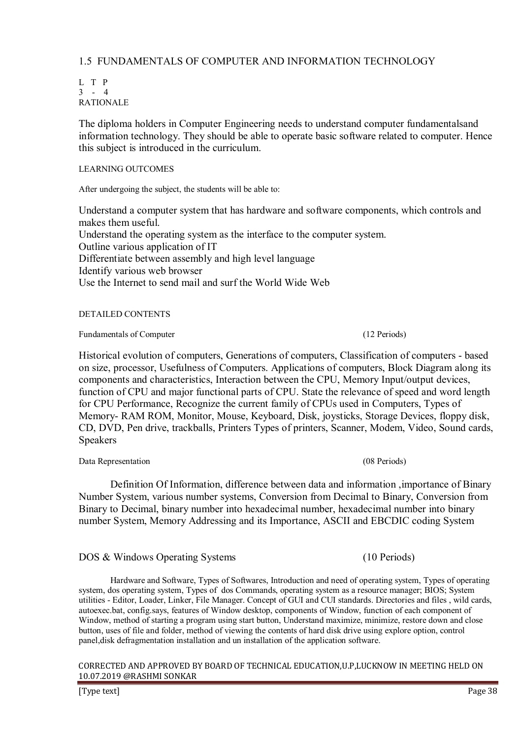## 1.5 FUNDAMENTALS OF COMPUTER AND INFORMATION TECHNOLOGY

L T P
3 - 4

RATIONALE

The diploma holders in Computer Engineering needs to understand computer fundamentalsand information technology. They should be able to operate basic software related to computer. Hence this subject is introduced in the curriculum.

LEARNING OUTCOMES

After undergoing the subject, the students will be able to:

Understand a computer system that has hardware and software components, which controls and makes them useful.
Understand the operating system as the interface to the computer system.
Outline various application of IT
Differentiate between assembly and high level language
Identify various web browser
Use the Internet to send mail and surf the World Wide Web

DETAILED CONTENTS

Fundamentals of Computer (12 Periods)

Historical evolution of computers, Generations of computers, Classification of computers - based on size, processor, Usefulness of Computers. Applications of computers, Block Diagram along its components and characteristics, Interaction between the CPU, Memory Input/output devices, function of CPU and major functional parts of CPU. State the relevance of speed and word length for CPU Performance, Recognize the current family of CPUs used in Computers, Types of Memory- RAM ROM, Monitor, Mouse, Keyboard, Disk, joysticks, Storage Devices, floppy disk, CD, DVD, Pen drive, trackballs, Printers Types of printers, Scanner, Modem, Video, Sound cards, Speakers

Data Representation (08 Periods)

Definition Of Information, difference between data and information ,importance of Binary Number System, various number systems, Conversion from Decimal to Binary, Conversion from Binary to Decimal, binary number into hexadecimal number, hexadecimal number into binary number System, Memory Addressing and its Importance, ASCII and EBCDIC coding System

DOS & Windows Operating Systems (10 Periods)

Hardware and Software, Types of Softwares, Introduction and need of operating system, Types of operating system, dos operating system, Types of dos Commands, operating system as a resource manager; BIOS; System utilities - Editor, Loader, Linker, File Manager. Concept of GUI and CUI standards. Directories and files , wild cards, autoexec.bat, config.says, features of Window desktop, components of Window, function of each component of Window, method of starting a program using start button, Understand maximize, minimize, restore down and close button, uses of file and folder, method of viewing the contents of hard disk drive using explore option, control panel,disk defragmentation installation and un installation of the application software.

CORRECTED AND APPROVED BY BOARD OF TECHNICAL EDUCATION,U.P,LUCKNOW IN MEETING HELD ON 10.07.2019 @RASHMI SONKAR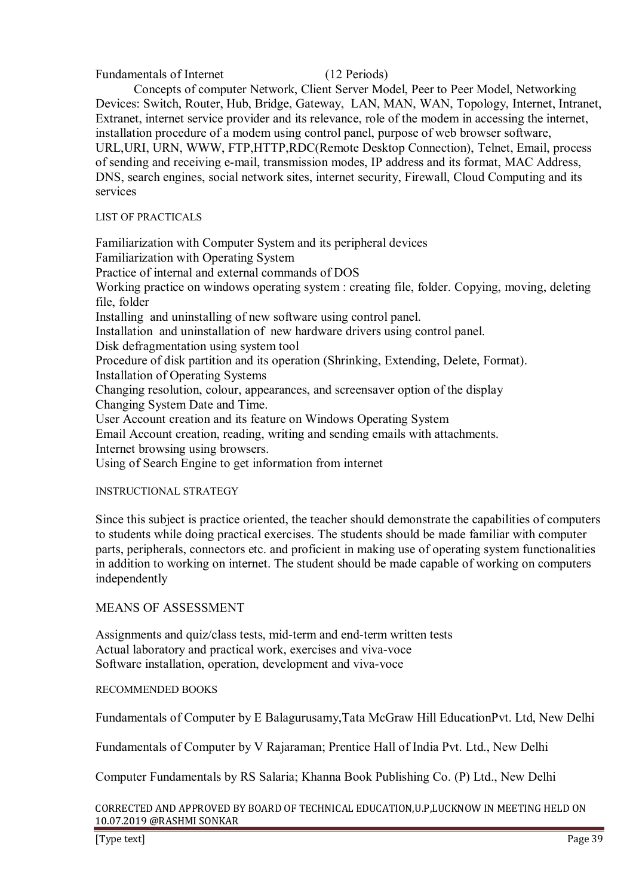Fundamentals of Internet (12 Periods)

Concepts of computer Network, Client Server Model, Peer to Peer Model, Networking Devices: Switch, Router, Hub, Bridge, Gateway, LAN, MAN, WAN, Topology, Internet, Intranet, Extranet, internet service provider and its relevance, role of the modem in accessing the internet, installation procedure of a modem using control panel, purpose of web browser software, URL,URI, URN, WWW, FTP,HTTP,RDC(Remote Desktop Connection), Telnet, Email, process of sending and receiving e-mail, transmission modes, IP address and its format, MAC Address, DNS, search engines, social network sites, internet security, Firewall, Cloud Computing and its services

LIST OF PRACTICALS

Familiarization with Computer System and its peripheral devices
Familiarization with Operating System
Practice of internal and external commands of DOS
Working practice on windows operating system : creating file, folder. Copying, moving, deleting file, folder
Installing and uninstalling of new software using control panel.
Installation and uninstallation of new hardware drivers using control panel.
Disk defragmentation using system tool
Procedure of disk partition and its operation (Shrinking, Extending, Delete, Format).
Installation of Operating Systems
Changing resolution, colour, appearances, and screensaver option of the display
Changing System Date and Time.
User Account creation and its feature on Windows Operating System
Email Account creation, reading, writing and sending emails with attachments.
Internet browsing using browsers.
Using of Search Engine to get information from internet

INSTRUCTIONAL STRATEGY

Since this subject is practice oriented, the teacher should demonstrate the capabilities of computers to students while doing practical exercises. The students should be made familiar with computer parts, peripherals, connectors etc. and proficient in making use of operating system functionalities in addition to working on internet. The student should be made capable of working on computers independently

MEANS OF ASSESSMENT

Assignments and quiz/class tests, mid-term and end-term written tests
Actual laboratory and practical work, exercises and viva-voce
Software installation, operation, development and viva-voce

RECOMMENDED BOOKS

Fundamentals of Computer by E Balagurusamy,Tata McGraw Hill EducationPvt. Ltd, New Delhi

Fundamentals of Computer by V Rajaraman; Prentice Hall of India Pvt. Ltd., New Delhi

Computer Fundamentals by RS Salaria; Khanna Book Publishing Co. (P) Ltd., New Delhi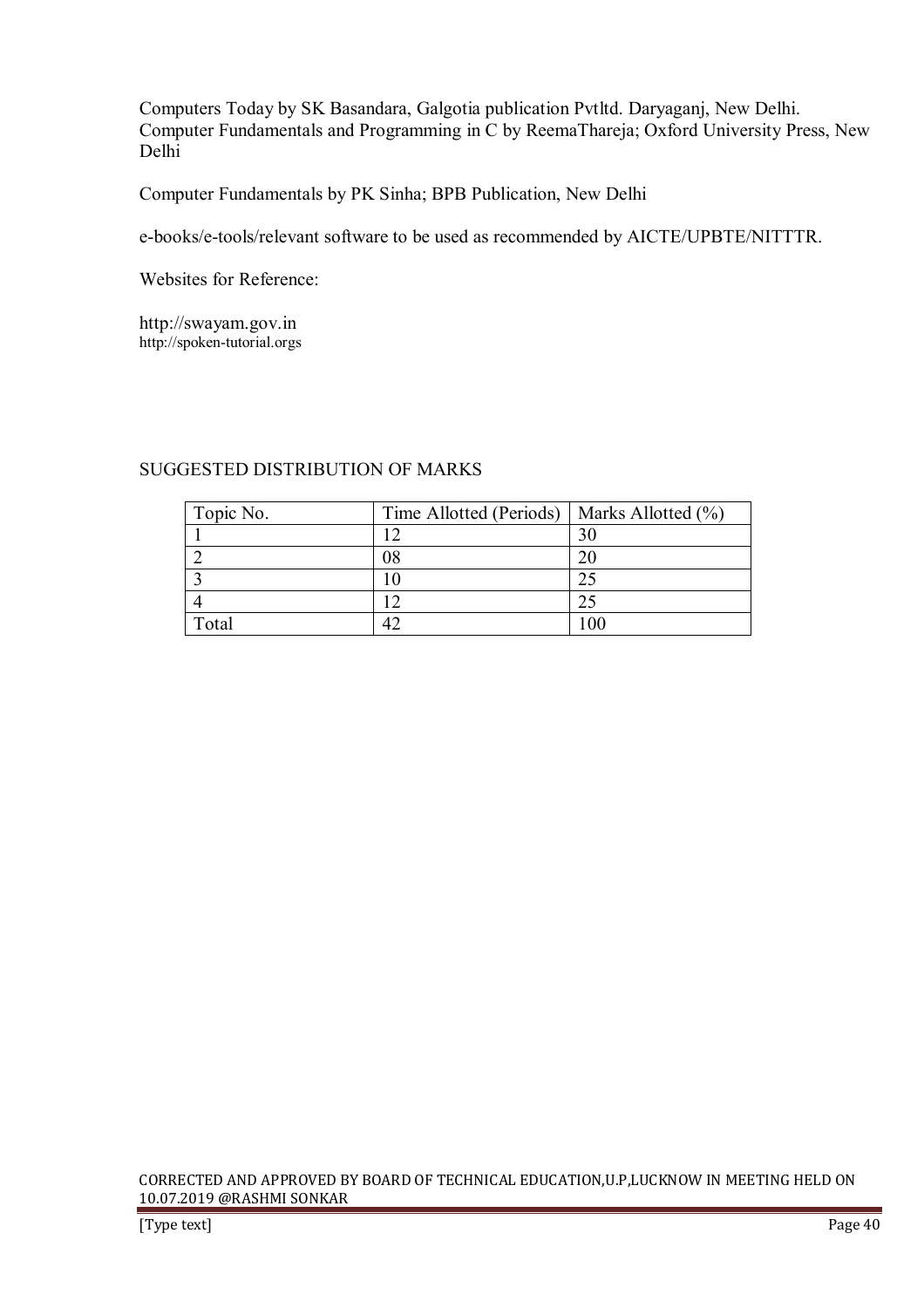Computers Today by SK Basandara, Galgotia publication Pvtltd. Daryaganj, New Delhi.
Computer Fundamentals and Programming in C by ReemaThareja; Oxford University Press, New Delhi

Computer Fundamentals by PK Sinha; BPB Publication, New Delhi

e-books/e-tools/relevant software to be used as recommended by AICTE/UPBTE/NITTTR.

Websites for Reference:

http://swayam.gov.in
http://spoken-tutorial.orgs

SUGGESTED DISTRIBUTION OF MARKS

| Topic No. | Time Allotted (Periods) | Marks Allotted (%) |
|---|---|---|
| 1 | 12 | 30 |
| 2 | 08 | 20 |
| 3 | 10 | 25 |
| 4 | 12 | 25 |
| Total | 42 | 100 |

CORRECTED AND APPROVED BY BOARD OF TECHNICAL EDUCATION,U.P,LUCKNOW IN MEETING HELD ON 10.07.2019 @RASHMI SONKAR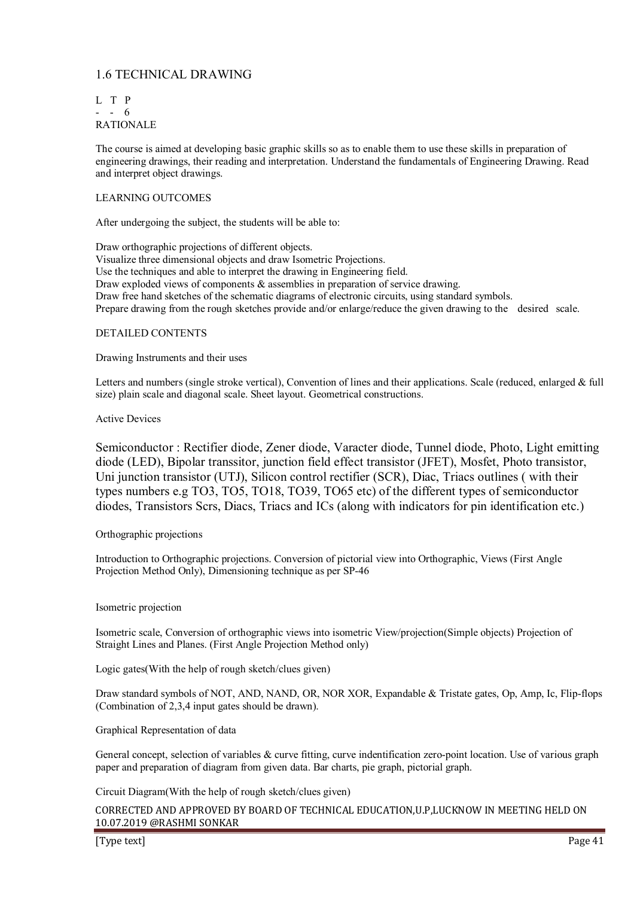## 1.6 TECHNICAL DRAWING

L T P
\- - 6

RATIONALE

The course is aimed at developing basic graphic skills so as to enable them to use these skills in preparation of engineering drawings, their reading and interpretation. Understand the fundamentals of Engineering Drawing. Read and interpret object drawings.

LEARNING OUTCOMES

After undergoing the subject, the students will be able to:

Draw orthographic projections of different objects.
Visualize three dimensional objects and draw Isometric Projections.
Use the techniques and able to interpret the drawing in Engineering field.
Draw exploded views of components & assemblies in preparation of service drawing.
Draw free hand sketches of the schematic diagrams of electronic circuits, using standard symbols.
Prepare drawing from the rough sketches provide and/or enlarge/reduce the given drawing to the desired scale.

DETAILED CONTENTS

Drawing Instruments and their uses

Letters and numbers (single stroke vertical), Convention of lines and their applications. Scale (reduced, enlarged & full size) plain scale and diagonal scale. Sheet layout. Geometrical constructions.

Active Devices

Semiconductor : Rectifier diode, Zener diode, Varacter diode, Tunnel diode, Photo, Light emitting diode (LED), Bipolar transsitor, junction field effect transistor (JFET), Mosfet, Photo transistor, Uni junction transistor (UTJ), Silicon control rectifier (SCR), Diac, Triacs outlines ( with their types numbers e.g TO3, TO5, TO18, TO39, TO65 etc) of the different types of semiconductor diodes, Transistors Scrs, Diacs, Triacs and ICs (along with indicators for pin identification etc.)

Orthographic projections

Introduction to Orthographic projections. Conversion of pictorial view into Orthographic, Views (First Angle Projection Method Only), Dimensioning technique as per SP-46

Isometric projection

Isometric scale, Conversion of orthographic views into isometric View/projection(Simple objects) Projection of Straight Lines and Planes. (First Angle Projection Method only)

Logic gates(With the help of rough sketch/clues given)

Draw standard symbols of NOT, AND, NAND, OR, NOR XOR, Expandable & Tristate gates, Op, Amp, Ic, Flip-flops (Combination of 2,3,4 input gates should be drawn).

Graphical Representation of data

General concept, selection of variables & curve fitting, curve indentification zero-point location. Use of various graph paper and preparation of diagram from given data. Bar charts, pie graph, pictorial graph.

Circuit Diagram(With the help of rough sketch/clues given)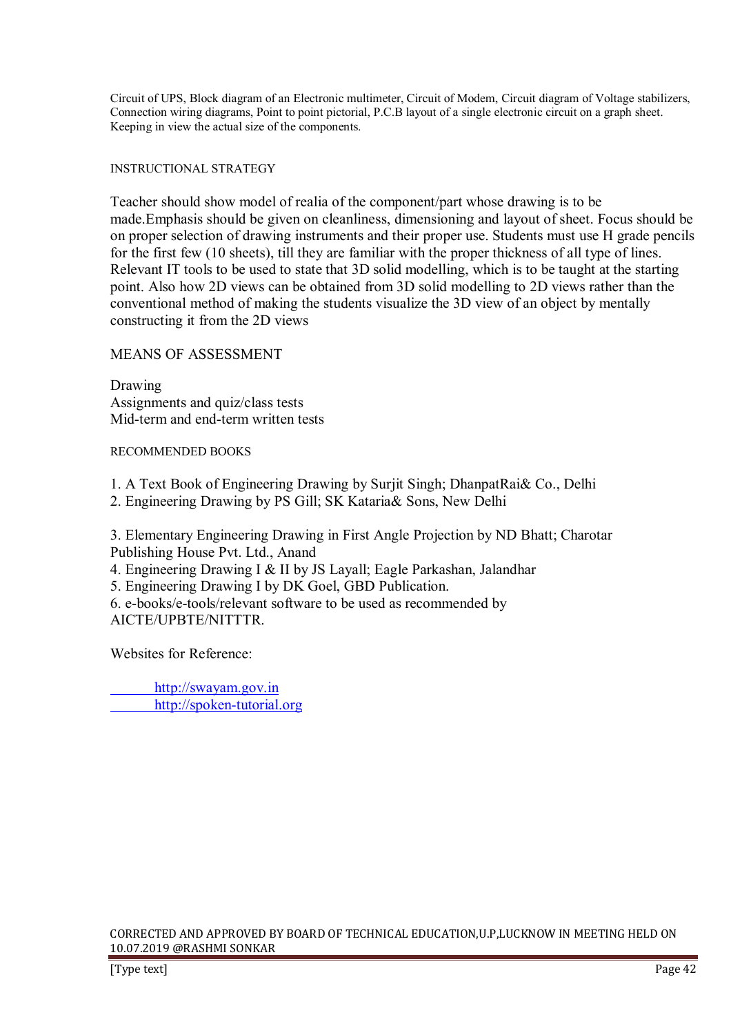Circuit of UPS, Block diagram of an Electronic multimeter, Circuit of Modem, Circuit diagram of Voltage stabilizers, Connection wiring diagrams, Point to point pictorial, P.C.B layout of a single electronic circuit on a graph sheet. Keeping in view the actual size of the components.

INSTRUCTIONAL STRATEGY

Teacher should show model of realia of the component/part whose drawing is to be made.Emphasis should be given on cleanliness, dimensioning and layout of sheet. Focus should be on proper selection of drawing instruments and their proper use. Students must use H grade pencils for the first few (10 sheets), till they are familiar with the proper thickness of all type of lines. Relevant IT tools to be used to state that 3D solid modelling, which is to be taught at the starting point. Also how 2D views can be obtained from 3D solid modelling to 2D views rather than the conventional method of making the students visualize the 3D view of an object by mentally constructing it from the 2D views

MEANS OF ASSESSMENT

Drawing
Assignments and quiz/class tests
Mid-term and end-term written tests

RECOMMENDED BOOKS

1. A Text Book of Engineering Drawing by Surjit Singh; DhanpatRai& Co., Delhi
2. Engineering Drawing by PS Gill; SK Kataria& Sons, New Delhi

3. Elementary Engineering Drawing in First Angle Projection by ND Bhatt; Charotar Publishing House Pvt. Ltd., Anand
4. Engineering Drawing I & II by JS Layall; Eagle Parkashan, Jalandhar
5. Engineering Drawing I by DK Goel, GBD Publication.
6. e-books/e-tools/relevant software to be used as recommended by AICTE/UPBTE/NITTTR.

Websites for Reference:

http://swayam.gov.in
http://spoken-tutorial.org

CORRECTED AND APPROVED BY BOARD OF TECHNICAL EDUCATION,U.P,LUCKNOW IN MEETING HELD ON 10.07.2019 @RASHMI SONKAR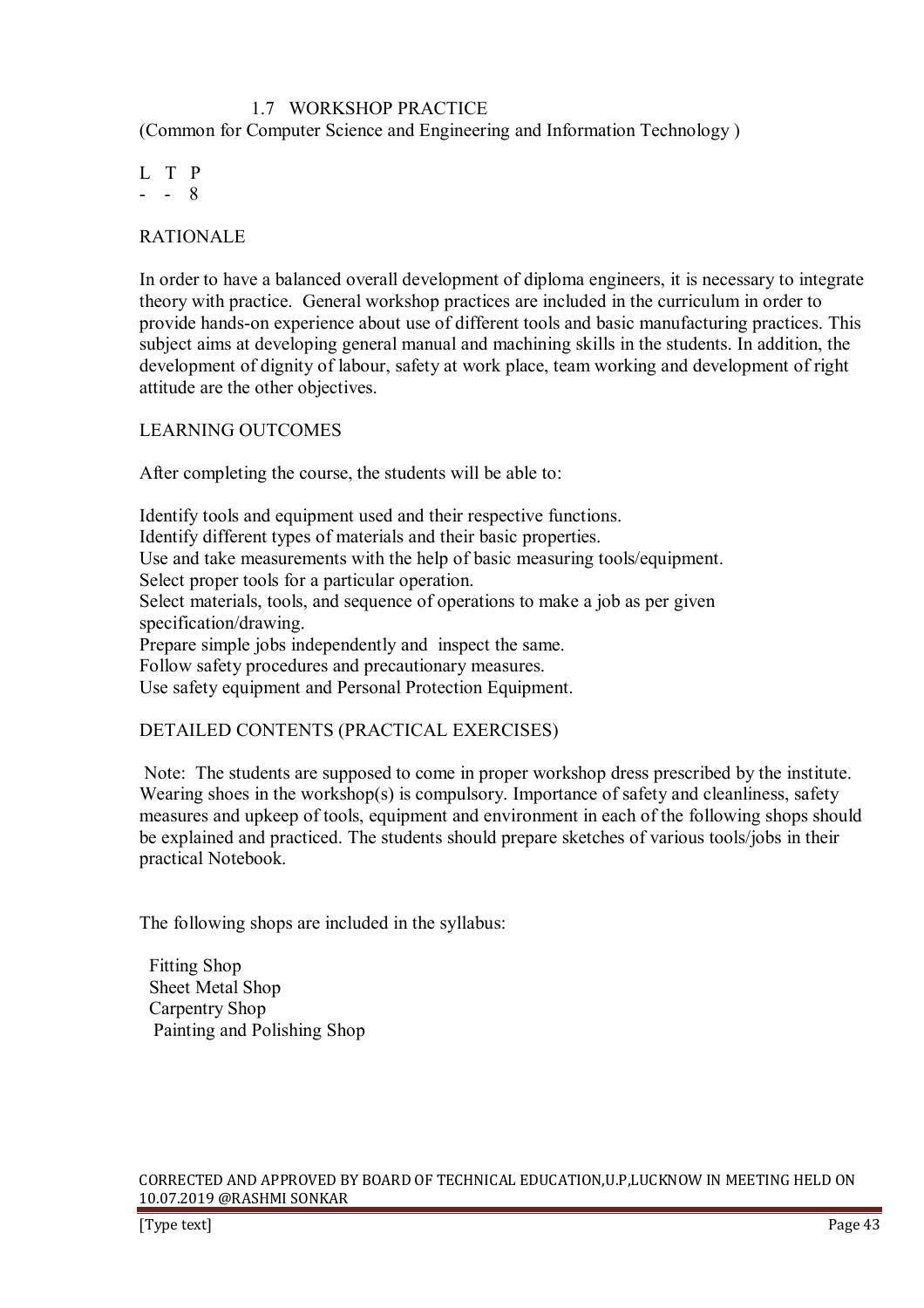## 1.7 WORKSHOP PRACTICE

(Common for Computer Science and Engineering and Information Technology )

| L | T | P |
|---|---|---|
| - | - | 8 |

### RATIONALE

In order to have a balanced overall development of diploma engineers, it is necessary to integrate theory with practice. General workshop practices are included in the curriculum in order to provide hands-on experience about use of different tools and basic manufacturing practices. This subject aims at developing general manual and machining skills in the students. In addition, the development of dignity of labour, safety at work place, team working and development of right attitude are the other objectives.

### LEARNING OUTCOMES

After completing the course, the students will be able to:

- Identify tools and equipment used and their respective functions.
- Identify different types of materials and their basic properties.
- Use and take measurements with the help of basic measuring tools/equipment.
- Select proper tools for a particular operation.
- Select materials, tools, and sequence of operations to make a job as per given specification/drawing.
- Prepare simple jobs independently and inspect the same.
- Follow safety procedures and precautionary measures.
- Use safety equipment and Personal Protection Equipment.

### DETAILED CONTENTS (PRACTICAL EXERCISES)

Note: The students are supposed to come in proper workshop dress prescribed by the institute. Wearing shoes in the workshop(s) is compulsory. Importance of safety and cleanliness, safety measures and upkeep of tools, equipment and environment in each of the following shops should be explained and practiced. The students should prepare sketches of various tools/jobs in their practical Notebook.

The following shops are included in the syllabus:

- Fitting Shop
- Sheet Metal Shop
- Carpentry Shop
- Painting and Polishing Shop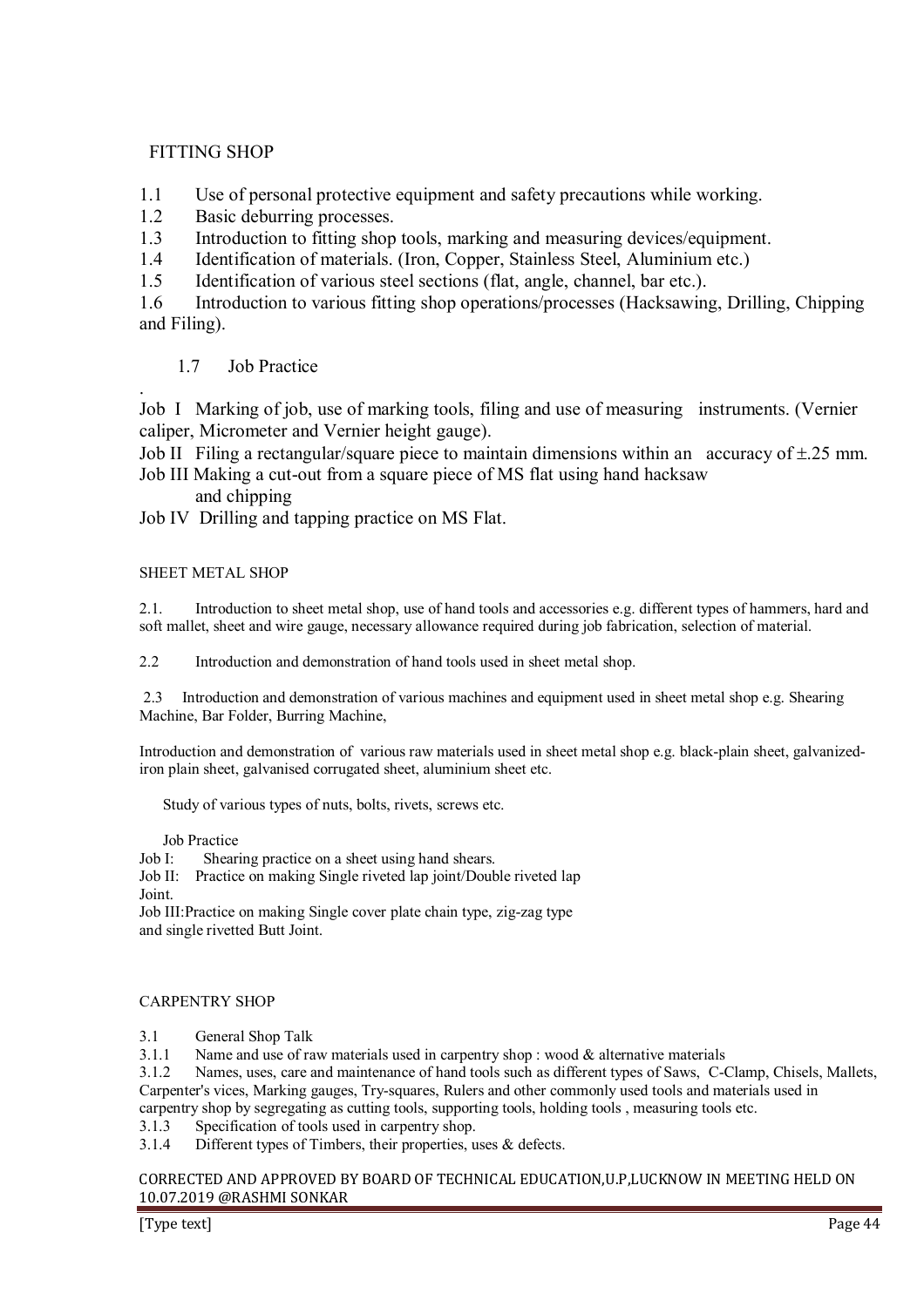## FITTING SHOP

1.1 Use of personal protective equipment and safety precautions while working.

1.2 Basic deburring processes.

1.3 Introduction to fitting shop tools, marking and measuring devices/equipment.

1.4 Identification of materials. (Iron, Copper, Stainless Steel, Aluminium etc.)

1.5 Identification of various steel sections (flat, angle, channel, bar etc.).

1.6 Introduction to various fitting shop operations/processes (Hacksawing, Drilling, Chipping and Filing).

1.7 Job Practice

.

Job I Marking of job, use of marking tools, filing and use of measuring instruments. (Vernier caliper, Micrometer and Vernier height gauge).

Job II Filing a rectangular/square piece to maintain dimensions within an accuracy of ±.25 mm.

Job III Making a cut-out from a square piece of MS flat using hand hacksaw and chipping

Job IV Drilling and tapping practice on MS Flat.

## SHEET METAL SHOP

2.1. Introduction to sheet metal shop, use of hand tools and accessories e.g. different types of hammers, hard and soft mallet, sheet and wire gauge, necessary allowance required during job fabrication, selection of material.

2.2 Introduction and demonstration of hand tools used in sheet metal shop.

2.3 Introduction and demonstration of various machines and equipment used in sheet metal shop e.g. Shearing Machine, Bar Folder, Burring Machine,

Introduction and demonstration of various raw materials used in sheet metal shop e.g. black-plain sheet, galvanized-iron plain sheet, galvanised corrugated sheet, aluminium sheet etc.

Study of various types of nuts, bolts, rivets, screws etc.

Job Practice

Job I: Shearing practice on a sheet using hand shears.

Job II: Practice on making Single riveted lap joint/Double riveted lap Joint.

Job III:Practice on making Single cover plate chain type, zig-zag type and single rivetted Butt Joint.

## CARPENTRY SHOP

3.1 General Shop Talk

3.1.1 Name and use of raw materials used in carpentry shop : wood & alternative materials

3.1.2 Names, uses, care and maintenance of hand tools such as different types of Saws, C-Clamp, Chisels, Mallets, Carpenter's vices, Marking gauges, Try-squares, Rulers and other commonly used tools and materials used in carpentry shop by segregating as cutting tools, supporting tools, holding tools , measuring tools etc.

3.1.3 Specification of tools used in carpentry shop.

3.1.4 Different types of Timbers, their properties, uses & defects.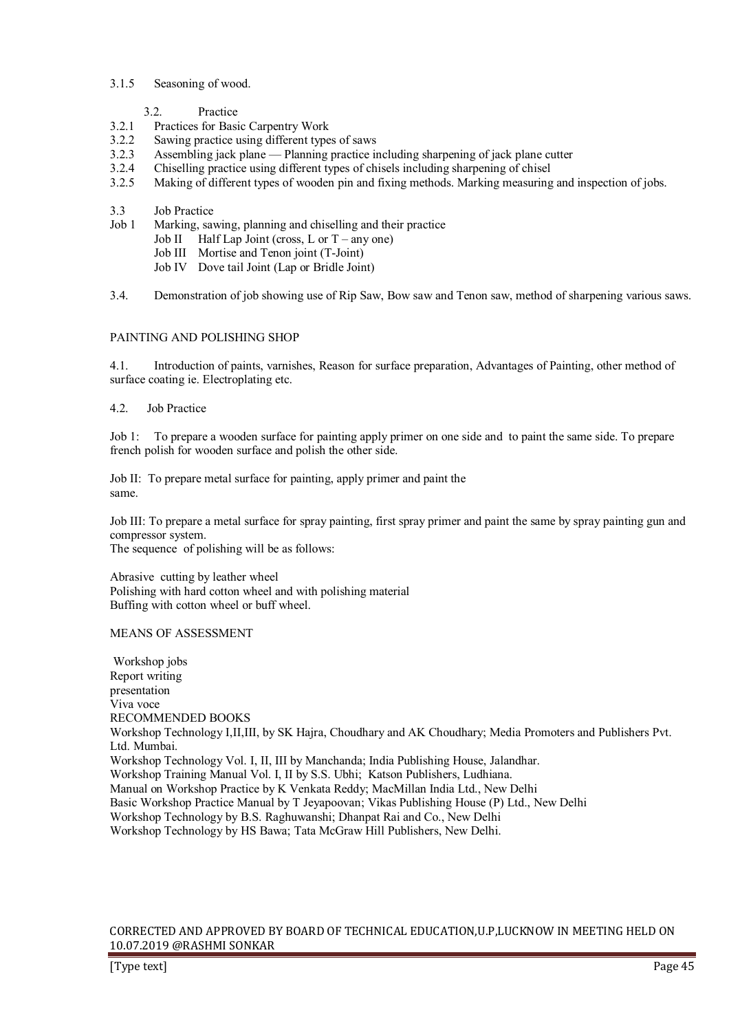3.1.5 Seasoning of wood.

3.2. Practice

- 3.2.1 Practices for Basic Carpentry Work
- 3.2.2 Sawing practice using different types of saws
- 3.2.3 Assembling jack plane — Planning practice including sharpening of jack plane cutter
- 3.2.4 Chiselling practice using different types of chisels including sharpening of chisel
- 3.2.5 Making of different types of wooden pin and fixing methods. Marking measuring and inspection of jobs.

3.3 Job Practice

Job 1 Marking, sawing, planning and chiselling and their practice

- Job II Half Lap Joint (cross, L or T – any one)
- Job III Mortise and Tenon joint (T-Joint)
- Job IV Dove tail Joint (Lap or Bridle Joint)

3.4. Demonstration of job showing use of Rip Saw, Bow saw and Tenon saw, method of sharpening various saws.

PAINTING AND POLISHING SHOP

4.1. Introduction of paints, varnishes, Reason for surface preparation, Advantages of Painting, other method of surface coating ie. Electroplating etc.

4.2. Job Practice

Job 1: To prepare a wooden surface for painting apply primer on one side and to paint the same side. To prepare french polish for wooden surface and polish the other side.

Job II: To prepare metal surface for painting, apply primer and paint the same.

Job III: To prepare a metal surface for spray painting, first spray primer and paint the same by spray painting gun and compressor system.

The sequence of polishing will be as follows:

Abrasive cutting by leather wheel
Polishing with hard cotton wheel and with polishing material
Buffing with cotton wheel or buff wheel.

MEANS OF ASSESSMENT

Workshop jobs
Report writing
presentation
Viva voce

RECOMMENDED BOOKS

Workshop Technology I,II,III, by SK Hajra, Choudhary and AK Choudhary; Media Promoters and Publishers Pvt. Ltd. Mumbai.
Workshop Technology Vol. I, II, III by Manchanda; India Publishing House, Jalandhar.
Workshop Training Manual Vol. I, II by S.S. Ubhi; Katson Publishers, Ludhiana.
Manual on Workshop Practice by K Venkata Reddy; MacMillan India Ltd., New Delhi
Basic Workshop Practice Manual by T Jeyapoovan; Vikas Publishing House (P) Ltd., New Delhi
Workshop Technology by B.S. Raghuwanshi; Dhanpat Rai and Co., New Delhi
Workshop Technology by HS Bawa; Tata McGraw Hill Publishers, New Delhi.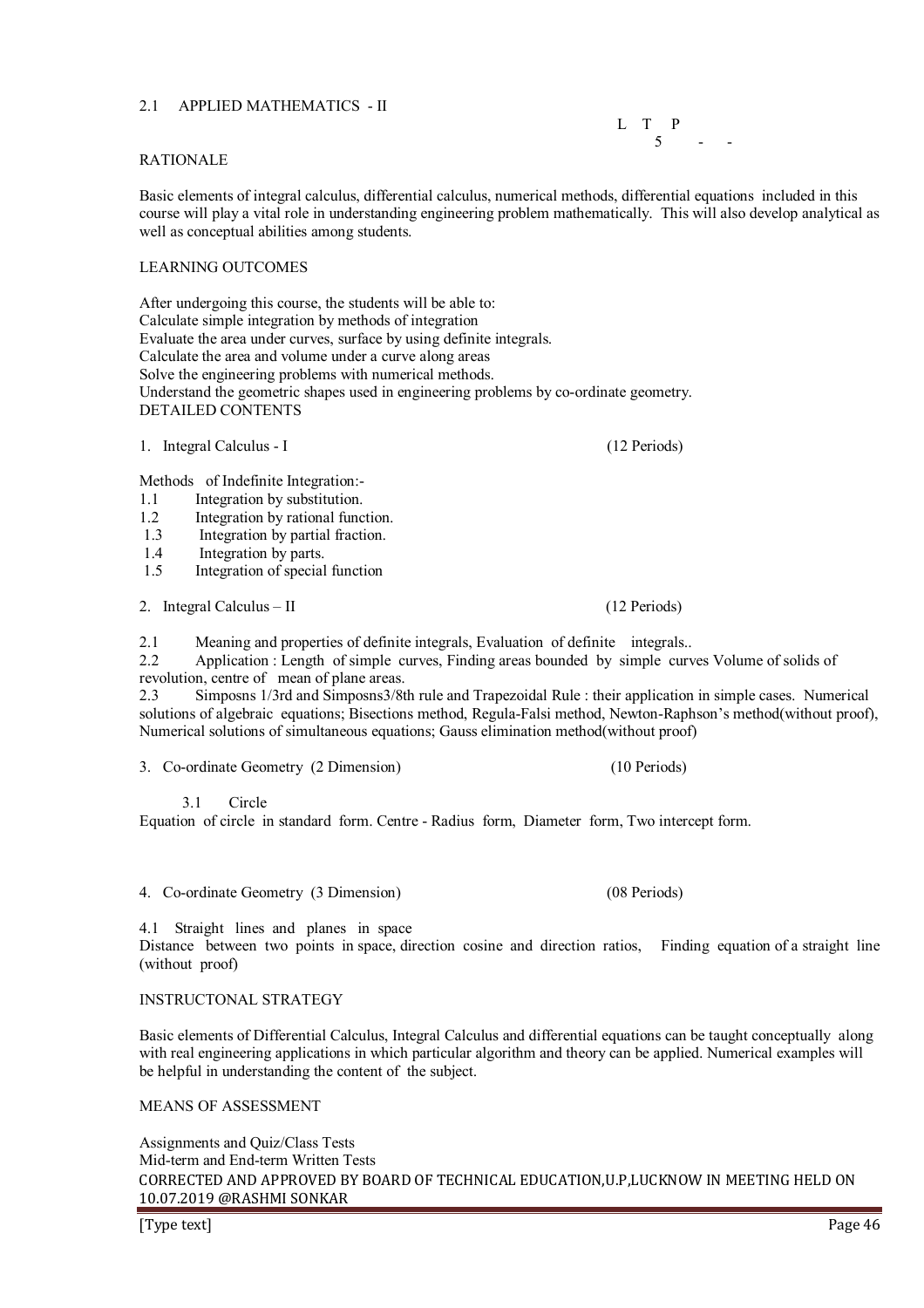## 2.1 APPLIED MATHEMATICS - II

| L | T | P |
|---|---|---|
| 5 | - | - |

### RATIONALE

Basic elements of integral calculus, differential calculus, numerical methods, differential equations included in this course will play a vital role in understanding engineering problem mathematically. This will also develop analytical as well as conceptual abilities among students.

### LEARNING OUTCOMES

After undergoing this course, the students will be able to:
Calculate simple integration by methods of integration
Evaluate the area under curves, surface by using definite integrals.
Calculate the area and volume under a curve along areas
Solve the engineering problems with numerical methods.
Understand the geometric shapes used in engineering problems by co-ordinate geometry.

### DETAILED CONTENTS

1. Integral Calculus - I (12 Periods)

Methods of Indefinite Integration:-

1.1 Integration by substitution.
1.2 Integration by rational function.
1.3 Integration by partial fraction.
1.4 Integration by parts.
1.5 Integration of special function

2. Integral Calculus – II (12 Periods)

2.1 Meaning and properties of definite integrals, Evaluation of definite integrals..
2.2 Application : Length of simple curves, Finding areas bounded by simple curves Volume of solids of revolution, centre of mean of plane areas.
2.3 Simposns 1/3rd and Simposns3/8th rule and Trapezoidal Rule : their application in simple cases. Numerical solutions of algebraic equations; Bisections method, Regula-Falsi method, Newton-Raphson's method(without proof), Numerical solutions of simultaneous equations; Gauss elimination method(without proof)

3. Co-ordinate Geometry (2 Dimension) (10 Periods)

3.1 Circle
Equation of circle in standard form. Centre - Radius form, Diameter form, Two intercept form.

4. Co-ordinate Geometry (3 Dimension) (08 Periods)

4.1 Straight lines and planes in space
Distance between two points in space, direction cosine and direction ratios, Finding equation of a straight line (without proof)

### INSTRUCTONAL STRATEGY

Basic elements of Differential Calculus, Integral Calculus and differential equations can be taught conceptually along with real engineering applications in which particular algorithm and theory can be applied. Numerical examples will be helpful in understanding the content of the subject.

### MEANS OF ASSESSMENT

Assignments and Quiz/Class Tests
Mid-term and End-term Written Tests

CORRECTED AND APPROVED BY BOARD OF TECHNICAL EDUCATION,U.P,LUCKNOW IN MEETING HELD ON 10.07.2019 @RASHMI SONKAR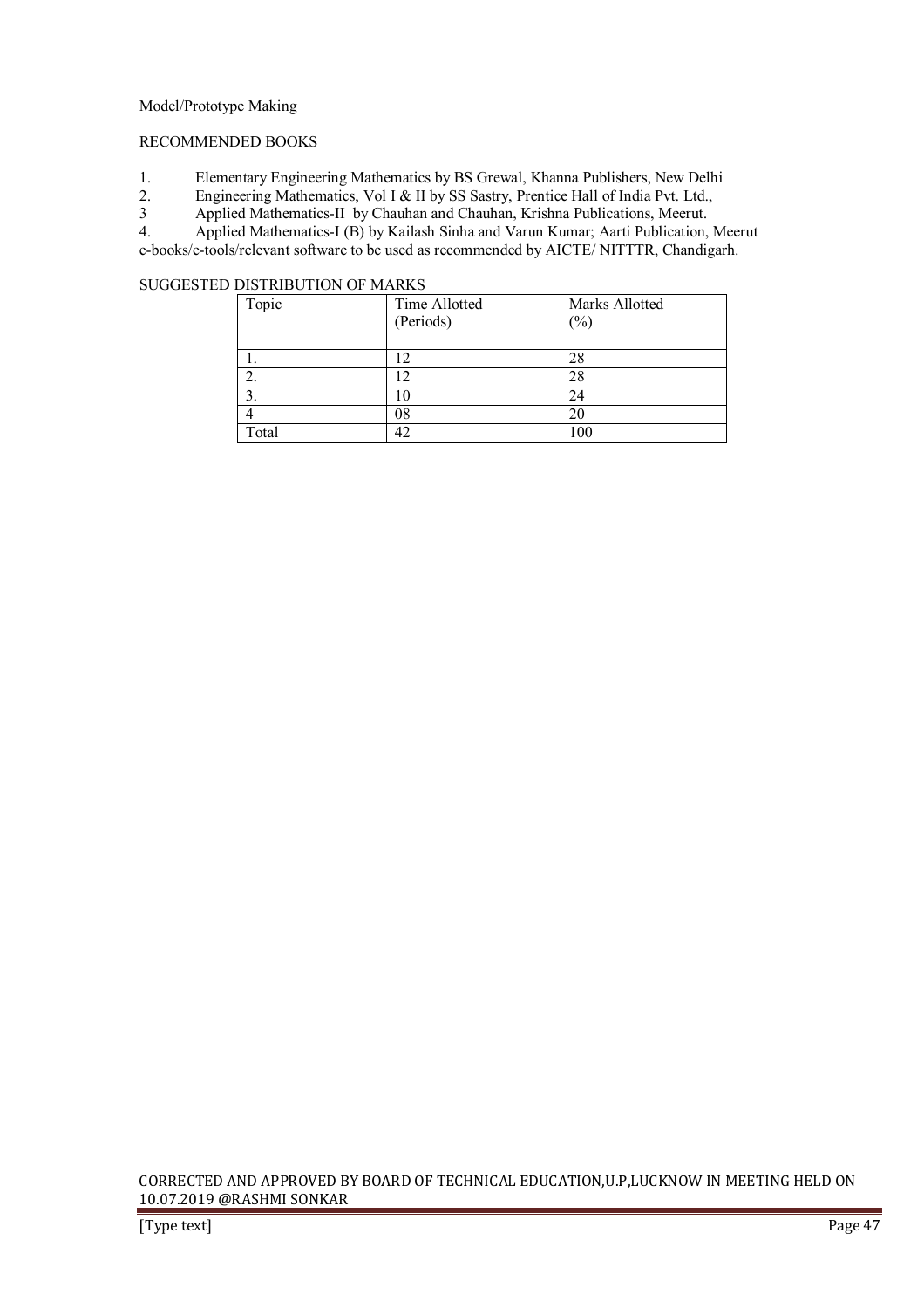Model/Prototype Making

RECOMMENDED BOOKS

1. Elementary Engineering Mathematics by BS Grewal, Khanna Publishers, New Delhi
2. Engineering Mathematics, Vol I & II by SS Sastry, Prentice Hall of India Pvt. Ltd.,
3 Applied Mathematics-II by Chauhan and Chauhan, Krishna Publications, Meerut.
4. Applied Mathematics-I (B) by Kailash Sinha and Varun Kumar; Aarti Publication, Meerut

e-books/e-tools/relevant software to be used as recommended by AICTE/ NITTTR, Chandigarh.

SUGGESTED DISTRIBUTION OF MARKS

| Topic | Time Allotted (Periods) | Marks Allotted (%) |
|---|---|---|
| 1. | 12 | 28 |
| 2. | 12 | 28 |
| 3. | 10 | 24 |
| 4 | 08 | 20 |
| Total | 42 | 100 |

CORRECTED AND APPROVED BY BOARD OF TECHNICAL EDUCATION,U.P,LUCKNOW IN MEETING HELD ON 10.07.2019 @RASHMI SONKAR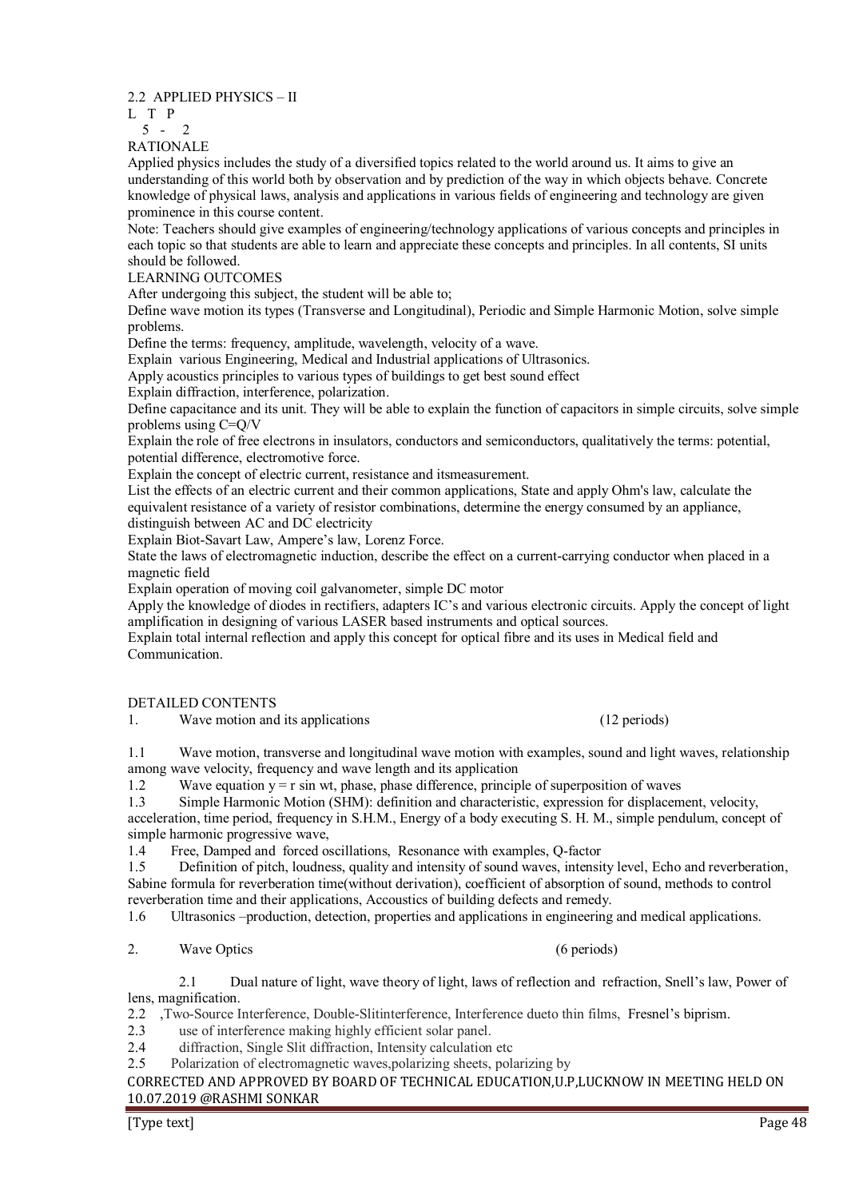## 2.2 APPLIED PHYSICS – II

L T P
5 - 2

### RATIONALE

Applied physics includes the study of a diversified topics related to the world around us. It aims to give an understanding of this world both by observation and by prediction of the way in which objects behave. Concrete knowledge of physical laws, analysis and applications in various fields of engineering and technology are given prominence in this course content.

Note: Teachers should give examples of engineering/technology applications of various concepts and principles in each topic so that students are able to learn and appreciate these concepts and principles. In all contents, SI units should be followed.

### LEARNING OUTCOMES

After undergoing this subject, the student will be able to;

Define wave motion its types (Transverse and Longitudinal), Periodic and Simple Harmonic Motion, solve simple problems.

Define the terms: frequency, amplitude, wavelength, velocity of a wave.

Explain various Engineering, Medical and Industrial applications of Ultrasonics.

Apply acoustics principles to various types of buildings to get best sound effect

Explain diffraction, interference, polarization.

Define capacitance and its unit. They will be able to explain the function of capacitors in simple circuits, solve simple problems using C=Q/V

Explain the role of free electrons in insulators, conductors and semiconductors, qualitatively the terms: potential, potential difference, electromotive force.

Explain the concept of electric current, resistance and itsmeasurement.

List the effects of an electric current and their common applications, State and apply Ohm's law, calculate the equivalent resistance of a variety of resistor combinations, determine the energy consumed by an appliance, distinguish between AC and DC electricity

Explain Biot-Savart Law, Ampere's law, Lorenz Force.

State the laws of electromagnetic induction, describe the effect on a current-carrying conductor when placed in a magnetic field

Explain operation of moving coil galvanometer, simple DC motor

Apply the knowledge of diodes in rectifiers, adapters IC's and various electronic circuits. Apply the concept of light amplification in designing of various LASER based instruments and optical sources.

Explain total internal reflection and apply this concept for optical fibre and its uses in Medical field and Communication.

### DETAILED CONTENTS

1. Wave motion and its applications (12 periods)

1.1 Wave motion, transverse and longitudinal wave motion with examples, sound and light waves, relationship among wave velocity, frequency and wave length and its application

1.2 Wave equation $y = r \sin wt$, phase, phase difference, principle of superposition of waves

1.3 Simple Harmonic Motion (SHM): definition and characteristic, expression for displacement, velocity, acceleration, time period, frequency in S.H.M., Energy of a body executing S. H. M., simple pendulum, concept of simple harmonic progressive wave,

1.4 Free, Damped and forced oscillations, Resonance with examples, Q-factor

1.5 Definition of pitch, loudness, quality and intensity of sound waves, intensity level, Echo and reverberation, Sabine formula for reverberation time(without derivation), coefficient of absorption of sound, methods to control reverberation time and their applications, Accoustics of building defects and remedy.

1.6 Ultrasonics –production, detection, properties and applications in engineering and medical applications.

2. Wave Optics (6 periods)

2.1 Dual nature of light, wave theory of light, laws of reflection and refraction, Snell's law, Power of lens, magnification.

2.2 ,Two-Source Interference, Double-Slitinterference, Interference dueto thin films, Fresnel's biprism.

2.3 use of interference making highly efficient solar panel.

2.4 diffraction, Single Slit diffraction, Intensity calculation etc

2.5 Polarization of electromagnetic waves,polarizing sheets, polarizing by

CORRECTED AND APPROVED BY BOARD OF TECHNICAL EDUCATION,U.P,LUCKNOW IN MEETING HELD ON 10.07.2019 @RASHMI SONKAR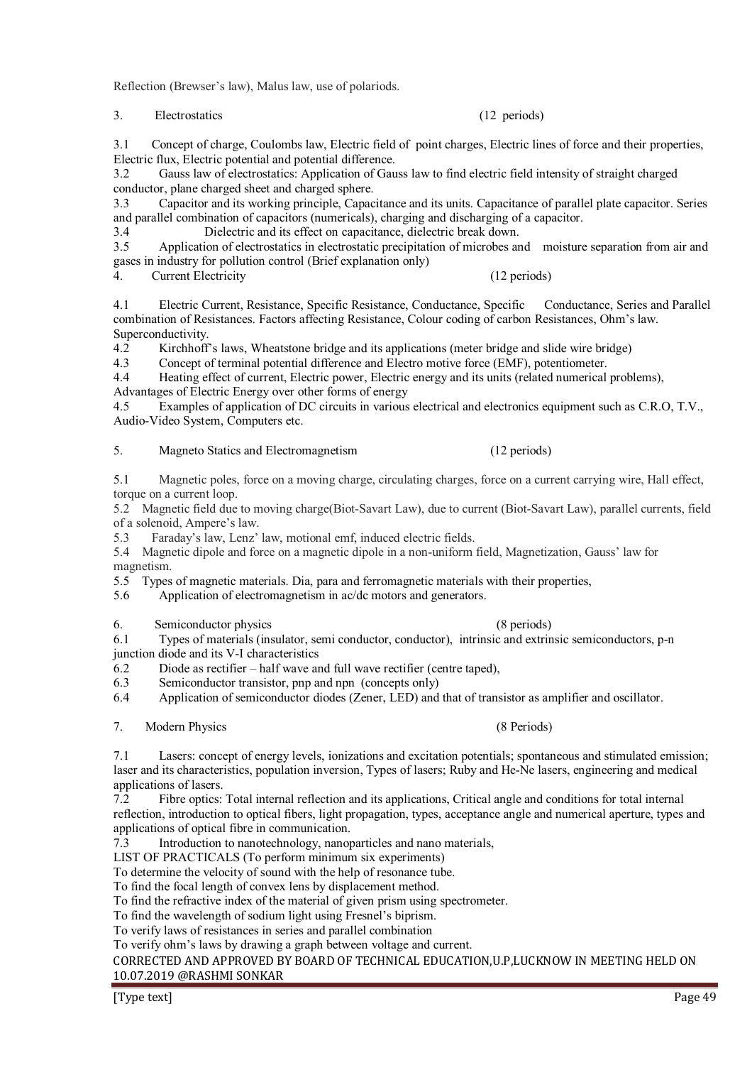Reflection (Brewser's law), Malus law, use of polariods.

## 3. Electrostatics (12 periods)

3.1 Concept of charge, Coulombs law, Electric field of point charges, Electric lines of force and their properties, Electric flux, Electric potential and potential difference.

3.2 Gauss law of electrostatics: Application of Gauss law to find electric field intensity of straight charged conductor, plane charged sheet and charged sphere.

3.3 Capacitor and its working principle, Capacitance and its units. Capacitance of parallel plate capacitor. Series and parallel combination of capacitors (numericals), charging and discharging of a capacitor.

3.4 Dielectric and its effect on capacitance, dielectric break down.

3.5 Application of electrostatics in electrostatic precipitation of microbes and moisture separation from air and gases in industry for pollution control (Brief explanation only)

## 4. Current Electricity (12 periods)

4.1 Electric Current, Resistance, Specific Resistance, Conductance, Specific Conductance, Series and Parallel combination of Resistances. Factors affecting Resistance, Colour coding of carbon Resistances, Ohm's law. Superconductivity.

4.2 Kirchhoff's laws, Wheatstone bridge and its applications (meter bridge and slide wire bridge)

4.3 Concept of terminal potential difference and Electro motive force (EMF), potentiometer.

4.4 Heating effect of current, Electric power, Electric energy and its units (related numerical problems), Advantages of Electric Energy over other forms of energy

4.5 Examples of application of DC circuits in various electrical and electronics equipment such as C.R.O, T.V., Audio-Video System, Computers etc.

## 5. Magneto Statics and Electromagnetism (12 periods)

5.1 Magnetic poles, force on a moving charge, circulating charges, force on a current carrying wire, Hall effect, torque on a current loop.

5.2 Magnetic field due to moving charge(Biot-Savart Law), due to current (Biot-Savart Law), parallel currents, field of a solenoid, Ampere's law.

5.3 Faraday's law, Lenz' law, motional emf, induced electric fields.

5.4 Magnetic dipole and force on a magnetic dipole in a non-uniform field, Magnetization, Gauss' law for magnetism.

5.5 Types of magnetic materials. Dia, para and ferromagnetic materials with their properties,

5.6 Application of electromagnetism in ac/dc motors and generators.

## 6. Semiconductor physics (8 periods)

6.1 Types of materials (insulator, semi conductor, conductor), intrinsic and extrinsic semiconductors, p-n junction diode and its V-I characteristics

6.2 Diode as rectifier – half wave and full wave rectifier (centre taped),

6.3 Semiconductor transistor, pnp and npn (concepts only)

6.4 Application of semiconductor diodes (Zener, LED) and that of transistor as amplifier and oscillator.

## 7. Modern Physics (8 Periods)

7.1 Lasers: concept of energy levels, ionizations and excitation potentials; spontaneous and stimulated emission; laser and its characteristics, population inversion, Types of lasers; Ruby and He-Ne lasers, engineering and medical applications of lasers.

7.2 Fibre optics: Total internal reflection and its applications, Critical angle and conditions for total internal reflection, introduction to optical fibers, light propagation, types, acceptance angle and numerical aperture, types and applications of optical fibre in communication.

7.3 Introduction to nanotechnology, nanoparticles and nano materials,

LIST OF PRACTICALS (To perform minimum six experiments)

To determine the velocity of sound with the help of resonance tube.

To find the focal length of convex lens by displacement method.

To find the refractive index of the material of given prism using spectrometer.

To find the wavelength of sodium light using Fresnel's biprism.

To verify laws of resistances in series and parallel combination

To verify ohm's laws by drawing a graph between voltage and current.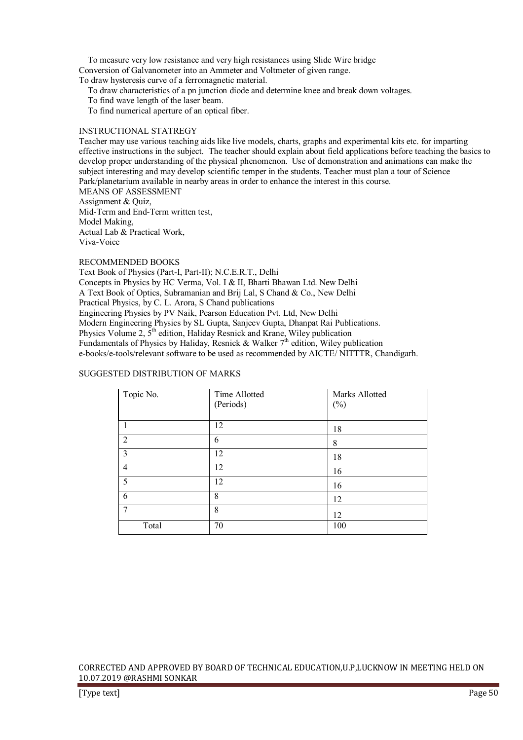To measure very low resistance and very high resistances using Slide Wire bridge

Conversion of Galvanometer into an Ammeter and Voltmeter of given range.

To draw hysteresis curve of a ferromagnetic material.

To draw characteristics of a pn junction diode and determine knee and break down voltages.

To find wave length of the laser beam.

To find numerical aperture of an optical fiber.

## INSTRUCTIONAL STATREGY

Teacher may use various teaching aids like live models, charts, graphs and experimental kits etc. for imparting effective instructions in the subject. The teacher should explain about field applications before teaching the basics to develop proper understanding of the physical phenomenon. Use of demonstration and animations can make the subject interesting and may develop scientific temper in the students. Teacher must plan a tour of Science Park/planetarium available in nearby areas in order to enhance the interest in this course.

## MEANS OF ASSESSMENT

Assignment & Quiz,

Mid-Term and End-Term written test,

Model Making,

Actual Lab & Practical Work,

Viva-Voice

## RECOMMENDED BOOKS

Text Book of Physics (Part-I, Part-II); N.C.E.R.T., Delhi

Concepts in Physics by HC Verma, Vol. I & II, Bharti Bhawan Ltd. New Delhi

A Text Book of Optics, Subramanian and Brij Lal, S Chand & Co., New Delhi

Practical Physics, by C. L. Arora, S Chand publications

Engineering Physics by PV Naik, Pearson Education Pvt. Ltd, New Delhi

Modern Engineering Physics by SL Gupta, Sanjeev Gupta, Dhanpat Rai Publications.

Physics Volume 2, 5th edition, Haliday Resnick and Krane, Wiley publication

Fundamentals of Physics by Haliday, Resnick & Walker 7th edition, Wiley publication

e-books/e-tools/relevant software to be used as recommended by AICTE/ NITTTR, Chandigarh.

## SUGGESTED DISTRIBUTION OF MARKS

| Topic No. | Time Allotted (Periods) | Marks Allotted (%) |
|---|---|---|
| 1 | 12 | 18 |
| 2 | 6 | 8 |
| 3 | 12 | 18 |
| 4 | 12 | 16 |
| 5 | 12 | 16 |
| 6 | 8 | 12 |
| 7 | 8 | 12 |
| Total | 70 | 100 |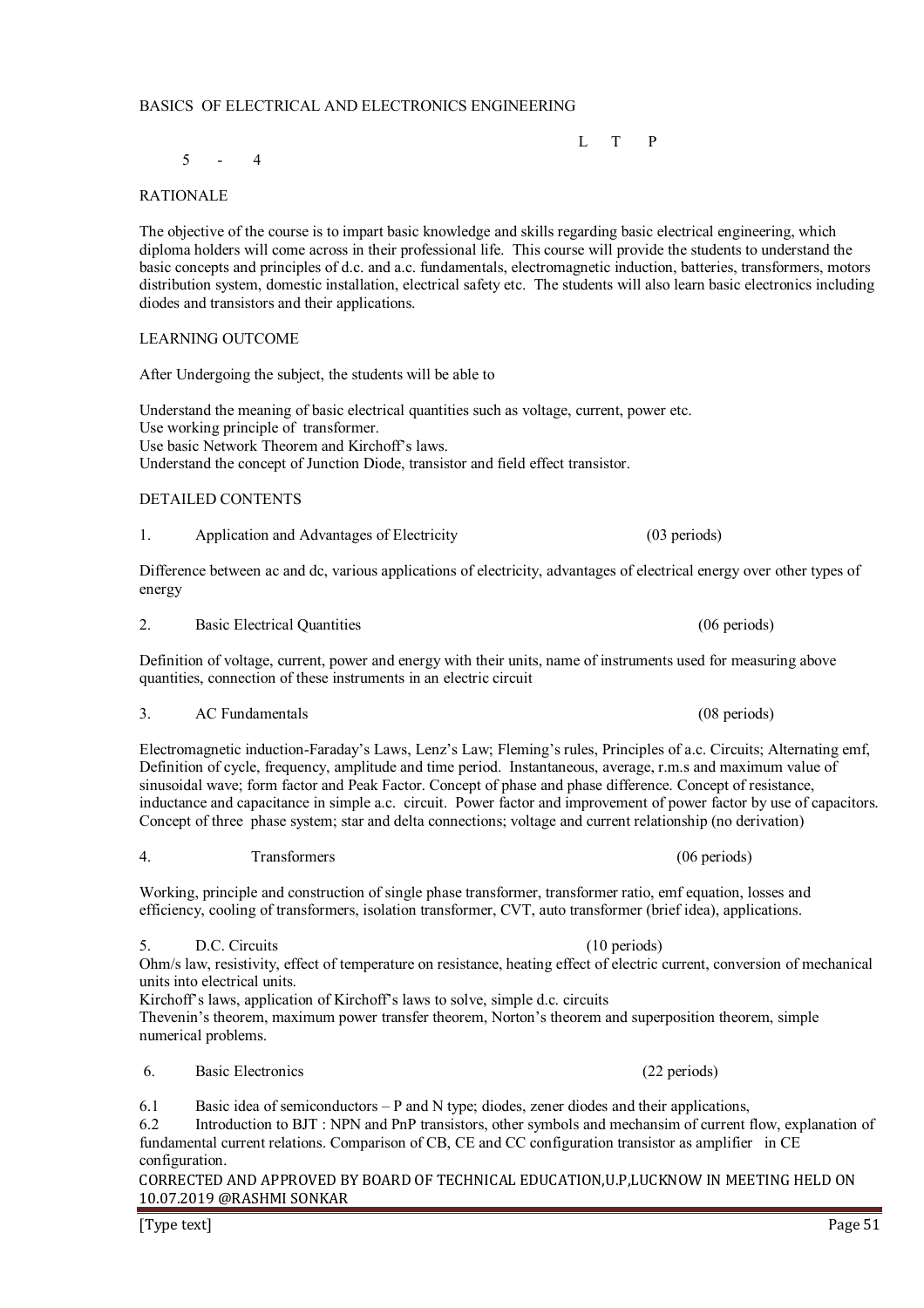# BASICS OF ELECTRICAL AND ELECTRONICS ENGINEERING

| L | T | P |
|---|---|---|
| 5 | - | 4 |

## RATIONALE

The objective of the course is to impart basic knowledge and skills regarding basic electrical engineering, which diploma holders will come across in their professional life. This course will provide the students to understand the basic concepts and principles of d.c. and a.c. fundamentals, electromagnetic induction, batteries, transformers, motors distribution system, domestic installation, electrical safety etc. The students will also learn basic electronics including diodes and transistors and their applications.

## LEARNING OUTCOME

After Undergoing the subject, the students will be able to

Understand the meaning of basic electrical quantities such as voltage, current, power etc.
Use working principle of transformer.
Use basic Network Theorem and Kirchoff's laws.
Understand the concept of Junction Diode, transistor and field effect transistor.

## DETAILED CONTENTS

### 1. Application and Advantages of Electricity (03 periods)

Difference between ac and dc, various applications of electricity, advantages of electrical energy over other types of energy

### 2. Basic Electrical Quantities (06 periods)

Definition of voltage, current, power and energy with their units, name of instruments used for measuring above quantities, connection of these instruments in an electric circuit

### 3. AC Fundamentals (08 periods)

Electromagnetic induction-Faraday's Laws, Lenz's Law; Fleming's rules, Principles of a.c. Circuits; Alternating emf, Definition of cycle, frequency, amplitude and time period. Instantaneous, average, r.m.s and maximum value of sinusoidal wave; form factor and Peak Factor. Concept of phase and phase difference. Concept of resistance, inductance and capacitance in simple a.c. circuit. Power factor and improvement of power factor by use of capacitors. Concept of three phase system; star and delta connections; voltage and current relationship (no derivation)

### 4. Transformers (06 periods)

Working, principle and construction of single phase transformer, transformer ratio, emf equation, losses and efficiency, cooling of transformers, isolation transformer, CVT, auto transformer (brief idea), applications.

### 5. D.C. Circuits (10 periods)

Ohm/s law, resistivity, effect of temperature on resistance, heating effect of electric current, conversion of mechanical units into electrical units.
Kirchoff's laws, application of Kirchoff's laws to solve, simple d.c. circuits
Thevenin's theorem, maximum power transfer theorem, Norton's theorem and superposition theorem, simple numerical problems.

### 6. Basic Electronics (22 periods)

6.1 Basic idea of semiconductors – P and N type; diodes, zener diodes and their applications,

6.2 Introduction to BJT : NPN and PnP transistors, other symbols and mechansim of current flow, explanation of fundamental current relations. Comparison of CB, CE and CC configuration transistor as amplifier in CE configuration.

CORRECTED AND APPROVED BY BOARD OF TECHNICAL EDUCATION,U.P,LUCKNOW IN MEETING HELD ON 10.07.2019 @RASHMI SONKAR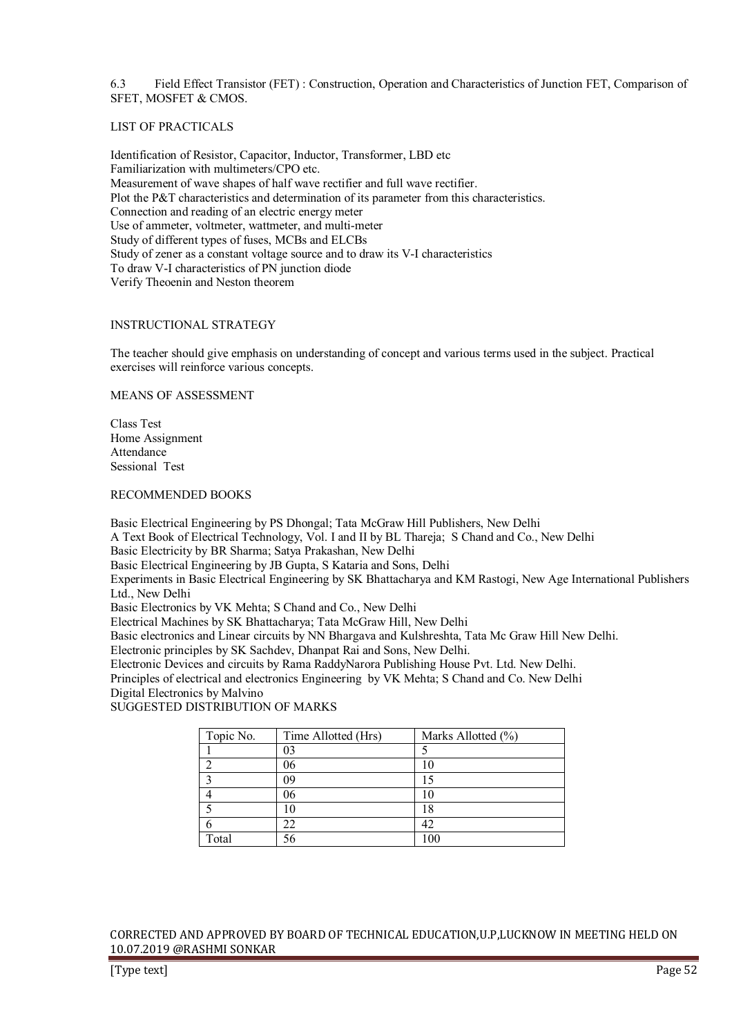6.3 Field Effect Transistor (FET) : Construction, Operation and Characteristics of Junction FET, Comparison of SFET, MOSFET & CMOS.

## LIST OF PRACTICALS

Identification of Resistor, Capacitor, Inductor, Transformer, LBD etc
Familiarization with multimeters/CPO etc.
Measurement of wave shapes of half wave rectifier and full wave rectifier.
Plot the P&T characteristics and determination of its parameter from this characteristics.
Connection and reading of an electric energy meter
Use of ammeter, voltmeter, wattmeter, and multi-meter
Study of different types of fuses, MCBs and ELCBs
Study of zener as a constant voltage source and to draw its V-I characteristics
To draw V-I characteristics of PN junction diode
Verify Theoenin and Neston theorem

## INSTRUCTIONAL STRATEGY

The teacher should give emphasis on understanding of concept and various terms used in the subject. Practical exercises will reinforce various concepts.

## MEANS OF ASSESSMENT

Class Test
Home Assignment
Attendance
Sessional Test

## RECOMMENDED BOOKS

Basic Electrical Engineering by PS Dhongal; Tata McGraw Hill Publishers, New Delhi
A Text Book of Electrical Technology, Vol. I and II by BL Thareja; S Chand and Co., New Delhi
Basic Electricity by BR Sharma; Satya Prakashan, New Delhi
Basic Electrical Engineering by JB Gupta, S Kataria and Sons, Delhi
Experiments in Basic Electrical Engineering by SK Bhattacharya and KM Rastogi, New Age International Publishers Ltd., New Delhi
Basic Electronics by VK Mehta; S Chand and Co., New Delhi
Electrical Machines by SK Bhattacharya; Tata McGraw Hill, New Delhi
Basic electronics and Linear circuits by NN Bhargava and Kulshreshta, Tata Mc Graw Hill New Delhi.
Electronic principles by SK Sachdev, Dhanpat Rai and Sons, New Delhi.
Electronic Devices and circuits by Rama RaddyNarora Publishing House Pvt. Ltd. New Delhi.
Principles of electrical and electronics Engineering by VK Mehta; S Chand and Co. New Delhi
Digital Electronics by Malvino

## SUGGESTED DISTRIBUTION OF MARKS

| Topic No. | Time Allotted (Hrs) | Marks Allotted (%) |
|---|---|---|
| 1 | 03 | 5 |
| 2 | 06 | 10 |
| 3 | 09 | 15 |
| 4 | 06 | 10 |
| 5 | 10 | 18 |
| 6 | 22 | 42 |
| Total | 56 | 100 |

CORRECTED AND APPROVED BY BOARD OF TECHNICAL EDUCATION,U.P,LUCKNOW IN MEETING HELD ON 10.07.2019 @RASHMI SONKAR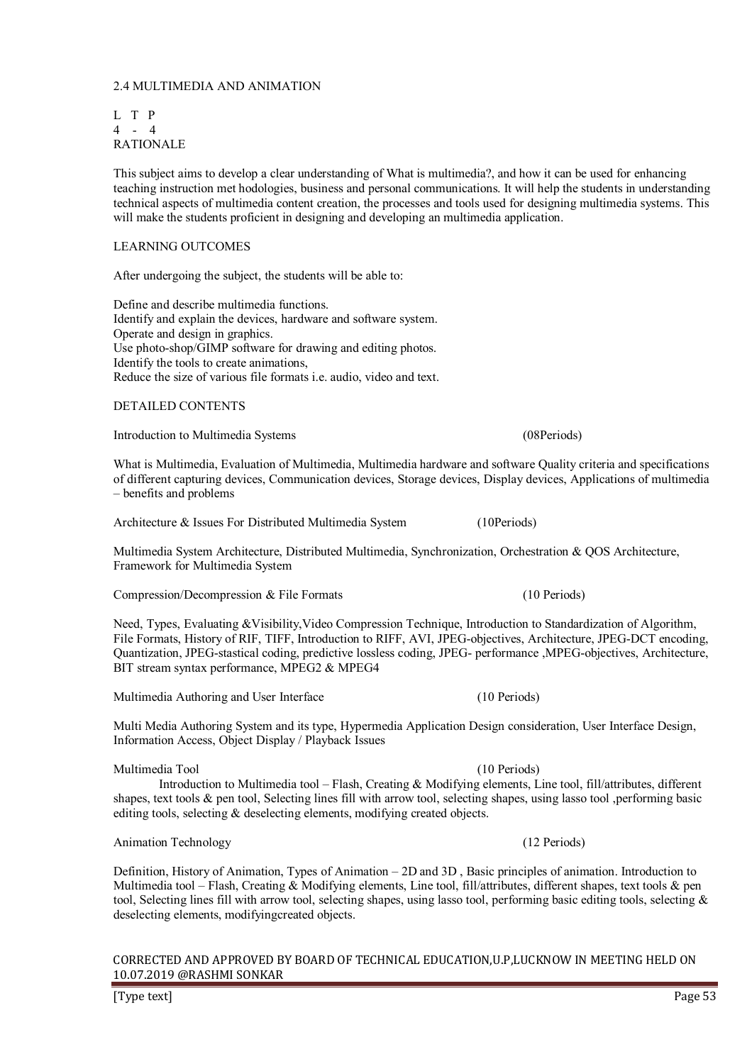## 2.4 MULTIMEDIA AND ANIMATION

L T P
4 - 4

### RATIONALE

This subject aims to develop a clear understanding of What is multimedia?, and how it can be used for enhancing teaching instruction met hodologies, business and personal communications. It will help the students in understanding technical aspects of multimedia content creation, the processes and tools used for designing multimedia systems. This will make the students proficient in designing and developing an multimedia application.

### LEARNING OUTCOMES

After undergoing the subject, the students will be able to:

Define and describe multimedia functions.
Identify and explain the devices, hardware and software system.
Operate and design in graphics.
Use photo-shop/GIMP software for drawing and editing photos.
Identify the tools to create animations,
Reduce the size of various file formats i.e. audio, video and text.

### DETAILED CONTENTS

**Introduction to Multimedia Systems** (08Periods)

What is Multimedia, Evaluation of Multimedia, Multimedia hardware and software Quality criteria and specifications of different capturing devices, Communication devices, Storage devices, Display devices, Applications of multimedia – benefits and problems

**Architecture & Issues For Distributed Multimedia System** (10Periods)

Multimedia System Architecture, Distributed Multimedia, Synchronization, Orchestration & QOS Architecture, Framework for Multimedia System

**Compression/Decompression & File Formats** (10 Periods)

Need, Types, Evaluating &Visibility,Video Compression Technique, Introduction to Standardization of Algorithm, File Formats, History of RIF, TIFF, Introduction to RIFF, AVI, JPEG-objectives, Architecture, JPEG-DCT encoding, Quantization, JPEG-stastical coding, predictive lossless coding, JPEG- performance ,MPEG-objectives, Architecture, BIT stream syntax performance, MPEG2 & MPEG4

**Multimedia Authoring and User Interface** (10 Periods)

Multi Media Authoring System and its type, Hypermedia Application Design consideration, User Interface Design, Information Access, Object Display / Playback Issues

**Multimedia Tool** (10 Periods)

Introduction to Multimedia tool – Flash, Creating & Modifying elements, Line tool, fill/attributes, different shapes, text tools & pen tool, Selecting lines fill with arrow tool, selecting shapes, using lasso tool ,performing basic editing tools, selecting & deselecting elements, modifying created objects.

**Animation Technology** (12 Periods)

Definition, History of Animation, Types of Animation – 2D and 3D , Basic principles of animation. Introduction to Multimedia tool – Flash, Creating & Modifying elements, Line tool, fill/attributes, different shapes, text tools & pen tool, Selecting lines fill with arrow tool, selecting shapes, using lasso tool, performing basic editing tools, selecting & deselecting elements, modifyingcreated objects.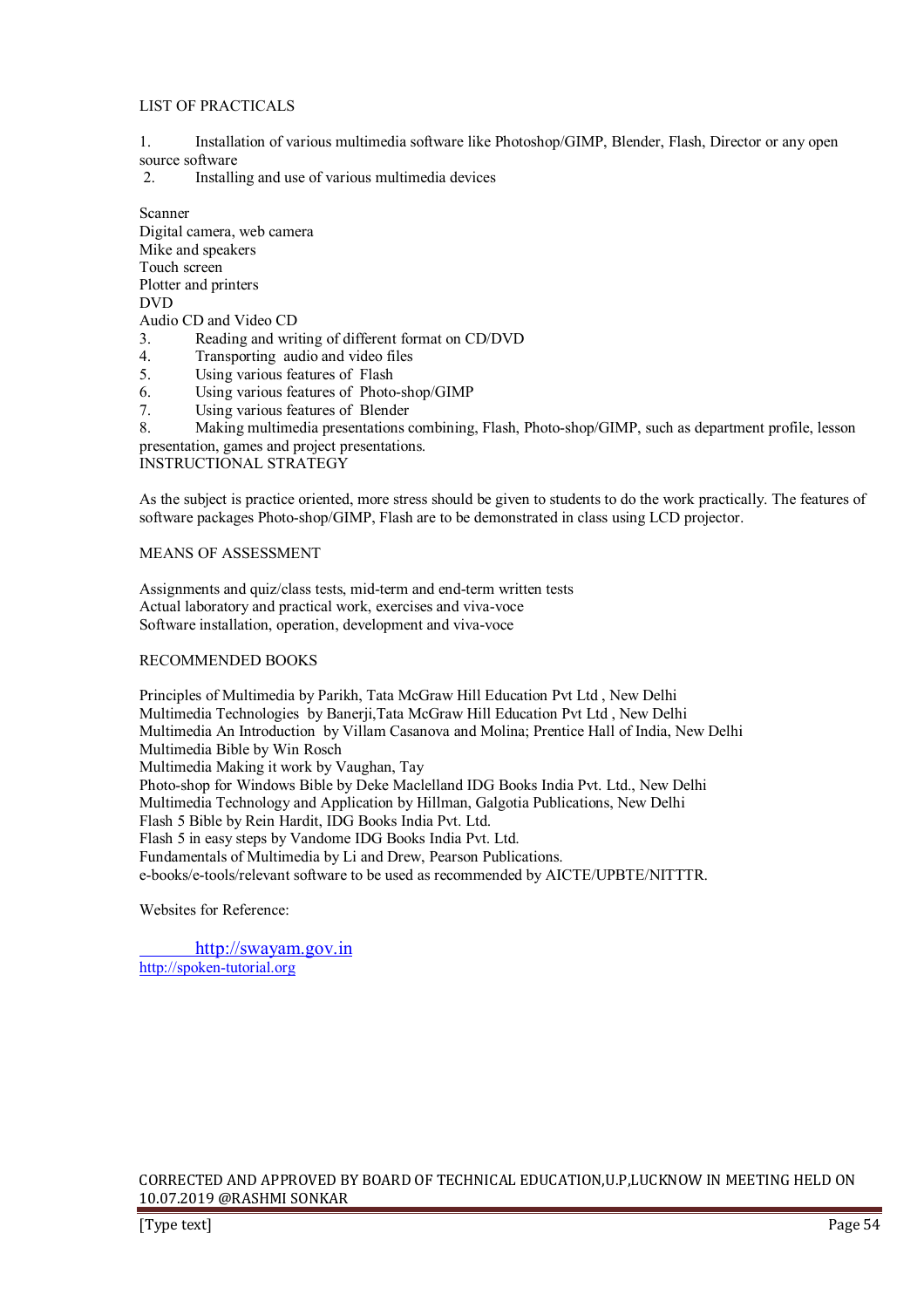## LIST OF PRACTICALS

1. Installation of various multimedia software like Photoshop/GIMP, Blender, Flash, Director or any open source software
2. Installing and use of various multimedia devices

Scanner
Digital camera, web camera
Mike and speakers
Touch screen
Plotter and printers
DVD
Audio CD and Video CD

3. Reading and writing of different format on CD/DVD
4. Transporting audio and video files
5. Using various features of Flash
6. Using various features of Photo-shop/GIMP
7. Using various features of Blender
8. Making multimedia presentations combining, Flash, Photo-shop/GIMP, such as department profile, lesson presentation, games and project presentations.

## INSTRUCTIONAL STRATEGY

As the subject is practice oriented, more stress should be given to students to do the work practically. The features of software packages Photo-shop/GIMP, Flash are to be demonstrated in class using LCD projector.

## MEANS OF ASSESSMENT

Assignments and quiz/class tests, mid-term and end-term written tests
Actual laboratory and practical work, exercises and viva-voce
Software installation, operation, development and viva-voce

## RECOMMENDED BOOKS

Principles of Multimedia by Parikh, Tata McGraw Hill Education Pvt Ltd , New Delhi
Multimedia Technologies by Banerji,Tata McGraw Hill Education Pvt Ltd , New Delhi
Multimedia An Introduction by Villam Casanova and Molina; Prentice Hall of India, New Delhi
Multimedia Bible by Win Rosch
Multimedia Making it work by Vaughan, Tay
Photo-shop for Windows Bible by Deke Maclelland IDG Books India Pvt. Ltd., New Delhi
Multimedia Technology and Application by Hillman, Galgotia Publications, New Delhi
Flash 5 Bible by Rein Hardit, IDG Books India Pvt. Ltd.
Flash 5 in easy steps by Vandome IDG Books India Pvt. Ltd.
Fundamentals of Multimedia by Li and Drew, Pearson Publications.
e-books/e-tools/relevant software to be used as recommended by AICTE/UPBTE/NITTTR.

Websites for Reference:

http://swayam.gov.in
http://spoken-tutorial.org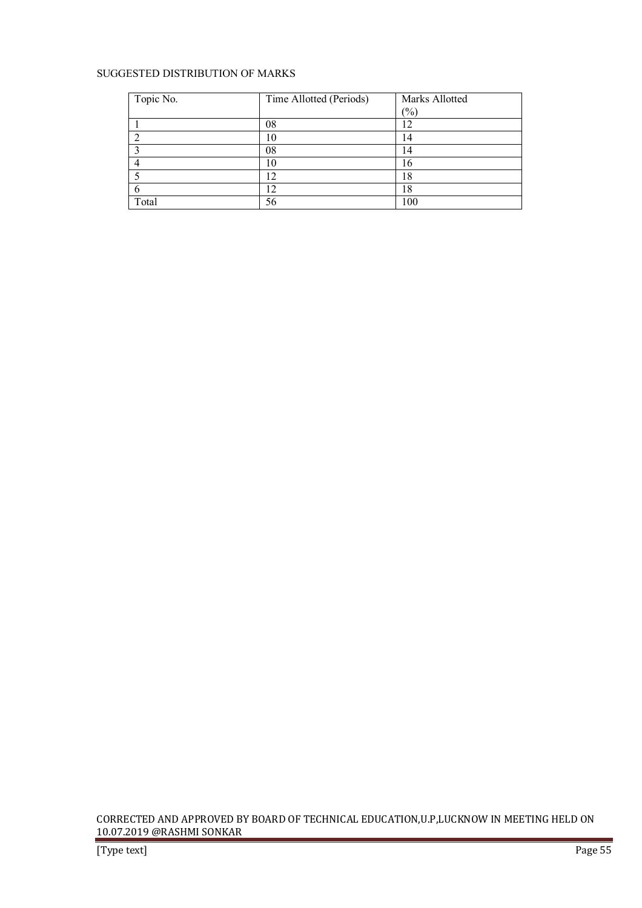SUGGESTED DISTRIBUTION OF MARKS

| Topic No. | Time Allotted (Periods) | Marks Allotted (%) |
|---|---|---|
| 1 | 08 | 12 |
| 2 | 10 | 14 |
| 3 | 08 | 14 |
| 4 | 10 | 16 |
| 5 | 12 | 18 |
| 6 | 12 | 18 |
| Total | 56 | 100 |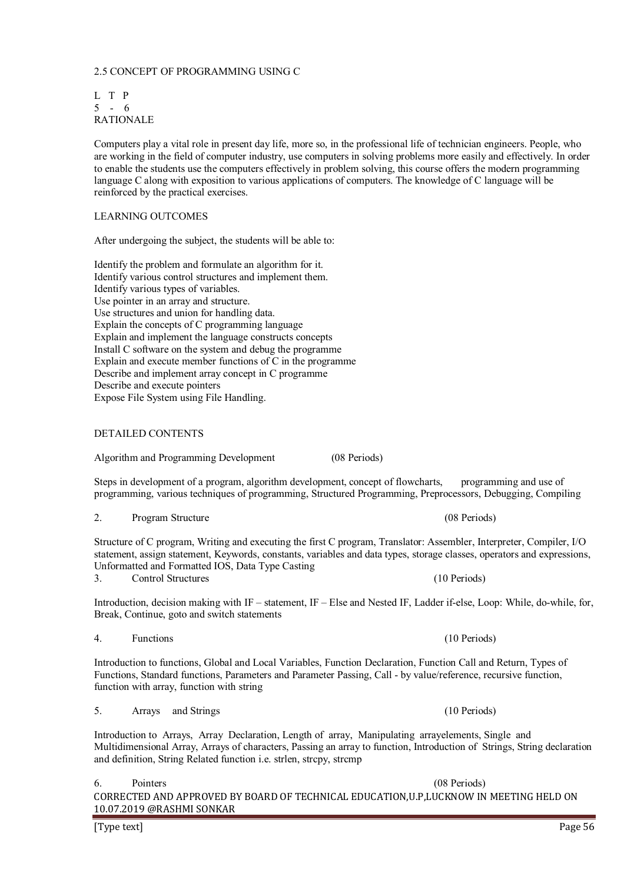## 2.5 CONCEPT OF PROGRAMMING USING C

| L | T | P |
|---|---|---|
| 5 | - | 6 |

### RATIONALE

Computers play a vital role in present day life, more so, in the professional life of technician engineers. People, who are working in the field of computer industry, use computers in solving problems more easily and effectively. In order to enable the students use the computers effectively in problem solving, this course offers the modern programming language C along with exposition to various applications of computers. The knowledge of C language will be reinforced by the practical exercises.

### LEARNING OUTCOMES

After undergoing the subject, the students will be able to:

- Identify the problem and formulate an algorithm for it.
- Identify various control structures and implement them.
- Identify various types of variables.
- Use pointer in an array and structure.
- Use structures and union for handling data.
- Explain the concepts of C programming language
- Explain and implement the language constructs concepts
- Install C software on the system and debug the programme
- Explain and execute member functions of C in the programme
- Describe and implement array concept in C programme
- Describe and execute pointers
- Expose File System using File Handling.

### DETAILED CONTENTS

**Algorithm and Programming Development (08 Periods)**

Steps in development of a program, algorithm development, concept of flowcharts, programming and use of programming, various techniques of programming, Structured Programming, Preprocessors, Debugging, Compiling

**2. Program Structure (08 Periods)**

Structure of C program, Writing and executing the first C program, Translator: Assembler, Interpreter, Compiler, I/O statement, assign statement, Keywords, constants, variables and data types, storage classes, operators and expressions, Unformatted and Formatted IOS, Data Type Casting

**3. Control Structures (10 Periods)**

Introduction, decision making with IF – statement, IF – Else and Nested IF, Ladder if-else, Loop: While, do-while, for, Break, Continue, goto and switch statements

**4. Functions (10 Periods)**

Introduction to functions, Global and Local Variables, Function Declaration, Function Call and Return, Types of Functions, Standard functions, Parameters and Parameter Passing, Call - by value/reference, recursive function, function with array, function with string

**5. Arrays and Strings (10 Periods)**

Introduction to Arrays, Array Declaration, Length of array, Manipulating arrayelements, Single and Multidimensional Array, Arrays of characters, Passing an array to function, Introduction of Strings, String declaration and definition, String Related function i.e. strlen, strcpy, strcmp

**6. Pointers (08 Periods)**

CORRECTED AND APPROVED BY BOARD OF TECHNICAL EDUCATION,U.P,LUCKNOW IN MEETING HELD ON 10.07.2019 @RASHMI SONKAR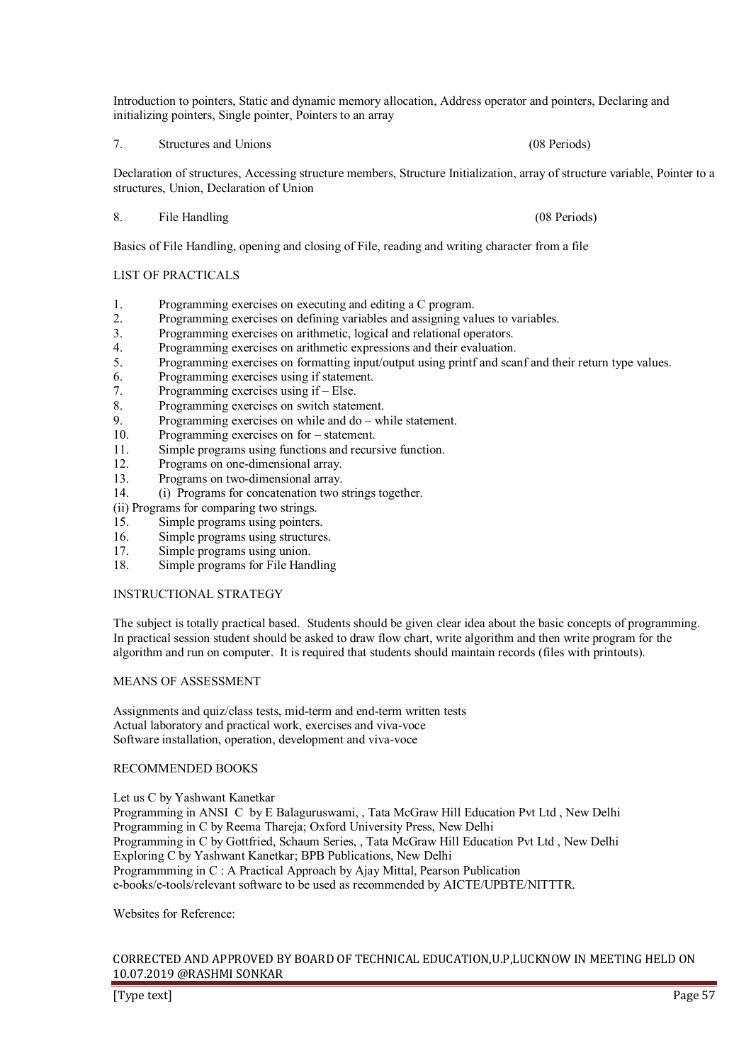Introduction to pointers, Static and dynamic memory allocation, Address operator and pointers, Declaring and initializing pointers, Single pointer, Pointers to an array

7. Structures and Unions (08 Periods)

Declaration of structures, Accessing structure members, Structure Initialization, array of structure variable, Pointer to a structures, Union, Declaration of Union

8. File Handling (08 Periods)

Basics of File Handling, opening and closing of File, reading and writing character from a file

LIST OF PRACTICALS

1. Programming exercises on executing and editing a C program.
2. Programming exercises on defining variables and assigning values to variables.
3. Programming exercises on arithmetic, logical and relational operators.
4. Programming exercises on arithmetic expressions and their evaluation.
5. Programming exercises on formatting input/output using printf and scanf and their return type values.
6. Programming exercises using if statement.
7. Programming exercises using if – Else.
8. Programming exercises on switch statement.
9. Programming exercises on while and do – while statement.
10. Programming exercises on for – statement.
11. Simple programs using functions and recursive function.
12. Programs on one-dimensional array.
13. Programs on two-dimensional array.
14. (i) Programs for concatenation two strings together.
(ii) Programs for comparing two strings.
15. Simple programs using pointers.
16. Simple programs using structures.
17. Simple programs using union.
18. Simple programs for File Handling

INSTRUCTIONAL STRATEGY

The subject is totally practical based. Students should be given clear idea about the basic concepts of programming. In practical session student should be asked to draw flow chart, write algorithm and then write program for the algorithm and run on computer. It is required that students should maintain records (files with printouts).

MEANS OF ASSESSMENT

Assignments and quiz/class tests, mid-term and end-term written tests
Actual laboratory and practical work, exercises and viva-voce
Software installation, operation, development and viva-voce

RECOMMENDED BOOKS

Let us C by Yashwant Kanetkar
Programming in ANSI C by E Balaguruswami, , Tata McGraw Hill Education Pvt Ltd , New Delhi
Programming in C by Reema Thareja; Oxford University Press, New Delhi
Programming in C by Gottfried, Schaum Series, , Tata McGraw Hill Education Pvt Ltd , New Delhi
Exploring C by Yashwant Kanetkar; BPB Publications, New Delhi
Programmming in C : A Practical Approach by Ajay Mittal, Pearson Publication
e-books/e-tools/relevant software to be used as recommended by AICTE/UPBTE/NITTTR.

Websites for Reference: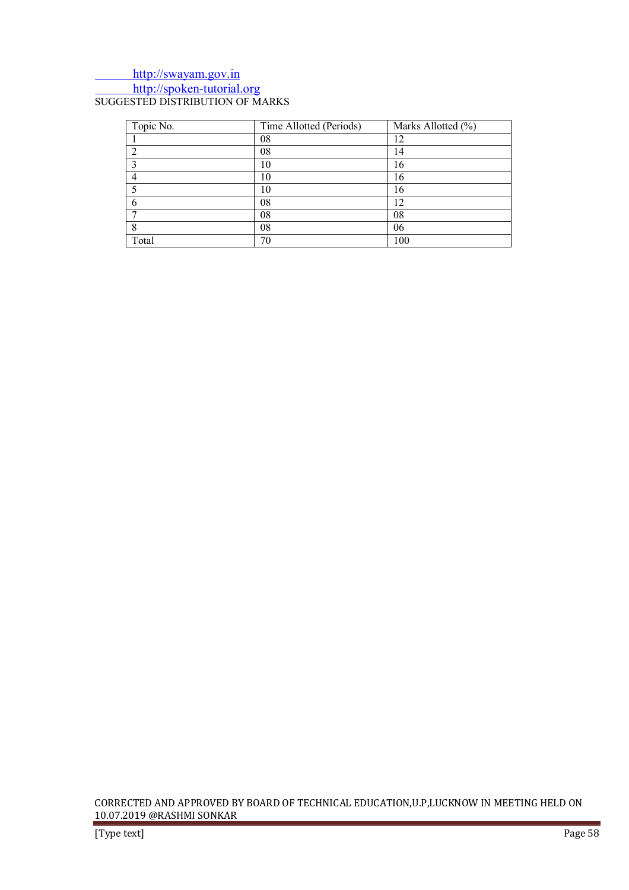http://swayam.gov.in

http://spoken-tutorial.org

SUGGESTED DISTRIBUTION OF MARKS

| Topic No. | Time Allotted (Periods) | Marks Allotted (%) |
|---|---|---|
| 1 | 08 | 12 |
| 2 | 08 | 14 |
| 3 | 10 | 16 |
| 4 | 10 | 16 |
| 5 | 10 | 16 |
| 6 | 08 | 12 |
| 7 | 08 | 08 |
| 8 | 08 | 06 |
| Total | 70 | 100 |

CORRECTED AND APPROVED BY BOARD OF TECHNICAL EDUCATION,U.P,LUCKNOW IN MEETING HELD ON 10.07.2019 @RASHMI SONKAR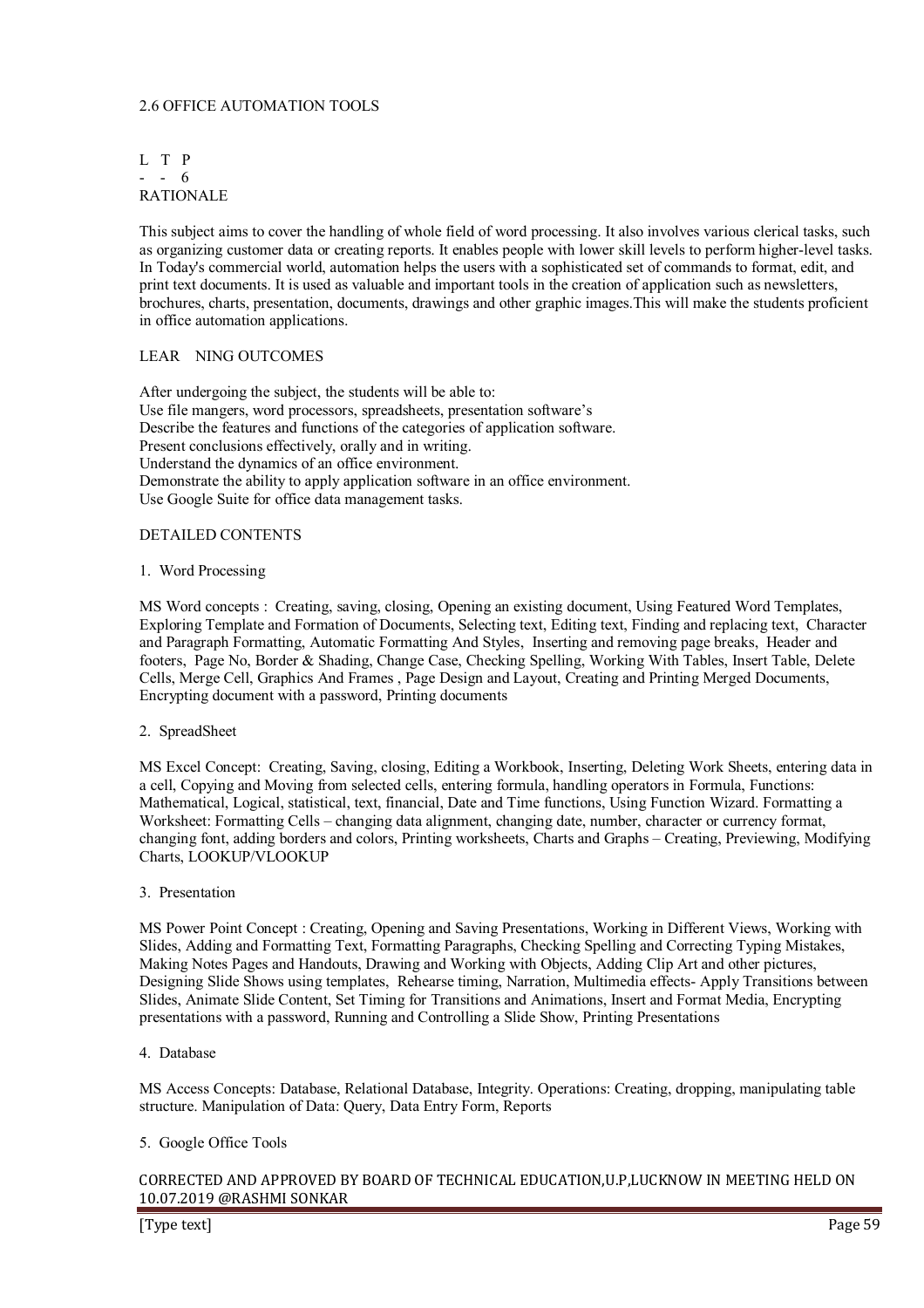## 2.6 OFFICE AUTOMATION TOOLS

L T P
- - 6

### RATIONALE

This subject aims to cover the handling of whole field of word processing. It also involves various clerical tasks, such as organizing customer data or creating reports. It enables people with lower skill levels to perform higher-level tasks. In Today's commercial world, automation helps the users with a sophisticated set of commands to format, edit, and print text documents. It is used as valuable and important tools in the creation of application such as newsletters, brochures, charts, presentation, documents, drawings and other graphic images.This will make the students proficient in office automation applications.

### LEAR NING OUTCOMES

After undergoing the subject, the students will be able to:

Use file mangers, word processors, spreadsheets, presentation software's

Describe the features and functions of the categories of application software.

Present conclusions effectively, orally and in writing.

Understand the dynamics of an office environment.

Demonstrate the ability to apply application software in an office environment.

Use Google Suite for office data management tasks.

### DETAILED CONTENTS

1. Word Processing

MS Word concepts : Creating, saving, closing, Opening an existing document, Using Featured Word Templates, Exploring Template and Formation of Documents, Selecting text, Editing text, Finding and replacing text, Character and Paragraph Formatting, Automatic Formatting And Styles, Inserting and removing page breaks, Header and footers, Page No, Border & Shading, Change Case, Checking Spelling, Working With Tables, Insert Table, Delete Cells, Merge Cell, Graphics And Frames , Page Design and Layout, Creating and Printing Merged Documents, Encrypting document with a password, Printing documents

2. SpreadSheet

MS Excel Concept: Creating, Saving, closing, Editing a Workbook, Inserting, Deleting Work Sheets, entering data in a cell, Copying and Moving from selected cells, entering formula, handling operators in Formula, Functions: Mathematical, Logical, statistical, text, financial, Date and Time functions, Using Function Wizard. Formatting a Worksheet: Formatting Cells – changing data alignment, changing date, number, character or currency format, changing font, adding borders and colors, Printing worksheets, Charts and Graphs – Creating, Previewing, Modifying Charts, LOOKUP/VLOOKUP

3. Presentation

MS Power Point Concept : Creating, Opening and Saving Presentations, Working in Different Views, Working with Slides, Adding and Formatting Text, Formatting Paragraphs, Checking Spelling and Correcting Typing Mistakes, Making Notes Pages and Handouts, Drawing and Working with Objects, Adding Clip Art and other pictures, Designing Slide Shows using templates, Rehearse timing, Narration, Multimedia effects- Apply Transitions between Slides, Animate Slide Content, Set Timing for Transitions and Animations, Insert and Format Media, Encrypting presentations with a password, Running and Controlling a Slide Show, Printing Presentations

4. Database

MS Access Concepts: Database, Relational Database, Integrity. Operations: Creating, dropping, manipulating table structure. Manipulation of Data: Query, Data Entry Form, Reports

5. Google Office Tools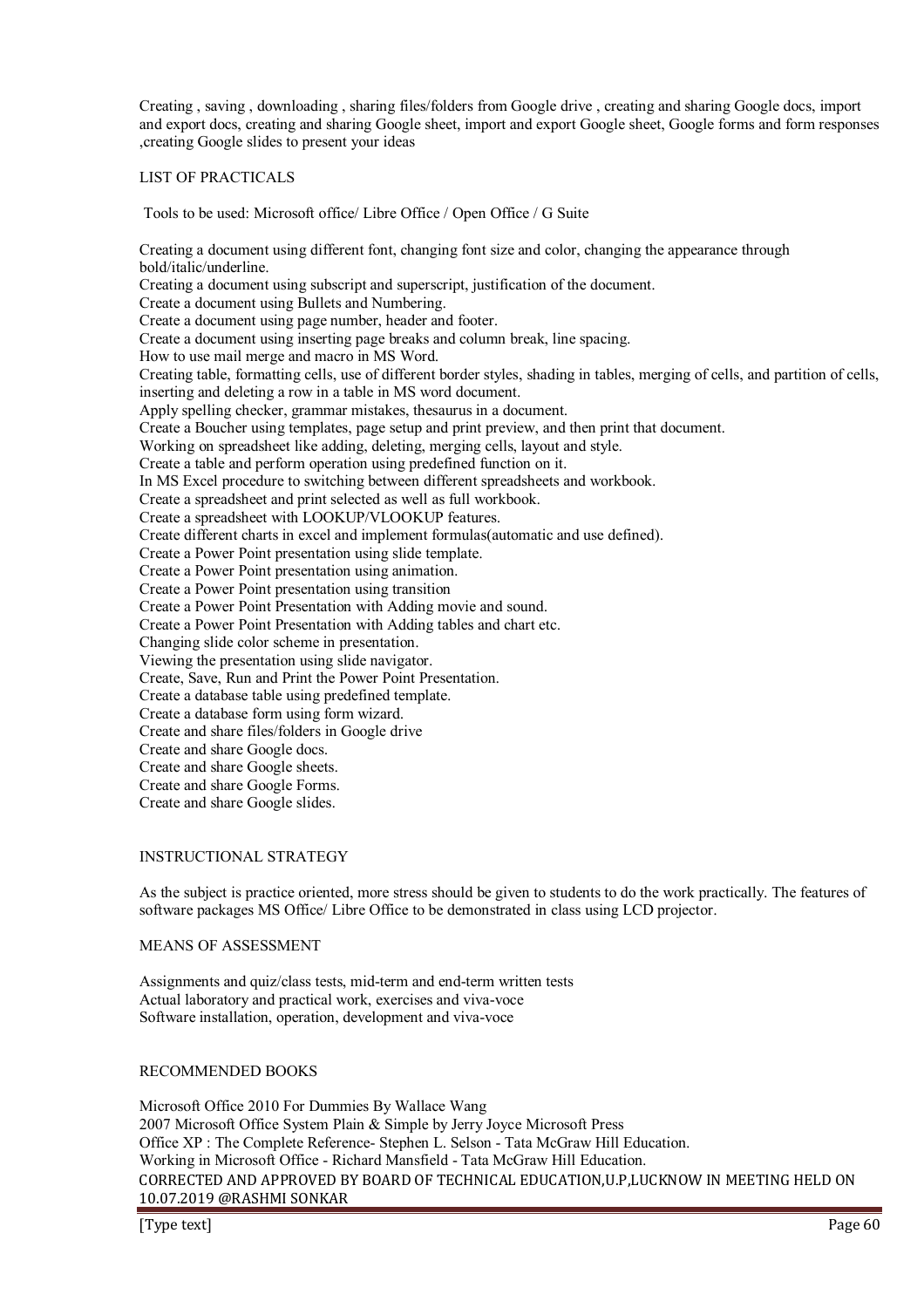Creating , saving , downloading , sharing files/folders from Google drive , creating and sharing Google docs, import and export docs, creating and sharing Google sheet, import and export Google sheet, Google forms and form responses ,creating Google slides to present your ideas

## LIST OF PRACTICALS

Tools to be used: Microsoft office/ Libre Office / Open Office / G Suite

Creating a document using different font, changing font size and color, changing the appearance through bold/italic/underline.
Creating a document using subscript and superscript, justification of the document.
Create a document using Bullets and Numbering.
Create a document using page number, header and footer.
Create a document using inserting page breaks and column break, line spacing.
How to use mail merge and macro in MS Word.
Creating table, formatting cells, use of different border styles, shading in tables, merging of cells, and partition of cells, inserting and deleting a row in a table in MS word document.
Apply spelling checker, grammar mistakes, thesaurus in a document.
Create a Boucher using templates, page setup and print preview, and then print that document.
Working on spreadsheet like adding, deleting, merging cells, layout and style.
Create a table and perform operation using predefined function on it.
In MS Excel procedure to switching between different spreadsheets and workbook.
Create a spreadsheet and print selected as well as full workbook.
Create a spreadsheet with LOOKUP/VLOOKUP features.
Create different charts in excel and implement formulas(automatic and use defined).
Create a Power Point presentation using slide template.
Create a Power Point presentation using animation.
Create a Power Point presentation using transition
Create a Power Point Presentation with Adding movie and sound.
Create a Power Point Presentation with Adding tables and chart etc.
Changing slide color scheme in presentation.
Viewing the presentation using slide navigator.
Create, Save, Run and Print the Power Point Presentation.
Create a database table using predefined template.
Create a database form using form wizard.
Create and share files/folders in Google drive
Create and share Google docs.
Create and share Google sheets.
Create and share Google Forms.
Create and share Google slides.

## INSTRUCTIONAL STRATEGY

As the subject is practice oriented, more stress should be given to students to do the work practically. The features of software packages MS Office/ Libre Office to be demonstrated in class using LCD projector.

## MEANS OF ASSESSMENT

Assignments and quiz/class tests, mid-term and end-term written tests
Actual laboratory and practical work, exercises and viva-voce
Software installation, operation, development and viva-voce

## RECOMMENDED BOOKS

Microsoft Office 2010 For Dummies By Wallace Wang
2007 Microsoft Office System Plain & Simple by Jerry Joyce Microsoft Press
Office XP : The Complete Reference- Stephen L. Selson - Tata McGraw Hill Education.
Working in Microsoft Office - Richard Mansfield - Tata McGraw Hill Education.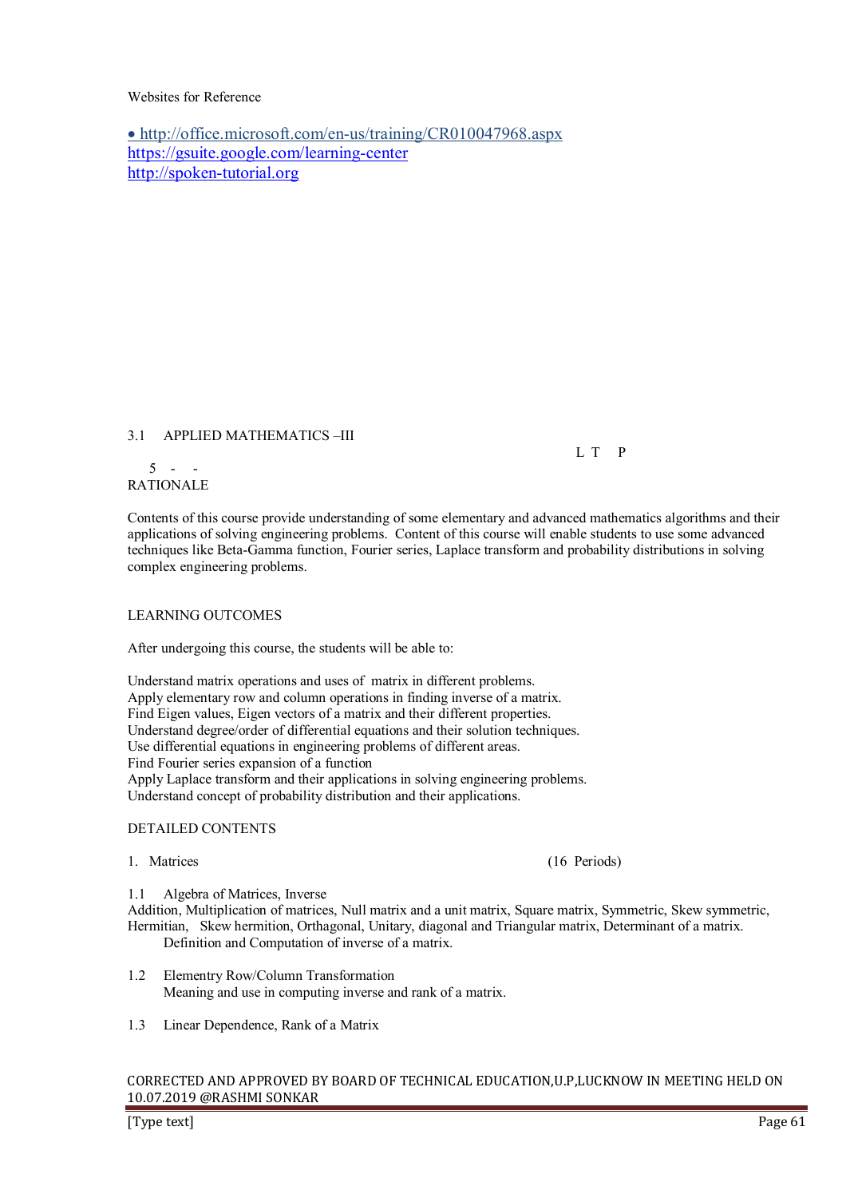Websites for Reference

- http://office.microsoft.com/en-us/training/CR010047968.aspx
https://gsuite.google.com/learning-center
http://spoken-tutorial.org

## 3.1 APPLIED MATHEMATICS –III

| L | T | P |
|---|---|---|
| 5 | - | - |

### RATIONALE

Contents of this course provide understanding of some elementary and advanced mathematics algorithms and their applications of solving engineering problems. Content of this course will enable students to use some advanced techniques like Beta-Gamma function, Fourier series, Laplace transform and probability distributions in solving complex engineering problems.

### LEARNING OUTCOMES

After undergoing this course, the students will be able to:

Understand matrix operations and uses of matrix in different problems.
Apply elementary row and column operations in finding inverse of a matrix.
Find Eigen values, Eigen vectors of a matrix and their different properties.
Understand degree/order of differential equations and their solution techniques.
Use differential equations in engineering problems of different areas.
Find Fourier series expansion of a function
Apply Laplace transform and their applications in solving engineering problems.
Understand concept of probability distribution and their applications.

### DETAILED CONTENTS

1. Matrices (16 Periods)

1.1 Algebra of Matrices, Inverse
Addition, Multiplication of matrices, Null matrix and a unit matrix, Square matrix, Symmetric, Skew symmetric, Hermitian, Skew hermition, Orthagonal, Unitary, diagonal and Triangular matrix, Determinant of a matrix.
Definition and Computation of inverse of a matrix.

1.2 Elementry Row/Column Transformation
Meaning and use in computing inverse and rank of a matrix.

1.3 Linear Dependence, Rank of a Matrix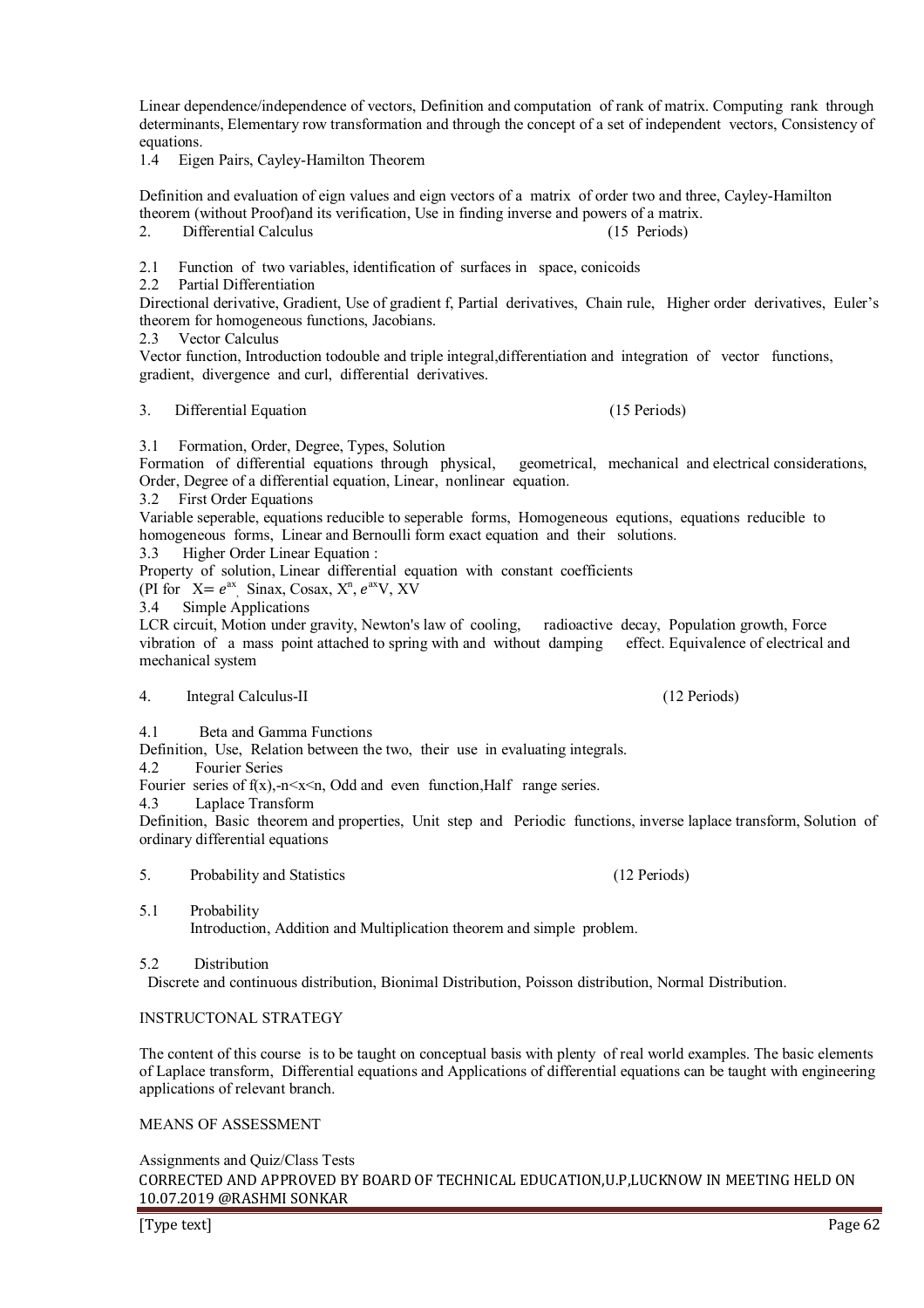Linear dependence/independence of vectors, Definition and computation of rank of matrix. Computing rank through determinants, Elementary row transformation and through the concept of a set of independent vectors, Consistency of equations.

1.4 Eigen Pairs, Cayley-Hamilton Theorem

Definition and evaluation of eign values and eign vectors of a matrix of order two and three, Cayley-Hamilton theorem (without Proof)and its verification, Use in finding inverse and powers of a matrix.

2. Differential Calculus (15 Periods)

2.1 Function of two variables, identification of surfaces in space, conicoids

2.2 Partial Differentiation

Directional derivative, Gradient, Use of gradient f, Partial derivatives, Chain rule, Higher order derivatives, Euler's theorem for homogeneous functions, Jacobians.

2.3 Vector Calculus

Vector function, Introduction todouble and triple integral,differentiation and integration of vector functions, gradient, divergence and curl, differential derivatives.

3. Differential Equation (15 Periods)

3.1 Formation, Order, Degree, Types, Solution

Formation of differential equations through physical, geometrical, mechanical and electrical considerations, Order, Degree of a differential equation, Linear, nonlinear equation.

3.2 First Order Equations

Variable seperable, equations reducible to seperable forms, Homogeneous equtions, equations reducible to homogeneous forms, Linear and Bernoulli form exact equation and their solutions.

3.3 Higher Order Linear Equation :

Property of solution, Linear differential equation with constant coefficients

(PI for $X= e^{ax}$, Sinax, Cosax, $X^n$, $e^{ax}V$, XV

3.4 Simple Applications

LCR circuit, Motion under gravity, Newton's law of cooling, radioactive decay, Population growth, Force vibration of a mass point attached to spring with and without damping effect. Equivalence of electrical and mechanical system

4. Integral Calculus-II (12 Periods)

4.1 Beta and Gamma Functions

Definition, Use, Relation between the two, their use in evaluating integrals.

4.2 Fourier Series

Fourier series of f(x),-n<x<n, Odd and even function,Half range series.

4.3 Laplace Transform

Definition, Basic theorem and properties, Unit step and Periodic functions, inverse laplace transform, Solution of ordinary differential equations

5. Probability and Statistics (12 Periods)

5.1 Probability

Introduction, Addition and Multiplication theorem and simple problem.

5.2 Distribution

Discrete and continuous distribution, Bionimal Distribution, Poisson distribution, Normal Distribution.

INSTRUCTONAL STRATEGY

The content of this course is to be taught on conceptual basis with plenty of real world examples. The basic elements of Laplace transform, Differential equations and Applications of differential equations can be taught with engineering applications of relevant branch.

MEANS OF ASSESSMENT

Assignments and Quiz/Class Tests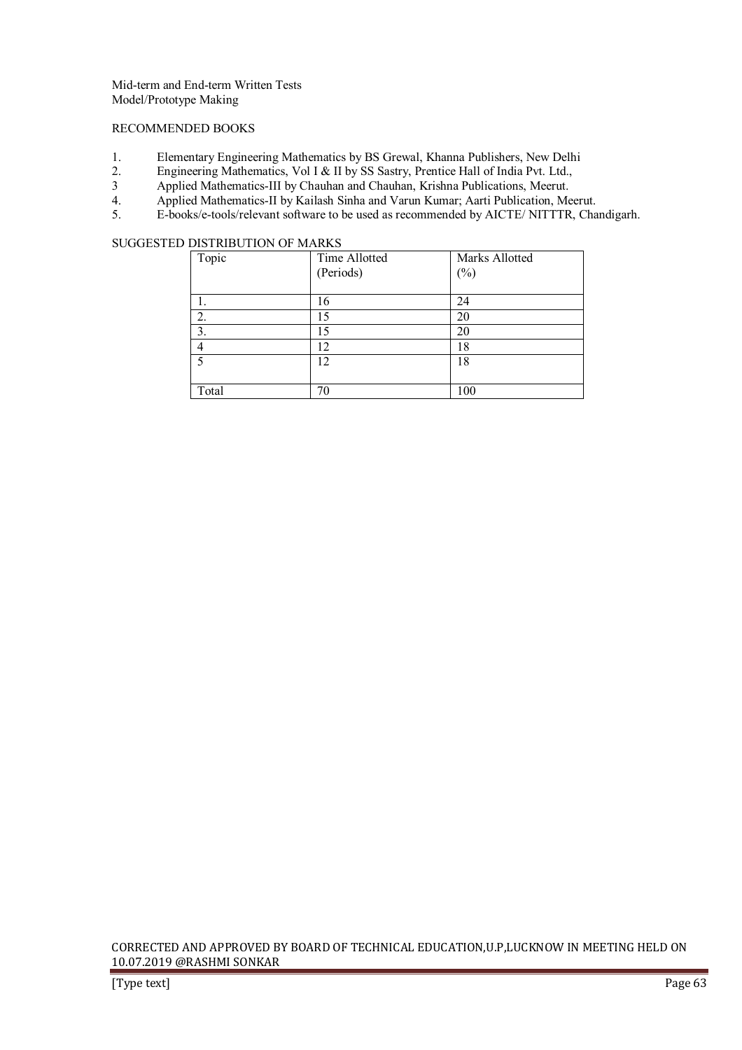Mid-term and End-term Written Tests
Model/Prototype Making

## RECOMMENDED BOOKS

1. Elementary Engineering Mathematics by BS Grewal, Khanna Publishers, New Delhi
2. Engineering Mathematics, Vol I & II by SS Sastry, Prentice Hall of India Pvt. Ltd.,
3. Applied Mathematics-III by Chauhan and Chauhan, Krishna Publications, Meerut.
4. Applied Mathematics-II by Kailash Sinha and Varun Kumar; Aarti Publication, Meerut.
5. E-books/e-tools/relevant software to be used as recommended by AICTE/ NITTTR, Chandigarh.

## SUGGESTED DISTRIBUTION OF MARKS

| Topic | Time Allotted (Periods) | Marks Allotted (%) |
|---|---|---|
| 1. | 16 | 24 |
| 2. | 15 | 20 |
| 3. | 15 | 20 |
| 4 | 12 | 18 |
| 5 | 12 | 18 |
| Total | 70 | 100 |

CORRECTED AND APPROVED BY BOARD OF TECHNICAL EDUCATION,U.P,LUCKNOW IN MEETING HELD ON 10.07.2019 @RASHMI SONKAR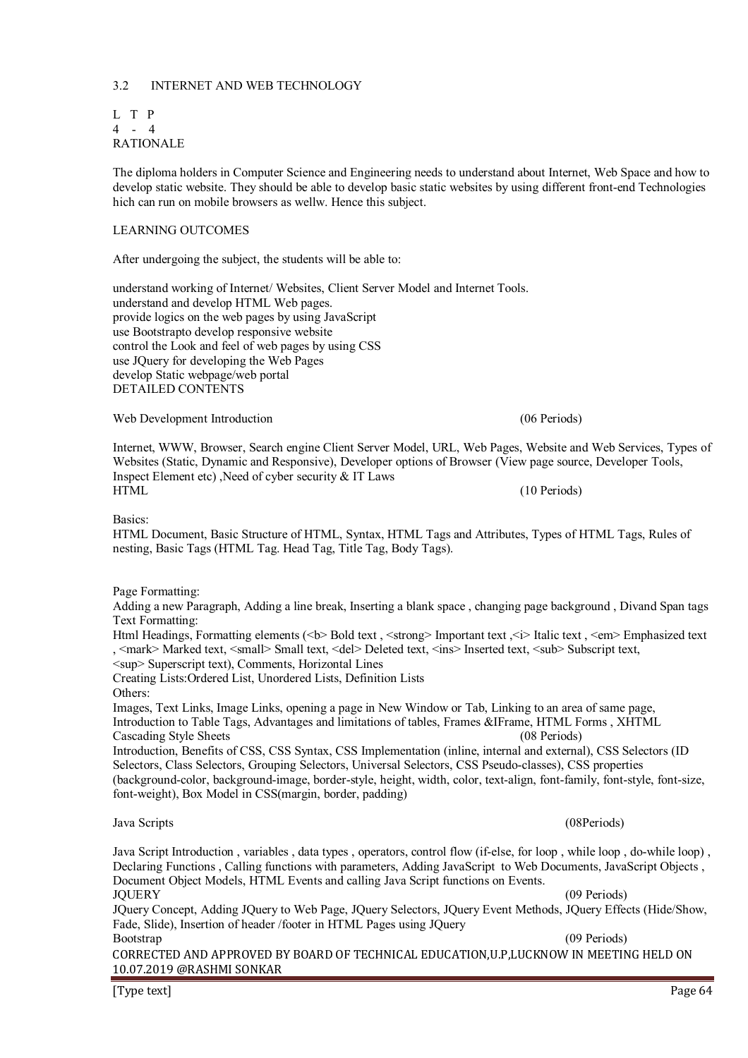## 3.2 INTERNET AND WEB TECHNOLOGY

L T P
4 - 4

RATIONALE

The diploma holders in Computer Science and Engineering needs to understand about Internet, Web Space and how to develop static website. They should be able to develop basic static websites by using different front-end Technologies hich can run on mobile browsers as wellw. Hence this subject.

LEARNING OUTCOMES

After undergoing the subject, the students will be able to:

understand working of Internet/ Websites, Client Server Model and Internet Tools.
understand and develop HTML Web pages.
provide logics on the web pages by using JavaScript
use Bootstrapto develop responsive website
control the Look and feel of web pages by using CSS
use JQuery for developing the Web Pages
develop Static webpage/web portal

DETAILED CONTENTS

Web Development Introduction (06 Periods)

Internet, WWW, Browser, Search engine Client Server Model, URL, Web Pages, Website and Web Services, Types of Websites (Static, Dynamic and Responsive), Developer options of Browser (View page source, Developer Tools, Inspect Element etc) ,Need of cyber security & IT Laws

HTML (10 Periods)

Basics:
HTML Document, Basic Structure of HTML, Syntax, HTML Tags and Attributes, Types of HTML Tags, Rules of nesting, Basic Tags (HTML Tag. Head Tag, Title Tag, Body Tags).

Page Formatting:
Adding a new Paragraph, Adding a line break, Inserting a blank space , changing page background , Divand Span tags

Text Formatting:
Html Headings, Formatting elements (<b> Bold text , <strong> Important text ,<i> Italic text , <em> Emphasized text , <mark> Marked text, <small> Small text, <del> Deleted text, <ins> Inserted text, <sub> Subscript text, <sup> Superscript text), Comments, Horizontal Lines

Creating Lists:Ordered List, Unordered Lists, Definition Lists

Others:
Images, Text Links, Image Links, opening a page in New Window or Tab, Linking to an area of same page, Introduction to Table Tags, Advantages and limitations of tables, Frames &IFrame, HTML Forms , XHTML

Cascading Style Sheets (08 Periods)

Introduction, Benefits of CSS, CSS Syntax, CSS Implementation (inline, internal and external), CSS Selectors (ID Selectors, Class Selectors, Grouping Selectors, Universal Selectors, CSS Pseudo-classes), CSS properties (background-color, background-image, border-style, height, width, color, text-align, font-family, font-style, font-size, font-weight), Box Model in CSS(margin, border, padding)

Java Scripts (08Periods)

Java Script Introduction , variables , data types , operators, control flow (if-else, for loop , while loop , do-while loop) , Declaring Functions , Calling functions with parameters, Adding JavaScript to Web Documents, JavaScript Objects , Document Object Models, HTML Events and calling Java Script functions on Events.

JQUERY (09 Periods)

JQuery Concept, Adding JQuery to Web Page, JQuery Selectors, JQuery Event Methods, JQuery Effects (Hide/Show, Fade, Slide), Insertion of header /footer in HTML Pages using JQuery

Bootstrap (09 Periods)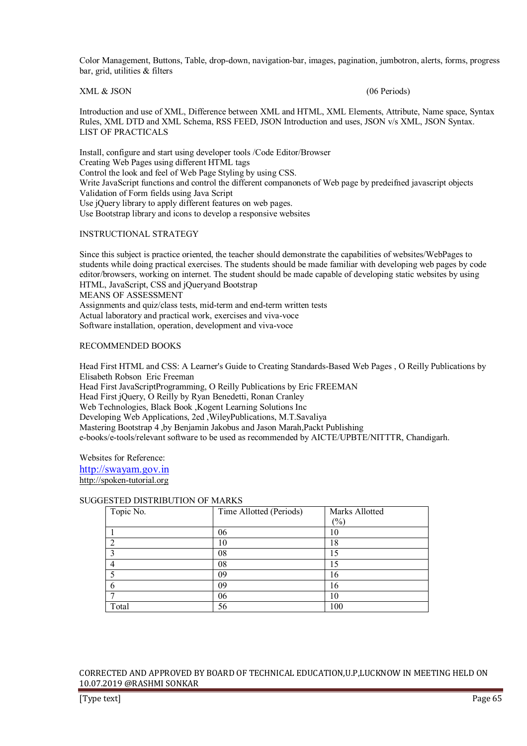Color Management, Buttons, Table, drop-down, navigation-bar, images, pagination, jumbotron, alerts, forms, progress bar, grid, utilities & filters

XML & JSON (06 Periods)

Introduction and use of XML, Difference between XML and HTML, XML Elements, Attribute, Name space, Syntax Rules, XML DTD and XML Schema, RSS FEED, JSON Introduction and uses, JSON v/s XML, JSON Syntax.

LIST OF PRACTICALS

Install, configure and start using developer tools /Code Editor/Browser
Creating Web Pages using different HTML tags
Control the look and feel of Web Page Styling by using CSS.
Write JavaScript functions and control the different companonets of Web page by predeifned javascript objects
Validation of Form fields using Java Script
Use jQuery library to apply different features on web pages.
Use Bootstrap library and icons to develop a responsive websites

INSTRUCTIONAL STRATEGY

Since this subject is practice oriented, the teacher should demonstrate the capabilities of websites/WebPages to students while doing practical exercises. The students should be made familiar with developing web pages by code editor/browsers, working on internet. The student should be made capable of developing static websites by using HTML, JavaScript, CSS and jQueryand Bootstrap

MEANS OF ASSESSMENT

Assignments and quiz/class tests, mid-term and end-term written tests
Actual laboratory and practical work, exercises and viva-voce
Software installation, operation, development and viva-voce

RECOMMENDED BOOKS

Head First HTML and CSS: A Learner's Guide to Creating Standards-Based Web Pages , O Reilly Publications by Elisabeth Robson Eric Freeman
Head First JavaScriptProgramming, O Reilly Publications by Eric FREEMAN
Head First jQuery, O Reilly by Ryan Benedetti, Ronan Cranley
Web Technologies, Black Book ,Kogent Learning Solutions Inc
Developing Web Applications, 2ed ,WileyPublications, M.T.Savaliya
Mastering Bootstrap 4 ,by Benjamin Jakobus and Jason Marah,Packt Publishing
e-books/e-tools/relevant software to be used as recommended by AICTE/UPBTE/NITTTR, Chandigarh.

Websites for Reference:
http://swayam.gov.in
http://spoken-tutorial.org

SUGGESTED DISTRIBUTION OF MARKS

| Topic No. | Time Allotted (Periods) | Marks Allotted (%) |
|---|---|---|
| 1 | 06 | 10 |
| 2 | 10 | 18 |
| 3 | 08 | 15 |
| 4 | 08 | 15 |
| 5 | 09 | 16 |
| 6 | 09 | 16 |
| 7 | 06 | 10 |
| Total | 56 | 100 |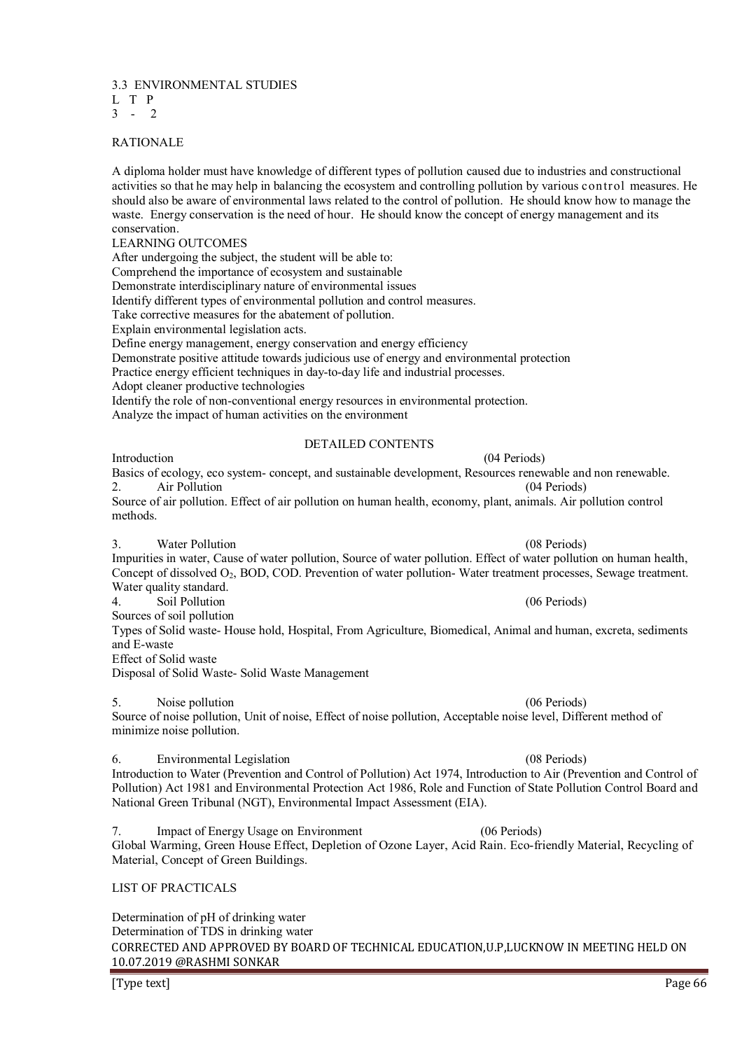## 3.3 ENVIRONMENTAL STUDIES

| L | T | P |
|---|---|---|
| 3 | - | 2 |

### RATIONALE

A diploma holder must have knowledge of different types of pollution caused due to industries and constructional activities so that he may help in balancing the ecosystem and controlling pollution by various control measures. He should also be aware of environmental laws related to the control of pollution. He should know how to manage the waste. Energy conservation is the need of hour. He should know the concept of energy management and its conservation.

### LEARNING OUTCOMES

After undergoing the subject, the student will be able to:

- Comprehend the importance of ecosystem and sustainable
- Demonstrate interdisciplinary nature of environmental issues
- Identify different types of environmental pollution and control measures.
- Take corrective measures for the abatement of pollution.
- Explain environmental legislation acts.
- Define energy management, energy conservation and energy efficiency
- Demonstrate positive attitude towards judicious use of energy and environmental protection
- Practice energy efficient techniques in day-to-day life and industrial processes.
- Adopt cleaner productive technologies
- Identify the role of non-conventional energy resources in environmental protection.
- Analyze the impact of human activities on the environment

### DETAILED CONTENTS

**Introduction** (04 Periods)

Basics of ecology, eco system- concept, and sustainable development, Resources renewable and non renewable.

**2. Air Pollution** (04 Periods)

Source of air pollution. Effect of air pollution on human health, economy, plant, animals. Air pollution control methods.

**3. Water Pollution** (08 Periods)

Impurities in water, Cause of water pollution, Source of water pollution. Effect of water pollution on human health, Concept of dissolved $O_2$, BOD, COD. Prevention of water pollution- Water treatment processes, Sewage treatment. Water quality standard.

**4. Soil Pollution** (06 Periods)

Sources of soil pollution

Types of Solid waste- House hold, Hospital, From Agriculture, Biomedical, Animal and human, excreta, sediments and E-waste

Effect of Solid waste

Disposal of Solid Waste- Solid Waste Management

**5. Noise pollution** (06 Periods)

Source of noise pollution, Unit of noise, Effect of noise pollution, Acceptable noise level, Different method of minimize noise pollution.

**6. Environmental Legislation** (08 Periods)

Introduction to Water (Prevention and Control of Pollution) Act 1974, Introduction to Air (Prevention and Control of Pollution) Act 1981 and Environmental Protection Act 1986, Role and Function of State Pollution Control Board and National Green Tribunal (NGT), Environmental Impact Assessment (EIA).

**7. Impact of Energy Usage on Environment** (06 Periods)

Global Warming, Green House Effect, Depletion of Ozone Layer, Acid Rain. Eco-friendly Material, Recycling of Material, Concept of Green Buildings.

### LIST OF PRACTICALS

- Determination of pH of drinking water
- Determination of TDS in drinking water

CORRECTED AND APPROVED BY BOARD OF TECHNICAL EDUCATION,U.P,LUCKNOW IN MEETING HELD ON 10.07.2019 @RASHMI SONKAR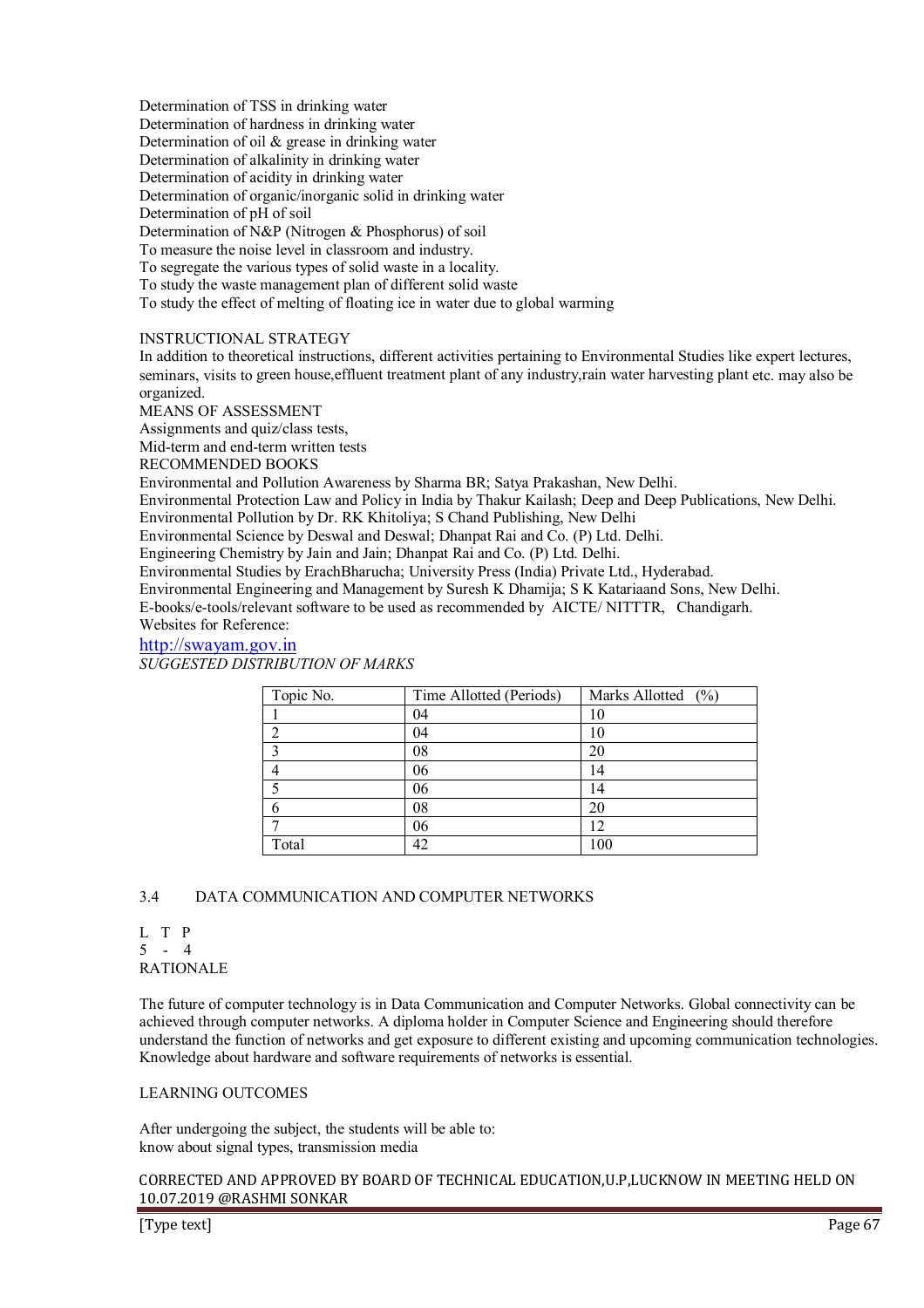Determination of TSS in drinking water
Determination of hardness in drinking water
Determination of oil & grease in drinking water
Determination of alkalinity in drinking water
Determination of acidity in drinking water
Determination of organic/inorganic solid in drinking water
Determination of pH of soil
Determination of N&P (Nitrogen & Phosphorus) of soil
To measure the noise level in classroom and industry.
To segregate the various types of solid waste in a locality.
To study the waste management plan of different solid waste
To study the effect of melting of floating ice in water due to global warming

INSTRUCTIONAL STRATEGY

In addition to theoretical instructions, different activities pertaining to Environmental Studies like expert lectures, seminars, visits to green house,effluent treatment plant of any industry,rain water harvesting plant etc. may also be organized.

MEANS OF ASSESSMENT

Assignments and quiz/class tests,
Mid-term and end-term written tests

RECOMMENDED BOOKS

Environmental and Pollution Awareness by Sharma BR; Satya Prakashan, New Delhi.
Environmental Protection Law and Policy in India by Thakur Kailash; Deep and Deep Publications, New Delhi.
Environmental Pollution by Dr. RK Khitoliya; S Chand Publishing, New Delhi
Environmental Science by Deswal and Deswal; Dhanpat Rai and Co. (P) Ltd. Delhi.
Engineering Chemistry by Jain and Jain; Dhanpat Rai and Co. (P) Ltd. Delhi.
Environmental Studies by ErachBharucha; University Press (India) Private Ltd., Hyderabad.
Environmental Engineering and Management by Suresh K Dhamija; S K Katariaand Sons, New Delhi.
E-books/e-tools/relevant software to be used as recommended by AICTE/ NITTTR, Chandigarh.
Websites for Reference:

http://swayam.gov.in

*SUGGESTED DISTRIBUTION OF MARKS*

| Topic No. | Time Allotted (Periods) | Marks Allotted (%) |
|---|---|---|
| 1 | 04 | 10 |
| 2 | 04 | 10 |
| 3 | 08 | 20 |
| 4 | 06 | 14 |
| 5 | 06 | 14 |
| 6 | 08 | 20 |
| 7 | 06 | 12 |
| Total | 42 | 100 |

## 3.4 DATA COMMUNICATION AND COMPUTER NETWORKS

L T P
5 - 4

RATIONALE

The future of computer technology is in Data Communication and Computer Networks. Global connectivity can be achieved through computer networks. A diploma holder in Computer Science and Engineering should therefore understand the function of networks and get exposure to different existing and upcoming communication technologies. Knowledge about hardware and software requirements of networks is essential.

LEARNING OUTCOMES

After undergoing the subject, the students will be able to:
know about signal types, transmission media

CORRECTED AND APPROVED BY BOARD OF TECHNICAL EDUCATION,U.P,LUCKNOW IN MEETING HELD ON 10.07.2019 @RASHMI SONKAR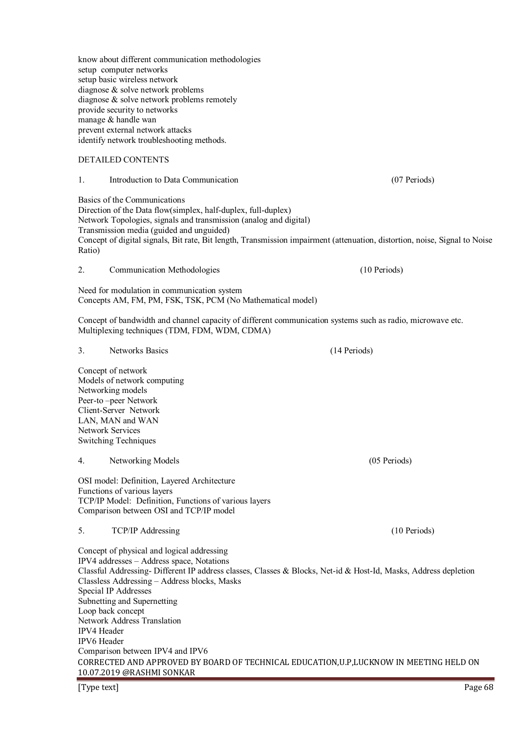know about different communication methodologies
setup computer networks
setup basic wireless network
diagnose & solve network problems
diagnose & solve network problems remotely
provide security to networks
manage & handle wan
prevent external network attacks
identify network troubleshooting methods.

DETAILED CONTENTS

## 1. Introduction to Data Communication (07 Periods)

Basics of the Communications
Direction of the Data flow(simplex, half-duplex, full-duplex)
Network Topologies, signals and transmission (analog and digital)
Transmission media (guided and unguided)
Concept of digital signals, Bit rate, Bit length, Transmission impairment (attenuation, distortion, noise, Signal to Noise Ratio)

## 2. Communication Methodologies (10 Periods)

Need for modulation in communication system
Concepts AM, FM, PM, FSK, TSK, PCM (No Mathematical model)

Concept of bandwidth and channel capacity of different communication systems such as radio, microwave etc.
Multiplexing techniques (TDM, FDM, WDM, CDMA)

## 3. Networks Basics (14 Periods)

Concept of network
Models of network computing
Networking models
Peer-to –peer Network
Client-Server Network
LAN, MAN and WAN
Network Services
Switching Techniques

## 4. Networking Models (05 Periods)

OSI model: Definition, Layered Architecture
Functions of various layers
TCP/IP Model: Definition, Functions of various layers
Comparison between OSI and TCP/IP model

## 5. TCP/IP Addressing (10 Periods)

Concept of physical and logical addressing
IPV4 addresses – Address space, Notations
Classful Addressing- Different IP address classes, Classes & Blocks, Net-id & Host-Id, Masks, Address depletion
Classless Addressing – Address blocks, Masks
Special IP Addresses
Subnetting and Supernetting
Loop back concept
Network Address Translation
IPV4 Header
IPV6 Header
Comparison between IPV4 and IPV6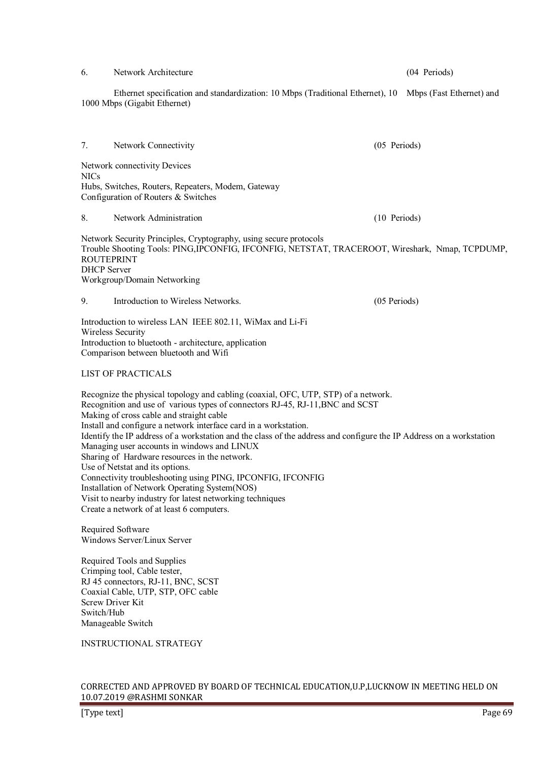6. Network Architecture (04 Periods)

Ethernet specification and standardization: 10 Mbps (Traditional Ethernet), 10 Mbps (Fast Ethernet) and 1000 Mbps (Gigabit Ethernet)

7. Network Connectivity (05 Periods)

Network connectivity Devices
NICs
Hubs, Switches, Routers, Repeaters, Modem, Gateway
Configuration of Routers & Switches

8. Network Administration (10 Periods)

Network Security Principles, Cryptography, using secure protocols
Trouble Shooting Tools: PING,IPCONFIG, IFCONFIG, NETSTAT, TRACEROOT, Wireshark, Nmap, TCPDUMP, ROUTEPRINT
DHCP Server
Workgroup/Domain Networking

9. Introduction to Wireless Networks. (05 Periods)

Introduction to wireless LAN IEEE 802.11, WiMax and Li-Fi
Wireless Security
Introduction to bluetooth - architecture, application
Comparison between bluetooth and Wifi

LIST OF PRACTICALS

Recognize the physical topology and cabling (coaxial, OFC, UTP, STP) of a network.
Recognition and use of various types of connectors RJ-45, RJ-11,BNC and SCST
Making of cross cable and straight cable
Install and configure a network interface card in a workstation.
Identify the IP address of a workstation and the class of the address and configure the IP Address on a workstation
Managing user accounts in windows and LINUX
Sharing of Hardware resources in the network.
Use of Netstat and its options.
Connectivity troubleshooting using PING, IPCONFIG, IFCONFIG
Installation of Network Operating System(NOS)
Visit to nearby industry for latest networking techniques
Create a network of at least 6 computers.

Required Software
Windows Server/Linux Server

Required Tools and Supplies
Crimping tool, Cable tester,
RJ 45 connectors, RJ-11, BNC, SCST
Coaxial Cable, UTP, STP, OFC cable
Screw Driver Kit
Switch/Hub
Manageable Switch

INSTRUCTIONAL STRATEGY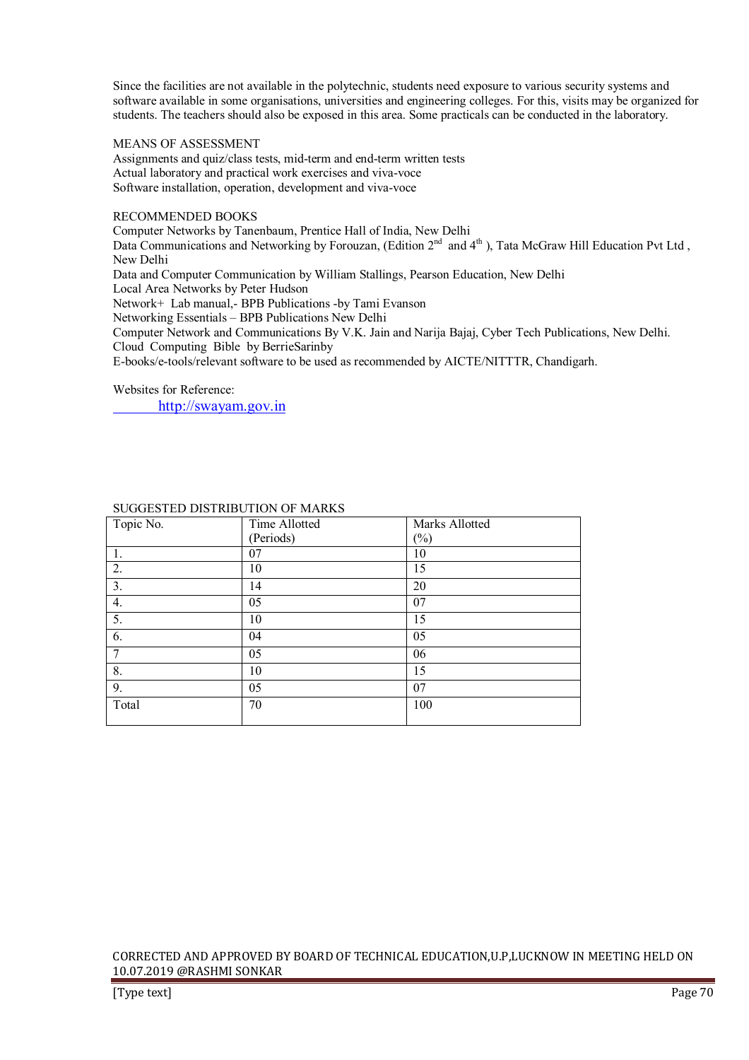Since the facilities are not available in the polytechnic, students need exposure to various security systems and software available in some organisations, universities and engineering colleges. For this, visits may be organized for students. The teachers should also be exposed in this area. Some practicals can be conducted in the laboratory.

## MEANS OF ASSESSMENT

Assignments and quiz/class tests, mid-term and end-term written tests
Actual laboratory and practical work exercises and viva-voce
Software installation, operation, development and viva-voce

## RECOMMENDED BOOKS

Computer Networks by Tanenbaum, Prentice Hall of India, New Delhi
Data Communications and Networking by Forouzan, (Edition 2nd and 4th ), Tata McGraw Hill Education Pvt Ltd , New Delhi
Data and Computer Communication by William Stallings, Pearson Education, New Delhi
Local Area Networks by Peter Hudson
Network+ Lab manual,- BPB Publications -by Tami Evanson
Networking Essentials – BPB Publications New Delhi
Computer Network and Communications By V.K. Jain and Narija Bajaj, Cyber Tech Publications, New Delhi.
Cloud Computing Bible by BerrieSarinby
E-books/e-tools/relevant software to be used as recommended by AICTE/NITTTR, Chandigarh.

Websites for Reference:
http://swayam.gov.in

## SUGGESTED DISTRIBUTION OF MARKS

| Topic No. | Time Allotted (Periods) | Marks Allotted (%) |
|---|---|---|
| 1. | 07 | 10 |
| 2. | 10 | 15 |
| 3. | 14 | 20 |
| 4. | 05 | 07 |
| 5. | 10 | 15 |
| 6. | 04 | 05 |
| 7 | 05 | 06 |
| 8. | 10 | 15 |
| 9. | 05 | 07 |
| Total | 70 | 100 |

CORRECTED AND APPROVED BY BOARD OF TECHNICAL EDUCATION,U.P,LUCKNOW IN MEETING HELD ON 10.07.2019 @RASHMI SONKAR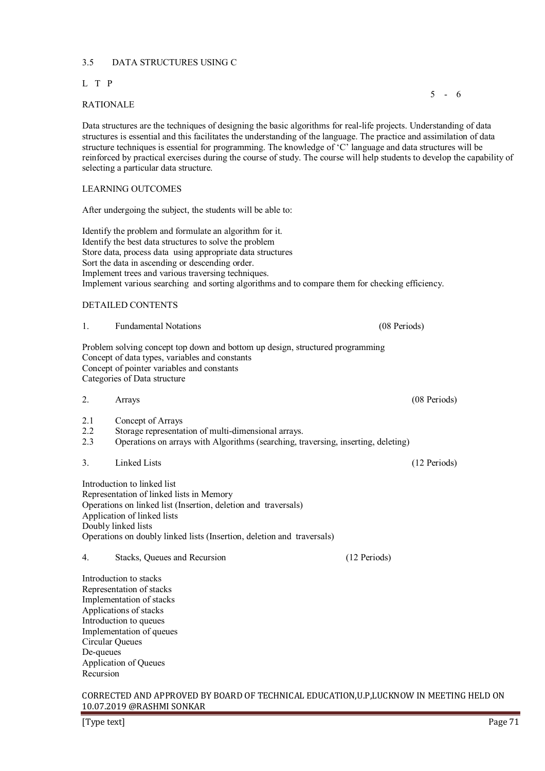## 3.5 DATA STRUCTURES USING C

| L | T | P |
|---|---|---|
| 5 | - | 6 |

### RATIONALE

Data structures are the techniques of designing the basic algorithms for real-life projects. Understanding of data structures is essential and this facilitates the understanding of the language. The practice and assimilation of data structure techniques is essential for programming. The knowledge of 'C' language and data structures will be reinforced by practical exercises during the course of study. The course will help students to develop the capability of selecting a particular data structure.

### LEARNING OUTCOMES

After undergoing the subject, the students will be able to:

Identify the problem and formulate an algorithm for it.
Identify the best data structures to solve the problem
Store data, process data using appropriate data structures
Sort the data in ascending or descending order.
Implement trees and various traversing techniques.
Implement various searching and sorting algorithms and to compare them for checking efficiency.

### DETAILED CONTENTS

**1. Fundamental Notations (08 Periods)**

Problem solving concept top down and bottom up design, structured programming
Concept of data types, variables and constants
Concept of pointer variables and constants
Categories of Data structure

**2. Arrays (08 Periods)**

2.1 Concept of Arrays
2.2 Storage representation of multi-dimensional arrays.
2.3 Operations on arrays with Algorithms (searching, traversing, inserting, deleting)

**3. Linked Lists (12 Periods)**

Introduction to linked list
Representation of linked lists in Memory
Operations on linked list (Insertion, deletion and traversals)
Application of linked lists
Doubly linked lists
Operations on doubly linked lists (Insertion, deletion and traversals)

**4. Stacks, Queues and Recursion (12 Periods)**

Introduction to stacks
Representation of stacks
Implementation of stacks
Applications of stacks
Introduction to queues
Implementation of queues
Circular Queues
De-queues
Application of Queues
Recursion

CORRECTED AND APPROVED BY BOARD OF TECHNICAL EDUCATION,U.P,LUCKNOW IN MEETING HELD ON 10.07.2019 @RASHMI SONKAR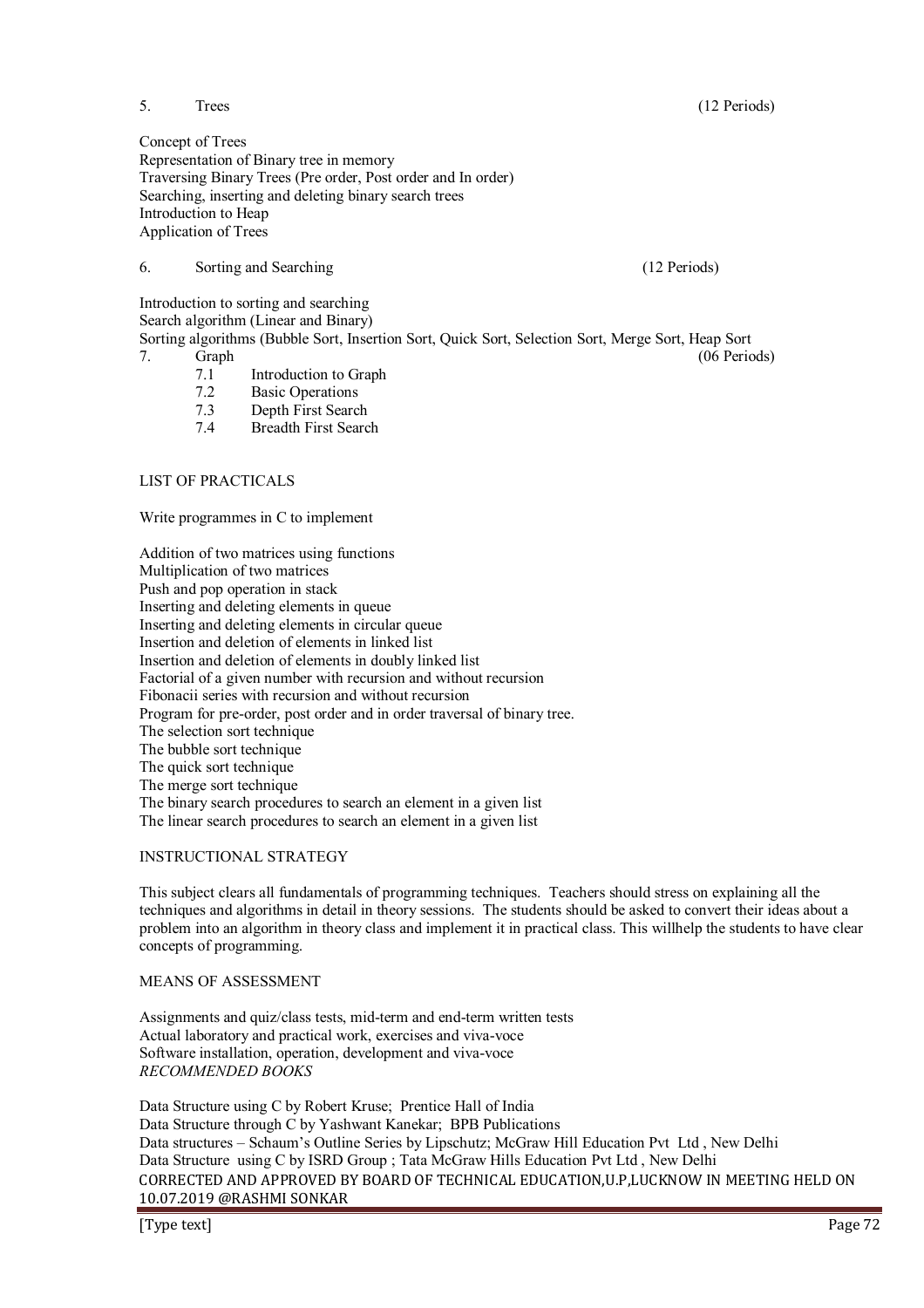5. Trees (12 Periods)

Concept of Trees
Representation of Binary tree in memory
Traversing Binary Trees (Pre order, Post order and In order)
Searching, inserting and deleting binary search trees
Introduction to Heap
Application of Trees

6. Sorting and Searching (12 Periods)

Introduction to sorting and searching
Search algorithm (Linear and Binary)
Sorting algorithms (Bubble Sort, Insertion Sort, Quick Sort, Selection Sort, Merge Sort, Heap Sort

7. Graph (06 Periods)

- 7.1 Introduction to Graph
- 7.2 Basic Operations
- 7.3 Depth First Search
- 7.4 Breadth First Search

LIST OF PRACTICALS

Write programmes in C to implement

Addition of two matrices using functions
Multiplication of two matrices
Push and pop operation in stack
Inserting and deleting elements in queue
Inserting and deleting elements in circular queue
Insertion and deletion of elements in linked list
Insertion and deletion of elements in doubly linked list
Factorial of a given number with recursion and without recursion
Fibonacii series with recursion and without recursion
Program for pre-order, post order and in order traversal of binary tree.
The selection sort technique
The bubble sort technique
The quick sort technique
The merge sort technique
The binary search procedures to search an element in a given list
The linear search procedures to search an element in a given list

INSTRUCTIONAL STRATEGY

This subject clears all fundamentals of programming techniques. Teachers should stress on explaining all the techniques and algorithms in detail in theory sessions. The students should be asked to convert their ideas about a problem into an algorithm in theory class and implement it in practical class. This willhelp the students to have clear concepts of programming.

MEANS OF ASSESSMENT

Assignments and quiz/class tests, mid-term and end-term written tests
Actual laboratory and practical work, exercises and viva-voce
Software installation, operation, development and viva-voce

*RECOMMENDED BOOKS*

Data Structure using C by Robert Kruse; Prentice Hall of India
Data Structure through C by Yashwant Kanekar; BPB Publications
Data structures – Schaum's Outline Series by Lipschutz; McGraw Hill Education Pvt Ltd , New Delhi
Data Structure using C by ISRD Group ; Tata McGraw Hills Education Pvt Ltd , New Delhi

CORRECTED AND APPROVED BY BOARD OF TECHNICAL EDUCATION,U.P,LUCKNOW IN MEETING HELD ON 10.07.2019 @RASHMI SONKAR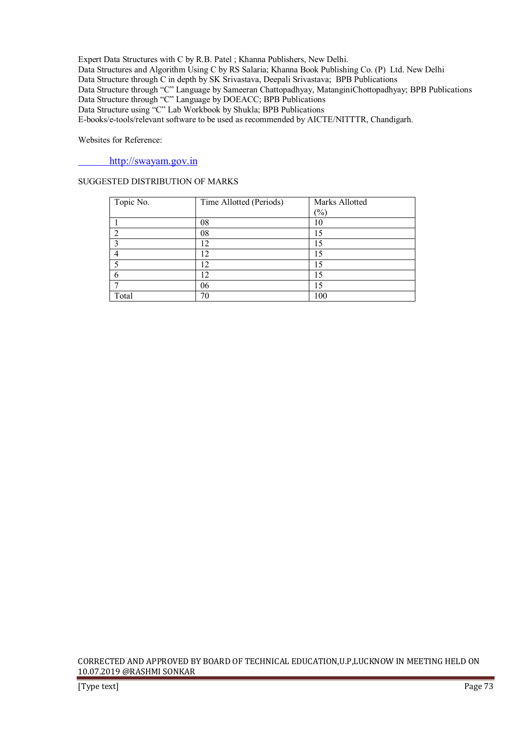Expert Data Structures with C by R.B. Patel ; Khanna Publishers, New Delhi.
Data Structures and Algorithm Using C by RS Salaria; Khanna Book Publishing Co. (P) Ltd. New Delhi
Data Structure through C in depth by SK Srivastava, Deepali Srivastava; BPB Publications
Data Structure through "C" Language by Sameeran Chattopadhyay, MatanginiChottopadhyay; BPB Publications
Data Structure through "C" Language by DOEACC; BPB Publications
Data Structure using "C" Lab Workbook by Shukla; BPB Publications
E-books/e-tools/relevant software to be used as recommended by AICTE/NITTTR, Chandigarh.

Websites for Reference:

http://swayam.gov.in

SUGGESTED DISTRIBUTION OF MARKS

| Topic No. | Time Allotted (Periods) | Marks Allotted (%) |
|---|---|---|
| 1 | 08 | 10 |
| 2 | 08 | 15 |
| 3 | 12 | 15 |
| 4 | 12 | 15 |
| 5 | 12 | 15 |
| 6 | 12 | 15 |
| 7 | 06 | 15 |
| Total | 70 | 100 |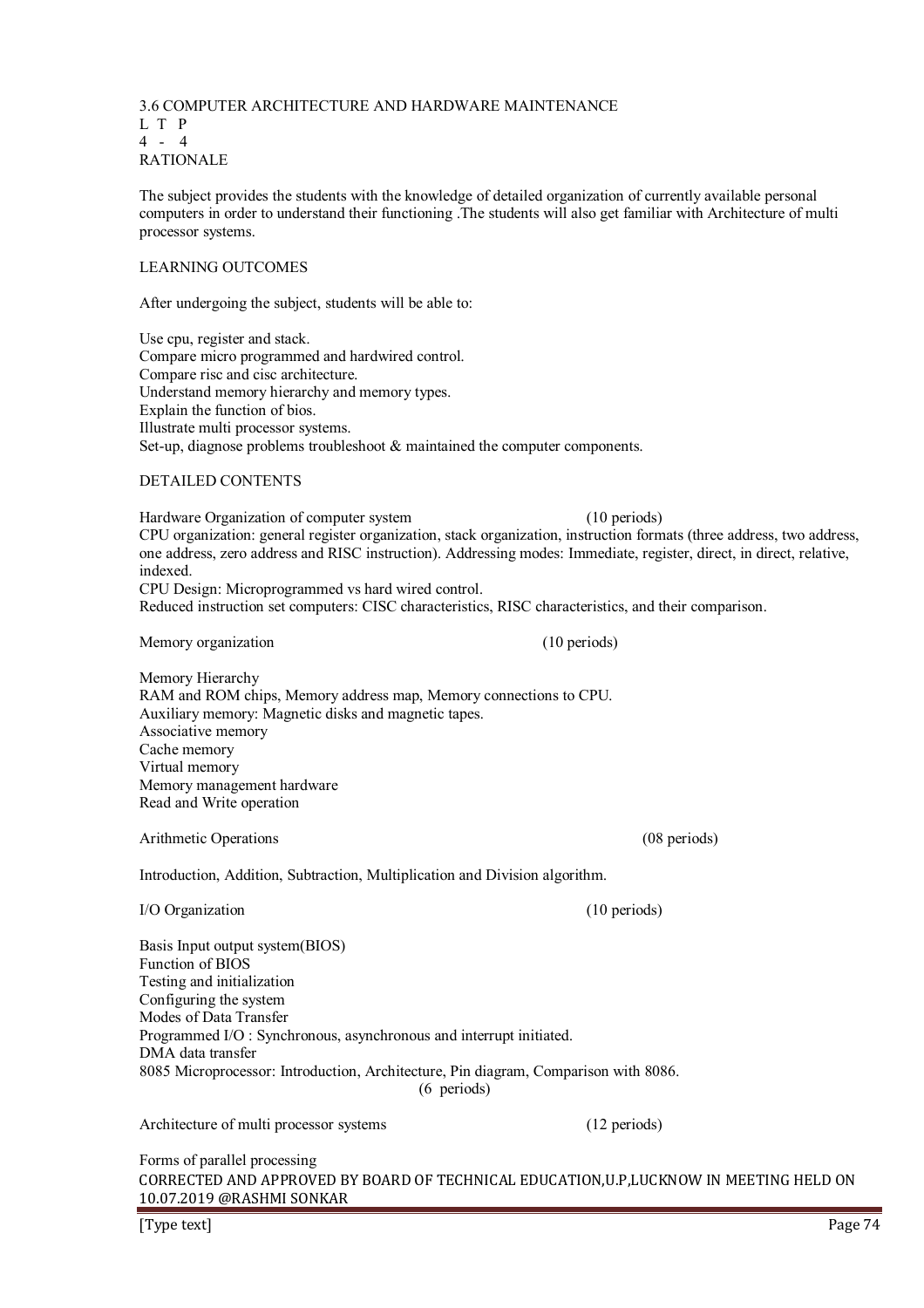## 3.6 COMPUTER ARCHITECTURE AND HARDWARE MAINTENANCE

L T P
4 - 4

RATIONALE

The subject provides the students with the knowledge of detailed organization of currently available personal computers in order to understand their functioning .The students will also get familiar with Architecture of multi processor systems.

LEARNING OUTCOMES

After undergoing the subject, students will be able to:

- Use cpu, register and stack.
- Compare micro programmed and hardwired control.
- Compare risc and cisc architecture.
- Understand memory hierarchy and memory types.
- Explain the function of bios.
- Illustrate multi processor systems.
- Set-up, diagnose problems troubleshoot & maintained the computer components.

DETAILED CONTENTS

**Hardware Organization of computer system** (10 periods)

CPU organization: general register organization, stack organization, instruction formats (three address, two address, one address, zero address and RISC instruction). Addressing modes: Immediate, register, direct, in direct, relative, indexed.

CPU Design: Microprogrammed vs hard wired control.

Reduced instruction set computers: CISC characteristics, RISC characteristics, and their comparison.

**Memory organization** (10 periods)

Memory Hierarchy
RAM and ROM chips, Memory address map, Memory connections to CPU.
Auxiliary memory: Magnetic disks and magnetic tapes.
Associative memory
Cache memory
Virtual memory
Memory management hardware
Read and Write operation

**Arithmetic Operations** (08 periods)

Introduction, Addition, Subtraction, Multiplication and Division algorithm.

**I/O Organization** (10 periods)

Basis Input output system(BIOS)
Function of BIOS
Testing and initialization
Configuring the system
Modes of Data Transfer
Programmed I/O : Synchronous, asynchronous and interrupt initiated.
DMA data transfer
8085 Microprocessor: Introduction, Architecture, Pin diagram, Comparison with 8086.
(6 periods)

**Architecture of multi processor systems** (12 periods)

Forms of parallel processing

CORRECTED AND APPROVED BY BOARD OF TECHNICAL EDUCATION,U.P,LUCKNOW IN MEETING HELD ON 10.07.2019 @RASHMI SONKAR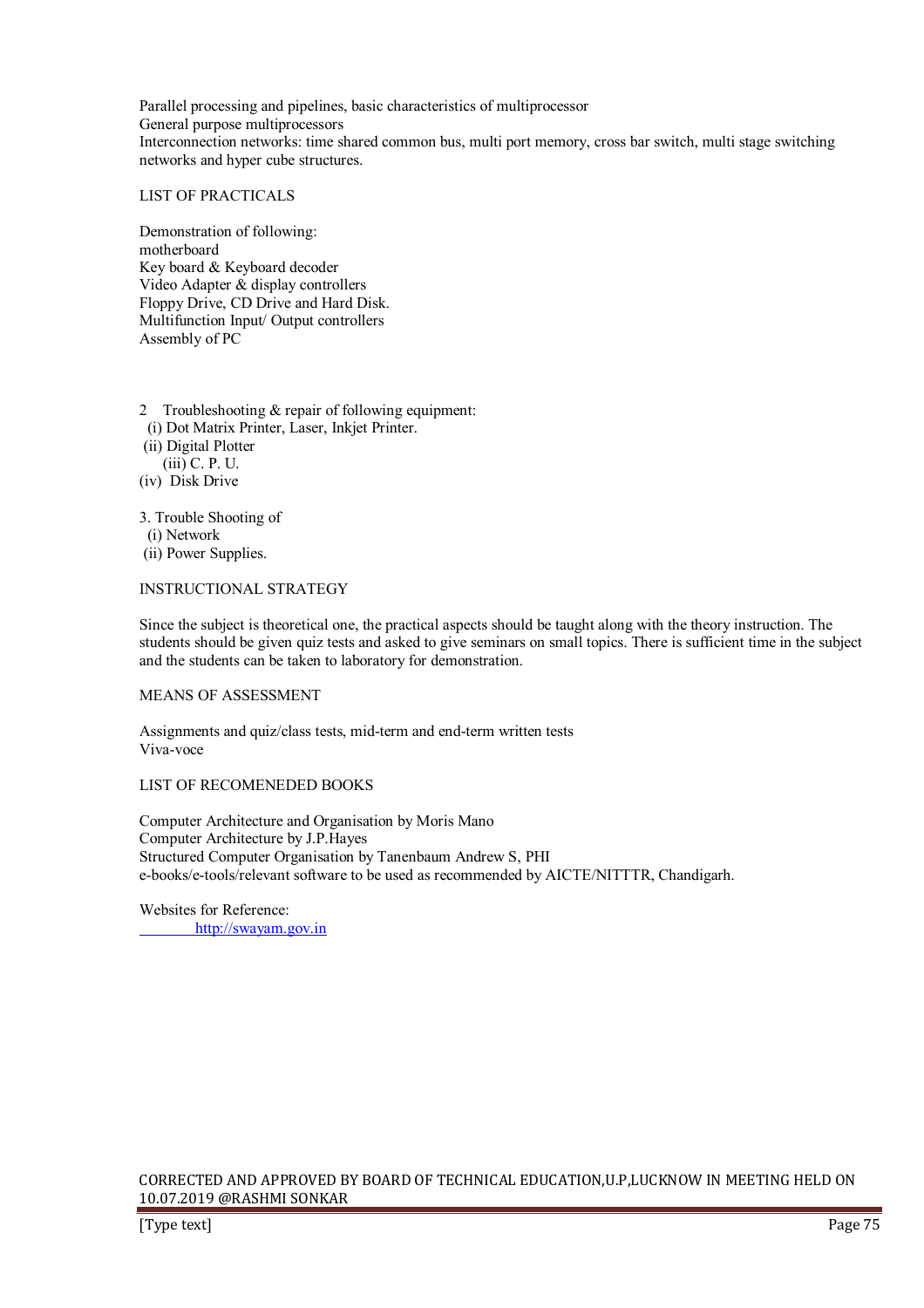Parallel processing and pipelines, basic characteristics of multiprocessor
General purpose multiprocessors
Interconnection networks: time shared common bus, multi port memory, cross bar switch, multi stage switching networks and hyper cube structures.

## LIST OF PRACTICALS

Demonstration of following:
motherboard
Key board & Keyboard decoder
Video Adapter & display controllers
Floppy Drive, CD Drive and Hard Disk.
Multifunction Input/ Output controllers
Assembly of PC

2 Troubleshooting & repair of following equipment:
 (i) Dot Matrix Printer, Laser, Inkjet Printer.
 (ii) Digital Plotter
 (iii) C. P. U.
 (iv) Disk Drive

3. Trouble Shooting of
 (i) Network
 (ii) Power Supplies.

## INSTRUCTIONAL STRATEGY

Since the subject is theoretical one, the practical aspects should be taught along with the theory instruction. The students should be given quiz tests and asked to give seminars on small topics. There is sufficient time in the subject and the students can be taken to laboratory for demonstration.

## MEANS OF ASSESSMENT

Assignments and quiz/class tests, mid-term and end-term written tests
Viva-voce

## LIST OF RECOMENEDED BOOKS

Computer Architecture and Organisation by Moris Mano
Computer Architecture by J.P.Hayes
Structured Computer Organisation by Tanenbaum Andrew S, PHI
e-books/e-tools/relevant software to be used as recommended by AICTE/NITTTR, Chandigarh.

Websites for Reference:
http://swayam.gov.in

CORRECTED AND APPROVED BY BOARD OF TECHNICAL EDUCATION,U.P,LUCKNOW IN MEETING HELD ON 10.07.2019 @RASHMI SONKAR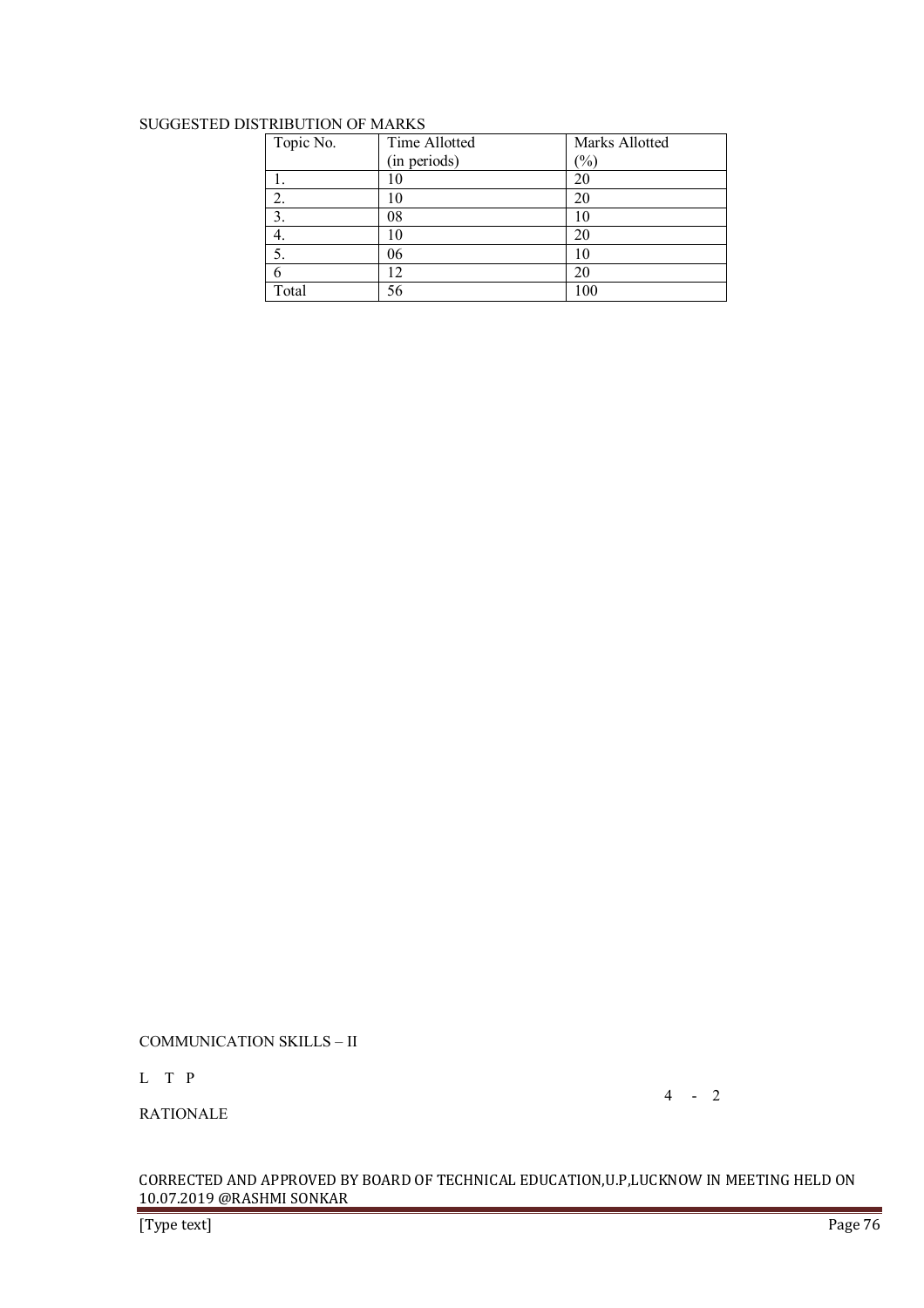SUGGESTED DISTRIBUTION OF MARKS

| Topic No. | Time Allotted (in periods) | Marks Allotted (%) |
|---|---|---|
| 1. | 10 | 20 |
| 2. | 10 | 20 |
| 3. | 08 | 10 |
| 4. | 10 | 20 |
| 5. | 06 | 10 |
| 6 | 12 | 20 |
| Total | 56 | 100 |

COMMUNICATION SKILLS – II

L T P

4 - 2

RATIONALE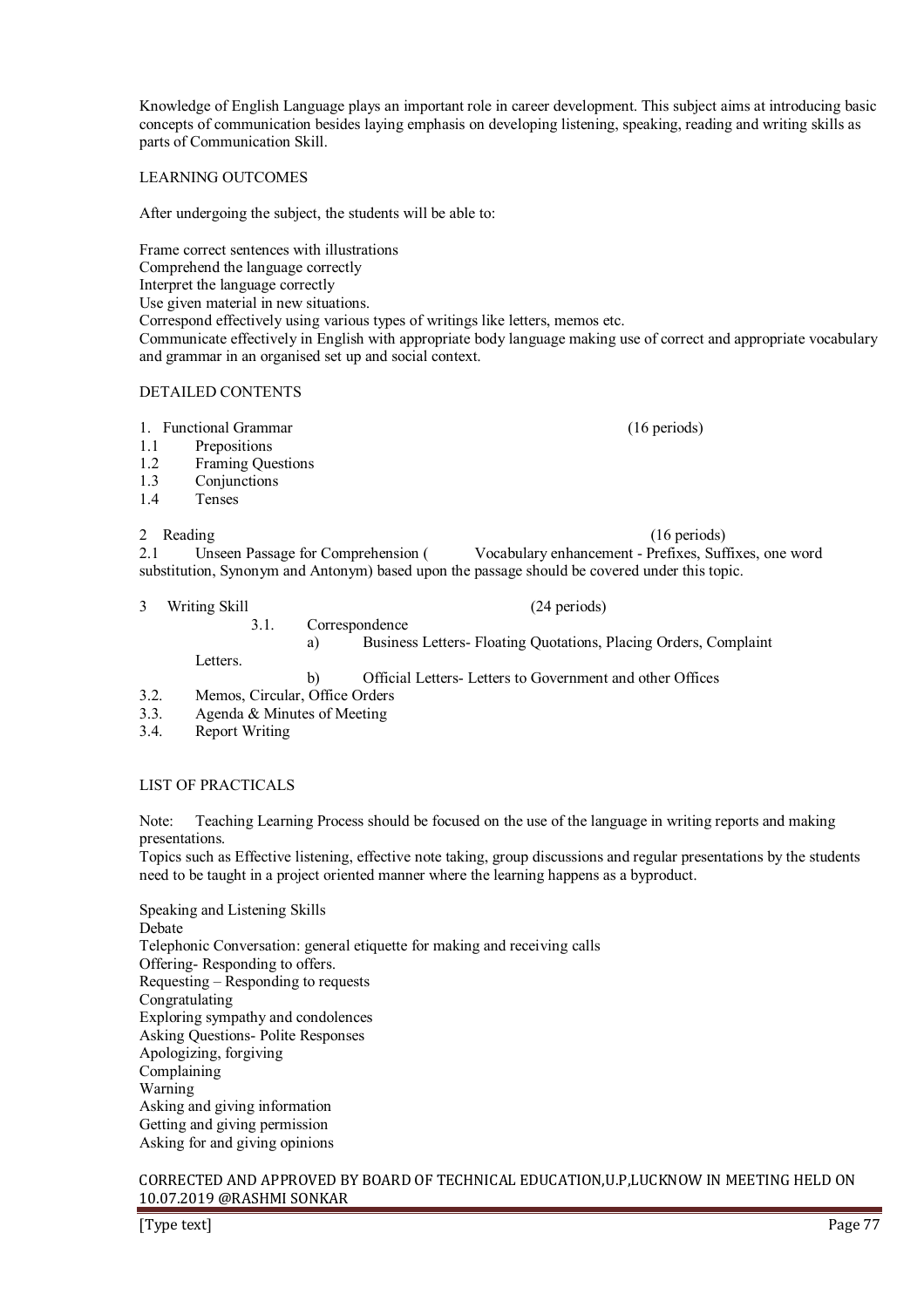Knowledge of English Language plays an important role in career development. This subject aims at introducing basic concepts of communication besides laying emphasis on developing listening, speaking, reading and writing skills as parts of Communication Skill.

## LEARNING OUTCOMES

After undergoing the subject, the students will be able to:

Frame correct sentences with illustrations
Comprehend the language correctly
Interpret the language correctly
Use given material in new situations.
Correspond effectively using various types of writings like letters, memos etc.
Communicate effectively in English with appropriate body language making use of correct and appropriate vocabulary and grammar in an organised set up and social context.

## DETAILED CONTENTS

1. Functional Grammar (16 periods)

1.1 Prepositions
1.2 Framing Questions
1.3 Conjunctions
1.4 Tenses

2 Reading (16 periods)

2.1 Unseen Passage for Comprehension ( Vocabulary enhancement - Prefixes, Suffixes, one word substitution, Synonym and Antonym) based upon the passage should be covered under this topic.

3 Writing Skill (24 periods)

3.1. Correspondence
   a) Business Letters- Floating Quotations, Placing Orders, Complaint Letters.
   b) Official Letters- Letters to Government and other Offices

3.2. Memos, Circular, Office Orders
3.3. Agenda & Minutes of Meeting
3.4. Report Writing

## LIST OF PRACTICALS

Note: Teaching Learning Process should be focused on the use of the language in writing reports and making presentations.
Topics such as Effective listening, effective note taking, group discussions and regular presentations by the students need to be taught in a project oriented manner where the learning happens as a byproduct.

Speaking and Listening Skills
Debate
Telephonic Conversation: general etiquette for making and receiving calls
Offering- Responding to offers.
Requesting – Responding to requests
Congratulating
Exploring sympathy and condolences
Asking Questions- Polite Responses
Apologizing, forgiving
Complaining
Warning
Asking and giving information
Getting and giving permission
Asking for and giving opinions

CORRECTED AND APPROVED BY BOARD OF TECHNICAL EDUCATION,U.P,LUCKNOW IN MEETING HELD ON 10.07.2019 @RASHMI SONKAR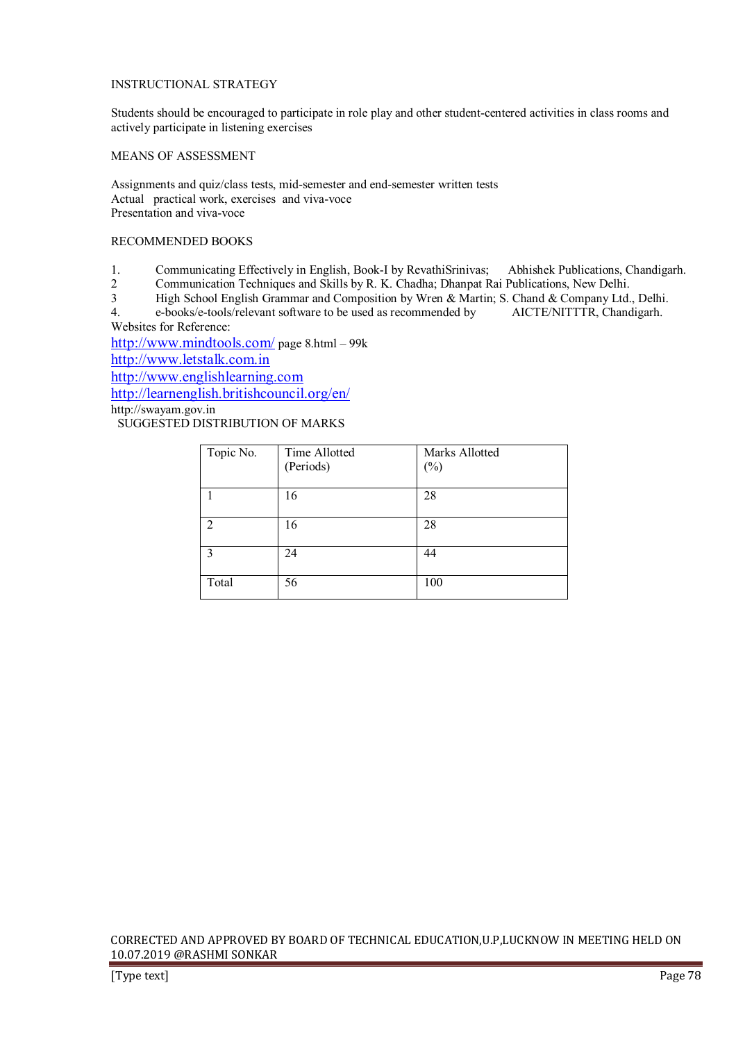INSTRUCTIONAL STRATEGY

Students should be encouraged to participate in role play and other student-centered activities in class rooms and actively participate in listening exercises

MEANS OF ASSESSMENT

Assignments and quiz/class tests, mid-semester and end-semester written tests
Actual practical work, exercises and viva-voce
Presentation and viva-voce

RECOMMENDED BOOKS

1. Communicating Effectively in English, Book-I by RevathiSrinivas; Abhishek Publications, Chandigarh.
2 Communication Techniques and Skills by R. K. Chadha; Dhanpat Rai Publications, New Delhi.
3 High School English Grammar and Composition by Wren & Martin; S. Chand & Company Ltd., Delhi.
4. e-books/e-tools/relevant software to be used as recommended by AICTE/NITTTR, Chandigarh.

Websites for Reference:

http://www.mindtools.com/ page 8.html – 99k
http://www.letstalk.com.in
http://www.englishlearning.com
http://learnenglish.britishcouncil.org/en/
http://swayam.gov.in

SUGGESTED DISTRIBUTION OF MARKS

| Topic No. | Time Allotted (Periods) | Marks Allotted (%) |
|---|---|---|
| 1 | 16 | 28 |
| 2 | 16 | 28 |
| 3 | 24 | 44 |
| Total | 56 | 100 |

CORRECTED AND APPROVED BY BOARD OF TECHNICAL EDUCATION,U.P,LUCKNOW IN MEETING HELD ON 10.07.2019 @RASHMI SONKAR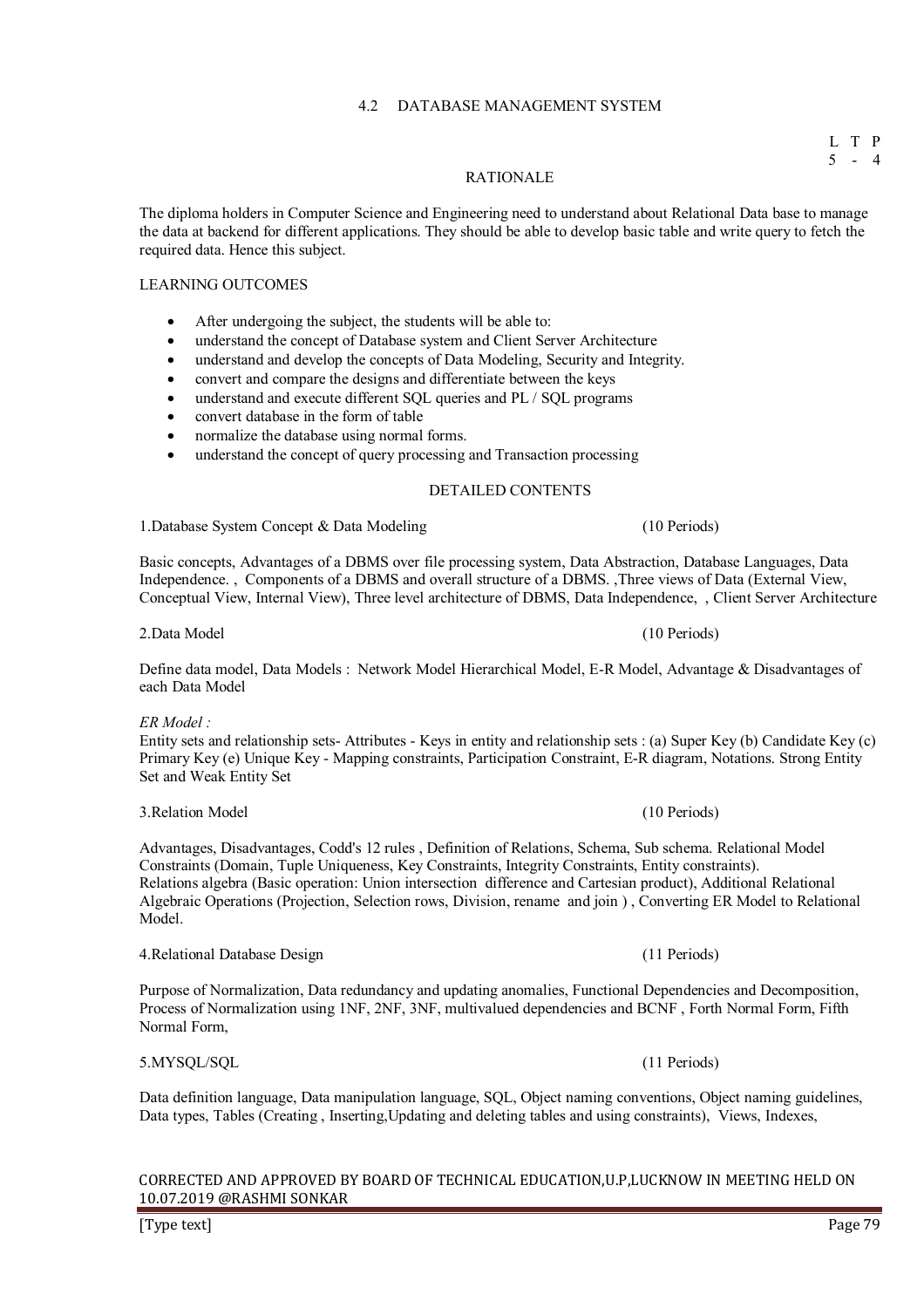## 4.2 DATABASE MANAGEMENT SYSTEM

| L | T | P |
|---|---|---|
| 5 | - | 4 |

### RATIONALE

The diploma holders in Computer Science and Engineering need to understand about Relational Data base to manage the data at backend for different applications. They should be able to develop basic table and write query to fetch the required data. Hence this subject.

### LEARNING OUTCOMES

- After undergoing the subject, the students will be able to:
- understand the concept of Database system and Client Server Architecture
- understand and develop the concepts of Data Modeling, Security and Integrity.
- convert and compare the designs and differentiate between the keys
- understand and execute different SQL queries and PL / SQL programs
- convert database in the form of table
- normalize the database using normal forms.
- understand the concept of query processing and Transaction processing

### DETAILED CONTENTS

**1.Database System Concept & Data Modeling** (10 Periods)

Basic concepts, Advantages of a DBMS over file processing system, Data Abstraction, Database Languages, Data Independence. , Components of a DBMS and overall structure of a DBMS. ,Three views of Data (External View, Conceptual View, Internal View), Three level architecture of DBMS, Data Independence, , Client Server Architecture

**2.Data Model** (10 Periods)

Define data model, Data Models : Network Model Hierarchical Model, E-R Model, Advantage & Disadvantages of each Data Model

*ER Model :*

Entity sets and relationship sets- Attributes - Keys in entity and relationship sets : (a) Super Key (b) Candidate Key (c) Primary Key (e) Unique Key - Mapping constraints, Participation Constraint, E-R diagram, Notations. Strong Entity Set and Weak Entity Set

**3.Relation Model** (10 Periods)

Advantages, Disadvantages, Codd's 12 rules , Definition of Relations, Schema, Sub schema. Relational Model Constraints (Domain, Tuple Uniqueness, Key Constraints, Integrity Constraints, Entity constraints). Relations algebra (Basic operation: Union intersection difference and Cartesian product), Additional Relational Algebraic Operations (Projection, Selection rows, Division, rename and join ) , Converting ER Model to Relational Model.

**4.Relational Database Design** (11 Periods)

Purpose of Normalization, Data redundancy and updating anomalies, Functional Dependencies and Decomposition, Process of Normalization using 1NF, 2NF, 3NF, multivalued dependencies and BCNF , Forth Normal Form, Fifth Normal Form,

**5.MYSQL/SQL** (11 Periods)

Data definition language, Data manipulation language, SQL, Object naming conventions, Object naming guidelines, Data types, Tables (Creating , Inserting,Updating and deleting tables and using constraints), Views, Indexes,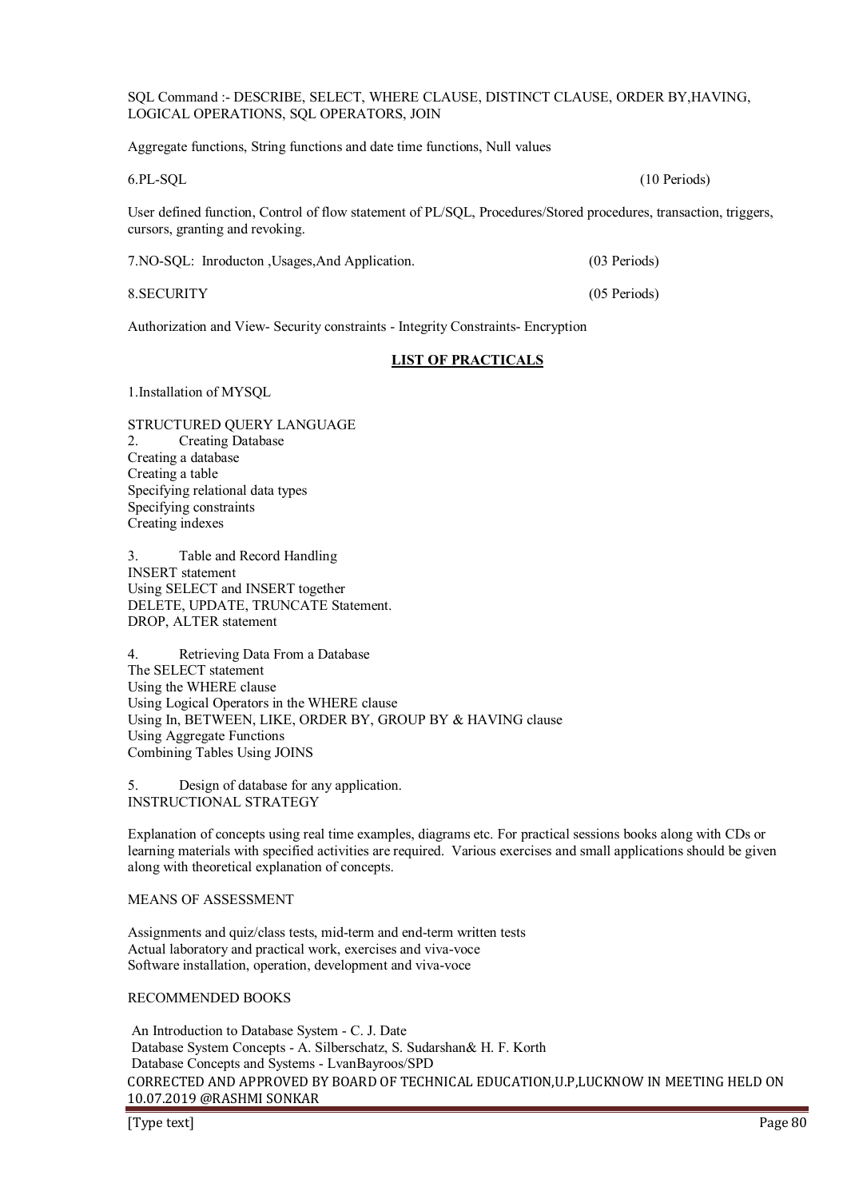SQL Command :- DESCRIBE, SELECT, WHERE CLAUSE, DISTINCT CLAUSE, ORDER BY,HAVING, LOGICAL OPERATIONS, SQL OPERATORS, JOIN

Aggregate functions, String functions and date time functions, Null values

6.PL-SQL (10 Periods)

User defined function, Control of flow statement of PL/SQL, Procedures/Stored procedures, transaction, triggers, cursors, granting and revoking.

7.NO-SQL: Inroducton ,Usages,And Application. (03 Periods)

8.SECURITY (05 Periods)

Authorization and View- Security constraints - Integrity Constraints- Encryption

## LIST OF PRACTICALS

1.Installation of MYSQL

STRUCTURED QUERY LANGUAGE

2. Creating Database

Creating a database
Creating a table
Specifying relational data types
Specifying constraints
Creating indexes

3. Table and Record Handling

INSERT statement
Using SELECT and INSERT together
DELETE, UPDATE, TRUNCATE Statement.
DROP, ALTER statement

4. Retrieving Data From a Database

The SELECT statement
Using the WHERE clause
Using Logical Operators in the WHERE clause
Using In, BETWEEN, LIKE, ORDER BY, GROUP BY & HAVING clause
Using Aggregate Functions
Combining Tables Using JOINS

5. Design of database for any application.

INSTRUCTIONAL STRATEGY

Explanation of concepts using real time examples, diagrams etc. For practical sessions books along with CDs or learning materials with specified activities are required. Various exercises and small applications should be given along with theoretical explanation of concepts.

MEANS OF ASSESSMENT

Assignments and quiz/class tests, mid-term and end-term written tests
Actual laboratory and practical work, exercises and viva-voce
Software installation, operation, development and viva-voce

RECOMMENDED BOOKS

An Introduction to Database System - C. J. Date
Database System Concepts - A. Silberschatz, S. Sudarshan& H. F. Korth
Database Concepts and Systems - LvanBayroos/SPD

CORRECTED AND APPROVED BY BOARD OF TECHNICAL EDUCATION,U.P,LUCKNOW IN MEETING HELD ON 10.07.2019 @RASHMI SONKAR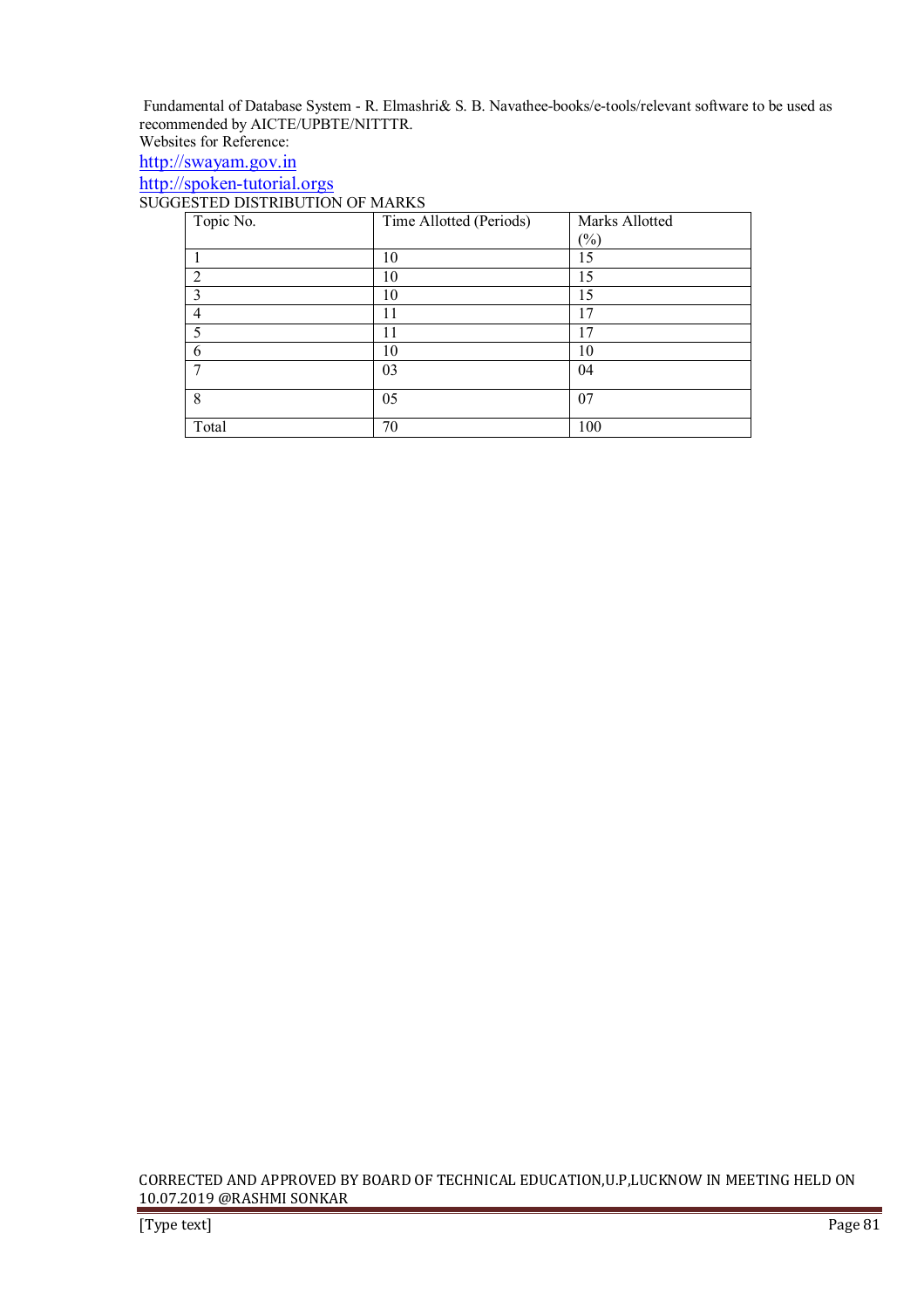Fundamental of Database System - R. Elmashri& S. B. Navathee-books/e-tools/relevant software to be used as recommended by AICTE/UPBTE/NITTTR.

Websites for Reference:

http://swayam.gov.in

http://spoken-tutorial.orgs

SUGGESTED DISTRIBUTION OF MARKS

| Topic No. | Time Allotted (Periods) | Marks Allotted (%) |
|---|---|---|
| 1 | 10 | 15 |
| 2 | 10 | 15 |
| 3 | 10 | 15 |
| 4 | 11 | 17 |
| 5 | 11 | 17 |
| 6 | 10 | 10 |
| 7 | 03 | 04 |
| 8 | 05 | 07 |
| Total | 70 | 100 |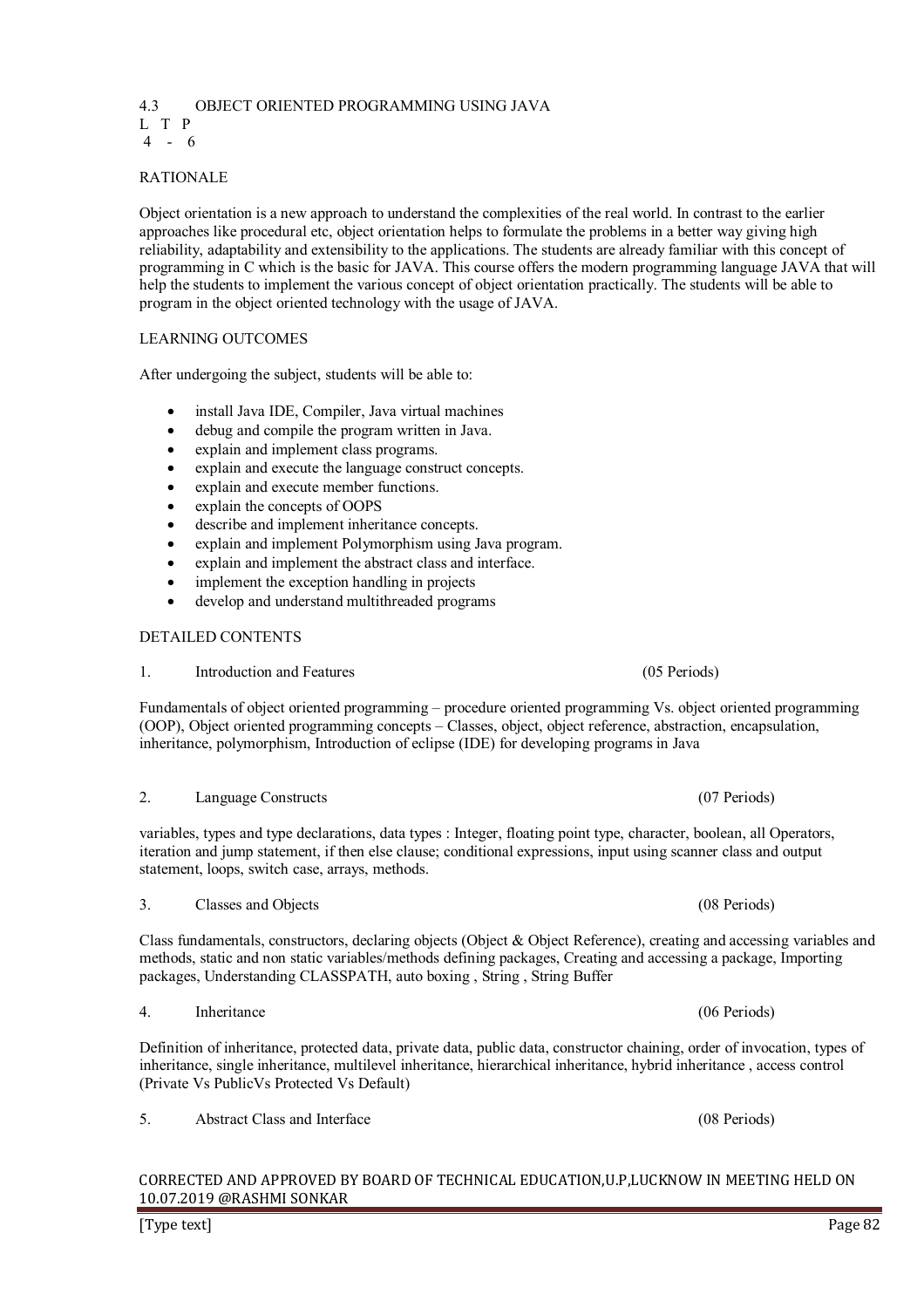## 4.3 OBJECT ORIENTED PROGRAMMING USING JAVA

L T P
4 - 6

### RATIONALE

Object orientation is a new approach to understand the complexities of the real world. In contrast to the earlier approaches like procedural etc, object orientation helps to formulate the problems in a better way giving high reliability, adaptability and extensibility to the applications. The students are already familiar with this concept of programming in C which is the basic for JAVA. This course offers the modern programming language JAVA that will help the students to implement the various concept of object orientation practically. The students will be able to program in the object oriented technology with the usage of JAVA.

### LEARNING OUTCOMES

After undergoing the subject, students will be able to:

- install Java IDE, Compiler, Java virtual machines
- debug and compile the program written in Java.
- explain and implement class programs.
- explain and execute the language construct concepts.
- explain and execute member functions.
- explain the concepts of OOPS
- describe and implement inheritance concepts.
- explain and implement Polymorphism using Java program.
- explain and implement the abstract class and interface.
- implement the exception handling in projects
- develop and understand multithreaded programs

### DETAILED CONTENTS

**1. Introduction and Features (05 Periods)**

Fundamentals of object oriented programming – procedure oriented programming Vs. object oriented programming (OOP), Object oriented programming concepts – Classes, object, object reference, abstraction, encapsulation, inheritance, polymorphism, Introduction of eclipse (IDE) for developing programs in Java

**2. Language Constructs (07 Periods)**

variables, types and type declarations, data types : Integer, floating point type, character, boolean, all Operators, iteration and jump statement, if then else clause; conditional expressions, input using scanner class and output statement, loops, switch case, arrays, methods.

**3. Classes and Objects (08 Periods)**

Class fundamentals, constructors, declaring objects (Object & Object Reference), creating and accessing variables and methods, static and non static variables/methods defining packages, Creating and accessing a package, Importing packages, Understanding CLASSPATH, auto boxing , String , String Buffer

**4. Inheritance (06 Periods)**

Definition of inheritance, protected data, private data, public data, constructor chaining, order of invocation, types of inheritance, single inheritance, multilevel inheritance, hierarchical inheritance, hybrid inheritance , access control (Private Vs PublicVs Protected Vs Default)

**5. Abstract Class and Interface (08 Periods)**

CORRECTED AND APPROVED BY BOARD OF TECHNICAL EDUCATION,U.P,LUCKNOW IN MEETING HELD ON 10.07.2019 @RASHMI SONKAR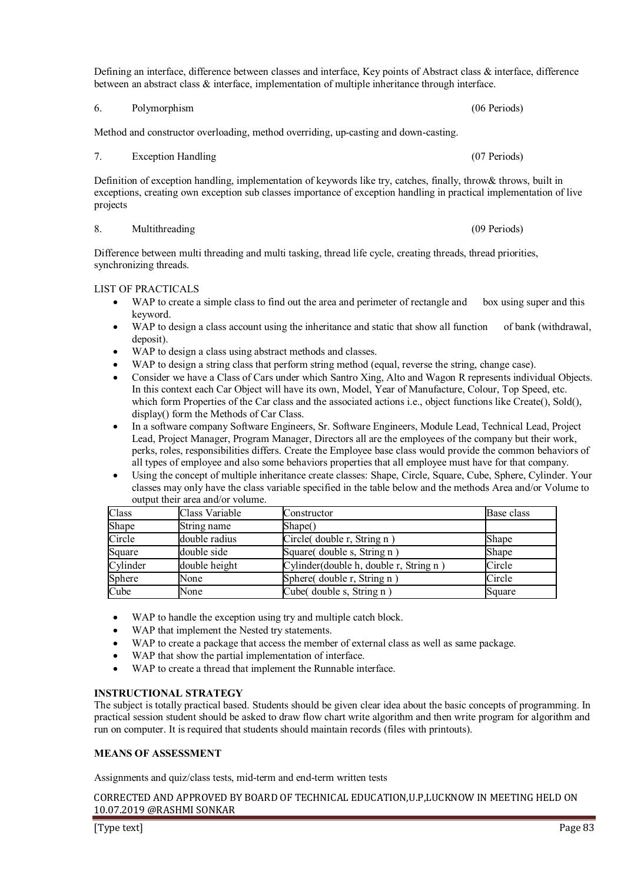Defining an interface, difference between classes and interface, Key points of Abstract class & interface, difference between an abstract class & interface, implementation of multiple inheritance through interface.

6. Polymorphism (06 Periods)

Method and constructor overloading, method overriding, up-casting and down-casting.

7. Exception Handling (07 Periods)

Definition of exception handling, implementation of keywords like try, catches, finally, throw& throws, built in exceptions, creating own exception sub classes importance of exception handling in practical implementation of live projects

8. Multithreading (09 Periods)

Difference between multi threading and multi tasking, thread life cycle, creating threads, thread priorities, synchronizing threads.

LIST OF PRACTICALS

- WAP to create a simple class to find out the area and perimeter of rectangle and box using super and this keyword.
- WAP to design a class account using the inheritance and static that show all function of bank (withdrawal, deposit).
- WAP to design a class using abstract methods and classes.
- WAP to design a string class that perform string method (equal, reverse the string, change case).
- Consider we have a Class of Cars under which Santro Xing, Alto and Wagon R represents individual Objects. In this context each Car Object will have its own, Model, Year of Manufacture, Colour, Top Speed, etc. which form Properties of the Car class and the associated actions i.e., object functions like Create(), Sold(), display() form the Methods of Car Class.
- In a software company Software Engineers, Sr. Software Engineers, Module Lead, Technical Lead, Project Lead, Project Manager, Program Manager, Directors all are the employees of the company but their work, perks, roles, responsibilities differs. Create the Employee base class would provide the common behaviors of all types of employee and also some behaviors properties that all employee must have for that company.
- Using the concept of multiple inheritance create classes: Shape, Circle, Square, Cube, Sphere, Cylinder. Your classes may only have the class variable specified in the table below and the methods Area and/or Volume to output their area and/or volume.

| Class | Class Variable | Constructor | Base class |
|---|---|---|---|
| Shape | String name | Shape() | |
| Circle | double radius | Circle( double r, String n ) | Shape |
| Square | double side | Square( double s, String n ) | Shape |
| Cylinder | double height | Cylinder(double h, double r, String n ) | Circle |
| Sphere | None | Sphere( double r, String n ) | Circle |
| Cube | None | Cube( double s, String n ) | Square |

- WAP to handle the exception using try and multiple catch block.
- WAP that implement the Nested try statements.
- WAP to create a package that access the member of external class as well as same package.
- WAP that show the partial implementation of interface.
- WAP to create a thread that implement the Runnable interface.

**INSTRUCTIONAL STRATEGY**

The subject is totally practical based. Students should be given clear idea about the basic concepts of programming. In practical session student should be asked to draw flow chart write algorithm and then write program for algorithm and run on computer. It is required that students should maintain records (files with printouts).

**MEANS OF ASSESSMENT**

Assignments and quiz/class tests, mid-term and end-term written tests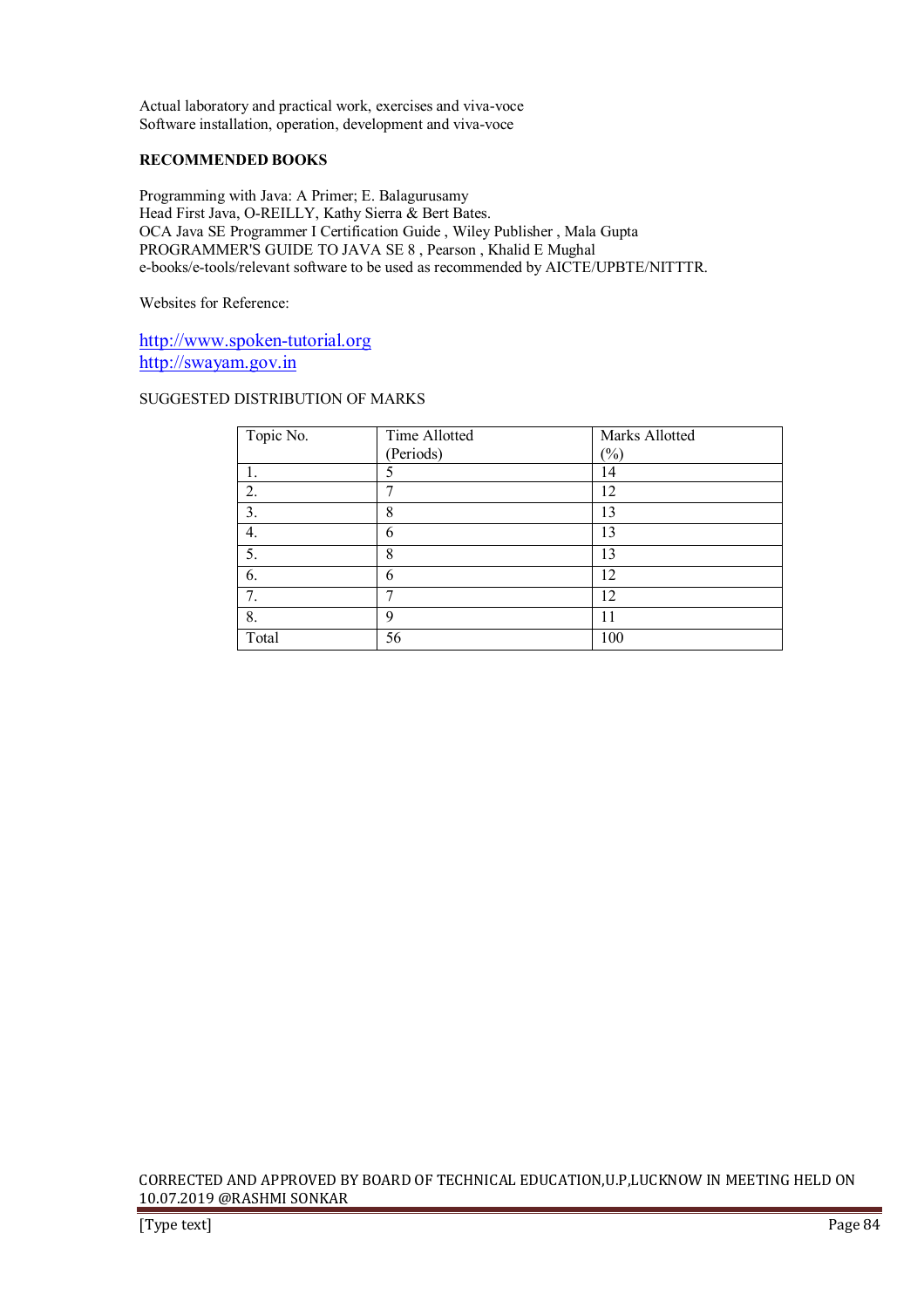Actual laboratory and practical work, exercises and viva-voce
Software installation, operation, development and viva-voce

**RECOMMENDED BOOKS**

Programming with Java: A Primer; E. Balagurusamy
Head First Java, O-REILLY, Kathy Sierra & Bert Bates.
OCA Java SE Programmer I Certification Guide , Wiley Publisher , Mala Gupta
PROGRAMMER'S GUIDE TO JAVA SE 8 , Pearson , Khalid E Mughal
e-books/e-tools/relevant software to be used as recommended by AICTE/UPBTE/NITTTR.

Websites for Reference:

http://www.spoken-tutorial.org
http://swayam.gov.in

SUGGESTED DISTRIBUTION OF MARKS

| Topic No. | Time Allotted (Periods) | Marks Allotted (%) |
|---|---|---|
| 1. | 5 | 14 |
| 2. | 7 | 12 |
| 3. | 8 | 13 |
| 4. | 6 | 13 |
| 5. | 8 | 13 |
| 6. | 6 | 12 |
| 7. | 7 | 12 |
| 8. | 9 | 11 |
| Total | 56 | 100 |

CORRECTED AND APPROVED BY BOARD OF TECHNICAL EDUCATION,U.P,LUCKNOW IN MEETING HELD ON 10.07.2019 @RASHMI SONKAR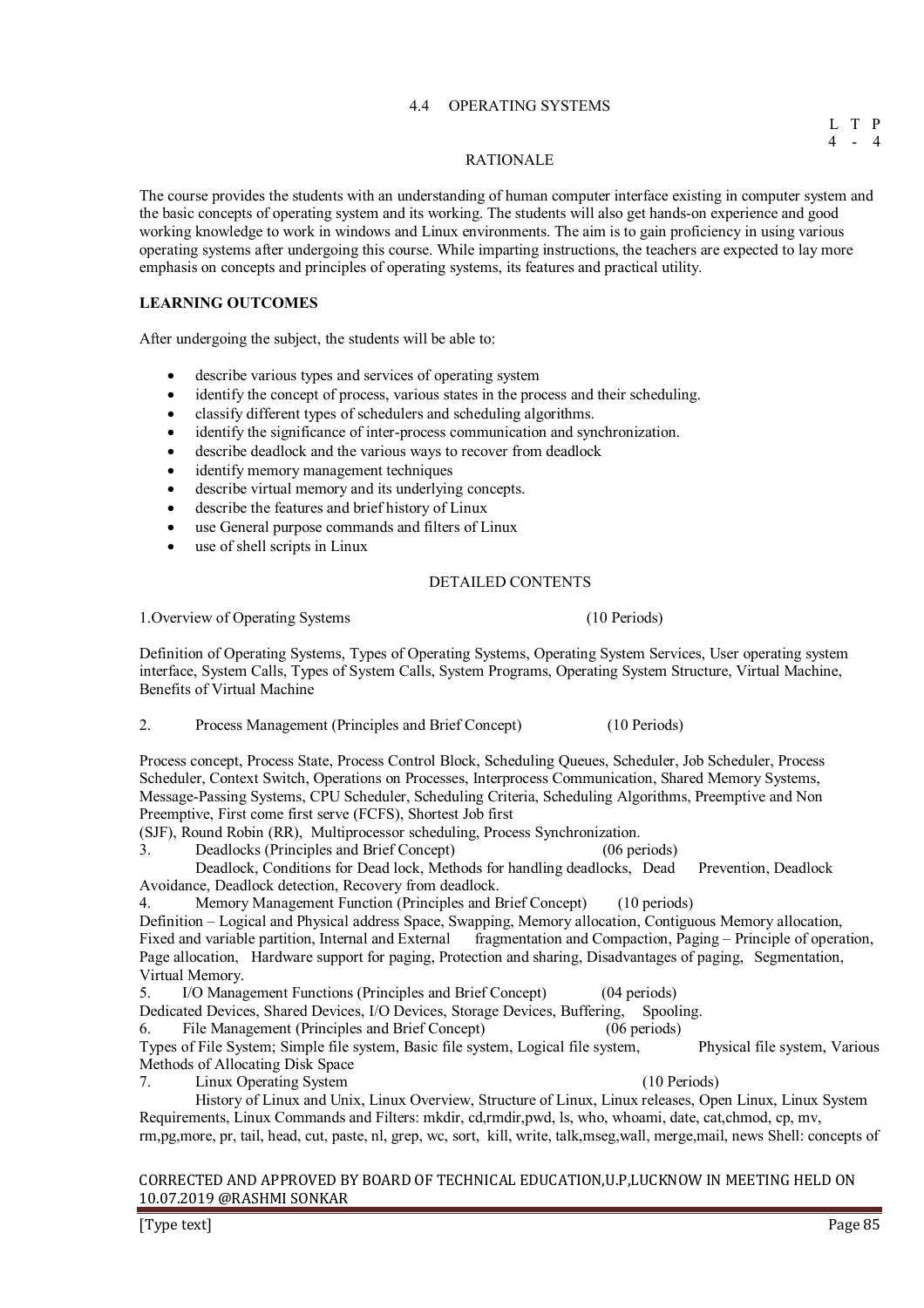## 4.4 OPERATING SYSTEMS

| L | T | P |
|---|---|---|
| 4 | - | 4 |

### RATIONALE

The course provides the students with an understanding of human computer interface existing in computer system and the basic concepts of operating system and its working. The students will also get hands-on experience and good working knowledge to work in windows and Linux environments. The aim is to gain proficiency in using various operating systems after undergoing this course. While imparting instructions, the teachers are expected to lay more emphasis on concepts and principles of operating systems, its features and practical utility.

### LEARNING OUTCOMES

After undergoing the subject, the students will be able to:

- describe various types and services of operating system
- identify the concept of process, various states in the process and their scheduling.
- classify different types of schedulers and scheduling algorithms.
- identify the significance of inter-process communication and synchronization.
- describe deadlock and the various ways to recover from deadlock
- identify memory management techniques
- describe virtual memory and its underlying concepts.
- describe the features and brief history of Linux
- use General purpose commands and filters of Linux
- use of shell scripts in Linux

### DETAILED CONTENTS

**1. Overview of Operating Systems** (10 Periods)

Definition of Operating Systems, Types of Operating Systems, Operating System Services, User operating system interface, System Calls, Types of System Calls, System Programs, Operating System Structure, Virtual Machine, Benefits of Virtual Machine

**2. Process Management (Principles and Brief Concept)** (10 Periods)

Process concept, Process State, Process Control Block, Scheduling Queues, Scheduler, Job Scheduler, Process Scheduler, Context Switch, Operations on Processes, Interprocess Communication, Shared Memory Systems, Message-Passing Systems, CPU Scheduler, Scheduling Criteria, Scheduling Algorithms, Preemptive and Non Preemptive, First come first serve (FCFS), Shortest Job first (SJF), Round Robin (RR), Multiprocessor scheduling, Process Synchronization.

**3. Deadlocks (Principles and Brief Concept)** (06 periods)

Deadlock, Conditions for Dead lock, Methods for handling deadlocks, Dead Prevention, Deadlock Avoidance, Deadlock detection, Recovery from deadlock.

**4. Memory Management Function (Principles and Brief Concept)** (10 periods)

Definition – Logical and Physical address Space, Swapping, Memory allocation, Contiguous Memory allocation, Fixed and variable partition, Internal and External fragmentation and Compaction, Paging – Principle of operation, Page allocation, Hardware support for paging, Protection and sharing, Disadvantages of paging, Segmentation, Virtual Memory.

**5. I/O Management Functions (Principles and Brief Concept)** (04 periods)

Dedicated Devices, Shared Devices, I/O Devices, Storage Devices, Buffering, Spooling.

**6. File Management (Principles and Brief Concept)** (06 periods)

Types of File System; Simple file system, Basic file system, Logical file system, Physical file system, Various Methods of Allocating Disk Space

**7. Linux Operating System** (10 Periods)

History of Linux and Unix, Linux Overview, Structure of Linux, Linux releases, Open Linux, Linux System Requirements, Linux Commands and Filters: mkdir, cd,rmdir,pwd, ls, who, whoami, date, cat,chmod, cp, mv, rm,pg,more, pr, tail, head, cut, paste, nl, grep, wc, sort, kill, write, talk,mseg,wall, merge,mail, news Shell: concepts of

CORRECTED AND APPROVED BY BOARD OF TECHNICAL EDUCATION,U.P,LUCKNOW IN MEETING HELD ON 10.07.2019 @RASHMI SONKAR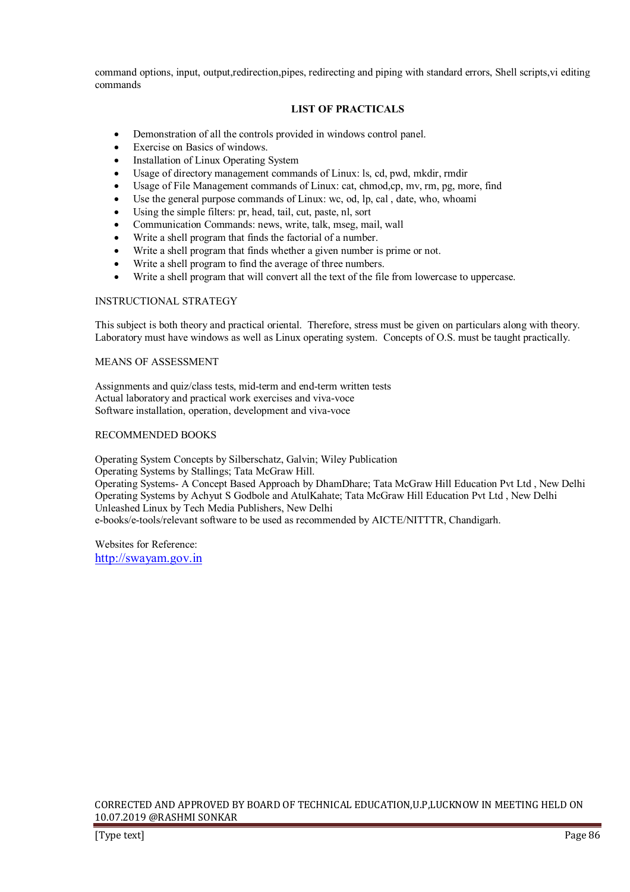command options, input, output,redirection,pipes, redirecting and piping with standard errors, Shell scripts,vi editing commands

### LIST OF PRACTICALS

- Demonstration of all the controls provided in windows control panel.
- Exercise on Basics of windows.
- Installation of Linux Operating System
- Usage of directory management commands of Linux: ls, cd, pwd, mkdir, rmdir
- Usage of File Management commands of Linux: cat, chmod,cp, mv, rm, pg, more, find
- Use the general purpose commands of Linux: wc, od, lp, cal , date, who, whoami
- Using the simple filters: pr, head, tail, cut, paste, nl, sort
- Communication Commands: news, write, talk, mseg, mail, wall
- Write a shell program that finds the factorial of a number.
- Write a shell program that finds whether a given number is prime or not.
- Write a shell program to find the average of three numbers.
- Write a shell program that will convert all the text of the file from lowercase to uppercase.

INSTRUCTIONAL STRATEGY

This subject is both theory and practical oriental. Therefore, stress must be given on particulars along with theory. Laboratory must have windows as well as Linux operating system. Concepts of O.S. must be taught practically.

MEANS OF ASSESSMENT

Assignments and quiz/class tests, mid-term and end-term written tests
Actual laboratory and practical work exercises and viva-voce
Software installation, operation, development and viva-voce

RECOMMENDED BOOKS

Operating System Concepts by Silberschatz, Galvin; Wiley Publication
Operating Systems by Stallings; Tata McGraw Hill.
Operating Systems- A Concept Based Approach by DhamDhare; Tata McGraw Hill Education Pvt Ltd , New Delhi
Operating Systems by Achyut S Godbole and AtulKahate; Tata McGraw Hill Education Pvt Ltd , New Delhi
Unleashed Linux by Tech Media Publishers, New Delhi
e-books/e-tools/relevant software to be used as recommended by AICTE/NITTTR, Chandigarh.

Websites for Reference:
http://swayam.gov.in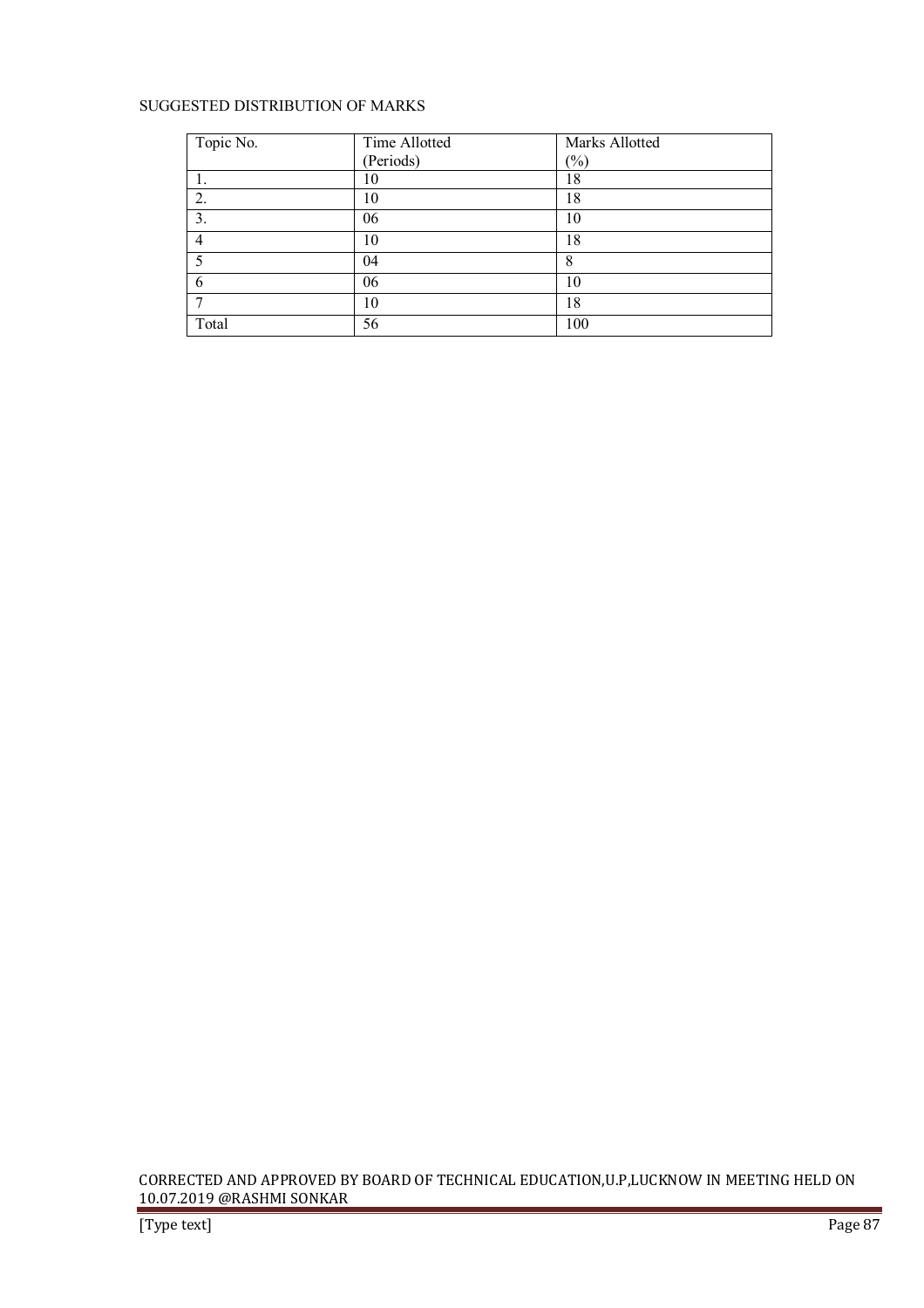SUGGESTED DISTRIBUTION OF MARKS

| Topic No. | Time Allotted (Periods) | Marks Allotted (%) |
|---|---|---|
| 1. | 10 | 18 |
| 2. | 10 | 18 |
| 3. | 06 | 10 |
| 4 | 10 | 18 |
| 5 | 04 | 8 |
| 6 | 06 | 10 |
| 7 | 10 | 18 |
| Total | 56 | 100 |

CORRECTED AND APPROVED BY BOARD OF TECHNICAL EDUCATION,U.P,LUCKNOW IN MEETING HELD ON 10.07.2019 @RASHMI SONKAR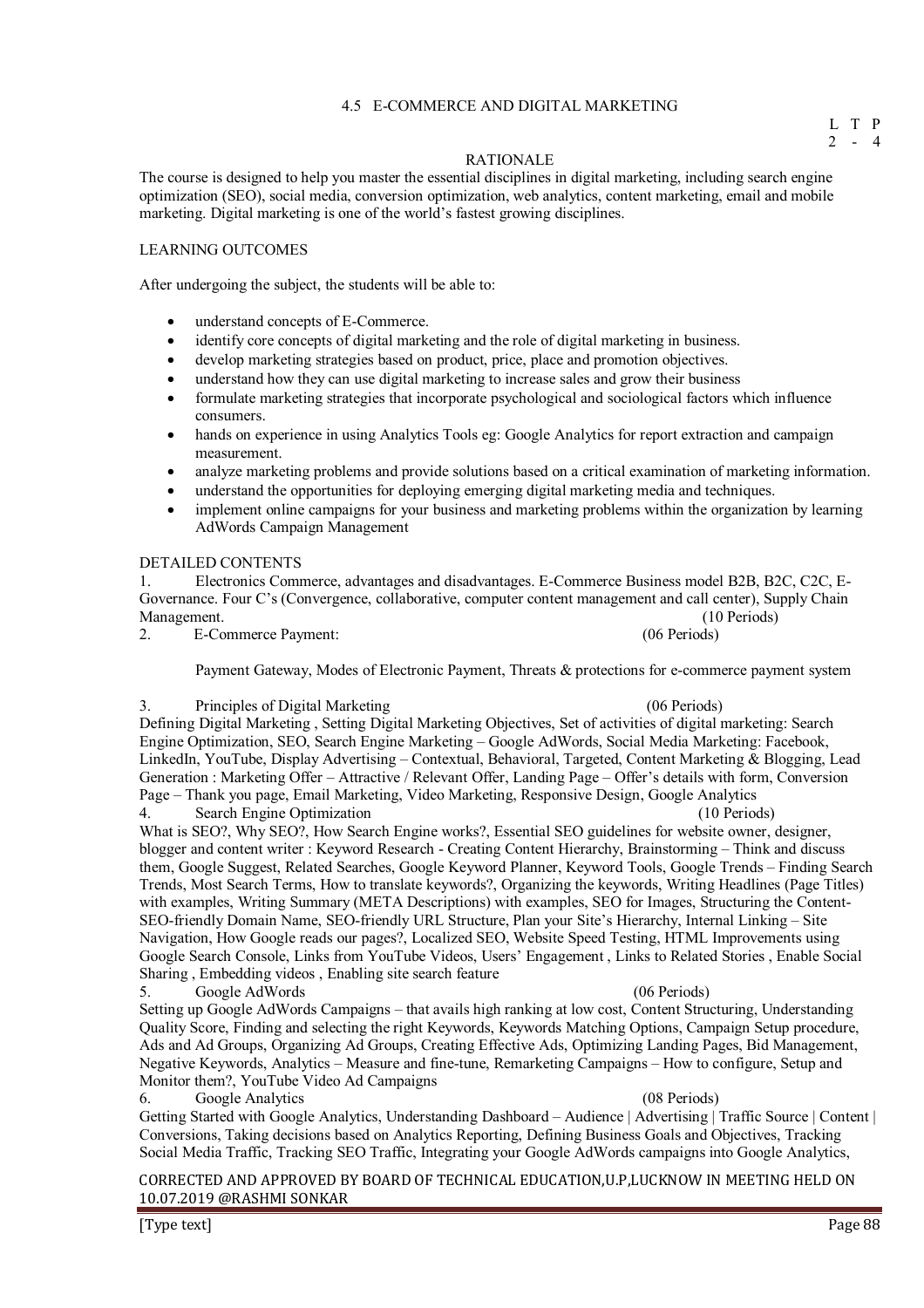## 4.5 E-COMMERCE AND DIGITAL MARKETING

L T P
2 - 4

### RATIONALE

The course is designed to help you master the essential disciplines in digital marketing, including search engine optimization (SEO), social media, conversion optimization, web analytics, content marketing, email and mobile marketing. Digital marketing is one of the world's fastest growing disciplines.

### LEARNING OUTCOMES

After undergoing the subject, the students will be able to:

- understand concepts of E-Commerce.
- identify core concepts of digital marketing and the role of digital marketing in business.
- develop marketing strategies based on product, price, place and promotion objectives.
- understand how they can use digital marketing to increase sales and grow their business
- formulate marketing strategies that incorporate psychological and sociological factors which influence consumers.
- hands on experience in using Analytics Tools eg: Google Analytics for report extraction and campaign measurement.
- analyze marketing problems and provide solutions based on a critical examination of marketing information.
- understand the opportunities for deploying emerging digital marketing media and techniques.
- implement online campaigns for your business and marketing problems within the organization by learning AdWords Campaign Management

### DETAILED CONTENTS

1. Electronics Commerce, advantages and disadvantages. E-Commerce Business model B2B, B2C, C2C, E-Governance. Four C's (Convergence, collaborative, computer content management and call center), Supply Chain Management. (10 Periods)

2. E-Commerce Payment: (06 Periods)

   Payment Gateway, Modes of Electronic Payment, Threats & protections for e-commerce payment system

3. Principles of Digital Marketing (06 Periods)

Defining Digital Marketing , Setting Digital Marketing Objectives, Set of activities of digital marketing: Search Engine Optimization, SEO, Search Engine Marketing – Google AdWords, Social Media Marketing: Facebook, LinkedIn, YouTube, Display Advertising – Contextual, Behavioral, Targeted, Content Marketing & Blogging, Lead Generation : Marketing Offer – Attractive / Relevant Offer, Landing Page – Offer's details with form, Conversion Page – Thank you page, Email Marketing, Video Marketing, Responsive Design, Google Analytics

4. Search Engine Optimization (10 Periods)

What is SEO?, Why SEO?, How Search Engine works?, Essential SEO guidelines for website owner, designer, blogger and content writer : Keyword Research - Creating Content Hierarchy, Brainstorming – Think and discuss them, Google Suggest, Related Searches, Google Keyword Planner, Keyword Tools, Google Trends – Finding Search Trends, Most Search Terms, How to translate keywords?, Organizing the keywords, Writing Headlines (Page Titles) with examples, Writing Summary (META Descriptions) with examples, SEO for Images, Structuring the Content- SEO-friendly Domain Name, SEO-friendly URL Structure, Plan your Site's Hierarchy, Internal Linking – Site Navigation, How Google reads our pages?, Localized SEO, Website Speed Testing, HTML Improvements using Google Search Console, Links from YouTube Videos, Users' Engagement , Links to Related Stories , Enable Social Sharing , Embedding videos , Enabling site search feature

5. Google AdWords (06 Periods)

Setting up Google AdWords Campaigns – that avails high ranking at low cost, Content Structuring, Understanding Quality Score, Finding and selecting the right Keywords, Keywords Matching Options, Campaign Setup procedure, Ads and Ad Groups, Organizing Ad Groups, Creating Effective Ads, Optimizing Landing Pages, Bid Management, Negative Keywords, Analytics – Measure and fine-tune, Remarketing Campaigns – How to configure, Setup and Monitor them?, YouTube Video Ad Campaigns

6. Google Analytics (08 Periods)

Getting Started with Google Analytics, Understanding Dashboard – Audience | Advertising | Traffic Source | Content | Conversions, Taking decisions based on Analytics Reporting, Defining Business Goals and Objectives, Tracking Social Media Traffic, Tracking SEO Traffic, Integrating your Google AdWords campaigns into Google Analytics,

CORRECTED AND APPROVED BY BOARD OF TECHNICAL EDUCATION,U.P,LUCKNOW IN MEETING HELD ON 10.07.2019 @RASHMI SONKAR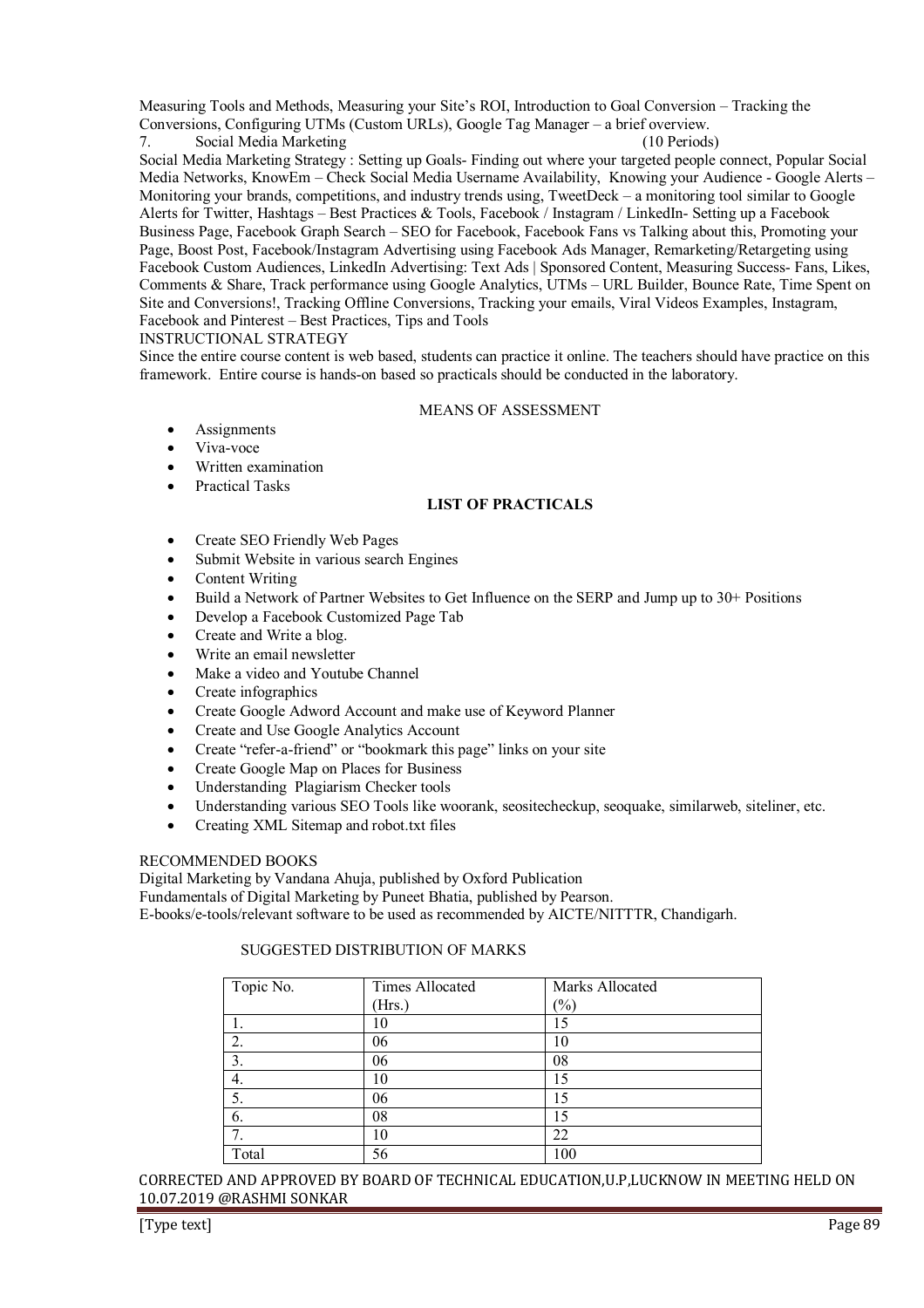Measuring Tools and Methods, Measuring your Site's ROI, Introduction to Goal Conversion – Tracking the Conversions, Configuring UTMs (Custom URLs), Google Tag Manager – a brief overview.

7. Social Media Marketing (10 Periods)

Social Media Marketing Strategy : Setting up Goals- Finding out where your targeted people connect, Popular Social Media Networks, KnowEm – Check Social Media Username Availability, Knowing your Audience - Google Alerts – Monitoring your brands, competitions, and industry trends using, TweetDeck – a monitoring tool similar to Google Alerts for Twitter, Hashtags – Best Practices & Tools, Facebook / Instagram / LinkedIn- Setting up a Facebook Business Page, Facebook Graph Search – SEO for Facebook, Facebook Fans vs Talking about this, Promoting your Page, Boost Post, Facebook/Instagram Advertising using Facebook Ads Manager, Remarketing/Retargeting using Facebook Custom Audiences, LinkedIn Advertising: Text Ads | Sponsored Content, Measuring Success- Fans, Likes, Comments & Share, Track performance using Google Analytics, UTMs – URL Builder, Bounce Rate, Time Spent on Site and Conversions!, Tracking Offline Conversions, Tracking your emails, Viral Videos Examples, Instagram, Facebook and Pinterest – Best Practices, Tips and Tools

INSTRUCTIONAL STRATEGY

Since the entire course content is web based, students can practice it online. The teachers should have practice on this framework. Entire course is hands-on based so practicals should be conducted in the laboratory.

MEANS OF ASSESSMENT

- Assignments
- Viva-voce
- Written examination
- Practical Tasks

**LIST OF PRACTICALS**

- Create SEO Friendly Web Pages
- Submit Website in various search Engines
- Content Writing
- Build a Network of Partner Websites to Get Influence on the SERP and Jump up to 30+ Positions
- Develop a Facebook Customized Page Tab
- Create and Write a blog.
- Write an email newsletter
- Make a video and Youtube Channel
- Create infographics
- Create Google Adword Account and make use of Keyword Planner
- Create and Use Google Analytics Account
- Create "refer-a-friend" or "bookmark this page" links on your site
- Create Google Map on Places for Business
- Understanding Plagiarism Checker tools
- Understanding various SEO Tools like woorank, seositecheckup, seoquake, similarweb, siteliner, etc.
- Creating XML Sitemap and robot.txt files

RECOMMENDED BOOKS

Digital Marketing by Vandana Ahuja, published by Oxford Publication

Fundamentals of Digital Marketing by Puneet Bhatia, published by Pearson.

E-books/e-tools/relevant software to be used as recommended by AICTE/NITTTR, Chandigarh.

SUGGESTED DISTRIBUTION OF MARKS

| Topic No. | Times Allocated (Hrs.) | Marks Allocated (%) |
|---|---|---|
| 1. | 10 | 15 |
| 2. | 06 | 10 |
| 3. | 06 | 08 |
| 4. | 10 | 15 |
| 5. | 06 | 15 |
| 6. | 08 | 15 |
| 7. | 10 | 22 |
| Total | 56 | 100 |

CORRECTED AND APPROVED BY BOARD OF TECHNICAL EDUCATION,U.P,LUCKNOW IN MEETING HELD ON 10.07.2019 @RASHMI SONKAR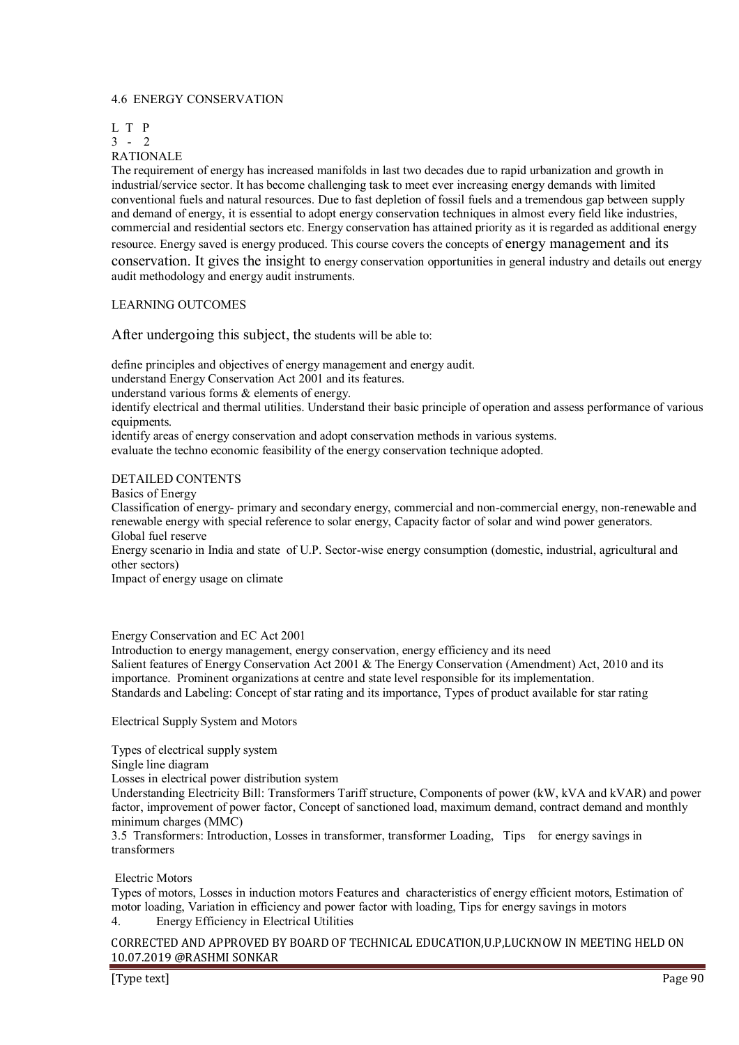## 4.6 ENERGY CONSERVATION

L T P
3 - 2

### RATIONALE

The requirement of energy has increased manifolds in last two decades due to rapid urbanization and growth in industrial/service sector. It has become challenging task to meet ever increasing energy demands with limited conventional fuels and natural resources. Due to fast depletion of fossil fuels and a tremendous gap between supply and demand of energy, it is essential to adopt energy conservation techniques in almost every field like industries, commercial and residential sectors etc. Energy conservation has attained priority as it is regarded as additional energy resource. Energy saved is energy produced. This course covers the concepts of energy management and its conservation. It gives the insight to energy conservation opportunities in general industry and details out energy audit methodology and energy audit instruments.

### LEARNING OUTCOMES

After undergoing this subject, the students will be able to:

- define principles and objectives of energy management and energy audit.
- understand Energy Conservation Act 2001 and its features.
- understand various forms & elements of energy.
- identify electrical and thermal utilities. Understand their basic principle of operation and assess performance of various equipments.
- identify areas of energy conservation and adopt conservation methods in various systems.
- evaluate the techno economic feasibility of the energy conservation technique adopted.

### DETAILED CONTENTS

Basics of Energy

Classification of energy- primary and secondary energy, commercial and non-commercial energy, non-renewable and renewable energy with special reference to solar energy, Capacity factor of solar and wind power generators.

Global fuel reserve

Energy scenario in India and state of U.P. Sector-wise energy consumption (domestic, industrial, agricultural and other sectors)

Impact of energy usage on climate

Energy Conservation and EC Act 2001

Introduction to energy management, energy conservation, energy efficiency and its need

Salient features of Energy Conservation Act 2001 & The Energy Conservation (Amendment) Act, 2010 and its importance. Prominent organizations at centre and state level responsible for its implementation.

Standards and Labeling: Concept of star rating and its importance, Types of product available for star rating

Electrical Supply System and Motors

Types of electrical supply system

Single line diagram

Losses in electrical power distribution system

Understanding Electricity Bill: Transformers Tariff structure, Components of power (kW, kVA and kVAR) and power factor, improvement of power factor, Concept of sanctioned load, maximum demand, contract demand and monthly minimum charges (MMC)

3.5 Transformers: Introduction, Losses in transformer, transformer Loading, Tips for energy savings in transformers

Electric Motors

Types of motors, Losses in induction motors Features and characteristics of energy efficient motors, Estimation of motor loading, Variation in efficiency and power factor with loading, Tips for energy savings in motors

4. Energy Efficiency in Electrical Utilities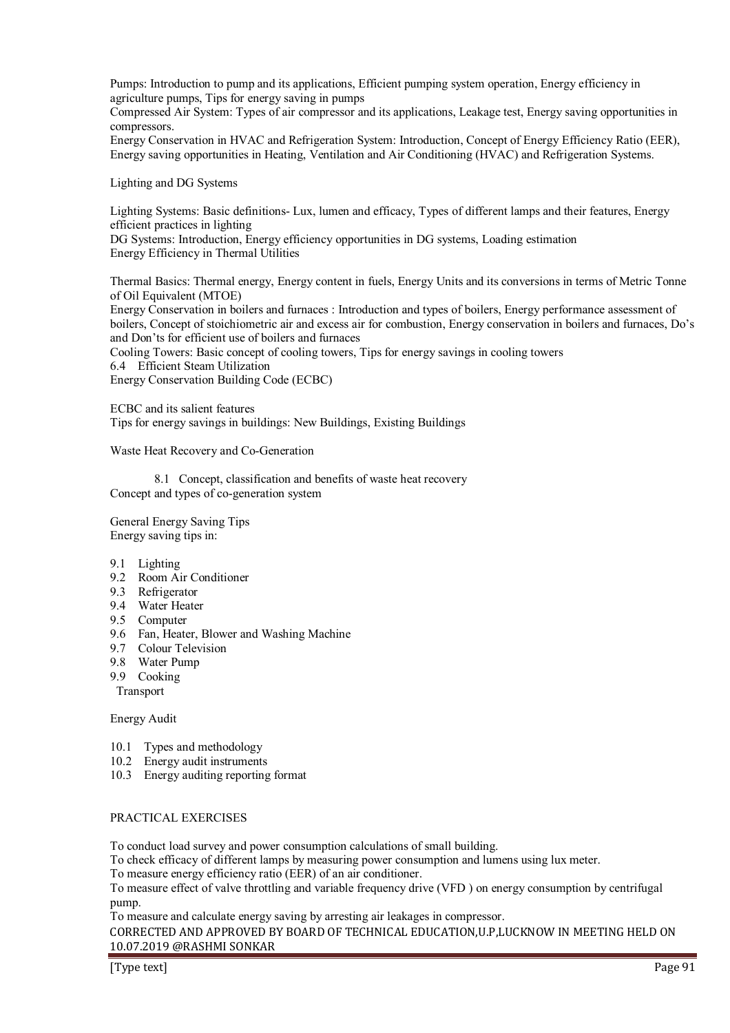Pumps: Introduction to pump and its applications, Efficient pumping system operation, Energy efficiency in agriculture pumps, Tips for energy saving in pumps

Compressed Air System: Types of air compressor and its applications, Leakage test, Energy saving opportunities in compressors.

Energy Conservation in HVAC and Refrigeration System: Introduction, Concept of Energy Efficiency Ratio (EER), Energy saving opportunities in Heating, Ventilation and Air Conditioning (HVAC) and Refrigeration Systems.

Lighting and DG Systems

Lighting Systems: Basic definitions- Lux, lumen and efficacy, Types of different lamps and their features, Energy efficient practices in lighting

DG Systems: Introduction, Energy efficiency opportunities in DG systems, Loading estimation

Energy Efficiency in Thermal Utilities

Thermal Basics: Thermal energy, Energy content in fuels, Energy Units and its conversions in terms of Metric Tonne of Oil Equivalent (MTOE)

Energy Conservation in boilers and furnaces : Introduction and types of boilers, Energy performance assessment of boilers, Concept of stoichiometric air and excess air for combustion, Energy conservation in boilers and furnaces, Do's and Don'ts for efficient use of boilers and furnaces

Cooling Towers: Basic concept of cooling towers, Tips for energy savings in cooling towers

6.4 Efficient Steam Utilization

Energy Conservation Building Code (ECBC)

ECBC and its salient features

Tips for energy savings in buildings: New Buildings, Existing Buildings

Waste Heat Recovery and Co-Generation

8.1 Concept, classification and benefits of waste heat recovery

Concept and types of co-generation system

General Energy Saving Tips

Energy saving tips in:

9.1 Lighting
9.2 Room Air Conditioner
9.3 Refrigerator
9.4 Water Heater
9.5 Computer
9.6 Fan, Heater, Blower and Washing Machine
9.7 Colour Television
9.8 Water Pump
9.9 Cooking
Transport

Energy Audit

10.1 Types and methodology
10.2 Energy audit instruments
10.3 Energy auditing reporting format

PRACTICAL EXERCISES

To conduct load survey and power consumption calculations of small building.

To check efficacy of different lamps by measuring power consumption and lumens using lux meter.

To measure energy efficiency ratio (EER) of an air conditioner.

To measure effect of valve throttling and variable frequency drive (VFD ) on energy consumption by centrifugal pump.

To measure and calculate energy saving by arresting air leakages in compressor.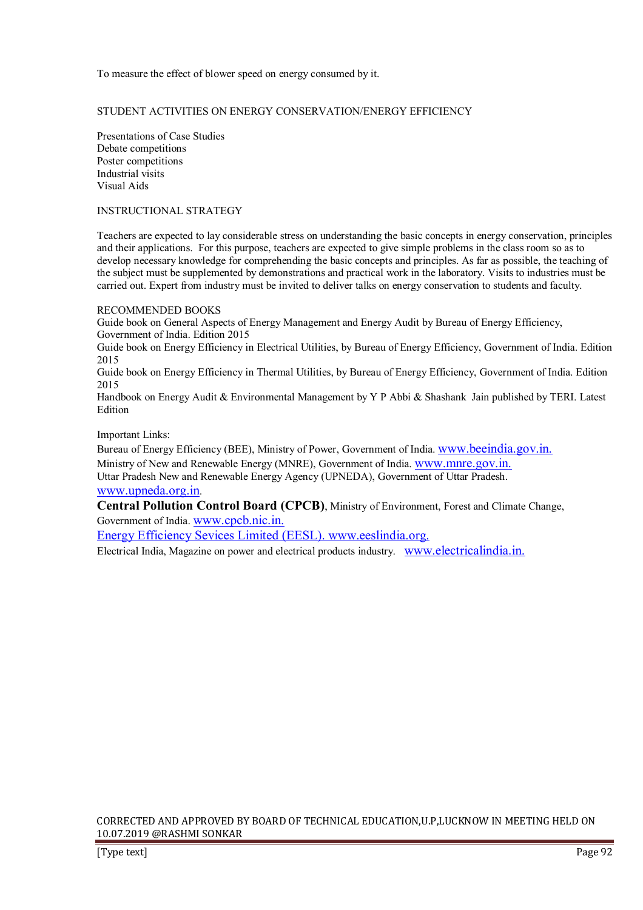To measure the effect of blower speed on energy consumed by it.

## STUDENT ACTIVITIES ON ENERGY CONSERVATION/ENERGY EFFICIENCY

Presentations of Case Studies
Debate competitions
Poster competitions
Industrial visits
Visual Aids

## INSTRUCTIONAL STRATEGY

Teachers are expected to lay considerable stress on understanding the basic concepts in energy conservation, principles and their applications. For this purpose, teachers are expected to give simple problems in the class room so as to develop necessary knowledge for comprehending the basic concepts and principles. As far as possible, the teaching of the subject must be supplemented by demonstrations and practical work in the laboratory. Visits to industries must be carried out. Expert from industry must be invited to deliver talks on energy conservation to students and faculty.

## RECOMMENDED BOOKS

Guide book on General Aspects of Energy Management and Energy Audit by Bureau of Energy Efficiency, Government of India. Edition 2015
Guide book on Energy Efficiency in Electrical Utilities, by Bureau of Energy Efficiency, Government of India. Edition 2015
Guide book on Energy Efficiency in Thermal Utilities, by Bureau of Energy Efficiency, Government of India. Edition 2015
Handbook on Energy Audit & Environmental Management by Y P Abbi & Shashank Jain published by TERI. Latest Edition

Important Links:
Bureau of Energy Efficiency (BEE), Ministry of Power, Government of India. www.beeindia.gov.in.
Ministry of New and Renewable Energy (MNRE), Government of India. www.mnre.gov.in.
Uttar Pradesh New and Renewable Energy Agency (UPNEDA), Government of Uttar Pradesh. www.upneda.org.in.
**Central Pollution Control Board (CPCB)**, Ministry of Environment, Forest and Climate Change, Government of India. www.cpcb.nic.in.
Energy Efficiency Sevices Limited (EESL). www.eeslindia.org.
Electrical India, Magazine on power and electrical products industry. www.electricalindia.in.

CORRECTED AND APPROVED BY BOARD OF TECHNICAL EDUCATION,U.P,LUCKNOW IN MEETING HELD ON 10.07.2019 @RASHMI SONKAR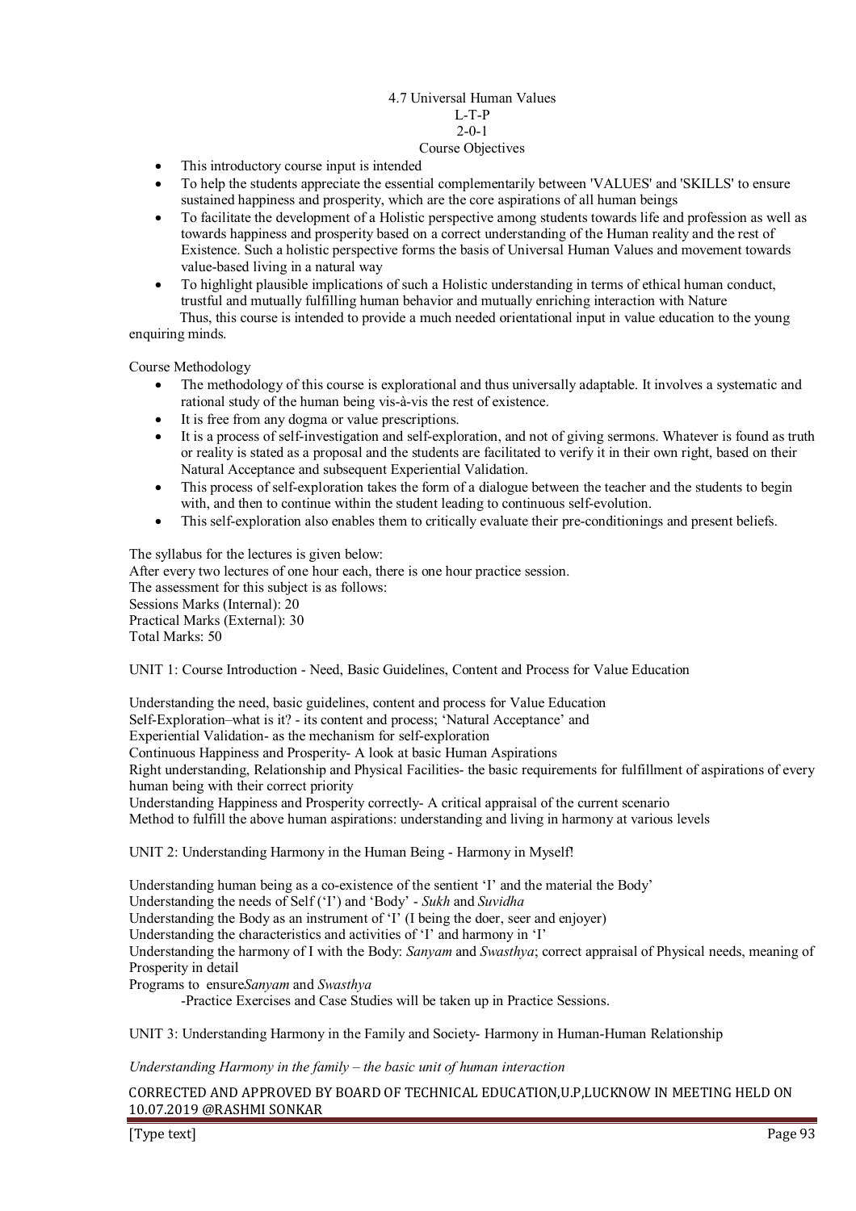# 4.7 Universal Human Values

L-T-P

2-0-1

## Course Objectives

- This introductory course input is intended
- To help the students appreciate the essential complementarily between 'VALUES' and 'SKILLS' to ensure sustained happiness and prosperity, which are the core aspirations of all human beings
- To facilitate the development of a Holistic perspective among students towards life and profession as well as towards happiness and prosperity based on a correct understanding of the Human reality and the rest of Existence. Such a holistic perspective forms the basis of Universal Human Values and movement towards value-based living in a natural way
- To highlight plausible implications of such a Holistic understanding in terms of ethical human conduct, trustful and mutually fulfilling human behavior and mutually enriching interaction with Nature

Thus, this course is intended to provide a much needed orientational input in value education to the young enquiring minds.

## Course Methodology

- The methodology of this course is explorational and thus universally adaptable. It involves a systematic and rational study of the human being vis-à-vis the rest of existence.
- It is free from any dogma or value prescriptions.
- It is a process of self-investigation and self-exploration, and not of giving sermons. Whatever is found as truth or reality is stated as a proposal and the students are facilitated to verify it in their own right, based on their Natural Acceptance and subsequent Experiential Validation.
- This process of self-exploration takes the form of a dialogue between the teacher and the students to begin with, and then to continue within the student leading to continuous self-evolution.
- This self-exploration also enables them to critically evaluate their pre-conditionings and present beliefs.

The syllabus for the lectures is given below:
After every two lectures of one hour each, there is one hour practice session.
The assessment for this subject is as follows:
Sessions Marks (Internal): 20
Practical Marks (External): 30
Total Marks: 50

## UNIT 1: Course Introduction - Need, Basic Guidelines, Content and Process for Value Education

Understanding the need, basic guidelines, content and process for Value Education
Self-Exploration–what is it? - its content and process; 'Natural Acceptance' and
Experiential Validation- as the mechanism for self-exploration
Continuous Happiness and Prosperity- A look at basic Human Aspirations
Right understanding, Relationship and Physical Facilities- the basic requirements for fulfillment of aspirations of every human being with their correct priority
Understanding Happiness and Prosperity correctly- A critical appraisal of the current scenario
Method to fulfill the above human aspirations: understanding and living in harmony at various levels

## UNIT 2: Understanding Harmony in the Human Being - Harmony in Myself!

Understanding human being as a co-existence of the sentient 'I' and the material the Body'
Understanding the needs of Self ('I') and 'Body' - *Sukh* and *Suvidha*
Understanding the Body as an instrument of 'I' (I being the doer, seer and enjoyer)
Understanding the characteristics and activities of 'I' and harmony in 'I'
Understanding the harmony of I with the Body: *Sanyam* and *Swasthya*; correct appraisal of Physical needs, meaning of Prosperity in detail
Programs to ensure *Sanyam* and *Swasthya*

-Practice Exercises and Case Studies will be taken up in Practice Sessions.

## UNIT 3: Understanding Harmony in the Family and Society- Harmony in Human-Human Relationship

*Understanding Harmony in the family – the basic unit of human interaction*

CORRECTED AND APPROVED BY BOARD OF TECHNICAL EDUCATION,U.P,LUCKNOW IN MEETING HELD ON 10.07.2019 @RASHMI SONKAR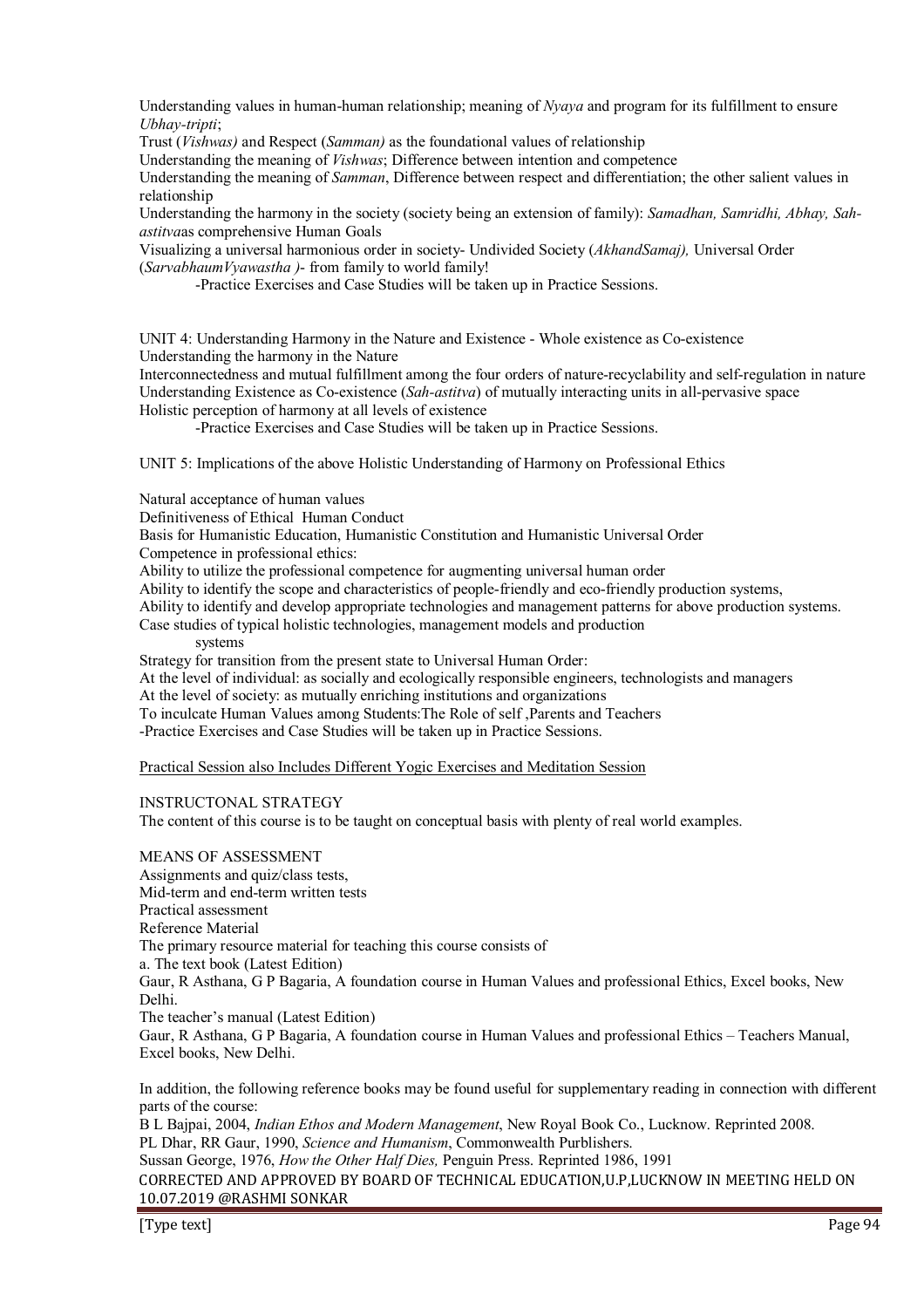Understanding values in human-human relationship; meaning of *Nyaya* and program for its fulfillment to ensure *Ubhay-tripti*;

Trust (*Vishwas)* and Respect (*Samman)* as the foundational values of relationship

Understanding the meaning of *Vishwas*; Difference between intention and competence

Understanding the meaning of *Samman*, Difference between respect and differentiation; the other salient values in relationship

Understanding the harmony in the society (society being an extension of family): *Samadhan, Samridhi, Abhay, Sah-astitva*as comprehensive Human Goals

Visualizing a universal harmonious order in society- Undivided Society (*AkhandSamaj),* Universal Order (*SarvabhaumVyawastha )*- from family to world family!

-Practice Exercises and Case Studies will be taken up in Practice Sessions.

UNIT 4: Understanding Harmony in the Nature and Existence - Whole existence as Co-existence

Understanding the harmony in the Nature

Interconnectedness and mutual fulfillment among the four orders of nature-recyclability and self-regulation in nature

Understanding Existence as Co-existence (*Sah-astitva*) of mutually interacting units in all-pervasive space

Holistic perception of harmony at all levels of existence

-Practice Exercises and Case Studies will be taken up in Practice Sessions.

UNIT 5: Implications of the above Holistic Understanding of Harmony on Professional Ethics

Natural acceptance of human values

Definitiveness of Ethical Human Conduct

Basis for Humanistic Education, Humanistic Constitution and Humanistic Universal Order

Competence in professional ethics:

Ability to utilize the professional competence for augmenting universal human order

Ability to identify the scope and characteristics of people-friendly and eco-friendly production systems,

Ability to identify and develop appropriate technologies and management patterns for above production systems.

Case studies of typical holistic technologies, management models and production systems

Strategy for transition from the present state to Universal Human Order:

At the level of individual: as socially and ecologically responsible engineers, technologists and managers

At the level of society: as mutually enriching institutions and organizations

To inculcate Human Values among Students:The Role of self ,Parents and Teachers

-Practice Exercises and Case Studies will be taken up in Practice Sessions.

<u>Practical Session also Includes Different Yogic Exercises and Meditation Session</u>

INSTRUCTONAL STRATEGY

The content of this course is to be taught on conceptual basis with plenty of real world examples.

MEANS OF ASSESSMENT

Assignments and quiz/class tests,

Mid-term and end-term written tests

Practical assessment

Reference Material

The primary resource material for teaching this course consists of

a. The text book (Latest Edition)

Gaur, R Asthana, G P Bagaria, A foundation course in Human Values and professional Ethics, Excel books, New Delhi.

The teacher's manual (Latest Edition)

Gaur, R Asthana, G P Bagaria, A foundation course in Human Values and professional Ethics – Teachers Manual, Excel books, New Delhi.

In addition, the following reference books may be found useful for supplementary reading in connection with different parts of the course:

B L Bajpai, 2004, *Indian Ethos and Modern Management*, New Royal Book Co., Lucknow. Reprinted 2008.

PL Dhar, RR Gaur, 1990, *Science and Humanism*, Commonwealth Purblishers.

Sussan George, 1976, *How the Other Half Dies,* Penguin Press. Reprinted 1986, 1991

CORRECTED AND APPROVED BY BOARD OF TECHNICAL EDUCATION,U.P,LUCKNOW IN MEETING HELD ON 10.07.2019 @RASHMI SONKAR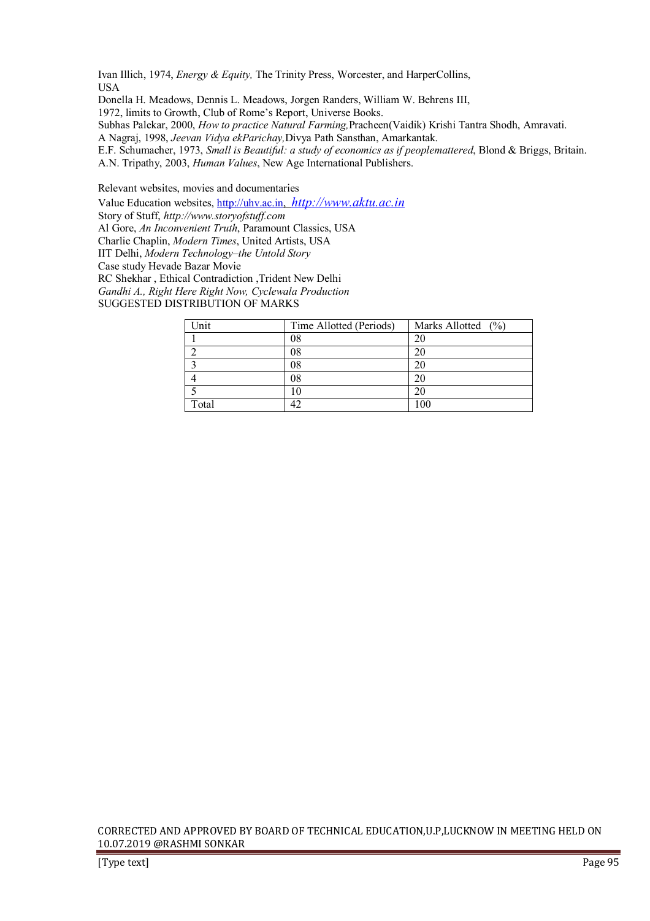Ivan Illich, 1974, *Energy & Equity,* The Trinity Press, Worcester, and HarperCollins, USA

Donella H. Meadows, Dennis L. Meadows, Jorgen Randers, William W. Behrens III, 1972, limits to Growth, Club of Rome's Report, Universe Books.

Subhas Palekar, 2000, *How to practice Natural Farming,*Pracheen(Vaidik) Krishi Tantra Shodh, Amravati.

A Nagraj, 1998, *Jeevan Vidya ekParichay,*Divya Path Sansthan, Amarkantak.

E.F. Schumacher, 1973, *Small is Beautiful: a study of economics as if peoplemattered*, Blond & Briggs, Britain.

A.N. Tripathy, 2003, *Human Values*, New Age International Publishers.

Relevant websites, movies and documentaries

Value Education websites, http://uhv.ac.in, *http://www.aktu.ac.in*

Story of Stuff, *http://www.storyofstuff.com*

Al Gore, *An Inconvenient Truth*, Paramount Classics, USA

Charlie Chaplin, *Modern Times*, United Artists, USA

IIT Delhi, *Modern Technology–the Untold Story*

Case study Hevade Bazar Movie

RC Shekhar , Ethical Contradiction ,Trident New Delhi

*Gandhi A., Right Here Right Now, Cyclewala Production*

SUGGESTED DISTRIBUTION OF MARKS

| Unit | Time Allotted (Periods) | Marks Allotted (%) |
|---|---|---|
| 1 | 08 | 20 |
| 2 | 08 | 20 |
| 3 | 08 | 20 |
| 4 | 08 | 20 |
| 5 | 10 | 20 |
| Total | 42 | 100 |

CORRECTED AND APPROVED BY BOARD OF TECHNICAL EDUCATION,U.P,LUCKNOW IN MEETING HELD ON 10.07.2019 @RASHMI SONKAR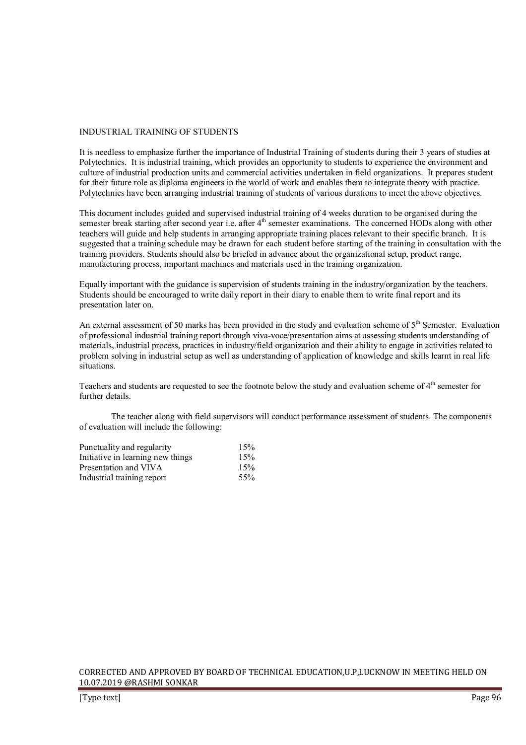## INDUSTRIAL TRAINING OF STUDENTS

It is needless to emphasize further the importance of Industrial Training of students during their 3 years of studies at Polytechnics. It is industrial training, which provides an opportunity to students to experience the environment and culture of industrial production units and commercial activities undertaken in field organizations. It prepares student for their future role as diploma engineers in the world of work and enables them to integrate theory with practice. Polytechnics have been arranging industrial training of students of various durations to meet the above objectives.

This document includes guided and supervised industrial training of 4 weeks duration to be organised during the semester break starting after second year i.e. after 4th semester examinations. The concerned HODs along with other teachers will guide and help students in arranging appropriate training places relevant to their specific branch. It is suggested that a training schedule may be drawn for each student before starting of the training in consultation with the training providers. Students should also be briefed in advance about the organizational setup, product range, manufacturing process, important machines and materials used in the training organization.

Equally important with the guidance is supervision of students training in the industry/organization by the teachers. Students should be encouraged to write daily report in their diary to enable them to write final report and its presentation later on.

An external assessment of 50 marks has been provided in the study and evaluation scheme of 5th Semester. Evaluation of professional industrial training report through viva-voce/presentation aims at assessing students understanding of materials, industrial process, practices in industry/field organization and their ability to engage in activities related to problem solving in industrial setup as well as understanding of application of knowledge and skills learnt in real life situations.

Teachers and students are requested to see the footnote below the study and evaluation scheme of 4th semester for further details.

The teacher along with field supervisors will conduct performance assessment of students. The components of evaluation will include the following:

| | |
|---|---|
| Punctuality and regularity | 15% |
| Initiative in learning new things | 15% |
| Presentation and VIVA | 15% |
| Industrial training report | 55% |

CORRECTED AND APPROVED BY BOARD OF TECHNICAL EDUCATION,U.P,LUCKNOW IN MEETING HELD ON 10.07.2019 @RASHMI SONKAR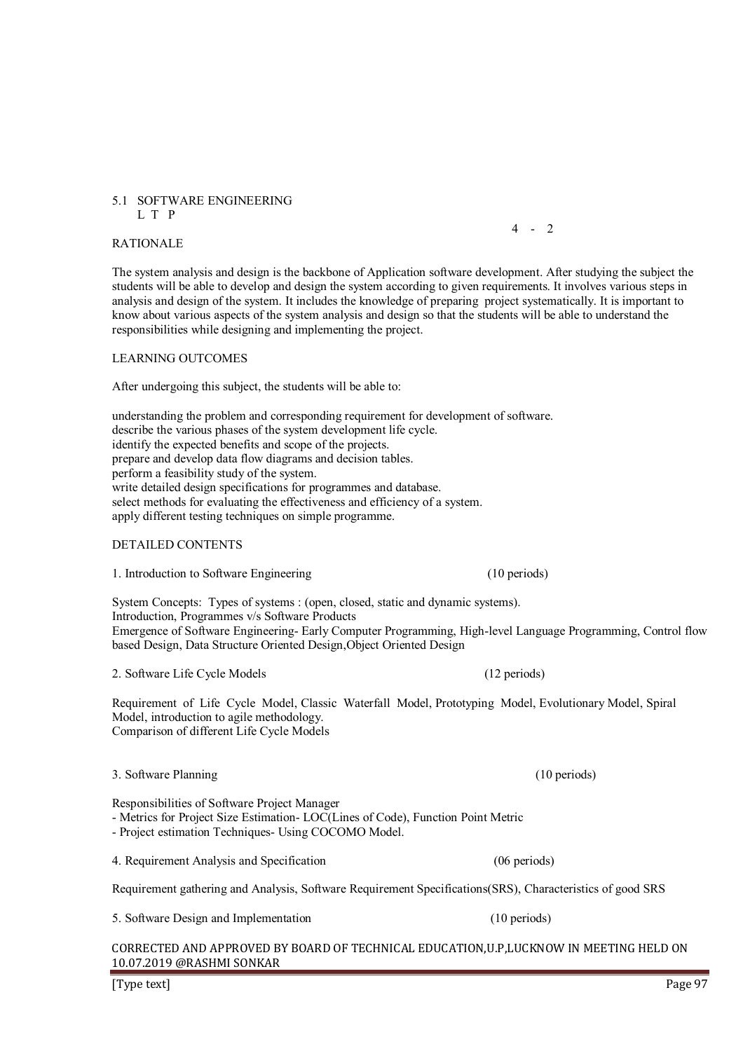## 5.1 SOFTWARE ENGINEERING

L T P

4 - 2

### RATIONALE

The system analysis and design is the backbone of Application software development. After studying the subject the students will be able to develop and design the system according to given requirements. It involves various steps in analysis and design of the system. It includes the knowledge of preparing project systematically. It is important to know about various aspects of the system analysis and design so that the students will be able to understand the responsibilities while designing and implementing the project.

### LEARNING OUTCOMES

After undergoing this subject, the students will be able to:

understanding the problem and corresponding requirement for development of software.
describe the various phases of the system development life cycle.
identify the expected benefits and scope of the projects.
prepare and develop data flow diagrams and decision tables.
perform a feasibility study of the system.
write detailed design specifications for programmes and database.
select methods for evaluating the effectiveness and efficiency of a system.
apply different testing techniques on simple programme.

### DETAILED CONTENTS

**1. Introduction to Software Engineering** (10 periods)

System Concepts: Types of systems : (open, closed, static and dynamic systems).
Introduction, Programmes v/s Software Products
Emergence of Software Engineering- Early Computer Programming, High-level Language Programming, Control flow based Design, Data Structure Oriented Design,Object Oriented Design

**2. Software Life Cycle Models** (12 periods)

Requirement of Life Cycle Model, Classic Waterfall Model, Prototyping Model, Evolutionary Model, Spiral Model, introduction to agile methodology.
Comparison of different Life Cycle Models

**3. Software Planning** (10 periods)

Responsibilities of Software Project Manager
- Metrics for Project Size Estimation- LOC(Lines of Code), Function Point Metric
- Project estimation Techniques- Using COCOMO Model.

**4. Requirement Analysis and Specification** (06 periods)

Requirement gathering and Analysis, Software Requirement Specifications(SRS), Characteristics of good SRS

**5. Software Design and Implementation** (10 periods)

CORRECTED AND APPROVED BY BOARD OF TECHNICAL EDUCATION,U.P,LUCKNOW IN MEETING HELD ON 10.07.2019 @RASHMI SONKAR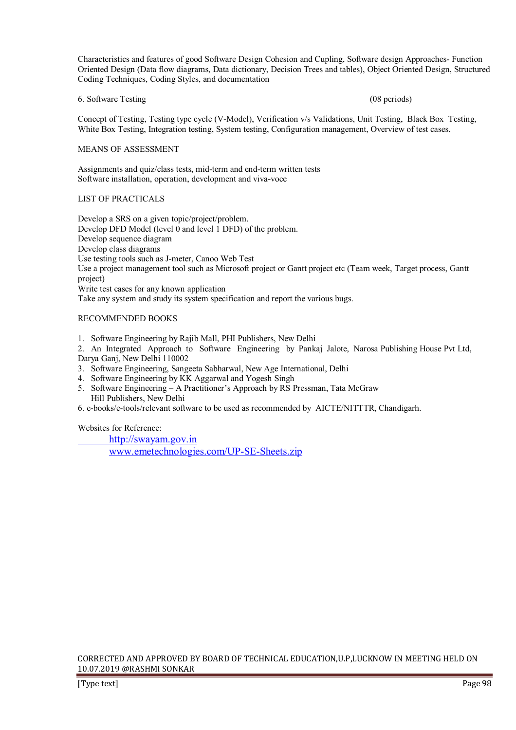Characteristics and features of good Software Design Cohesion and Cupling, Software design Approaches- Function Oriented Design (Data flow diagrams, Data dictionary, Decision Trees and tables), Object Oriented Design, Structured Coding Techniques, Coding Styles, and documentation

6. Software Testing (08 periods)

Concept of Testing, Testing type cycle (V-Model), Verification v/s Validations, Unit Testing, Black Box Testing, White Box Testing, Integration testing, System testing, Configuration management, Overview of test cases.

MEANS OF ASSESSMENT

Assignments and quiz/class tests, mid-term and end-term written tests
Software installation, operation, development and viva-voce

LIST OF PRACTICALS

Develop a SRS on a given topic/project/problem.
Develop DFD Model (level 0 and level 1 DFD) of the problem.
Develop sequence diagram
Develop class diagrams
Use testing tools such as J-meter, Canoo Web Test
Use a project management tool such as Microsoft project or Gantt project etc (Team week, Target process, Gantt project)
Write test cases for any known application
Take any system and study its system specification and report the various bugs.

RECOMMENDED BOOKS

1. Software Engineering by Rajib Mall, PHI Publishers, New Delhi
2. An Integrated Approach to Software Engineering by Pankaj Jalote, Narosa Publishing House Pvt Ltd, Darya Ganj, New Delhi 110002
3. Software Engineering, Sangeeta Sabharwal, New Age International, Delhi
4. Software Engineering by KK Aggarwal and Yogesh Singh
5. Software Engineering – A Practitioner's Approach by RS Pressman, Tata McGraw Hill Publishers, New Delhi
6. e-books/e-tools/relevant software to be used as recommended by AICTE/NITTTR, Chandigarh.

Websites for Reference:

http://swayam.gov.in
www.emetechnologies.com/UP-SE-Sheets.zip

CORRECTED AND APPROVED BY BOARD OF TECHNICAL EDUCATION,U.P,LUCKNOW IN MEETING HELD ON 10.07.2019 @RASHMI SONKAR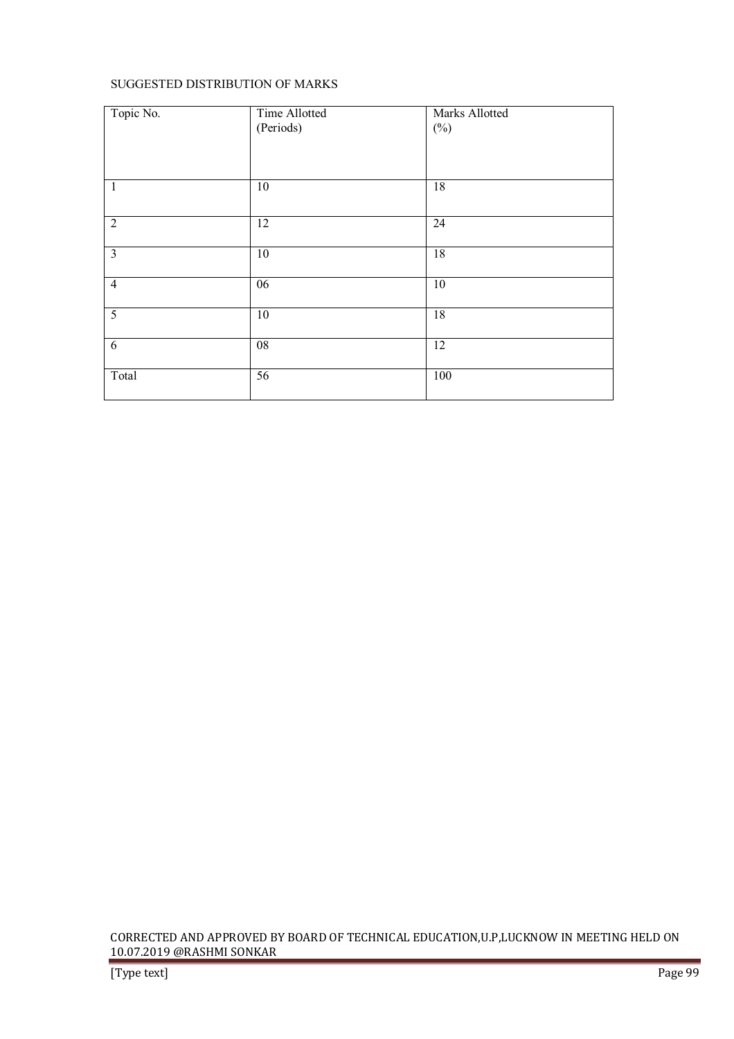SUGGESTED DISTRIBUTION OF MARKS

| Topic No. | Time Allotted (Periods) | Marks Allotted (%) |
|---|---|---|
| 1 | 10 | 18 |
| 2 | 12 | 24 |
| 3 | 10 | 18 |
| 4 | 06 | 10 |
| 5 | 10 | 18 |
| 6 | 08 | 12 |
| Total | 56 | 100 |

CORRECTED AND APPROVED BY BOARD OF TECHNICAL EDUCATION,U.P,LUCKNOW IN MEETING HELD ON 10.07.2019 @RASHMI SONKAR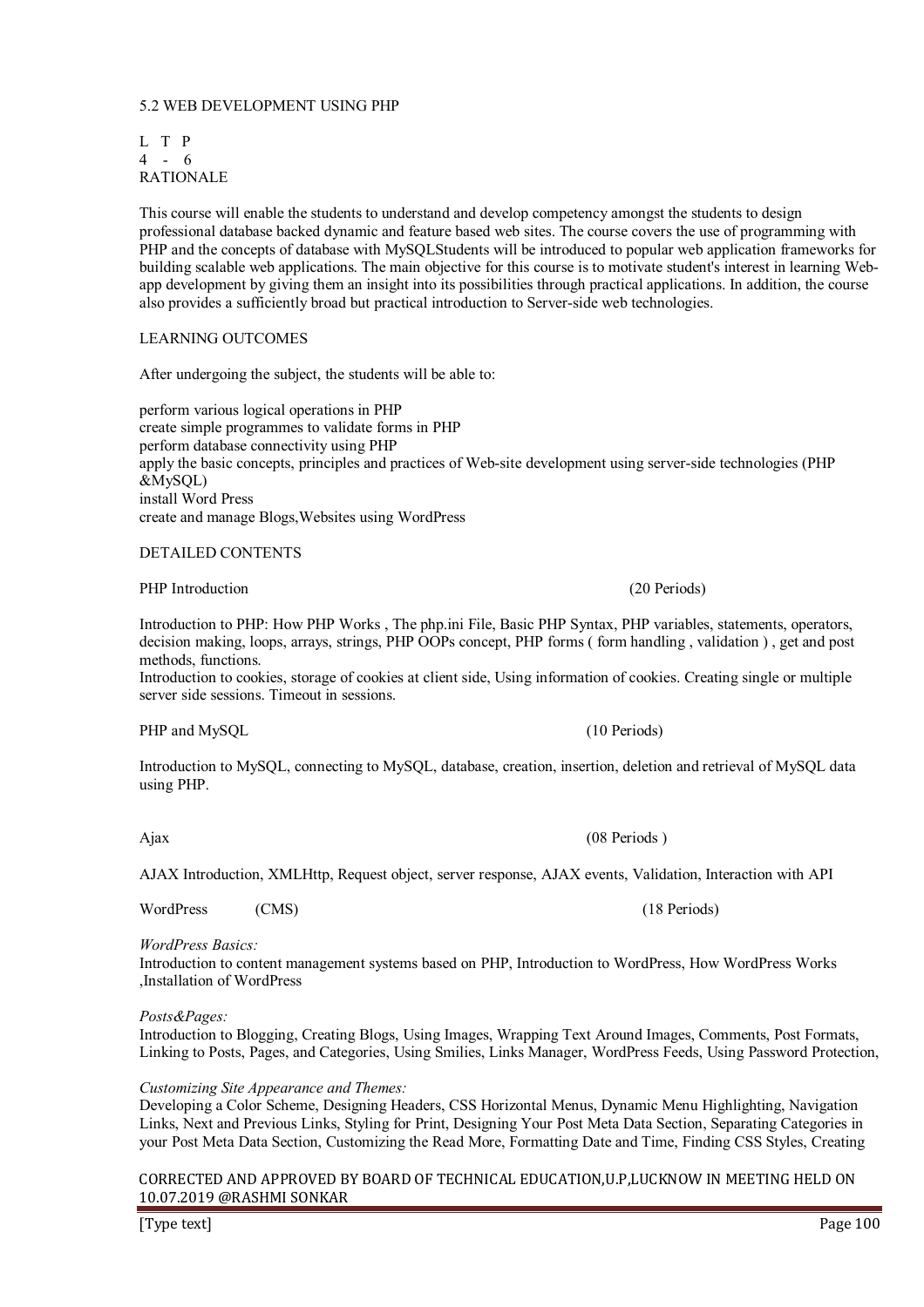## 5.2 WEB DEVELOPMENT USING PHP

| L | T | P |
|---|---|---|
| 4 | - | 6 |

### RATIONALE

This course will enable the students to understand and develop competency amongst the students to design professional database backed dynamic and feature based web sites. The course covers the use of programming with PHP and the concepts of database with MySQLStudents will be introduced to popular web application frameworks for building scalable web applications. The main objective for this course is to motivate student's interest in learning Web-app development by giving them an insight into its possibilities through practical applications. In addition, the course also provides a sufficiently broad but practical introduction to Server-side web technologies.

### LEARNING OUTCOMES

After undergoing the subject, the students will be able to:

- perform various logical operations in PHP
- create simple programmes to validate forms in PHP
- perform database connectivity using PHP
- apply the basic concepts, principles and practices of Web-site development using server-side technologies (PHP &MySQL)
- install Word Press
- create and manage Blogs,Websites using WordPress

### DETAILED CONTENTS

**PHP Introduction** (20 Periods)

Introduction to PHP: How PHP Works , The php.ini File, Basic PHP Syntax, PHP variables, statements, operators, decision making, loops, arrays, strings, PHP OOPs concept, PHP forms ( form handling , validation ) , get and post methods, functions.

Introduction to cookies, storage of cookies at client side, Using information of cookies. Creating single or multiple server side sessions. Timeout in sessions.

**PHP and MySQL** (10 Periods)

Introduction to MySQL, connecting to MySQL, database, creation, insertion, deletion and retrieval of MySQL data using PHP.

**Ajax** (08 Periods )

AJAX Introduction, XMLHttp, Request object, server response, AJAX events, Validation, Interaction with API

**WordPress (CMS)** (18 Periods)

*WordPress Basics:*
Introduction to content management systems based on PHP, Introduction to WordPress, How WordPress Works ,Installation of WordPress

*Posts&Pages:*
Introduction to Blogging, Creating Blogs, Using Images, Wrapping Text Around Images, Comments, Post Formats, Linking to Posts, Pages, and Categories, Using Smilies, Links Manager, WordPress Feeds, Using Password Protection,

*Customizing Site Appearance and Themes:*
Developing a Color Scheme, Designing Headers, CSS Horizontal Menus, Dynamic Menu Highlighting, Navigation Links, Next and Previous Links, Styling for Print, Designing Your Post Meta Data Section, Separating Categories in your Post Meta Data Section, Customizing the Read More, Formatting Date and Time, Finding CSS Styles, Creating

CORRECTED AND APPROVED BY BOARD OF TECHNICAL EDUCATION,U.P,LUCKNOW IN MEETING HELD ON 10.07.2019 @RASHMI SONKAR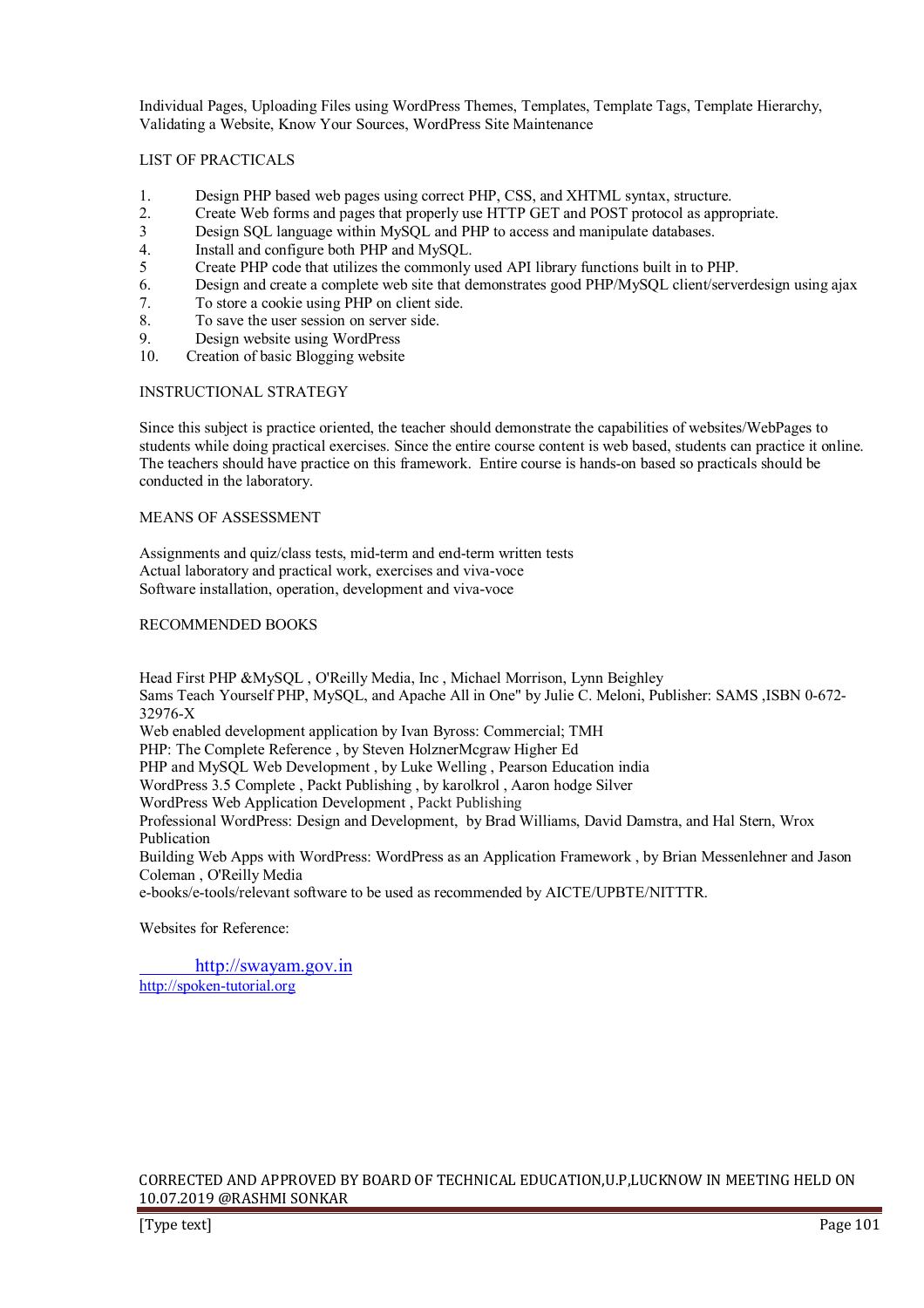Individual Pages, Uploading Files using WordPress Themes, Templates, Template Tags, Template Hierarchy, Validating a Website, Know Your Sources, WordPress Site Maintenance

## LIST OF PRACTICALS

1. Design PHP based web pages using correct PHP, CSS, and XHTML syntax, structure.
2. Create Web forms and pages that properly use HTTP GET and POST protocol as appropriate.
3. Design SQL language within MySQL and PHP to access and manipulate databases.
4. Install and configure both PHP and MySQL.
5. Create PHP code that utilizes the commonly used API library functions built in to PHP.
6. Design and create a complete web site that demonstrates good PHP/MySQL client/serverdesign using ajax
7. To store a cookie using PHP on client side.
8. To save the user session on server side.
9. Design website using WordPress
10. Creation of basic Blogging website

## INSTRUCTIONAL STRATEGY

Since this subject is practice oriented, the teacher should demonstrate the capabilities of websites/WebPages to students while doing practical exercises. Since the entire course content is web based, students can practice it online. The teachers should have practice on this framework. Entire course is hands-on based so practicals should be conducted in the laboratory.

## MEANS OF ASSESSMENT

Assignments and quiz/class tests, mid-term and end-term written tests
Actual laboratory and practical work, exercises and viva-voce
Software installation, operation, development and viva-voce

## RECOMMENDED BOOKS

Head First PHP &MySQL , O'Reilly Media, Inc , Michael Morrison, Lynn Beighley
Sams Teach Yourself PHP, MySQL, and Apache All in One" by Julie C. Meloni, Publisher: SAMS ,ISBN 0-672-32976-X
Web enabled development application by Ivan Byross: Commercial; TMH
PHP: The Complete Reference , by Steven HolznerMcgraw Higher Ed
PHP and MySQL Web Development , by Luke Welling , Pearson Education india
WordPress 3.5 Complete , Packt Publishing , by karolkrol , Aaron hodge Silver
WordPress Web Application Development , Packt Publishing
Professional WordPress: Design and Development, by Brad Williams, David Damstra, and Hal Stern, Wrox Publication
Building Web Apps with WordPress: WordPress as an Application Framework , by Brian Messenlehner and Jason Coleman , O'Reilly Media
e-books/e-tools/relevant software to be used as recommended by AICTE/UPBTE/NITTTR.

Websites for Reference:

http://swayam.gov.in
http://spoken-tutorial.org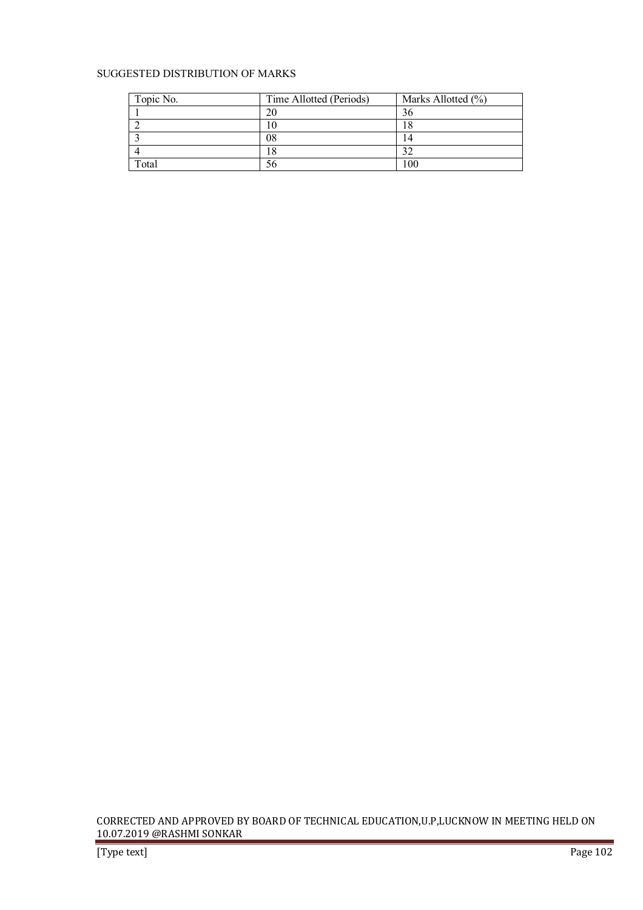SUGGESTED DISTRIBUTION OF MARKS

| Topic No. | Time Allotted (Periods) | Marks Allotted (%) |
|---|---|---|
| 1 | 20 | 36 |
| 2 | 10 | 18 |
| 3 | 08 | 14 |
| 4 | 18 | 32 |
| Total | 56 | 100 |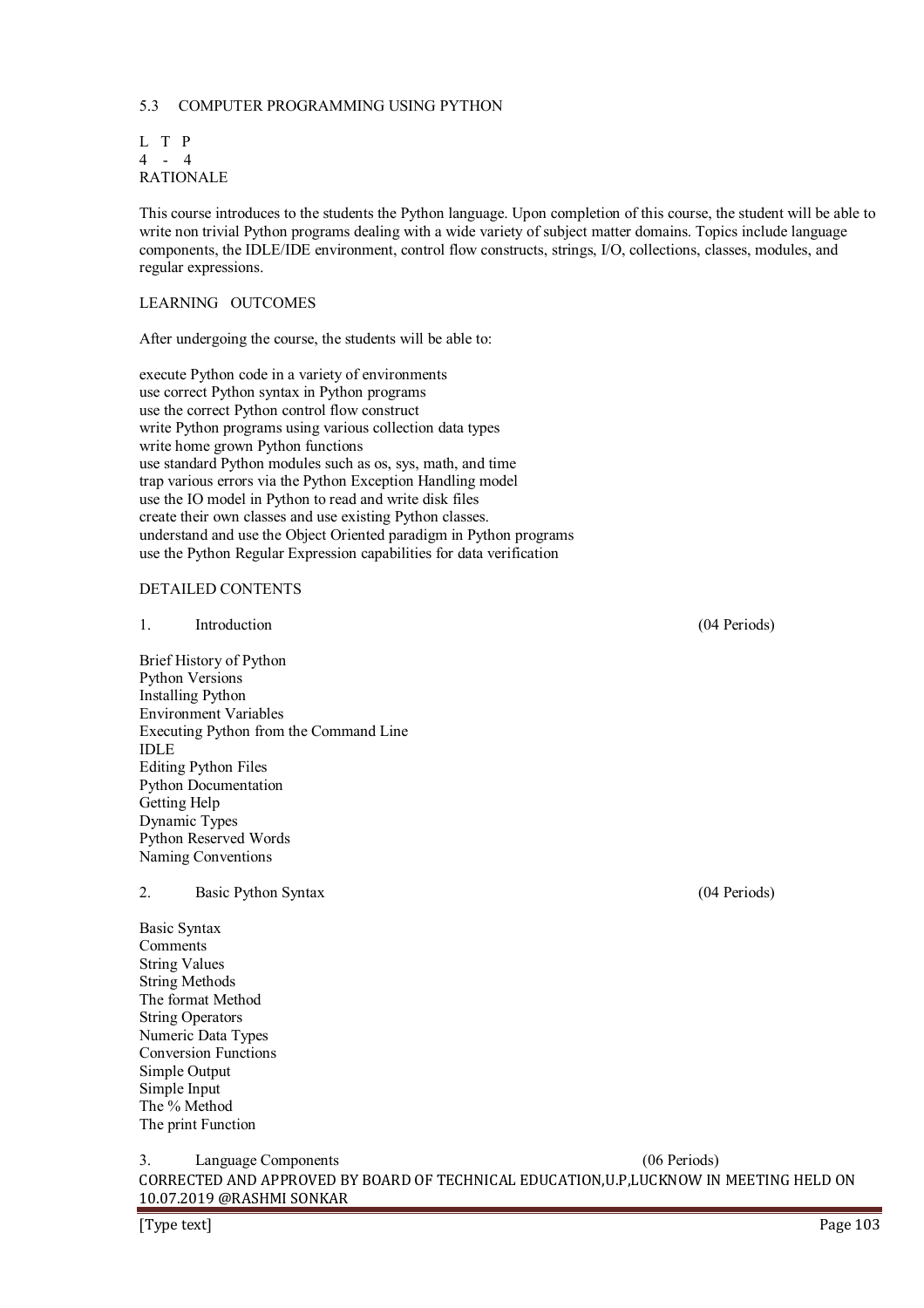## 5.3 COMPUTER PROGRAMMING USING PYTHON

L T P
4 - 4

RATIONALE

This course introduces to the students the Python language. Upon completion of this course, the student will be able to write non trivial Python programs dealing with a wide variety of subject matter domains. Topics include language components, the IDLE/IDE environment, control flow constructs, strings, I/O, collections, classes, modules, and regular expressions.

LEARNING OUTCOMES

After undergoing the course, the students will be able to:

- execute Python code in a variety of environments
- use correct Python syntax in Python programs
- use the correct Python control flow construct
- write Python programs using various collection data types
- write home grown Python functions
- use standard Python modules such as os, sys, math, and time
- trap various errors via the Python Exception Handling model
- use the IO model in Python to read and write disk files
- create their own classes and use existing Python classes.
- understand and use the Object Oriented paradigm in Python programs
- use the Python Regular Expression capabilities for data verification

DETAILED CONTENTS

1. Introduction (04 Periods)

- Brief History of Python
- Python Versions
- Installing Python
- Environment Variables
- Executing Python from the Command Line
- IDLE
- Editing Python Files
- Python Documentation
- Getting Help
- Dynamic Types
- Python Reserved Words
- Naming Conventions

2. Basic Python Syntax (04 Periods)

- Basic Syntax
- Comments
- String Values
- String Methods
- The format Method
- String Operators
- Numeric Data Types
- Conversion Functions
- Simple Output
- Simple Input
- The % Method
- The print Function

3. Language Components (06 Periods)

CORRECTED AND APPROVED BY BOARD OF TECHNICAL EDUCATION,U.P,LUCKNOW IN MEETING HELD ON 10.07.2019 @RASHMI SONKAR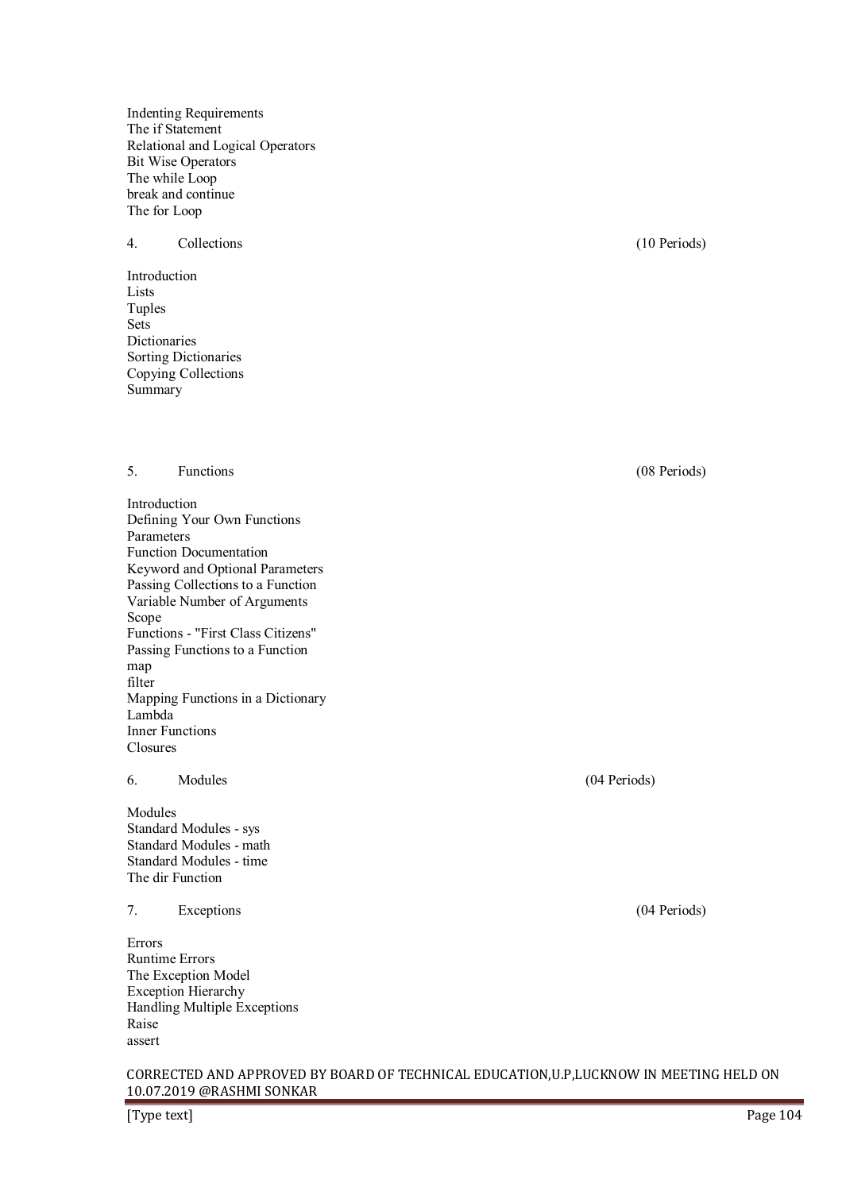Indenting Requirements
The if Statement
Relational and Logical Operators
Bit Wise Operators
The while Loop
break and continue
The for Loop

4. Collections (10 Periods)

Introduction
Lists
Tuples
Sets
Dictionaries
Sorting Dictionaries
Copying Collections
Summary

5. Functions (08 Periods)

Introduction
Defining Your Own Functions
Parameters
Function Documentation
Keyword and Optional Parameters
Passing Collections to a Function
Variable Number of Arguments
Scope
Functions - "First Class Citizens"
Passing Functions to a Function
map
filter
Mapping Functions in a Dictionary
Lambda
Inner Functions
Closures

6. Modules (04 Periods)

Modules
Standard Modules - sys
Standard Modules - math
Standard Modules - time
The dir Function

7. Exceptions (04 Periods)

Errors
Runtime Errors
The Exception Model
Exception Hierarchy
Handling Multiple Exceptions
Raise
assert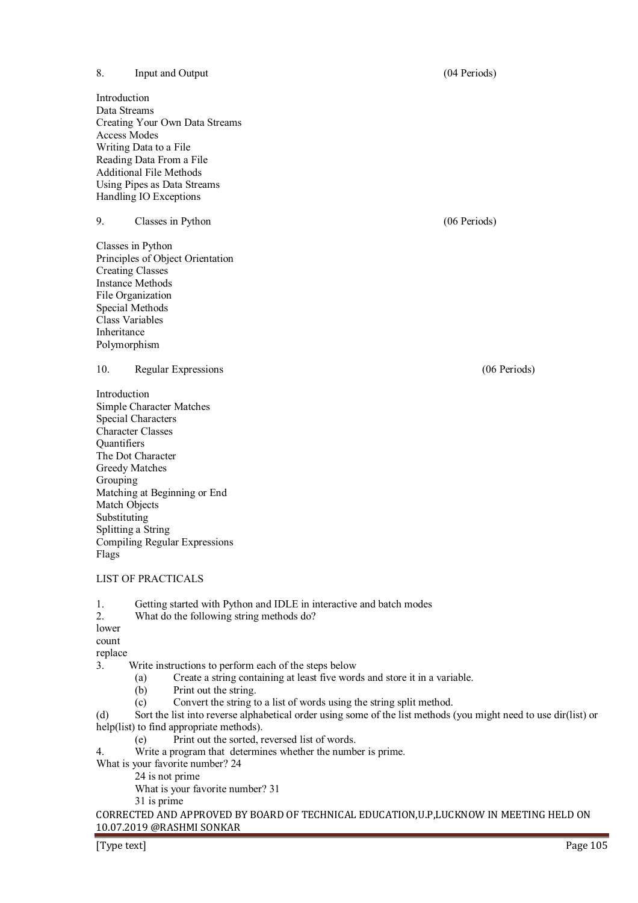8. Input and Output (04 Periods)

Introduction
Data Streams
Creating Your Own Data Streams
Access Modes
Writing Data to a File
Reading Data From a File
Additional File Methods
Using Pipes as Data Streams
Handling IO Exceptions

9. Classes in Python (06 Periods)

Classes in Python
Principles of Object Orientation
Creating Classes
Instance Methods
File Organization
Special Methods
Class Variables
Inheritance
Polymorphism

10. Regular Expressions (06 Periods)

Introduction
Simple Character Matches
Special Characters
Character Classes
Quantifiers
The Dot Character
Greedy Matches
Grouping
Matching at Beginning or End
Match Objects
Substituting
Splitting a String
Compiling Regular Expressions
Flags

LIST OF PRACTICALS

1. Getting started with Python and IDLE in interactive and batch modes
2. What do the following string methods do?
lower
count
replace
3. Write instructions to perform each of the steps below
   (a) Create a string containing at least five words and store it in a variable.
   (b) Print out the string.
   (c) Convert the string to a list of words using the string split method.
(d) Sort the list into reverse alphabetical order using some of the list methods (you might need to use dir(list) or help(list) to find appropriate methods).
   (e) Print out the sorted, reversed list of words.
4. Write a program that determines whether the number is prime.
What is your favorite number? 24
   24 is not prime
   What is your favorite number? 31
   31 is prime

CORRECTED AND APPROVED BY BOARD OF TECHNICAL EDUCATION,U.P,LUCKNOW IN MEETING HELD ON 10.07.2019 @RASHMI SONKAR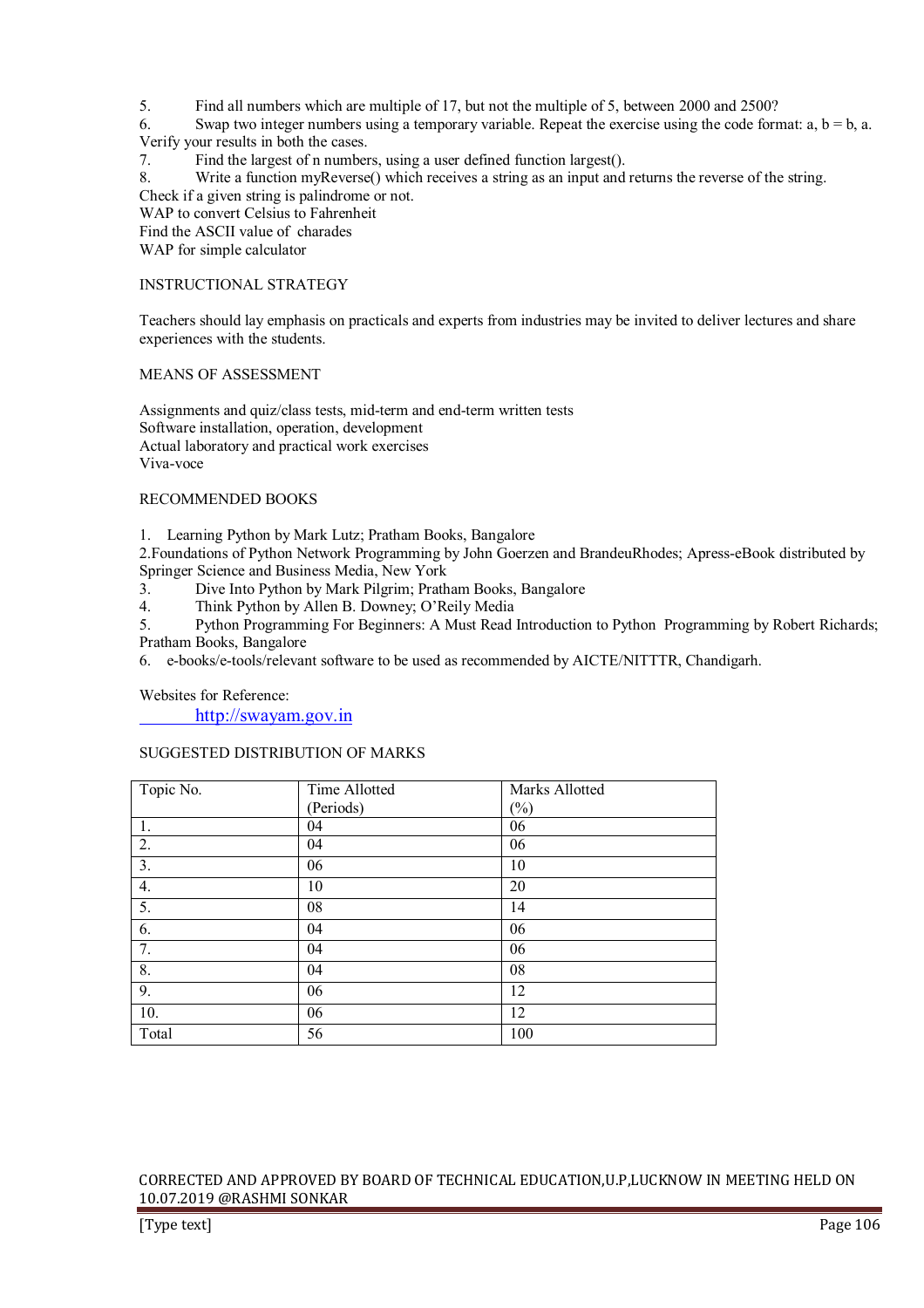5. Find all numbers which are multiple of 17, but not the multiple of 5, between 2000 and 2500?
6. Swap two integer numbers using a temporary variable. Repeat the exercise using the code format: a, b = b, a. Verify your results in both the cases.
7. Find the largest of n numbers, using a user defined function largest().
8. Write a function myReverse() which receives a string as an input and returns the reverse of the string.

Check if a given string is palindrome or not.
WAP to convert Celsius to Fahrenheit
Find the ASCII value of charades
WAP for simple calculator

INSTRUCTIONAL STRATEGY

Teachers should lay emphasis on practicals and experts from industries may be invited to deliver lectures and share experiences with the students.

MEANS OF ASSESSMENT

Assignments and quiz/class tests, mid-term and end-term written tests
Software installation, operation, development
Actual laboratory and practical work exercises
Viva-voce

RECOMMENDED BOOKS

1. Learning Python by Mark Lutz; Pratham Books, Bangalore
2. Foundations of Python Network Programming by John Goerzen and BrandeuRhodes; Apress-eBook distributed by Springer Science and Business Media, New York
3. Dive Into Python by Mark Pilgrim; Pratham Books, Bangalore
4. Think Python by Allen B. Downey; O'Reily Media
5. Python Programming For Beginners: A Must Read Introduction to Python Programming by Robert Richards; Pratham Books, Bangalore
6. e-books/e-tools/relevant software to be used as recommended by AICTE/NITTTR, Chandigarh.

Websites for Reference:
http://swayam.gov.in

SUGGESTED DISTRIBUTION OF MARKS

| Topic No. | Time Allotted (Periods) | Marks Allotted (%) |
|---|---|---|
| 1. | 04 | 06 |
| 2. | 04 | 06 |
| 3. | 06 | 10 |
| 4. | 10 | 20 |
| 5. | 08 | 14 |
| 6. | 04 | 06 |
| 7. | 04 | 06 |
| 8. | 04 | 08 |
| 9. | 06 | 12 |
| 10. | 06 | 12 |
| Total | 56 | 100 |

CORRECTED AND APPROVED BY BOARD OF TECHNICAL EDUCATION,U.P,LUCKNOW IN MEETING HELD ON 10.07.2019 @RASHMI SONKAR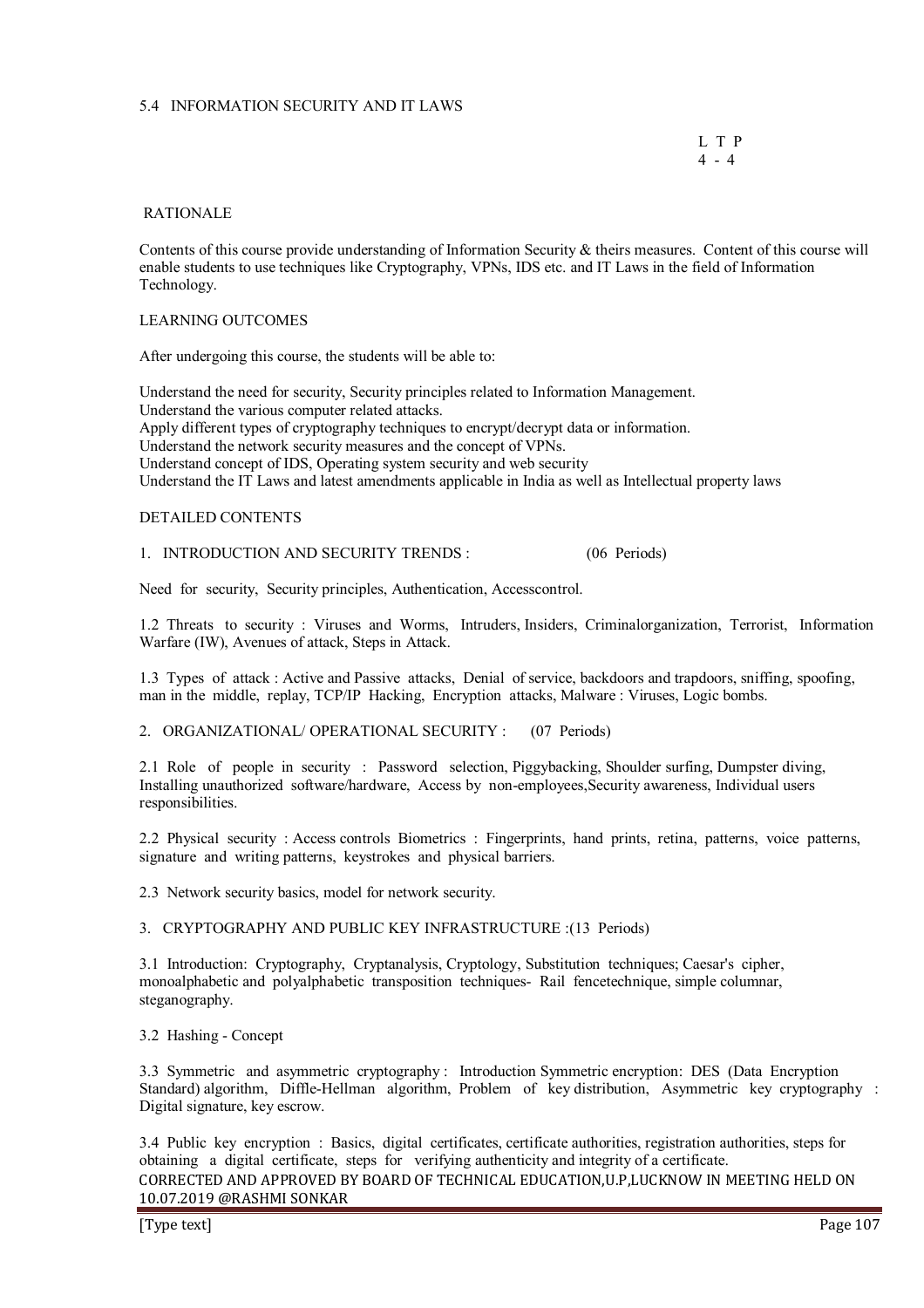## 5.4 INFORMATION SECURITY AND IT LAWS

| L | T | P |
|---|---|---|
| 4 | - | 4 |

### RATIONALE

Contents of this course provide understanding of Information Security & theirs measures. Content of this course will enable students to use techniques like Cryptography, VPNs, IDS etc. and IT Laws in the field of Information Technology.

### LEARNING OUTCOMES

After undergoing this course, the students will be able to:

Understand the need for security, Security principles related to Information Management.
Understand the various computer related attacks.
Apply different types of cryptography techniques to encrypt/decrypt data or information.
Understand the network security measures and the concept of VPNs.
Understand concept of IDS, Operating system security and web security
Understand the IT Laws and latest amendments applicable in India as well as Intellectual property laws

### DETAILED CONTENTS

**1. INTRODUCTION AND SECURITY TRENDS : (06 Periods)**

Need for security, Security principles, Authentication, Accesscontrol.

1.2 Threats to security : Viruses and Worms, Intruders, Insiders, Criminalorganization, Terrorist, Information Warfare (IW), Avenues of attack, Steps in Attack.

1.3 Types of attack : Active and Passive attacks, Denial of service, backdoors and trapdoors, sniffing, spoofing, man in the middle, replay, TCP/IP Hacking, Encryption attacks, Malware : Viruses, Logic bombs.

**2. ORGANIZATIONAL/ OPERATIONAL SECURITY : (07 Periods)**

2.1 Role of people in security : Password selection, Piggybacking, Shoulder surfing, Dumpster diving, Installing unauthorized software/hardware, Access by non-employees,Security awareness, Individual users responsibilities.

2.2 Physical security : Access controls Biometrics : Fingerprints, hand prints, retina, patterns, voice patterns, signature and writing patterns, keystrokes and physical barriers.

2.3 Network security basics, model for network security.

**3. CRYPTOGRAPHY AND PUBLIC KEY INFRASTRUCTURE :(13 Periods)**

3.1 Introduction: Cryptography, Cryptanalysis, Cryptology, Substitution techniques; Caesar's cipher, monoalphabetic and polyalphabetic transposition techniques- Rail fencetechnique, simple columnar, steganography.

3.2 Hashing - Concept

3.3 Symmetric and asymmetric cryptography : Introduction Symmetric encryption: DES (Data Encryption Standard) algorithm, Diffle-Hellman algorithm, Problem of key distribution, Asymmetric key cryptography : Digital signature, key escrow.

3.4 Public key encryption : Basics, digital certificates, certificate authorities, registration authorities, steps for obtaining a digital certificate, steps for verifying authenticity and integrity of a certificate.

CORRECTED AND APPROVED BY BOARD OF TECHNICAL EDUCATION,U.P,LUCKNOW IN MEETING HELD ON 10.07.2019 @RASHMI SONKAR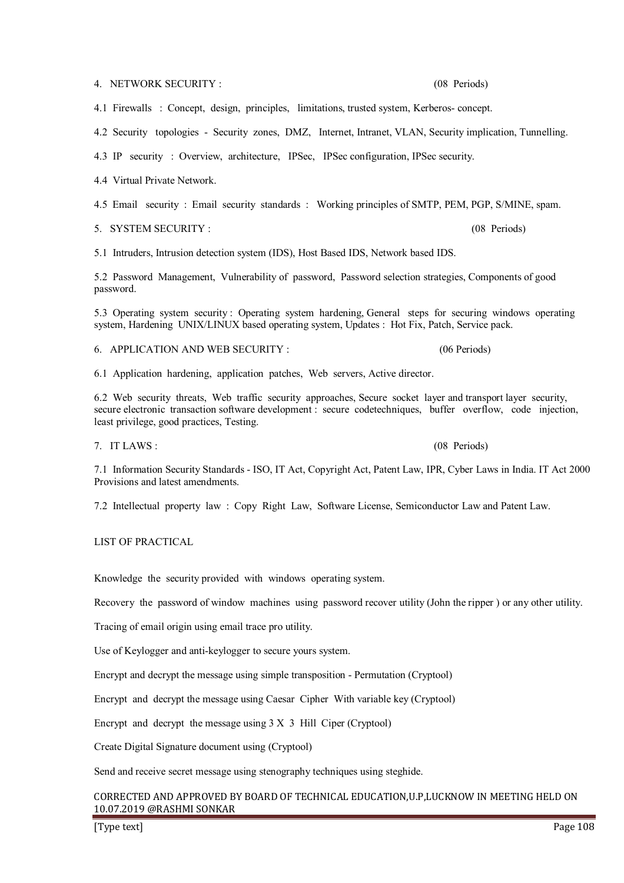4. NETWORK SECURITY : (08 Periods)

4.1 Firewalls : Concept, design, principles, limitations, trusted system, Kerberos- concept.

4.2 Security topologies - Security zones, DMZ, Internet, Intranet, VLAN, Security implication, Tunnelling.

4.3 IP security : Overview, architecture, IPSec, IPSec configuration, IPSec security.

4.4 Virtual Private Network.

4.5 Email security : Email security standards : Working principles of SMTP, PEM, PGP, S/MINE, spam.

5. SYSTEM SECURITY : (08 Periods)

5.1 Intruders, Intrusion detection system (IDS), Host Based IDS, Network based IDS.

5.2 Password Management, Vulnerability of password, Password selection strategies, Components of good password.

5.3 Operating system security : Operating system hardening, General steps for securing windows operating system, Hardening UNIX/LINUX based operating system, Updates : Hot Fix, Patch, Service pack.

6. APPLICATION AND WEB SECURITY : (06 Periods)

6.1 Application hardening, application patches, Web servers, Active director.

6.2 Web security threats, Web traffic security approaches, Secure socket layer and transport layer security, secure electronic transaction software development : secure codetechniques, buffer overflow, code injection, least privilege, good practices, Testing.

7. IT LAWS : (08 Periods)

7.1 Information Security Standards - ISO, IT Act, Copyright Act, Patent Law, IPR, Cyber Laws in India. IT Act 2000 Provisions and latest amendments.

7.2 Intellectual property law : Copy Right Law, Software License, Semiconductor Law and Patent Law.

LIST OF PRACTICAL

Knowledge the security provided with windows operating system.

Recovery the password of window machines using password recover utility (John the ripper ) or any other utility.

Tracing of email origin using email trace pro utility.

Use of Keylogger and anti-keylogger to secure yours system.

Encrypt and decrypt the message using simple transposition - Permutation (Cryptool)

Encrypt and decrypt the message using Caesar Cipher With variable key (Cryptool)

Encrypt and decrypt the message using 3 X 3 Hill Ciper (Cryptool)

Create Digital Signature document using (Cryptool)

Send and receive secret message using stenography techniques using steghide.

CORRECTED AND APPROVED BY BOARD OF TECHNICAL EDUCATION,U.P,LUCKNOW IN MEETING HELD ON 10.07.2019 @RASHMI SONKAR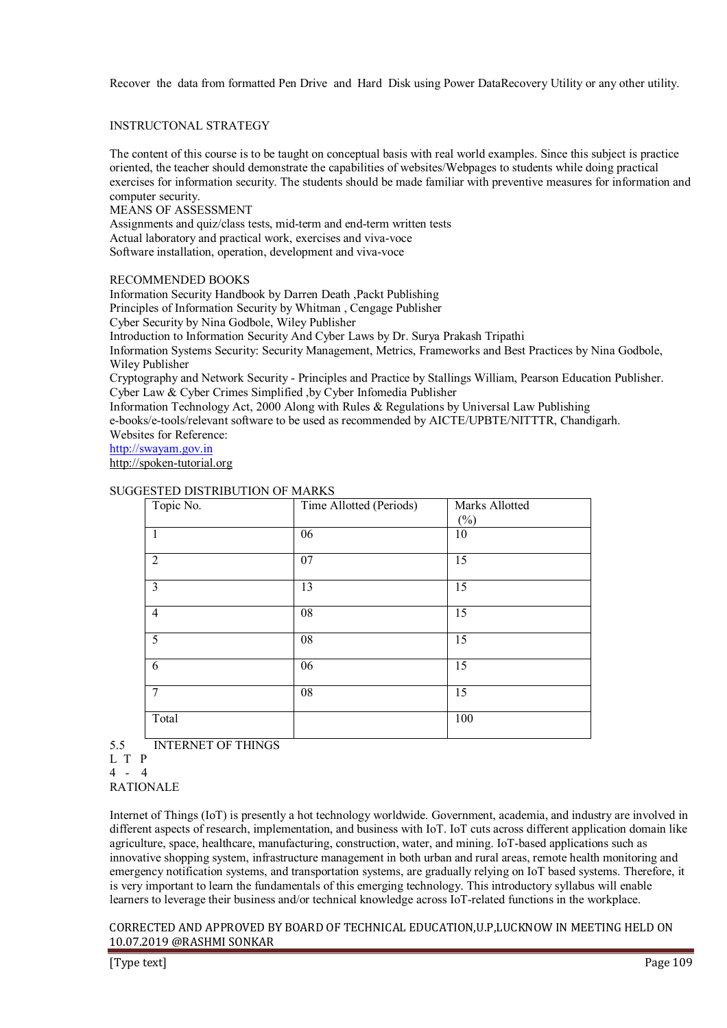Recover the data from formatted Pen Drive and Hard Disk using Power DataRecovery Utility or any other utility.

## INSTRUCTONAL STRATEGY

The content of this course is to be taught on conceptual basis with real world examples. Since this subject is practice oriented, the teacher should demonstrate the capabilities of websites/Webpages to students while doing practical exercises for information security. The students should be made familiar with preventive measures for information and computer security.

## MEANS OF ASSESSMENT

Assignments and quiz/class tests, mid-term and end-term written tests
Actual laboratory and practical work, exercises and viva-voce
Software installation, operation, development and viva-voce

## RECOMMENDED BOOKS

Information Security Handbook by Darren Death ,Packt Publishing
Principles of Information Security by Whitman , Cengage Publisher
Cyber Security by Nina Godbole, Wiley Publisher
Introduction to Information Security And Cyber Laws by Dr. Surya Prakash Tripathi
Information Systems Security: Security Management, Metrics, Frameworks and Best Practices by Nina Godbole, Wiley Publisher
Cryptography and Network Security - Principles and Practice by Stallings William, Pearson Education Publisher.
Cyber Law & Cyber Crimes Simplified ,by Cyber Infomedia Publisher
Information Technology Act, 2000 Along with Rules & Regulations by Universal Law Publishing
e-books/e-tools/relevant software to be used as recommended by AICTE/UPBTE/NITTTR, Chandigarh.
Websites for Reference:
http://swayam.gov.in
http://spoken-tutorial.org

## SUGGESTED DISTRIBUTION OF MARKS

| Topic No. | Time Allotted (Periods) | Marks Allotted (%) |
|---|---|---|
| 1 | 06 | 10 |
| 2 | 07 | 15 |
| 3 | 13 | 15 |
| 4 | 08 | 15 |
| 5 | 08 | 15 |
| 6 | 06 | 15 |
| 7 | 08 | 15 |
| Total | | 100 |

# 5.5 INTERNET OF THINGS

L T P
4 - 4

## RATIONALE

Internet of Things (IoT) is presently a hot technology worldwide. Government, academia, and industry are involved in different aspects of research, implementation, and business with IoT. IoT cuts across different application domain like agriculture, space, healthcare, manufacturing, construction, water, and mining. IoT-based applications such as innovative shopping system, infrastructure management in both urban and rural areas, remote health monitoring and emergency notification systems, and transportation systems, are gradually relying on IoT based systems. Therefore, it is very important to learn the fundamentals of this emerging technology. This introductory syllabus will enable learners to leverage their business and/or technical knowledge across IoT-related functions in the workplace.

CORRECTED AND APPROVED BY BOARD OF TECHNICAL EDUCATION,U.P,LUCKNOW IN MEETING HELD ON 10.07.2019 @RASHMI SONKAR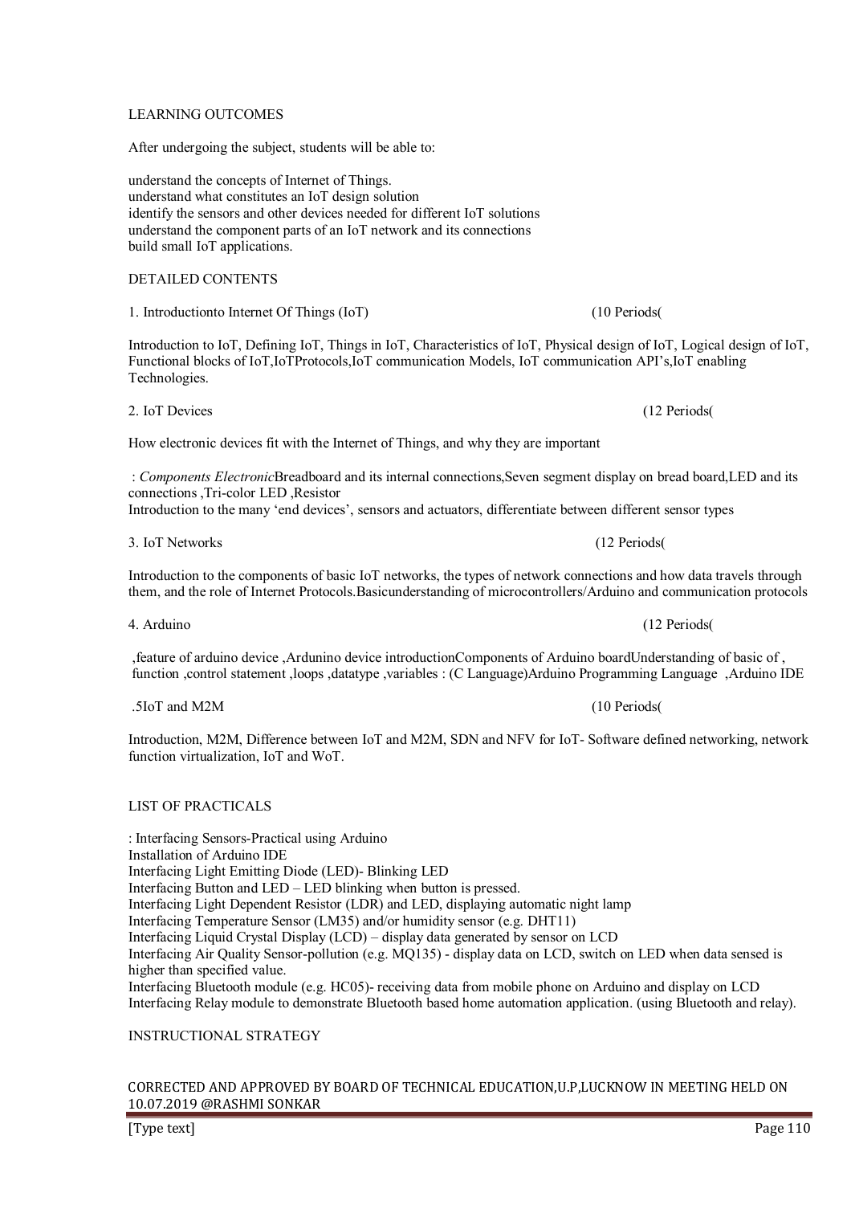LEARNING OUTCOMES

After undergoing the subject, students will be able to:

understand the concepts of Internet of Things.
understand what constitutes an IoT design solution
identify the sensors and other devices needed for different IoT solutions
understand the component parts of an IoT network and its connections
build small IoT applications.

DETAILED CONTENTS

1. Introductionto Internet Of Things (IoT) (10 Periods(

Introduction to IoT, Defining IoT, Things in IoT, Characteristics of IoT, Physical design of IoT, Logical design of IoT, Functional blocks of IoT,IoTProtocols,IoT communication Models, IoT communication API's,IoT enabling Technologies.

2. IoT Devices (12 Periods(

How electronic devices fit with the Internet of Things, and why they are important

: *Components Electronic*Breadboard and its internal connections,Seven segment display on bread board,LED and its connections ,Tri-color LED ,Resistor
Introduction to the many 'end devices', sensors and actuators, differentiate between different sensor types

3. IoT Networks (12 Periods(

Introduction to the components of basic IoT networks, the types of network connections and how data travels through them, and the role of Internet Protocols.Basicunderstanding of microcontrollers/Arduino and communication protocols

4. Arduino (12 Periods(

,feature of arduino device ,Ardunino device introductionComponents of Arduino boardUnderstanding of basic of , function ,control statement ,loops ,datatype ,variables : (C Language)Arduino Programming Language ,Arduino IDE

.5IoT and M2M (10 Periods(

Introduction, M2M, Difference between IoT and M2M, SDN and NFV for IoT- Software defined networking, network function virtualization, IoT and WoT.

LIST OF PRACTICALS

: Interfacing Sensors-Practical using Arduino
Installation of Arduino IDE
Interfacing Light Emitting Diode (LED)- Blinking LED
Interfacing Button and LED – LED blinking when button is pressed.
Interfacing Light Dependent Resistor (LDR) and LED, displaying automatic night lamp
Interfacing Temperature Sensor (LM35) and/or humidity sensor (e.g. DHT11)
Interfacing Liquid Crystal Display (LCD) – display data generated by sensor on LCD
Interfacing Air Quality Sensor-pollution (e.g. MQ135) - display data on LCD, switch on LED when data sensed is higher than specified value.
Interfacing Bluetooth module (e.g. HC05)- receiving data from mobile phone on Arduino and display on LCD
Interfacing Relay module to demonstrate Bluetooth based home automation application. (using Bluetooth and relay).

INSTRUCTIONAL STRATEGY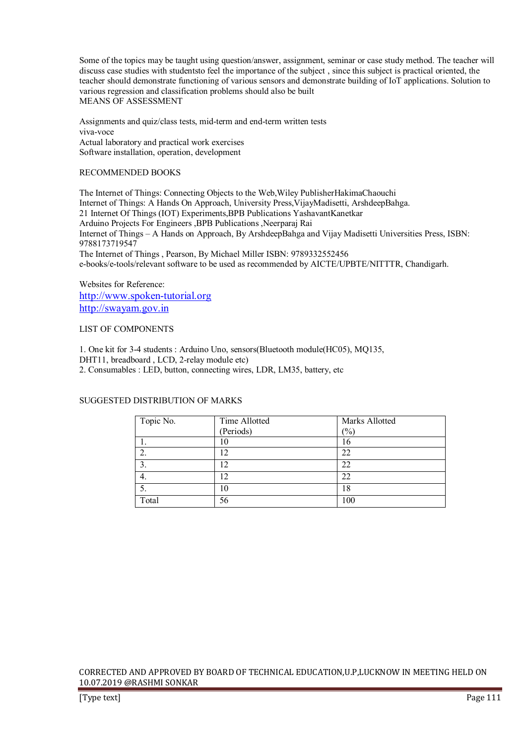Some of the topics may be taught using question/answer, assignment, seminar or case study method. The teacher will discuss case studies with studentsto feel the importance of the subject , since this subject is practical oriented, the teacher should demonstrate functioning of various sensors and demonstrate building of IoT applications. Solution to various regression and classification problems should also be built

MEANS OF ASSESSMENT

Assignments and quiz/class tests, mid-term and end-term written tests
viva-voce
Actual laboratory and practical work exercises
Software installation, operation, development

RECOMMENDED BOOKS

The Internet of Things: Connecting Objects to the Web,Wiley PublisherHakimaChaouchi
Internet of Things: A Hands On Approach, University Press,VijayMadisetti, ArshdeepBahga.
21 Internet Of Things (IOT) Experiments,BPB Publications YashavantKanetkar
Arduino Projects For Engineers ,BPB Publications ,Neerparaj Rai
Internet of Things – A Hands on Approach, By ArshdeepBahga and Vijay Madisetti Universities Press, ISBN: 9788173719547
The Internet of Things , Pearson, By Michael Miller ISBN: 9789332552456
e-books/e-tools/relevant software to be used as recommended by AICTE/UPBTE/NITTTR, Chandigarh.

Websites for Reference:
http://www.spoken-tutorial.org
http://swayam.gov.in

LIST OF COMPONENTS

1. One kit for 3-4 students : Arduino Uno, sensors(Bluetooth module(HC05), MQ135, DHT11, breadboard , LCD, 2-relay module etc)
2. Consumables : LED, button, connecting wires, LDR, LM35, battery, etc

SUGGESTED DISTRIBUTION OF MARKS

| Topic No. | Time Allotted (Periods) | Marks Allotted (%) |
|---|---|---|
| 1. | 10 | 16 |
| 2. | 12 | 22 |
| 3. | 12 | 22 |
| 4. | 12 | 22 |
| 5. | 10 | 18 |
| Total | 56 | 100 |

CORRECTED AND APPROVED BY BOARD OF TECHNICAL EDUCATION,U.P,LUCKNOW IN MEETING HELD ON 10.07.2019 @RASHMI SONKAR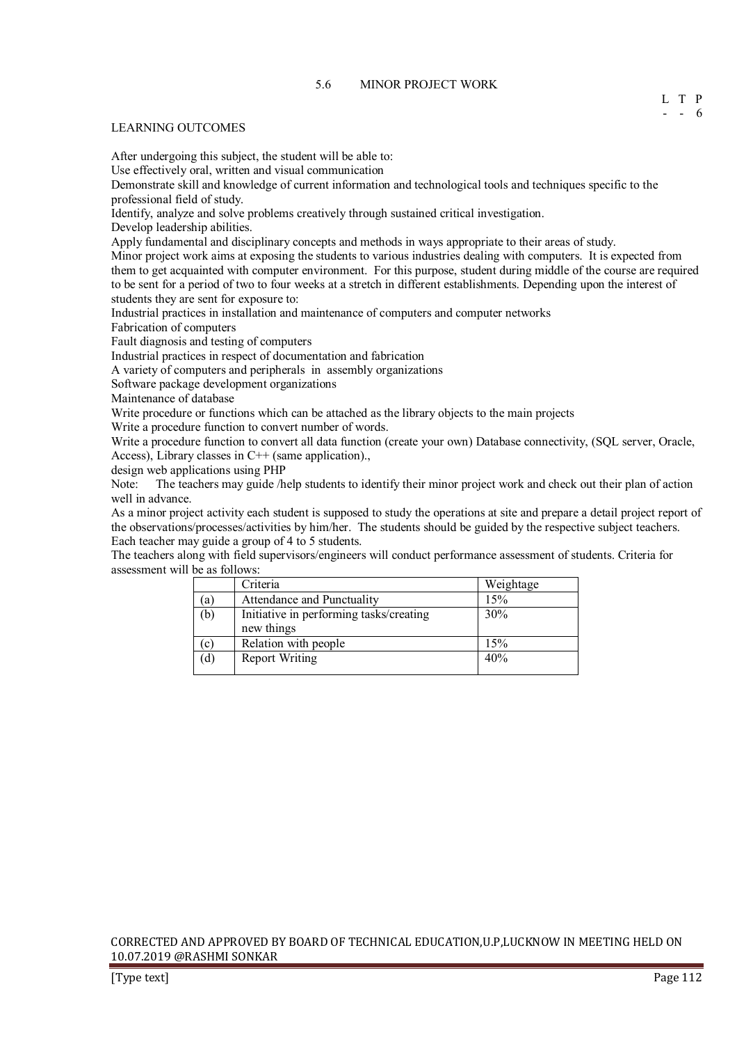## 5.6 MINOR PROJECT WORK

| L | T | P |
|---|---|---|
| - | - | 6 |

### LEARNING OUTCOMES

After undergoing this subject, the student will be able to:

Use effectively oral, written and visual communication

Demonstrate skill and knowledge of current information and technological tools and techniques specific to the professional field of study.

Identify, analyze and solve problems creatively through sustained critical investigation.

Develop leadership abilities.

Apply fundamental and disciplinary concepts and methods in ways appropriate to their areas of study.

Minor project work aims at exposing the students to various industries dealing with computers. It is expected from them to get acquainted with computer environment. For this purpose, student during middle of the course are required to be sent for a period of two to four weeks at a stretch in different establishments. Depending upon the interest of students they are sent for exposure to:

Industrial practices in installation and maintenance of computers and computer networks

Fabrication of computers

Fault diagnosis and testing of computers

Industrial practices in respect of documentation and fabrication

A variety of computers and peripherals in assembly organizations

Software package development organizations

Maintenance of database

Write procedure or functions which can be attached as the library objects to the main projects

Write a procedure function to convert number of words.

Write a procedure function to convert all data function (create your own) Database connectivity, (SQL server, Oracle, Access), Library classes in C++ (same application).,

design web applications using PHP

Note: The teachers may guide /help students to identify their minor project work and check out their plan of action well in advance.

As a minor project activity each student is supposed to study the operations at site and prepare a detail project report of the observations/processes/activities by him/her. The students should be guided by the respective subject teachers. Each teacher may guide a group of 4 to 5 students.

The teachers along with field supervisors/engineers will conduct performance assessment of students. Criteria for assessment will be as follows:

| | Criteria | Weightage |
|---|---|---|
| (a) | Attendance and Punctuality | 15% |
| (b) | Initiative in performing tasks/creating new things | 30% |
| (c) | Relation with people | 15% |
| (d) | Report Writing | 40% |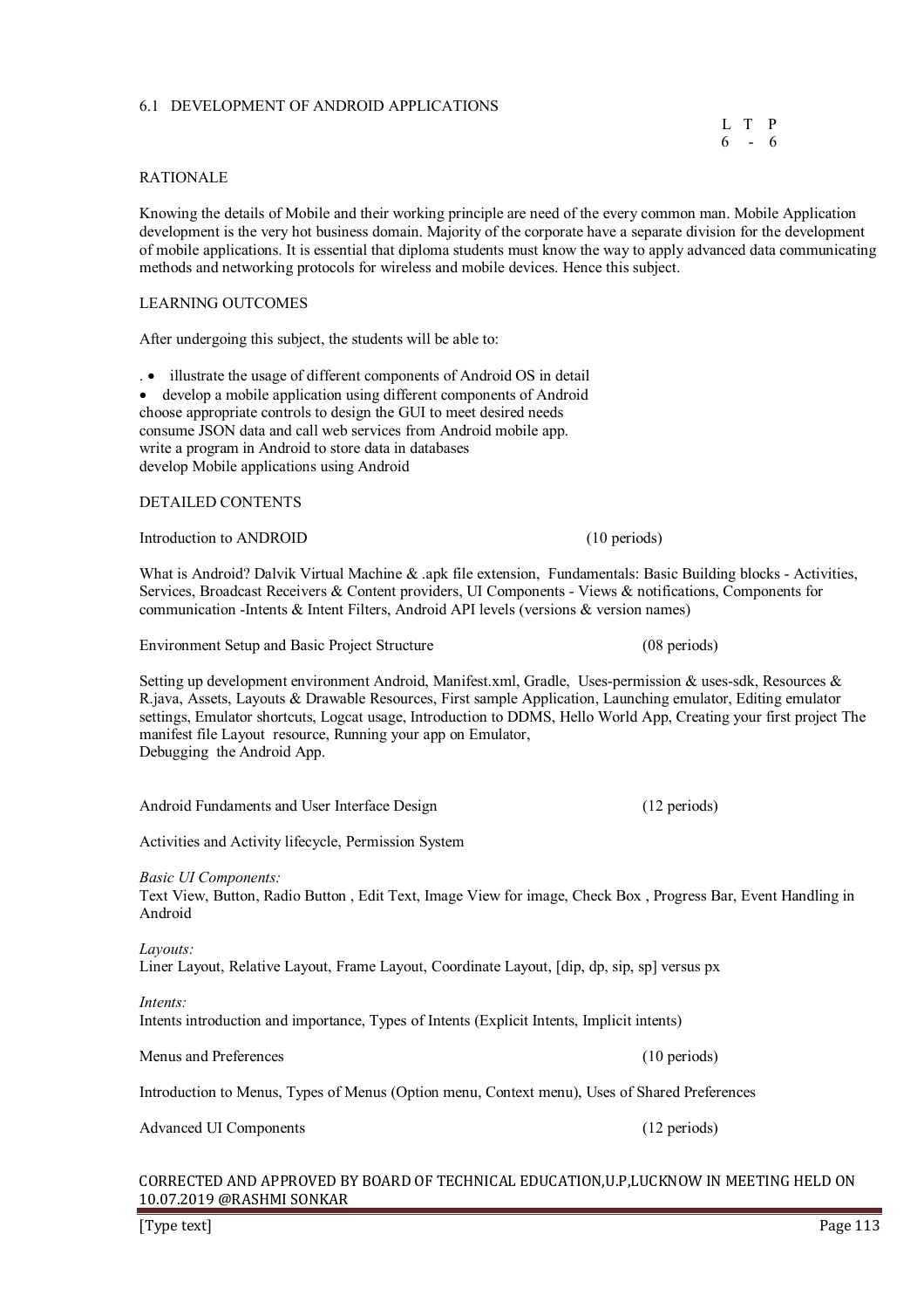## 6.1 DEVELOPMENT OF ANDROID APPLICATIONS

| L | T | P |
|---|---|---|
| 6 | - | 6 |

### RATIONALE

Knowing the details of Mobile and their working principle are need of the every common man. Mobile Application development is the very hot business domain. Majority of the corporate have a separate division for the development of mobile applications. It is essential that diploma students must know the way to apply advanced data communicating methods and networking protocols for wireless and mobile devices. Hence this subject.

### LEARNING OUTCOMES

After undergoing this subject, the students will be able to:

- illustrate the usage of different components of Android OS in detail
- develop a mobile application using different components of Android
- choose appropriate controls to design the GUI to meet desired needs
- consume JSON data and call web services from Android mobile app.
- write a program in Android to store data in databases
- develop Mobile applications using Android

### DETAILED CONTENTS

**Introduction to ANDROID (10 periods)**

What is Android? Dalvik Virtual Machine & .apk file extension, Fundamentals: Basic Building blocks - Activities, Services, Broadcast Receivers & Content providers, UI Components - Views & notifications, Components for communication -Intents & Intent Filters, Android API levels (versions & version names)

**Environment Setup and Basic Project Structure (08 periods)**

Setting up development environment Android, Manifest.xml, Gradle, Uses-permission & uses-sdk, Resources & R.java, Assets, Layouts & Drawable Resources, First sample Application, Launching emulator, Editing emulator settings, Emulator shortcuts, Logcat usage, Introduction to DDMS, Hello World App, Creating your first project The manifest file Layout resource, Running your app on Emulator,
Debugging the Android App.

**Android Fundaments and User Interface Design (12 periods)**

Activities and Activity lifecycle, Permission System

*Basic UI Components:*
Text View, Button, Radio Button , Edit Text, Image View for image, Check Box , Progress Bar, Event Handling in Android

*Layouts:*
Liner Layout, Relative Layout, Frame Layout, Coordinate Layout, [dip, dp, sip, sp] versus px

*Intents:*
Intents introduction and importance, Types of Intents (Explicit Intents, Implicit intents)

**Menus and Preferences (10 periods)**

Introduction to Menus, Types of Menus (Option menu, Context menu), Uses of Shared Preferences

**Advanced UI Components (12 periods)**

CORRECTED AND APPROVED BY BOARD OF TECHNICAL EDUCATION,U.P,LUCKNOW IN MEETING HELD ON 10.07.2019 @RASHMI SONKAR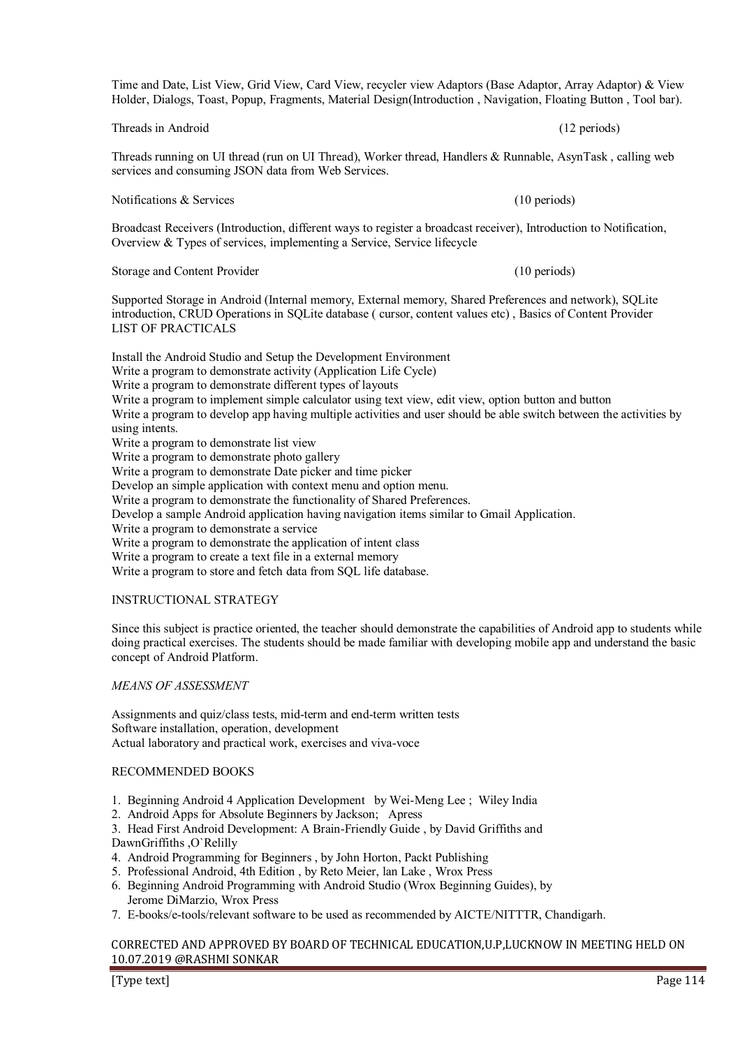Time and Date, List View, Grid View, Card View, recycler view Adaptors (Base Adaptor, Array Adaptor) & View Holder, Dialogs, Toast, Popup, Fragments, Material Design(Introduction , Navigation, Floating Button , Tool bar).

Threads in Android (12 periods)

Threads running on UI thread (run on UI Thread), Worker thread, Handlers & Runnable, AsynTask , calling web services and consuming JSON data from Web Services.

Notifications & Services (10 periods)

Broadcast Receivers (Introduction, different ways to register a broadcast receiver), Introduction to Notification, Overview & Types of services, implementing a Service, Service lifecycle

Storage and Content Provider (10 periods)

Supported Storage in Android (Internal memory, External memory, Shared Preferences and network), SQLite introduction, CRUD Operations in SQLite database ( cursor, content values etc) , Basics of Content Provider

LIST OF PRACTICALS

Install the Android Studio and Setup the Development Environment
Write a program to demonstrate activity (Application Life Cycle)
Write a program to demonstrate different types of layouts
Write a program to implement simple calculator using text view, edit view, option button and button
Write a program to develop app having multiple activities and user should be able switch between the activities by using intents.
Write a program to demonstrate list view
Write a program to demonstrate photo gallery
Write a program to demonstrate Date picker and time picker
Develop an simple application with context menu and option menu.
Write a program to demonstrate the functionality of Shared Preferences.
Develop a sample Android application having navigation items similar to Gmail Application.
Write a program to demonstrate a service
Write a program to demonstrate the application of intent class
Write a program to create a text file in a external memory
Write a program to store and fetch data from SQL life database.

INSTRUCTIONAL STRATEGY

Since this subject is practice oriented, the teacher should demonstrate the capabilities of Android app to students while doing practical exercises. The students should be made familiar with developing mobile app and understand the basic concept of Android Platform.

*MEANS OF ASSESSMENT*

Assignments and quiz/class tests, mid-term and end-term written tests
Software installation, operation, development
Actual laboratory and practical work, exercises and viva-voce

RECOMMENDED BOOKS

1. Beginning Android 4 Application Development by Wei-Meng Lee ; Wiley India
2. Android Apps for Absolute Beginners by Jackson; Apress
3. Head First Android Development: A Brain-Friendly Guide , by David Griffiths and DawnGriffiths ,O`Relilly
4. Android Programming for Beginners , by John Horton, Packt Publishing
5. Professional Android, 4th Edition , by Reto Meier, lan Lake , Wrox Press
6. Beginning Android Programming with Android Studio (Wrox Beginning Guides), by Jerome DiMarzio, Wrox Press
7. E-books/e-tools/relevant software to be used as recommended by AICTE/NITTTR, Chandigarh.

CORRECTED AND APPROVED BY BOARD OF TECHNICAL EDUCATION,U.P,LUCKNOW IN MEETING HELD ON 10.07.2019 @RASHMI SONKAR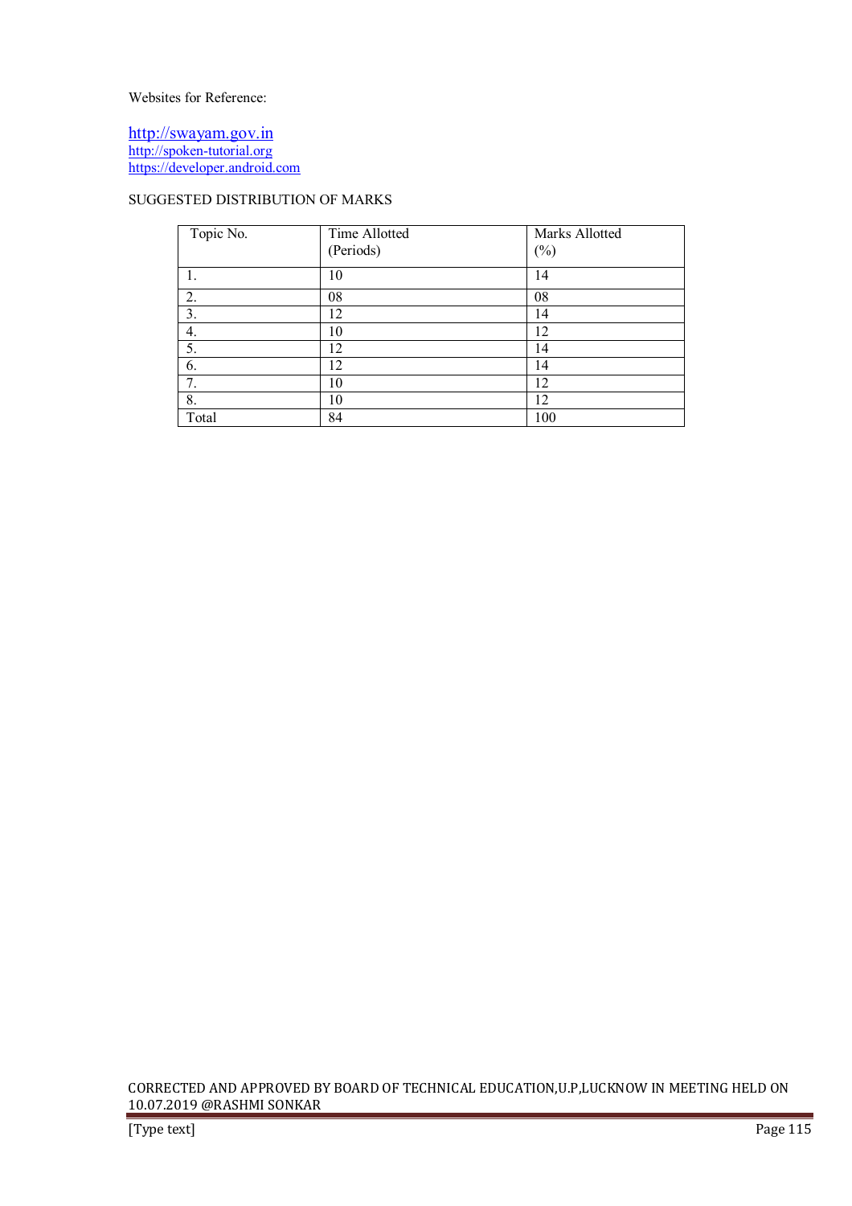Websites for Reference:

http://swayam.gov.in
http://spoken-tutorial.org
https://developer.android.com

SUGGESTED DISTRIBUTION OF MARKS

| Topic No. | Time Allotted (Periods) | Marks Allotted (%) |
|---|---|---|
| 1. | 10 | 14 |
| 2. | 08 | 08 |
| 3. | 12 | 14 |
| 4. | 10 | 12 |
| 5. | 12 | 14 |
| 6. | 12 | 14 |
| 7. | 10 | 12 |
| 8. | 10 | 12 |
| Total | 84 | 100 |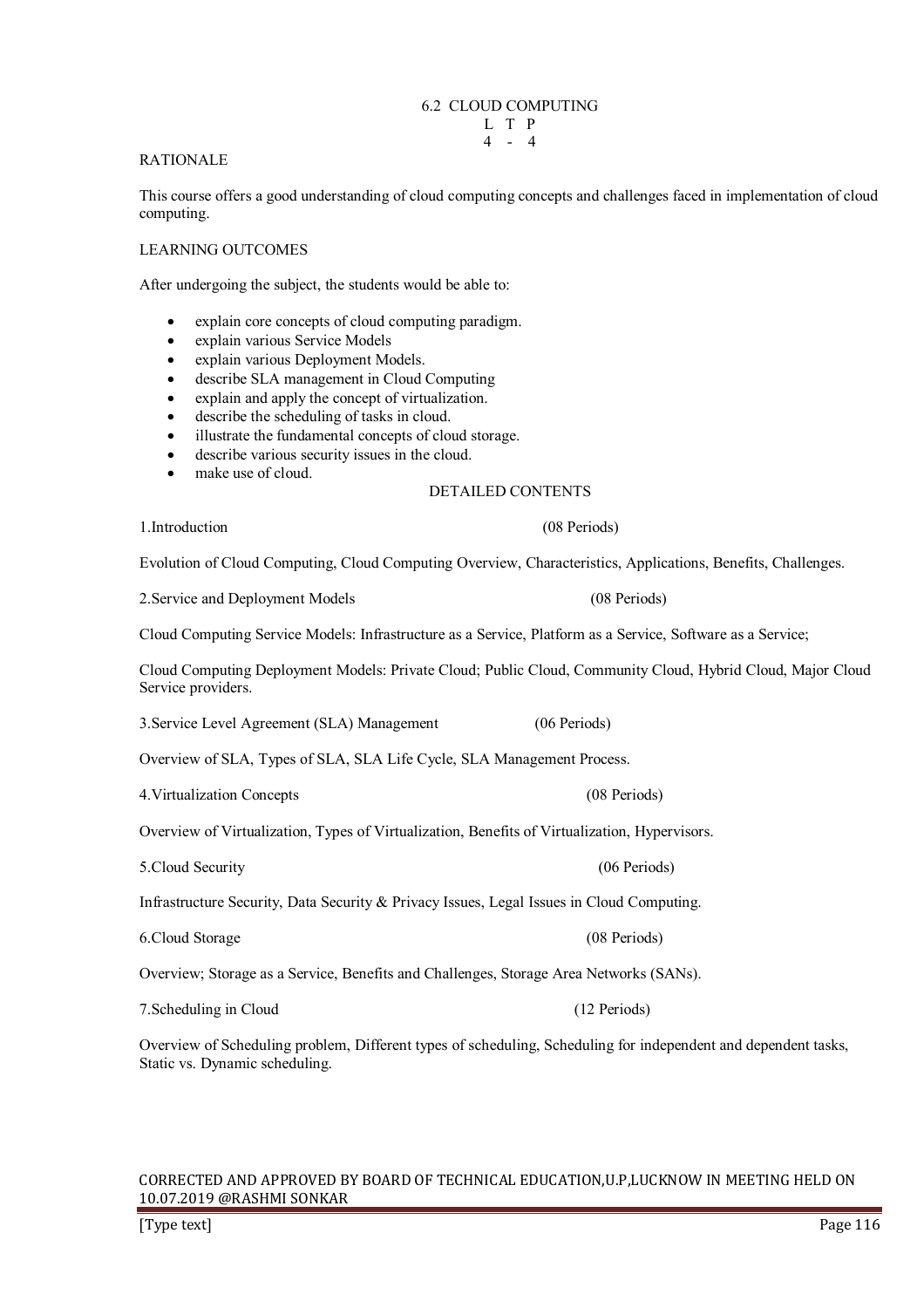## 6.2 CLOUD COMPUTING

| L | T | P |
|---|---|---|
| 4 | - | 4 |

### RATIONALE

This course offers a good understanding of cloud computing concepts and challenges faced in implementation of cloud computing.

### LEARNING OUTCOMES

After undergoing the subject, the students would be able to:

- explain core concepts of cloud computing paradigm.
- explain various Service Models
- explain various Deployment Models.
- describe SLA management in Cloud Computing
- explain and apply the concept of virtualization.
- describe the scheduling of tasks in cloud.
- illustrate the fundamental concepts of cloud storage.
- describe various security issues in the cloud.
- make use of cloud.

### DETAILED CONTENTS

**1.Introduction (08 Periods)**

Evolution of Cloud Computing, Cloud Computing Overview, Characteristics, Applications, Benefits, Challenges.

**2.Service and Deployment Models (08 Periods)**

Cloud Computing Service Models: Infrastructure as a Service, Platform as a Service, Software as a Service;

Cloud Computing Deployment Models: Private Cloud; Public Cloud, Community Cloud, Hybrid Cloud, Major Cloud Service providers.

**3.Service Level Agreement (SLA) Management (06 Periods)**

Overview of SLA, Types of SLA, SLA Life Cycle, SLA Management Process.

**4.Virtualization Concepts (08 Periods)**

Overview of Virtualization, Types of Virtualization, Benefits of Virtualization, Hypervisors.

**5.Cloud Security (06 Periods)**

Infrastructure Security, Data Security & Privacy Issues, Legal Issues in Cloud Computing.

**6.Cloud Storage (08 Periods)**

Overview; Storage as a Service, Benefits and Challenges, Storage Area Networks (SANs).

**7.Scheduling in Cloud (12 Periods)**

Overview of Scheduling problem, Different types of scheduling, Scheduling for independent and dependent tasks, Static vs. Dynamic scheduling.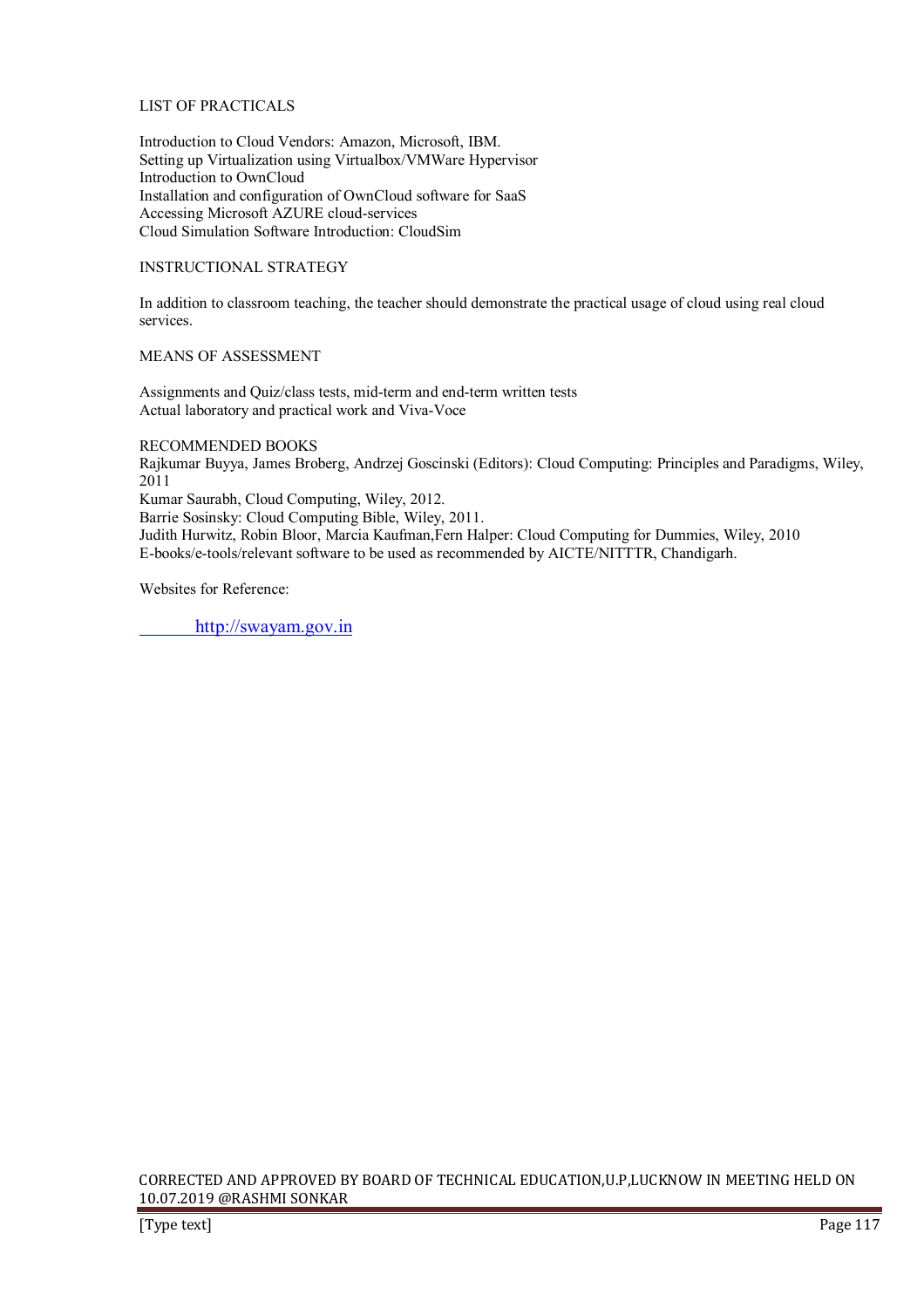LIST OF PRACTICALS

Introduction to Cloud Vendors: Amazon, Microsoft, IBM.
Setting up Virtualization using Virtualbox/VMWare Hypervisor
Introduction to OwnCloud
Installation and configuration of OwnCloud software for SaaS
Accessing Microsoft AZURE cloud-services
Cloud Simulation Software Introduction: CloudSim

INSTRUCTIONAL STRATEGY

In addition to classroom teaching, the teacher should demonstrate the practical usage of cloud using real cloud services.

MEANS OF ASSESSMENT

Assignments and Quiz/class tests, mid-term and end-term written tests
Actual laboratory and practical work and Viva-Voce

RECOMMENDED BOOKS

Rajkumar Buyya, James Broberg, Andrzej Goscinski (Editors): Cloud Computing: Principles and Paradigms, Wiley, 2011
Kumar Saurabh, Cloud Computing, Wiley, 2012.
Barrie Sosinsky: Cloud Computing Bible, Wiley, 2011.
Judith Hurwitz, Robin Bloor, Marcia Kaufman,Fern Halper: Cloud Computing for Dummies, Wiley, 2010
E-books/e-tools/relevant software to be used as recommended by AICTE/NITTTR, Chandigarh.

Websites for Reference:

http://swayam.gov.in

CORRECTED AND APPROVED BY BOARD OF TECHNICAL EDUCATION,U.P,LUCKNOW IN MEETING HELD ON 10.07.2019 @RASHMI SONKAR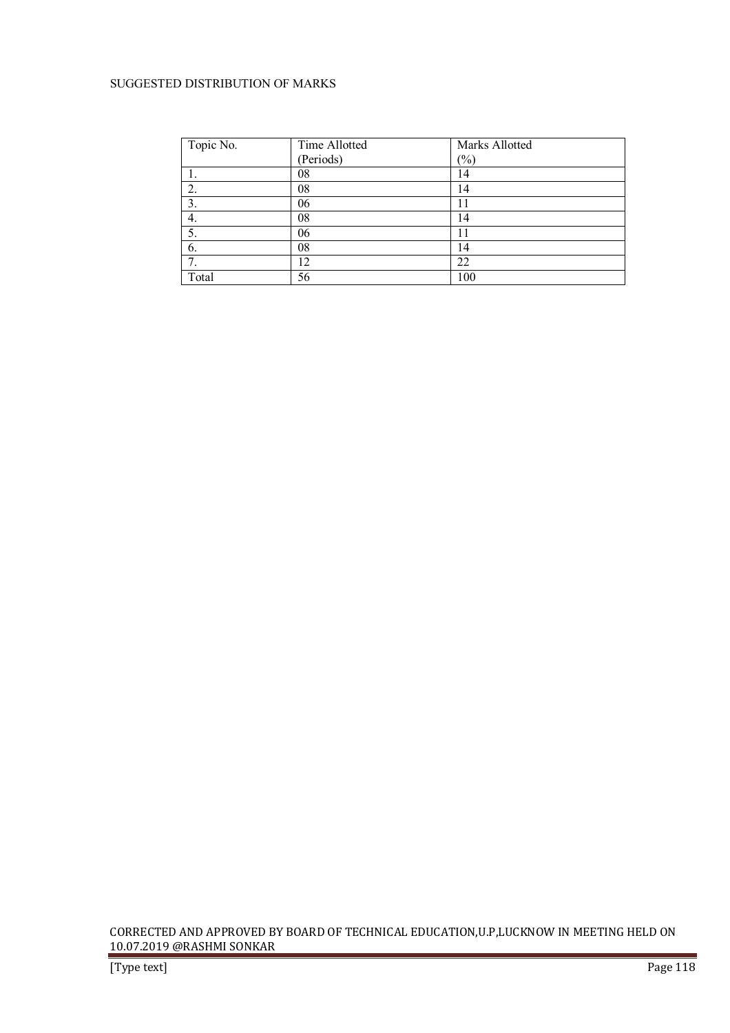SUGGESTED DISTRIBUTION OF MARKS

| Topic No. | Time Allotted (Periods) | Marks Allotted (%) |
|---|---|---|
| 1. | 08 | 14 |
| 2. | 08 | 14 |
| 3. | 06 | 11 |
| 4. | 08 | 14 |
| 5. | 06 | 11 |
| 6. | 08 | 14 |
| 7. | 12 | 22 |
| Total | 56 | 100 |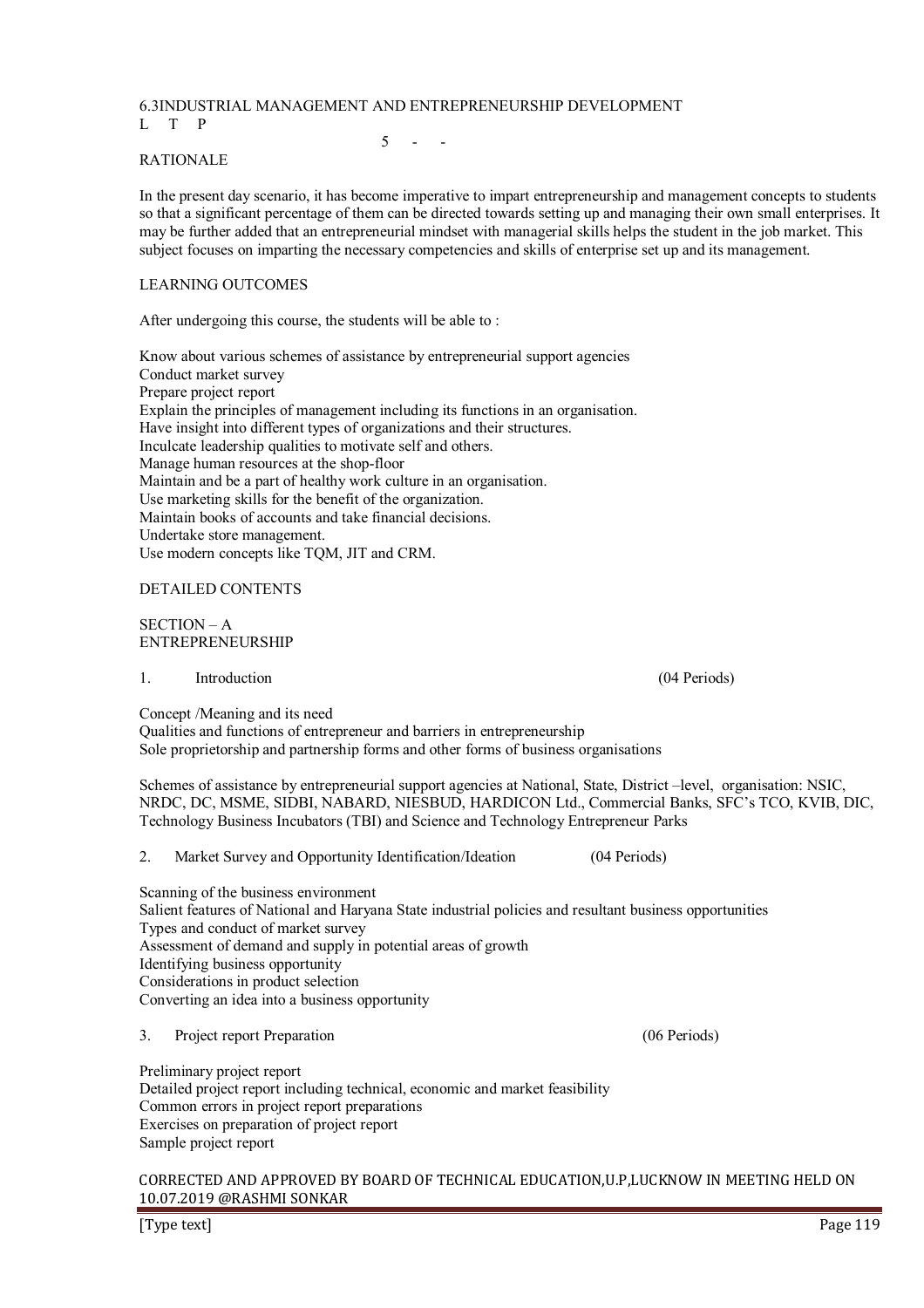## 6.3INDUSTRIAL MANAGEMENT AND ENTREPRENEURSHIP DEVELOPMENT

| L | T | P |
|---|---|---|
| 5 | - | - |

### RATIONALE

In the present day scenario, it has become imperative to impart entrepreneurship and management concepts to students so that a significant percentage of them can be directed towards setting up and managing their own small enterprises. It may be further added that an entrepreneurial mindset with managerial skills helps the student in the job market. This subject focuses on imparting the necessary competencies and skills of enterprise set up and its management.

### LEARNING OUTCOMES

After undergoing this course, the students will be able to :

- Know about various schemes of assistance by entrepreneurial support agencies
- Conduct market survey
- Prepare project report
- Explain the principles of management including its functions in an organisation.
- Have insight into different types of organizations and their structures.
- Inculcate leadership qualities to motivate self and others.
- Manage human resources at the shop-floor
- Maintain and be a part of healthy work culture in an organisation.
- Use marketing skills for the benefit of the organization.
- Maintain books of accounts and take financial decisions.
- Undertake store management.
- Use modern concepts like TQM, JIT and CRM.

### DETAILED CONTENTS

#### SECTION – A
#### ENTREPRENEURSHIP

**1. Introduction (04 Periods)**

- Concept /Meaning and its need
- Qualities and functions of entrepreneur and barriers in entrepreneurship
- Sole proprietorship and partnership forms and other forms of business organisations

- Schemes of assistance by entrepreneurial support agencies at National, State, District –level, organisation: NSIC, NRDC, DC, MSME, SIDBI, NABARD, NIESBUD, HARDICON Ltd., Commercial Banks, SFC's TCO, KVIB, DIC, Technology Business Incubators (TBI) and Science and Technology Entrepreneur Parks

**2. Market Survey and Opportunity Identification/Ideation (04 Periods)**

- Scanning of the business environment
- Salient features of National and Haryana State industrial policies and resultant business opportunities
- Types and conduct of market survey
- Assessment of demand and supply in potential areas of growth
- Identifying business opportunity
- Considerations in product selection
- Converting an idea into a business opportunity

**3. Project report Preparation (06 Periods)**

- Preliminary project report
- Detailed project report including technical, economic and market feasibility
- Common errors in project report preparations
- Exercises on preparation of project report
- Sample project report

CORRECTED AND APPROVED BY BOARD OF TECHNICAL EDUCATION,U.P,LUCKNOW IN MEETING HELD ON 10.07.2019 @RASHMI SONKAR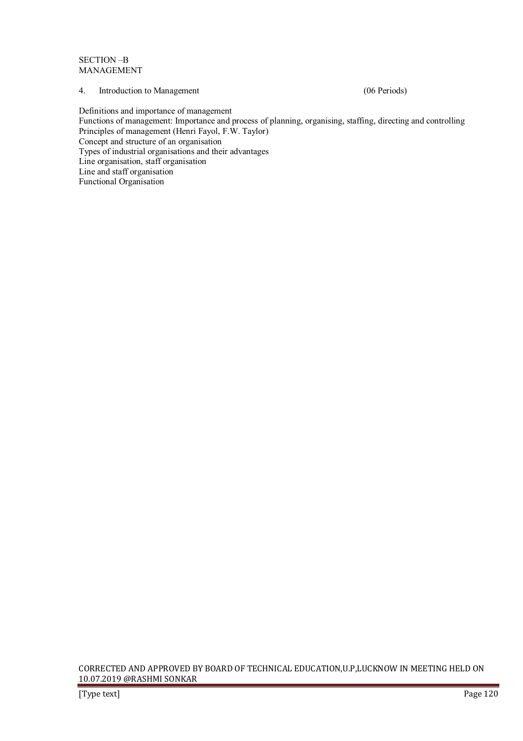SECTION –B
MANAGEMENT

4. Introduction to Management (06 Periods)

Definitions and importance of management
Functions of management: Importance and process of planning, organising, staffing, directing and controlling
Principles of management (Henri Fayol, F.W. Taylor)
Concept and structure of an organisation
Types of industrial organisations and their advantages
Line organisation, staff organisation
Line and staff organisation
Functional Organisation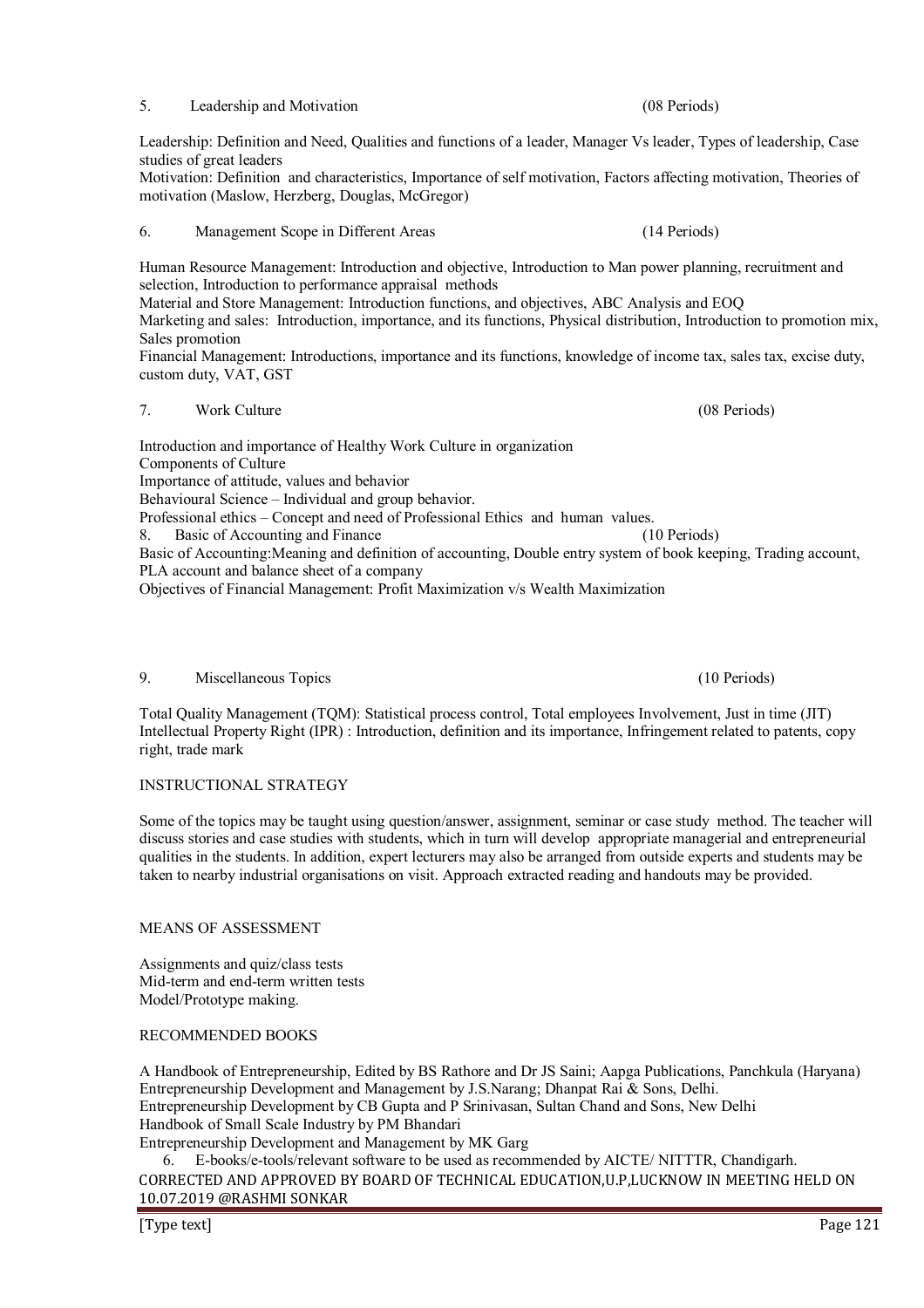5. Leadership and Motivation (08 Periods)

Leadership: Definition and Need, Qualities and functions of a leader, Manager Vs leader, Types of leadership, Case studies of great leaders

Motivation: Definition and characteristics, Importance of self motivation, Factors affecting motivation, Theories of motivation (Maslow, Herzberg, Douglas, McGregor)

6. Management Scope in Different Areas (14 Periods)

Human Resource Management: Introduction and objective, Introduction to Man power planning, recruitment and selection, Introduction to performance appraisal methods

Material and Store Management: Introduction functions, and objectives, ABC Analysis and EOQ

Marketing and sales: Introduction, importance, and its functions, Physical distribution, Introduction to promotion mix, Sales promotion

Financial Management: Introductions, importance and its functions, knowledge of income tax, sales tax, excise duty, custom duty, VAT, GST

7. Work Culture (08 Periods)

Introduction and importance of Healthy Work Culture in organization

Components of Culture

Importance of attitude, values and behavior

Behavioural Science – Individual and group behavior.

Professional ethics – Concept and need of Professional Ethics and human values.

8. Basic of Accounting and Finance (10 Periods)

Basic of Accounting:Meaning and definition of accounting, Double entry system of book keeping, Trading account, PLA account and balance sheet of a company

Objectives of Financial Management: Profit Maximization v/s Wealth Maximization

9. Miscellaneous Topics (10 Periods)

Total Quality Management (TQM): Statistical process control, Total employees Involvement, Just in time (JIT)

Intellectual Property Right (IPR) : Introduction, definition and its importance, Infringement related to patents, copy right, trade mark

INSTRUCTIONAL STRATEGY

Some of the topics may be taught using question/answer, assignment, seminar or case study method. The teacher will discuss stories and case studies with students, which in turn will develop appropriate managerial and entrepreneurial qualities in the students. In addition, expert lecturers may also be arranged from outside experts and students may be taken to nearby industrial organisations on visit. Approach extracted reading and handouts may be provided.

MEANS OF ASSESSMENT

Assignments and quiz/class tests

Mid-term and end-term written tests

Model/Prototype making.

RECOMMENDED BOOKS

A Handbook of Entrepreneurship, Edited by BS Rathore and Dr JS Saini; Aapga Publications, Panchkula (Haryana)

Entrepreneurship Development and Management by J.S.Narang; Dhanpat Rai & Sons, Delhi.

Entrepreneurship Development by CB Gupta and P Srinivasan, Sultan Chand and Sons, New Delhi

Handbook of Small Scale Industry by PM Bhandari

Entrepreneurship Development and Management by MK Garg

6. E-books/e-tools/relevant software to be used as recommended by AICTE/ NITTTR, Chandigarh.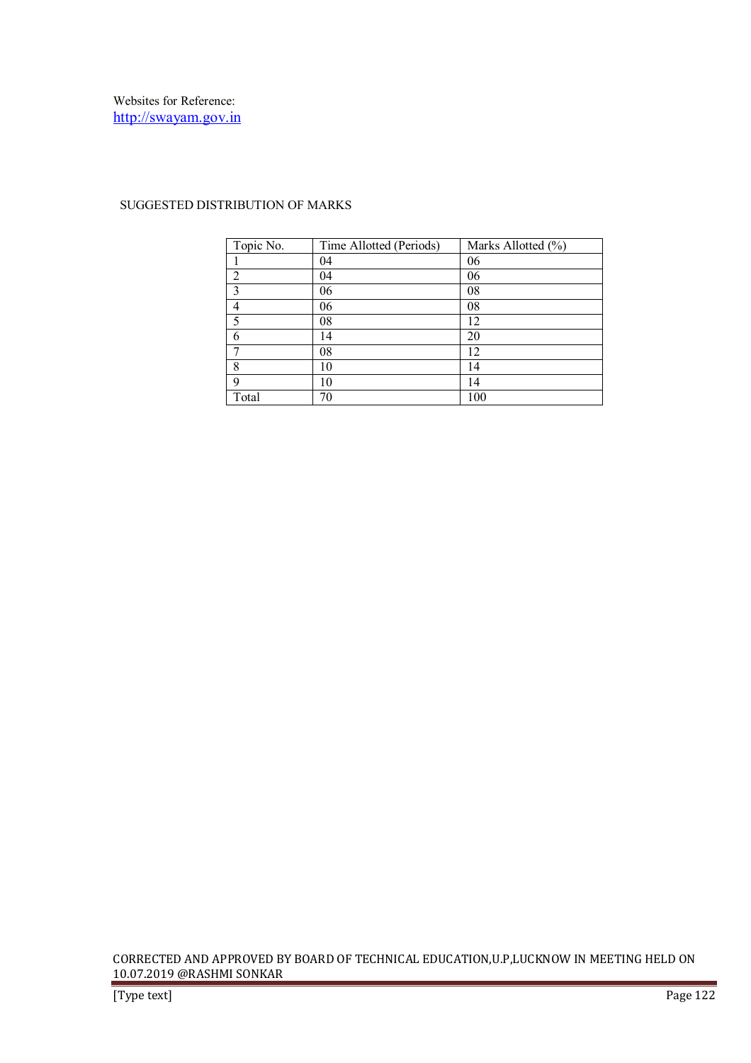Websites for Reference:
http://swayam.gov.in

SUGGESTED DISTRIBUTION OF MARKS

| Topic No. | Time Allotted (Periods) | Marks Allotted (%) |
|---|---|---|
| 1 | 04 | 06 |
| 2 | 04 | 06 |
| 3 | 06 | 08 |
| 4 | 06 | 08 |
| 5 | 08 | 12 |
| 6 | 14 | 20 |
| 7 | 08 | 12 |
| 8 | 10 | 14 |
| 9 | 10 | 14 |
| Total | 70 | 100 |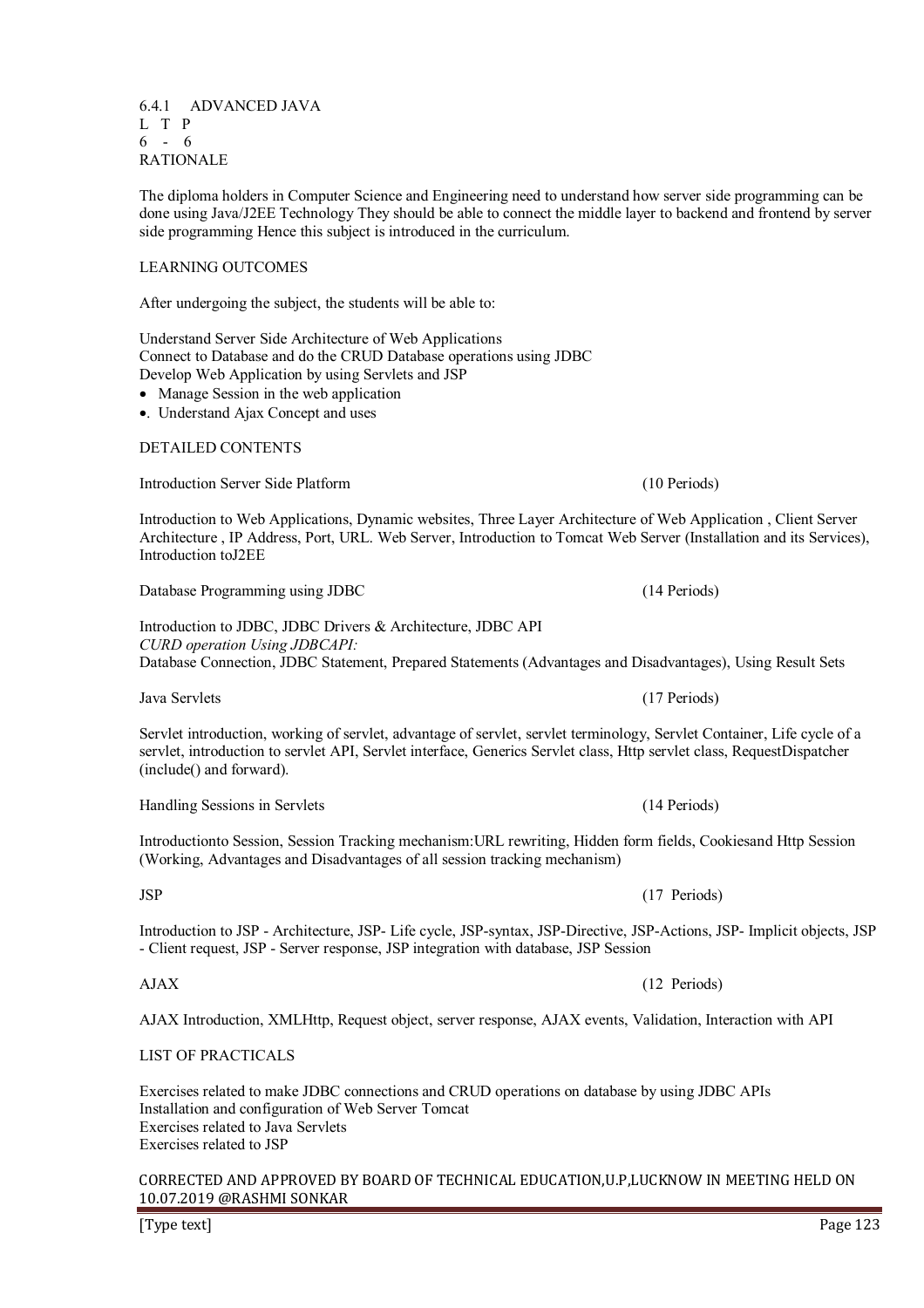## 6.4.1 ADVANCED JAVA

L T P
6 - 6

### RATIONALE

The diploma holders in Computer Science and Engineering need to understand how server side programming can be done using Java/J2EE Technology They should be able to connect the middle layer to backend and frontend by server side programming Hence this subject is introduced in the curriculum.

### LEARNING OUTCOMES

After undergoing the subject, the students will be able to:

Understand Server Side Architecture of Web Applications
Connect to Database and do the CRUD Database operations using JDBC
Develop Web Application by using Servlets and JSP

- Manage Session in the web application
- . Understand Ajax Concept and uses

### DETAILED CONTENTS

**Introduction Server Side Platform** (10 Periods)

Introduction to Web Applications, Dynamic websites, Three Layer Architecture of Web Application , Client Server Architecture , IP Address, Port, URL. Web Server, Introduction to Tomcat Web Server (Installation and its Services), Introduction toJ2EE

**Database Programming using JDBC** (14 Periods)

Introduction to JDBC, JDBC Drivers & Architecture, JDBC API
*CURD operation Using JDBCAPI:*
Database Connection, JDBC Statement, Prepared Statements (Advantages and Disadvantages), Using Result Sets

**Java Servlets** (17 Periods)

Servlet introduction, working of servlet, advantage of servlet, servlet terminology, Servlet Container, Life cycle of a servlet, introduction to servlet API, Servlet interface, Generics Servlet class, Http servlet class, RequestDispatcher (include() and forward).

**Handling Sessions in Servlets** (14 Periods)

Introductionto Session, Session Tracking mechanism:URL rewriting, Hidden form fields, Cookiesand Http Session (Working, Advantages and Disadvantages of all session tracking mechanism)

**JSP** (17 Periods)

Introduction to JSP - Architecture, JSP- Life cycle, JSP-syntax, JSP-Directive, JSP-Actions, JSP- Implicit objects, JSP - Client request, JSP - Server response, JSP integration with database, JSP Session

**AJAX** (12 Periods)

AJAX Introduction, XMLHttp, Request object, server response, AJAX events, Validation, Interaction with API

### LIST OF PRACTICALS

Exercises related to make JDBC connections and CRUD operations on database by using JDBC APIs
Installation and configuration of Web Server Tomcat
Exercises related to Java Servlets
Exercises related to JSP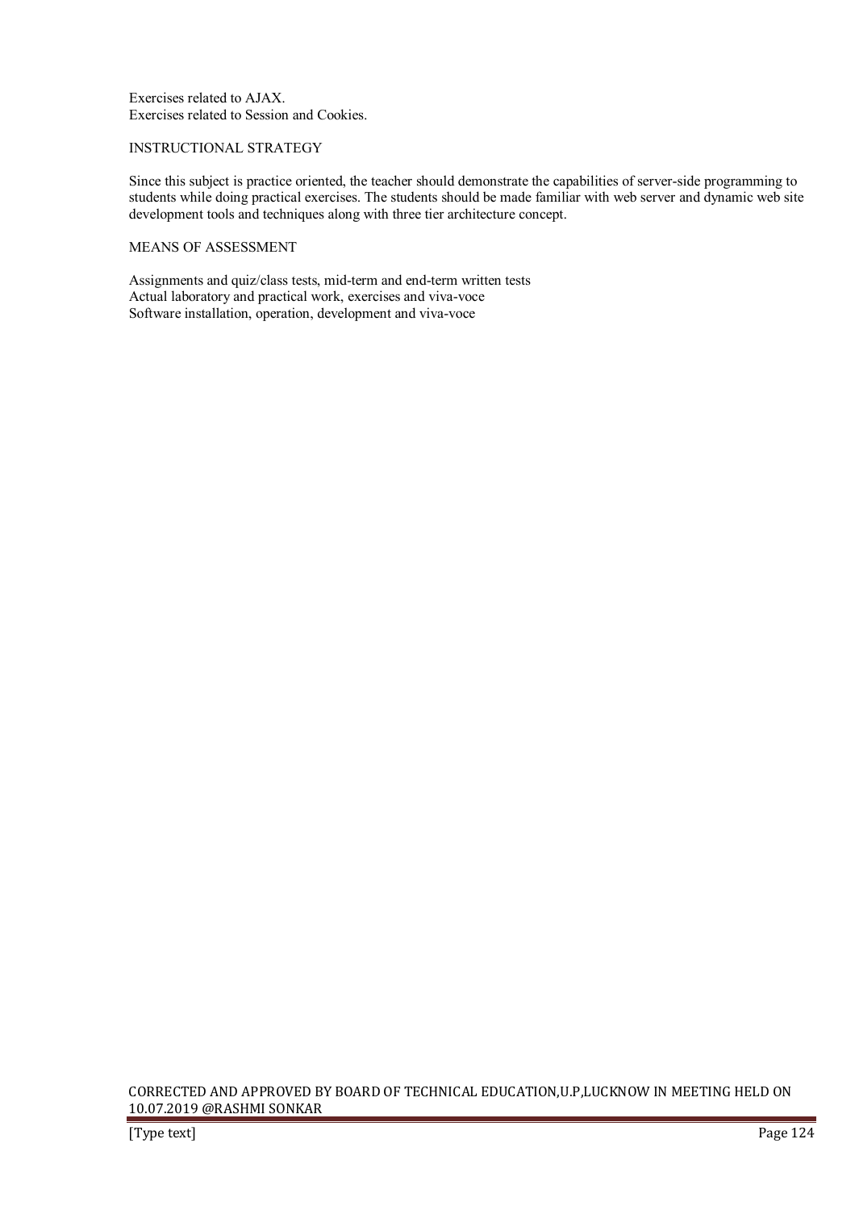Exercises related to AJAX.
Exercises related to Session and Cookies.

## INSTRUCTIONAL STRATEGY

Since this subject is practice oriented, the teacher should demonstrate the capabilities of server-side programming to students while doing practical exercises. The students should be made familiar with web server and dynamic web site development tools and techniques along with three tier architecture concept.

## MEANS OF ASSESSMENT

Assignments and quiz/class tests, mid-term and end-term written tests
Actual laboratory and practical work, exercises and viva-voce
Software installation, operation, development and viva-voce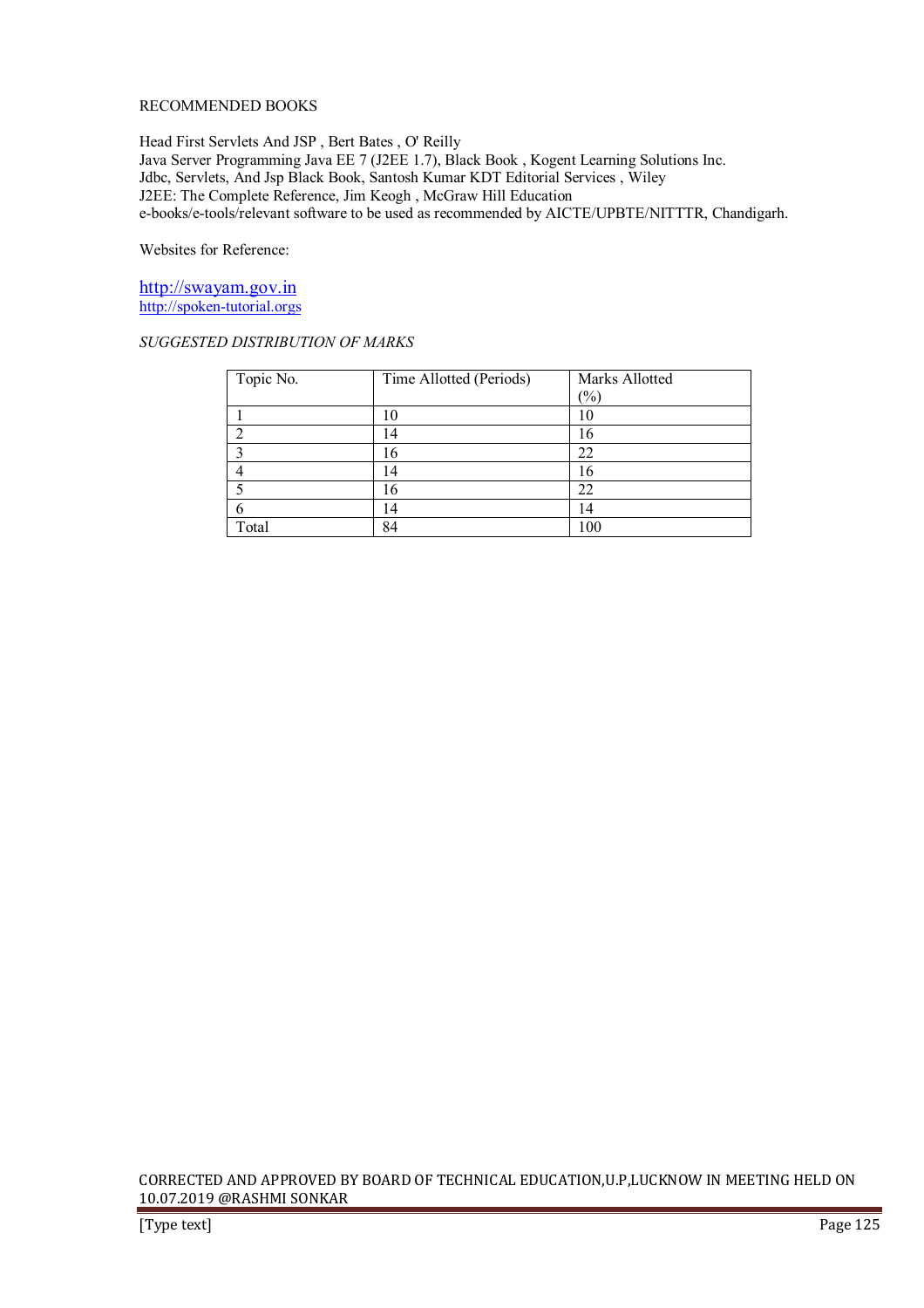RECOMMENDED BOOKS

Head First Servlets And JSP , Bert Bates , O' Reilly
Java Server Programming Java EE 7 (J2EE 1.7), Black Book , Kogent Learning Solutions Inc.
Jdbc, Servlets, And Jsp Black Book, Santosh Kumar KDT Editorial Services , Wiley
J2EE: The Complete Reference, Jim Keogh , McGraw Hill Education
e-books/e-tools/relevant software to be used as recommended by AICTE/UPBTE/NITTTR, Chandigarh.

Websites for Reference:

http://swayam.gov.in
http://spoken-tutorial.orgs

*SUGGESTED DISTRIBUTION OF MARKS*

| Topic No. | Time Allotted (Periods) | Marks Allotted (%) |
|---|---|---|
| 1 | 10 | 10 |
| 2 | 14 | 16 |
| 3 | 16 | 22 |
| 4 | 14 | 16 |
| 5 | 16 | 22 |
| 6 | 14 | 14 |
| Total | 84 | 100 |

CORRECTED AND APPROVED BY BOARD OF TECHNICAL EDUCATION,U.P,LUCKNOW IN MEETING HELD ON 10.07.2019 @RASHMI SONKAR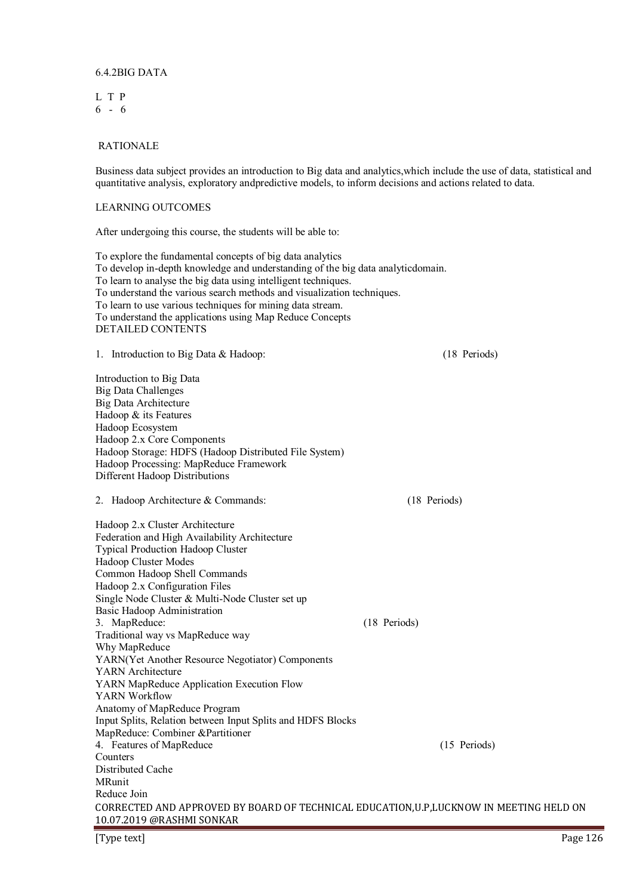6.4.2BIG DATA

L T P
6 - 6

RATIONALE

Business data subject provides an introduction to Big data and analytics,which include the use of data, statistical and quantitative analysis, exploratory andpredictive models, to inform decisions and actions related to data.

LEARNING OUTCOMES

After undergoing this course, the students will be able to:

To explore the fundamental concepts of big data analytics
To develop in-depth knowledge and understanding of the big data analyticdomain.
To learn to analyse the big data using intelligent techniques.
To understand the various search methods and visualization techniques.
To learn to use various techniques for mining data stream.
To understand the applications using Map Reduce Concepts

DETAILED CONTENTS

1. Introduction to Big Data & Hadoop: (18 Periods)

Introduction to Big Data
Big Data Challenges
Big Data Architecture
Hadoop & its Features
Hadoop Ecosystem
Hadoop 2.x Core Components
Hadoop Storage: HDFS (Hadoop Distributed File System)
Hadoop Processing: MapReduce Framework
Different Hadoop Distributions

2. Hadoop Architecture & Commands: (18 Periods)

Hadoop 2.x Cluster Architecture
Federation and High Availability Architecture
Typical Production Hadoop Cluster
Hadoop Cluster Modes
Common Hadoop Shell Commands
Hadoop 2.x Configuration Files
Single Node Cluster & Multi-Node Cluster set up
Basic Hadoop Administration

3. MapReduce: (18 Periods)

Traditional way vs MapReduce way
Why MapReduce
YARN(Yet Another Resource Negotiator) Components
YARN Architecture
YARN MapReduce Application Execution Flow
YARN Workflow
Anatomy of MapReduce Program
Input Splits, Relation between Input Splits and HDFS Blocks
MapReduce: Combiner &Partitioner

4. Features of MapReduce (15 Periods)

Counters
Distributed Cache
MRunit
Reduce Join

CORRECTED AND APPROVED BY BOARD OF TECHNICAL EDUCATION,U.P,LUCKNOW IN MEETING HELD ON 10.07.2019 @RASHMI SONKAR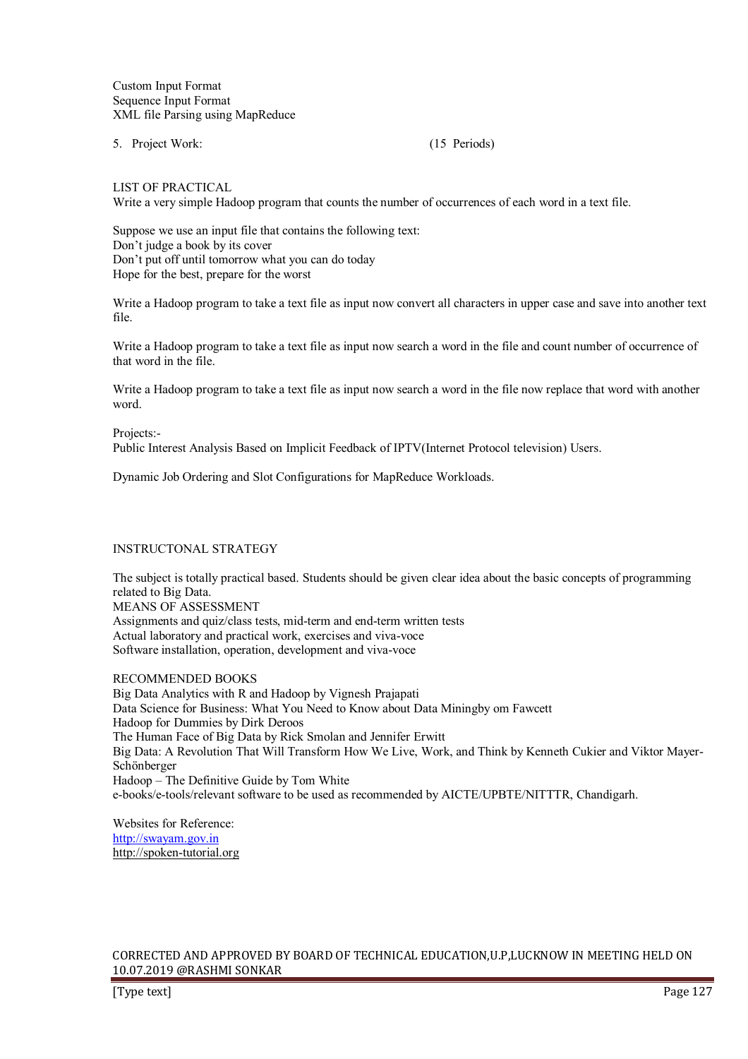Custom Input Format
Sequence Input Format
XML file Parsing using MapReduce

5. Project Work: (15 Periods)

LIST OF PRACTICAL

Write a very simple Hadoop program that counts the number of occurrences of each word in a text file.

Suppose we use an input file that contains the following text:
Don't judge a book by its cover
Don't put off until tomorrow what you can do today
Hope for the best, prepare for the worst

Write a Hadoop program to take a text file as input now convert all characters in upper case and save into another text file.

Write a Hadoop program to take a text file as input now search a word in the file and count number of occurrence of that word in the file.

Write a Hadoop program to take a text file as input now search a word in the file now replace that word with another word.

Projects:-
Public Interest Analysis Based on Implicit Feedback of IPTV(Internet Protocol television) Users.

Dynamic Job Ordering and Slot Configurations for MapReduce Workloads.

INSTRUCTONAL STRATEGY

The subject is totally practical based. Students should be given clear idea about the basic concepts of programming related to Big Data.

MEANS OF ASSESSMENT

Assignments and quiz/class tests, mid-term and end-term written tests
Actual laboratory and practical work, exercises and viva-voce
Software installation, operation, development and viva-voce

RECOMMENDED BOOKS

Big Data Analytics with R and Hadoop by Vignesh Prajapati
Data Science for Business: What You Need to Know about Data Miningby om Fawcett
Hadoop for Dummies by Dirk Deroos
The Human Face of Big Data by Rick Smolan and Jennifer Erwitt
Big Data: A Revolution That Will Transform How We Live, Work, and Think by Kenneth Cukier and Viktor Mayer-Schönberger
Hadoop – The Definitive Guide by Tom White
e-books/e-tools/relevant software to be used as recommended by AICTE/UPBTE/NITTTR, Chandigarh.

Websites for Reference:
http://swayam.gov.in
http://spoken-tutorial.org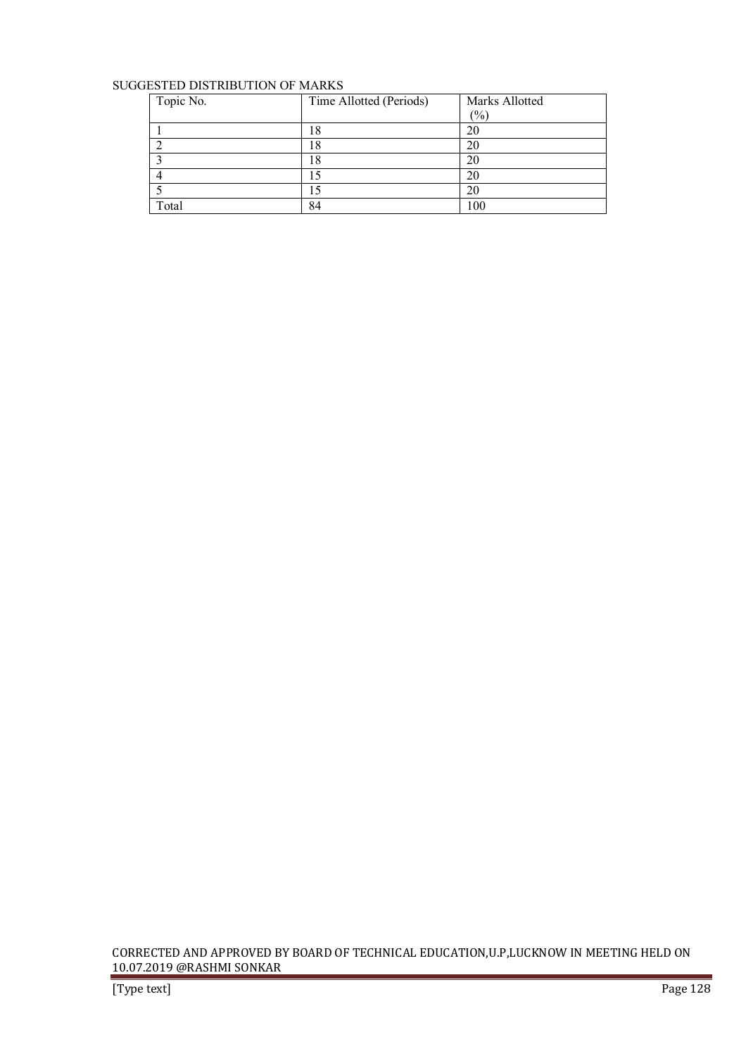SUGGESTED DISTRIBUTION OF MARKS

| Topic No. | Time Allotted (Periods) | Marks Allotted (%) |
|---|---|---|
| 1 | 18 | 20 |
| 2 | 18 | 20 |
| 3 | 18 | 20 |
| 4 | 15 | 20 |
| 5 | 15 | 20 |
| Total | 84 | 100 |

CORRECTED AND APPROVED BY BOARD OF TECHNICAL EDUCATION,U.P,LUCKNOW IN MEETING HELD ON 10.07.2019 @RASHMI SONKAR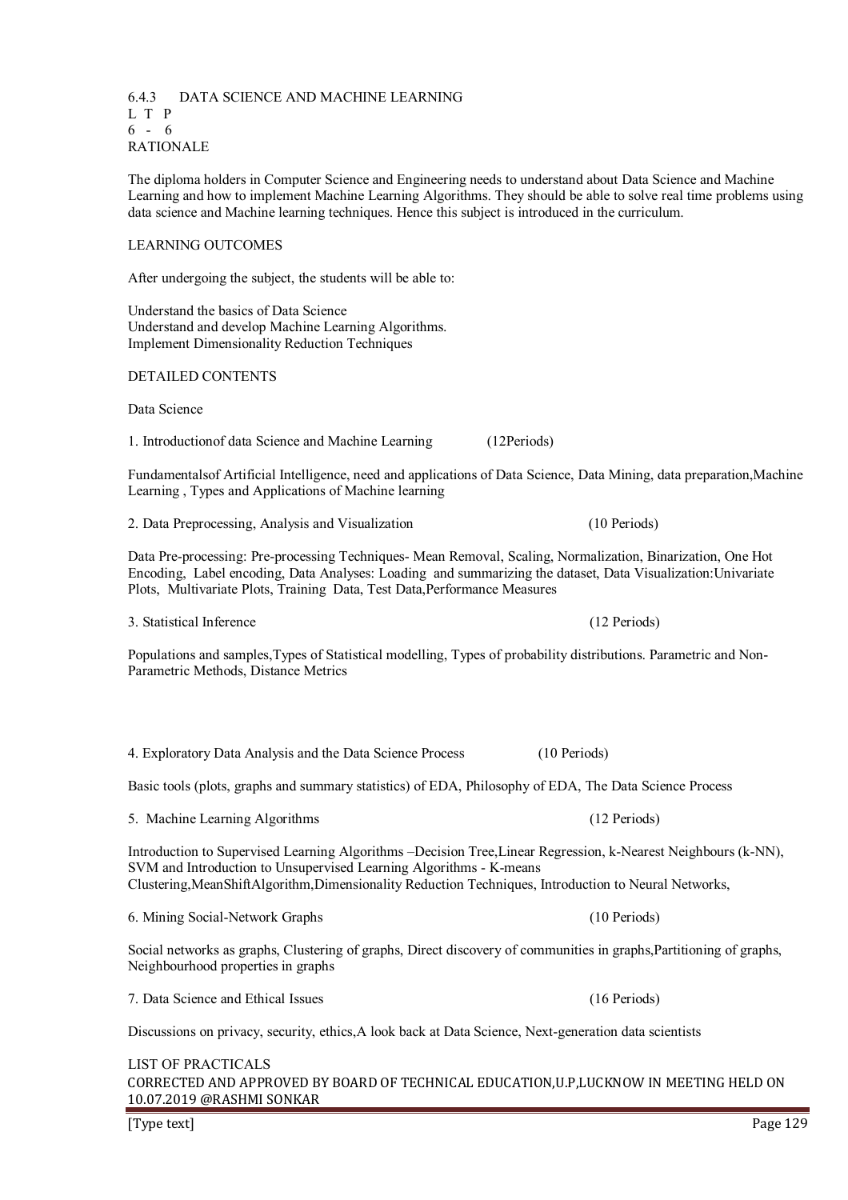## 6.4.3 DATA SCIENCE AND MACHINE LEARNING

L T P
6 - 6

### RATIONALE

The diploma holders in Computer Science and Engineering needs to understand about Data Science and Machine Learning and how to implement Machine Learning Algorithms. They should be able to solve real time problems using data science and Machine learning techniques. Hence this subject is introduced in the curriculum.

### LEARNING OUTCOMES

After undergoing the subject, the students will be able to:

Understand the basics of Data Science
Understand and develop Machine Learning Algorithms.
Implement Dimensionality Reduction Techniques

### DETAILED CONTENTS

Data Science

**1. Introductionof data Science and Machine Learning (12Periods)**

Fundamentalsof Artificial Intelligence, need and applications of Data Science, Data Mining, data preparation,Machine Learning , Types and Applications of Machine learning

**2. Data Preprocessing, Analysis and Visualization (10 Periods)**

Data Pre-processing: Pre-processing Techniques- Mean Removal, Scaling, Normalization, Binarization, One Hot Encoding, Label encoding, Data Analyses: Loading and summarizing the dataset, Data Visualization:Univariate Plots, Multivariate Plots, Training Data, Test Data,Performance Measures

**3. Statistical Inference (12 Periods)**

Populations and samples,Types of Statistical modelling, Types of probability distributions. Parametric and Non-Parametric Methods, Distance Metrics

**4. Exploratory Data Analysis and the Data Science Process (10 Periods)**

Basic tools (plots, graphs and summary statistics) of EDA, Philosophy of EDA, The Data Science Process

**5. Machine Learning Algorithms (12 Periods)**

Introduction to Supervised Learning Algorithms –Decision Tree,Linear Regression, k-Nearest Neighbours (k-NN), SVM and Introduction to Unsupervised Learning Algorithms - K-means Clustering,MeanShiftAlgorithm,Dimensionality Reduction Techniques, Introduction to Neural Networks,

**6. Mining Social-Network Graphs (10 Periods)**

Social networks as graphs, Clustering of graphs, Direct discovery of communities in graphs,Partitioning of graphs, Neighbourhood properties in graphs

**7. Data Science and Ethical Issues (16 Periods)**

Discussions on privacy, security, ethics,A look back at Data Science, Next-generation data scientists

### LIST OF PRACTICALS

CORRECTED AND APPROVED BY BOARD OF TECHNICAL EDUCATION,U.P,LUCKNOW IN MEETING HELD ON 10.07.2019 @RASHMI SONKAR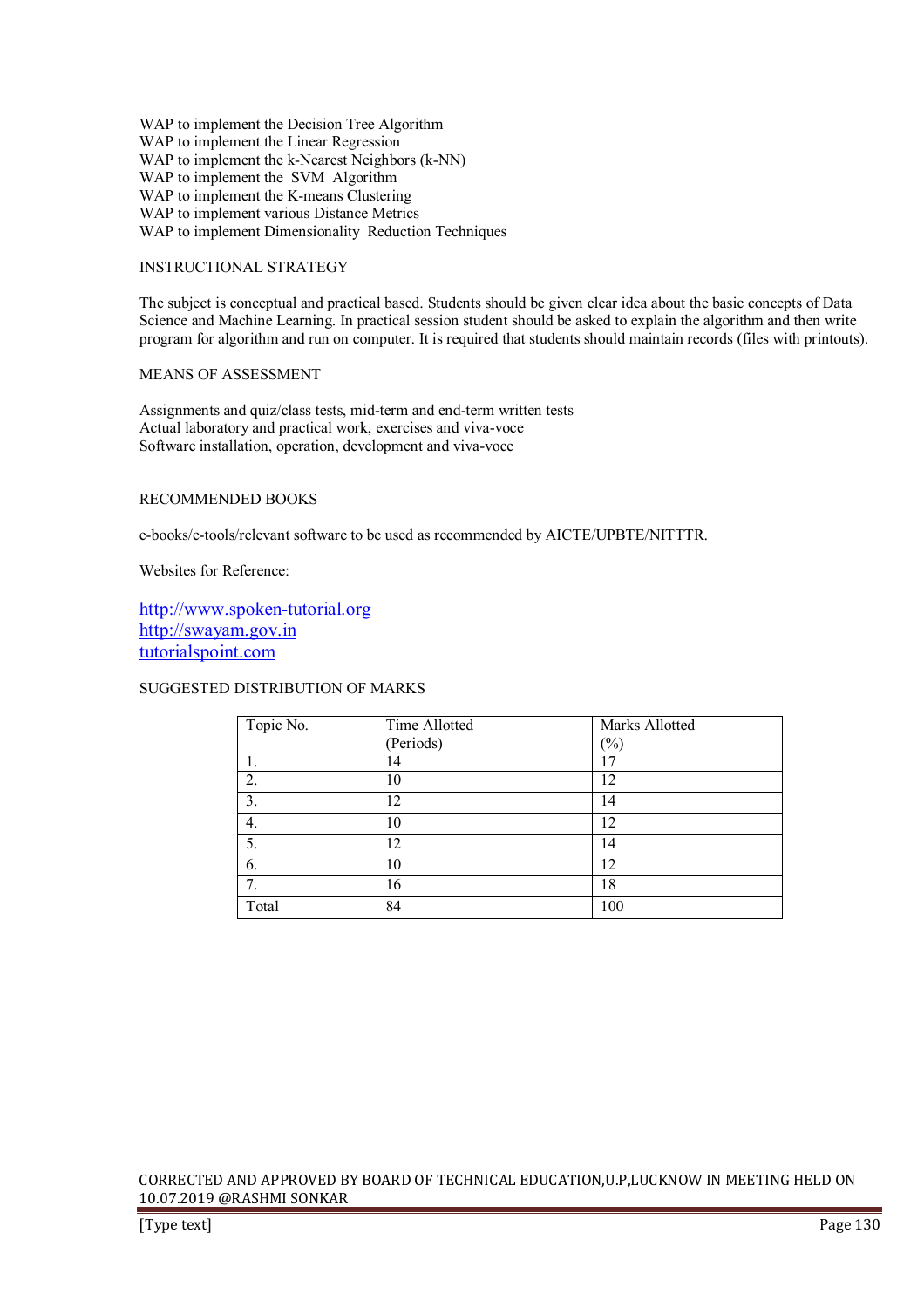WAP to implement the Decision Tree Algorithm
WAP to implement the Linear Regression
WAP to implement the k-Nearest Neighbors (k-NN)
WAP to implement the SVM Algorithm
WAP to implement the K-means Clustering
WAP to implement various Distance Metrics
WAP to implement Dimensionality Reduction Techniques

## INSTRUCTIONAL STRATEGY

The subject is conceptual and practical based. Students should be given clear idea about the basic concepts of Data Science and Machine Learning. In practical session student should be asked to explain the algorithm and then write program for algorithm and run on computer. It is required that students should maintain records (files with printouts).

## MEANS OF ASSESSMENT

Assignments and quiz/class tests, mid-term and end-term written tests
Actual laboratory and practical work, exercises and viva-voce
Software installation, operation, development and viva-voce

## RECOMMENDED BOOKS

e-books/e-tools/relevant software to be used as recommended by AICTE/UPBTE/NITTTR.

Websites for Reference:

http://www.spoken-tutorial.org
http://swayam.gov.in
tutorialspoint.com

## SUGGESTED DISTRIBUTION OF MARKS

| Topic No. | Time Allotted (Periods) | Marks Allotted (%) |
|---|---|---|
| 1. | 14 | 17 |
| 2. | 10 | 12 |
| 3. | 12 | 14 |
| 4. | 10 | 12 |
| 5. | 12 | 14 |
| 6. | 10 | 12 |
| 7. | 16 | 18 |
| Total | 84 | 100 |

CORRECTED AND APPROVED BY BOARD OF TECHNICAL EDUCATION,U.P,LUCKNOW IN MEETING HELD ON 10.07.2019 @RASHMI SONKAR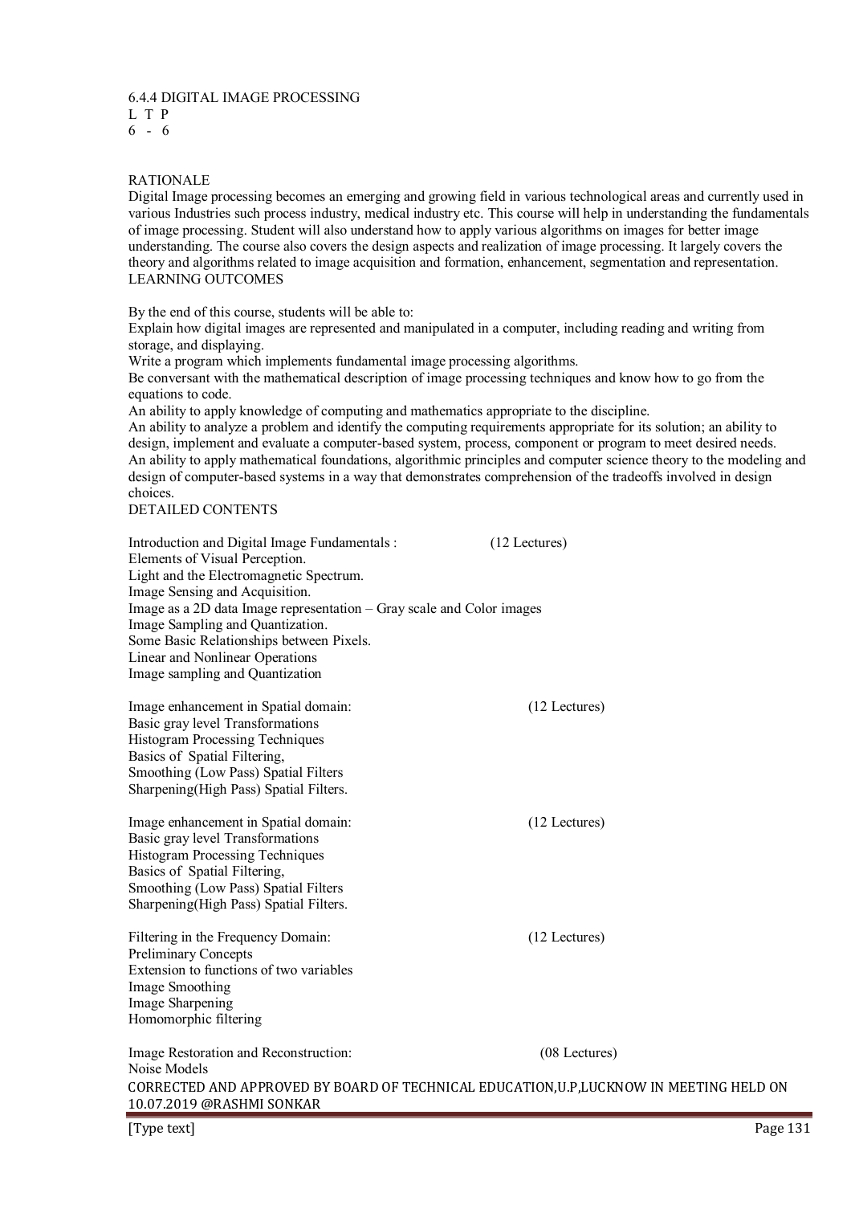## 6.4.4 DIGITAL IMAGE PROCESSING

| L | T | P |
|---|---|---|
| 6 | - | 6 |

### RATIONALE

Digital Image processing becomes an emerging and growing field in various technological areas and currently used in various Industries such process industry, medical industry etc. This course will help in understanding the fundamentals of image processing. Student will also understand how to apply various algorithms on images for better image understanding. The course also covers the design aspects and realization of image processing. It largely covers the theory and algorithms related to image acquisition and formation, enhancement, segmentation and representation.

### LEARNING OUTCOMES

By the end of this course, students will be able to:

Explain how digital images are represented and manipulated in a computer, including reading and writing from storage, and displaying.

Write a program which implements fundamental image processing algorithms.

Be conversant with the mathematical description of image processing techniques and know how to go from the equations to code.

An ability to apply knowledge of computing and mathematics appropriate to the discipline.

An ability to analyze a problem and identify the computing requirements appropriate for its solution; an ability to design, implement and evaluate a computer-based system, process, component or program to meet desired needs.

An ability to apply mathematical foundations, algorithmic principles and computer science theory to the modeling and design of computer-based systems in a way that demonstrates comprehension of the tradeoffs involved in design choices.

### DETAILED CONTENTS

**Introduction and Digital Image Fundamentals : (12 Lectures)**

Elements of Visual Perception.
Light and the Electromagnetic Spectrum.
Image Sensing and Acquisition.
Image as a 2D data Image representation – Gray scale and Color images
Image Sampling and Quantization.
Some Basic Relationships between Pixels.
Linear and Nonlinear Operations
Image sampling and Quantization

**Image enhancement in Spatial domain: (12 Lectures)**

Basic gray level Transformations
Histogram Processing Techniques
Basics of Spatial Filtering,
Smoothing (Low Pass) Spatial Filters
Sharpening(High Pass) Spatial Filters.

**Image enhancement in Spatial domain: (12 Lectures)**

Basic gray level Transformations
Histogram Processing Techniques
Basics of Spatial Filtering,
Smoothing (Low Pass) Spatial Filters
Sharpening(High Pass) Spatial Filters.

**Filtering in the Frequency Domain: (12 Lectures)**

Preliminary Concepts
Extension to functions of two variables
Image Smoothing
Image Sharpening
Homomorphic filtering

**Image Restoration and Reconstruction: (08 Lectures)**

Noise Models

CORRECTED AND APPROVED BY BOARD OF TECHNICAL EDUCATION,U.P,LUCKNOW IN MEETING HELD ON 10.07.2019 @RASHMI SONKAR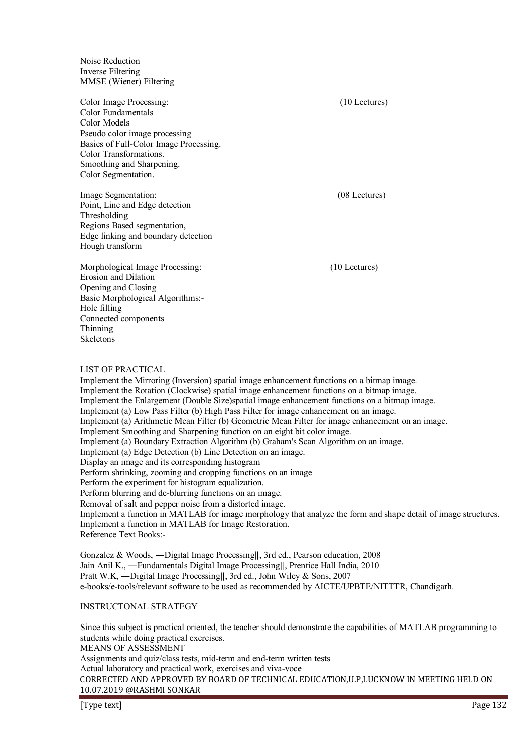Noise Reduction
Inverse Filtering
MMSE (Wiener) Filtering

Color Image Processing: (10 Lectures)
Color Fundamentals
Color Models
Pseudo color image processing
Basics of Full-Color Image Processing.
Color Transformations.
Smoothing and Sharpening.
Color Segmentation.

Image Segmentation: (08 Lectures)
Point, Line and Edge detection
Thresholding
Regions Based segmentation,
Edge linking and boundary detection
Hough transform

Morphological Image Processing: (10 Lectures)
Erosion and Dilation
Opening and Closing
Basic Morphological Algorithms:-
Hole filling
Connected components
Thinning
Skeletons

LIST OF PRACTICAL

Implement the Mirroring (Inversion) spatial image enhancement functions on a bitmap image.
Implement the Rotation (Clockwise) spatial image enhancement functions on a bitmap image.
Implement the Enlargement (Double Size)spatial image enhancement functions on a bitmap image.
Implement (a) Low Pass Filter (b) High Pass Filter for image enhancement on an image.
Implement (a) Arithmetic Mean Filter (b) Geometric Mean Filter for image enhancement on an image.
Implement Smoothing and Sharpening function on an eight bit color image.
Implement (a) Boundary Extraction Algorithm (b) Graham's Scan Algorithm on an image.
Implement (a) Edge Detection (b) Line Detection on an image.
Display an image and its corresponding histogram
Perform shrinking, zooming and cropping functions on an image
Perform the experiment for histogram equalization.
Perform blurring and de-blurring functions on an image.
Removal of salt and pepper noise from a distorted image.
Implement a function in MATLAB for image morphology that analyze the form and shape detail of image structures.
Implement a function in MATLAB for Image Restoration.

Reference Text Books:-

Gonzalez & Woods, ―Digital Image Processing‖, 3rd ed., Pearson education, 2008
Jain Anil K., ―Fundamentals Digital Image Processing‖, Prentice Hall India, 2010
Pratt W.K, ―Digital Image Processing‖, 3rd ed., John Wiley & Sons, 2007
e-books/e-tools/relevant software to be used as recommended by AICTE/UPBTE/NITTTR, Chandigarh.

INSTRUCTONAL STRATEGY

Since this subject is practical oriented, the teacher should demonstrate the capabilities of MATLAB programming to students while doing practical exercises.

MEANS OF ASSESSMENT

Assignments and quiz/class tests, mid-term and end-term written tests
Actual laboratory and practical work, exercises and viva-voce

CORRECTED AND APPROVED BY BOARD OF TECHNICAL EDUCATION,U.P,LUCKNOW IN MEETING HELD ON 10.07.2019 @RASHMI SONKAR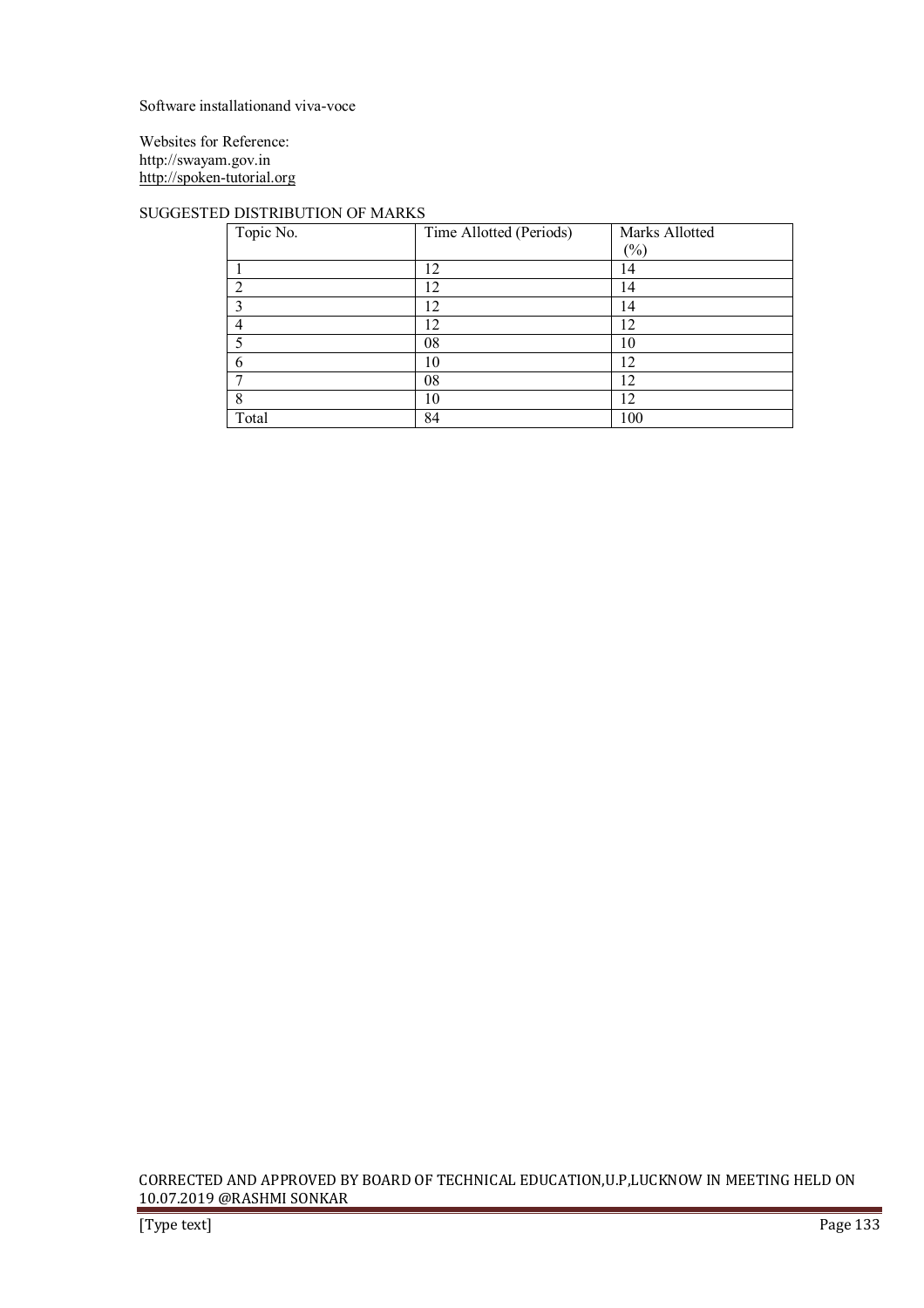Software installationand viva-voce

Websites for Reference:
http://swayam.gov.in
http://spoken-tutorial.org

SUGGESTED DISTRIBUTION OF MARKS

| Topic No. | Time Allotted (Periods) | Marks Allotted (%) |
|---|---|---|
| 1 | 12 | 14 |
| 2 | 12 | 14 |
| 3 | 12 | 14 |
| 4 | 12 | 12 |
| 5 | 08 | 10 |
| 6 | 10 | 12 |
| 7 | 08 | 12 |
| 8 | 10 | 12 |
| Total | 84 | 100 |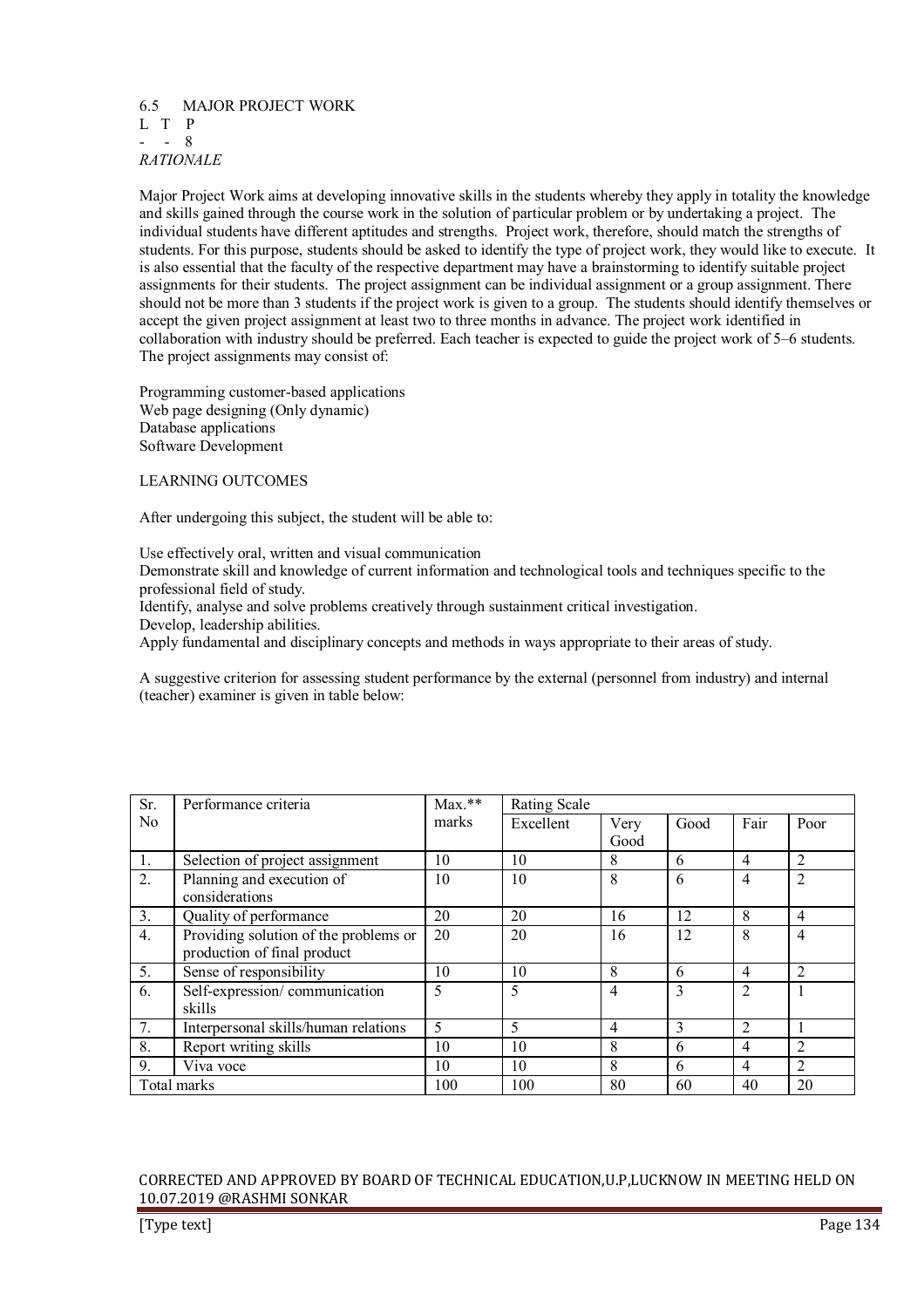## 6.5 MAJOR PROJECT WORK

L T P

- - 8

*RATIONALE*

Major Project Work aims at developing innovative skills in the students whereby they apply in totality the knowledge and skills gained through the course work in the solution of particular problem or by undertaking a project. The individual students have different aptitudes and strengths. Project work, therefore, should match the strengths of students. For this purpose, students should be asked to identify the type of project work, they would like to execute. It is also essential that the faculty of the respective department may have a brainstorming to identify suitable project assignments for their students. The project assignment can be individual assignment or a group assignment. There should not be more than 3 students if the project work is given to a group. The students should identify themselves or accept the given project assignment at least two to three months in advance. The project work identified in collaboration with industry should be preferred. Each teacher is expected to guide the project work of 5–6 students. The project assignments may consist of:

Programming customer-based applications
Web page designing (Only dynamic)
Database applications
Software Development

LEARNING OUTCOMES

After undergoing this subject, the student will be able to:

Use effectively oral, written and visual communication
Demonstrate skill and knowledge of current information and technological tools and techniques specific to the professional field of study.
Identify, analyse and solve problems creatively through sustainment critical investigation.
Develop, leadership abilities.
Apply fundamental and disciplinary concepts and methods in ways appropriate to their areas of study.

A suggestive criterion for assessing student performance by the external (personnel from industry) and internal (teacher) examiner is given in table below:

| Sr. No | Performance criteria | Max.** marks | Rating Scale | | | | |
|---|---|---|---|---|---|---|---|
| | | | Excellent | Very Good | Good | Fair | Poor |
| 1. | Selection of project assignment | 10 | 10 | 8 | 6 | 4 | 2 |
| 2. | Planning and execution of considerations | 10 | 10 | 8 | 6 | 4 | 2 |
| 3. | Quality of performance | 20 | 20 | 16 | 12 | 8 | 4 |
| 4. | Providing solution of the problems or production of final product | 20 | 20 | 16 | 12 | 8 | 4 |
| 5. | Sense of responsibility | 10 | 10 | 8 | 6 | 4 | 2 |
| 6. | Self-expression/ communication skills | 5 | 5 | 4 | 3 | 2 | 1 |
| 7. | Interpersonal skills/human relations | 5 | 5 | 4 | 3 | 2 | 1 |
| 8. | Report writing skills | 10 | 10 | 8 | 6 | 4 | 2 |
| 9. | Viva voce | 10 | 10 | 8 | 6 | 4 | 2 |
| Total marks | | 100 | 100 | 80 | 60 | 40 | 20 |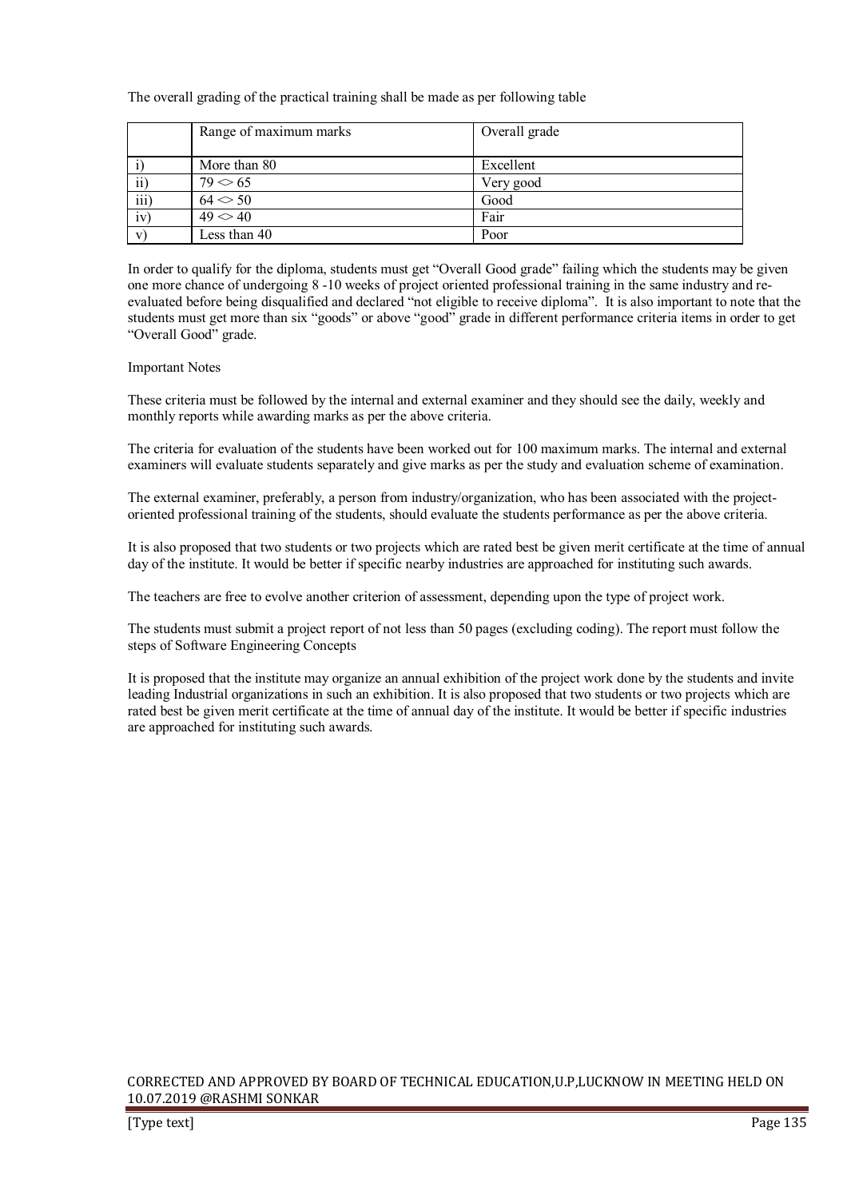The overall grading of the practical training shall be made as per following table

| | Range of maximum marks | Overall grade |
|---|---|---|
| i) | More than 80 | Excellent |
| ii) | 79 <> 65 | Very good |
| iii) | 64 <> 50 | Good |
| iv) | 49 <> 40 | Fair |
| v) | Less than 40 | Poor |

In order to qualify for the diploma, students must get "Overall Good grade" failing which the students may be given one more chance of undergoing 8 -10 weeks of project oriented professional training in the same industry and re-evaluated before being disqualified and declared "not eligible to receive diploma". It is also important to note that the students must get more than six "goods" or above "good" grade in different performance criteria items in order to get "Overall Good" grade.

Important Notes

These criteria must be followed by the internal and external examiner and they should see the daily, weekly and monthly reports while awarding marks as per the above criteria.

The criteria for evaluation of the students have been worked out for 100 maximum marks. The internal and external examiners will evaluate students separately and give marks as per the study and evaluation scheme of examination.

The external examiner, preferably, a person from industry/organization, who has been associated with the project-oriented professional training of the students, should evaluate the students performance as per the above criteria.

It is also proposed that two students or two projects which are rated best be given merit certificate at the time of annual day of the institute. It would be better if specific nearby industries are approached for instituting such awards.

The teachers are free to evolve another criterion of assessment, depending upon the type of project work.

The students must submit a project report of not less than 50 pages (excluding coding). The report must follow the steps of Software Engineering Concepts

It is proposed that the institute may organize an annual exhibition of the project work done by the students and invite leading Industrial organizations in such an exhibition. It is also proposed that two students or two projects which are rated best be given merit certificate at the time of annual day of the institute. It would be better if specific industries are approached for instituting such awards.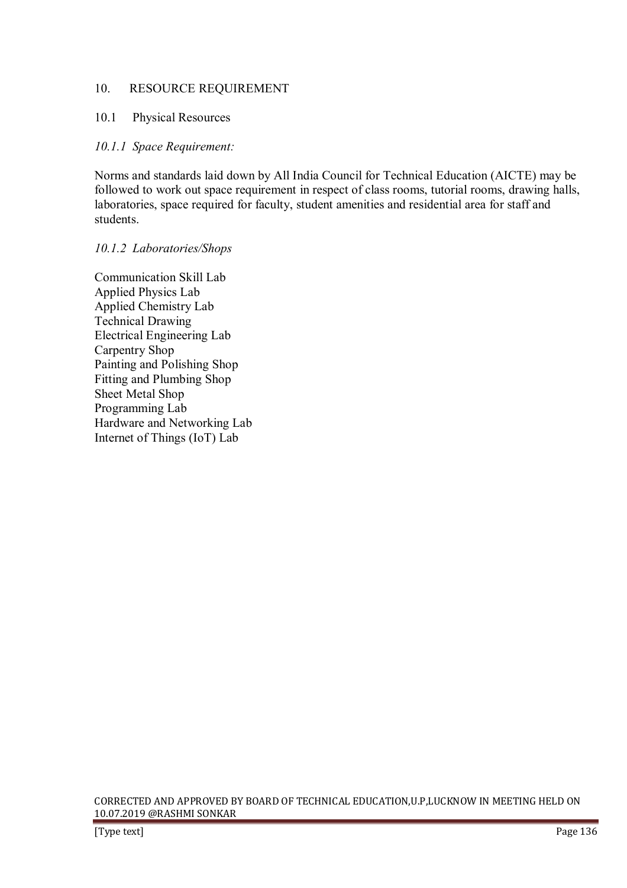## 10. RESOURCE REQUIREMENT

### 10.1 Physical Resources

#### *10.1.1 Space Requirement:*

Norms and standards laid down by All India Council for Technical Education (AICTE) may be followed to work out space requirement in respect of class rooms, tutorial rooms, drawing halls, laboratories, space required for faculty, student amenities and residential area for staff and students.

#### *10.1.2 Laboratories/Shops*

Communication Skill Lab
Applied Physics Lab
Applied Chemistry Lab
Technical Drawing
Electrical Engineering Lab
Carpentry Shop
Painting and Polishing Shop
Fitting and Plumbing Shop
Sheet Metal Shop
Programming Lab
Hardware and Networking Lab
Internet of Things (IoT) Lab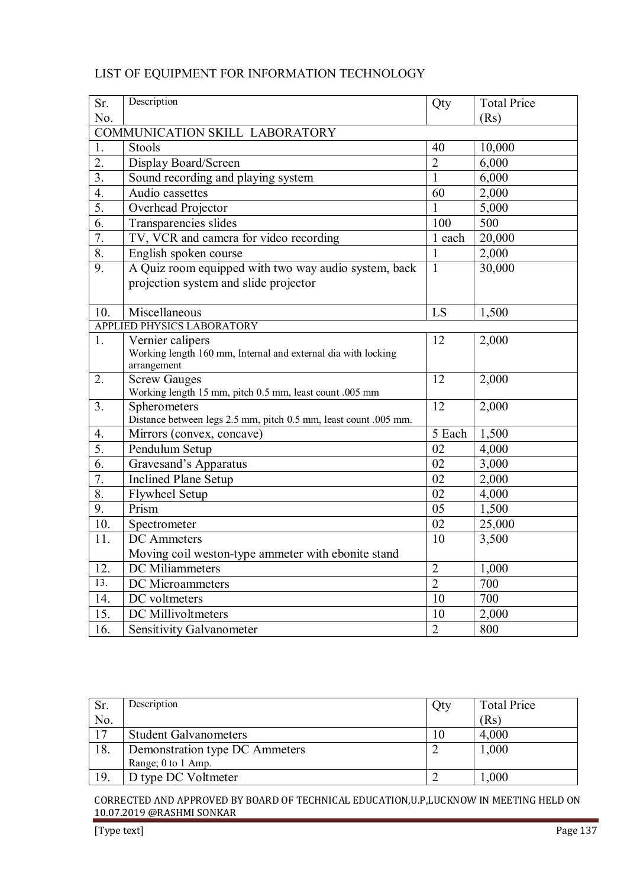LIST OF EQUIPMENT FOR INFORMATION TECHNOLOGY

| Sr. No. | Description | Qty | Total Price (Rs) |
|---|---|---|---|
| COMMUNICATION SKILL LABORATORY | | | |
| 1. | Stools | 40 | 10,000 |
| 2. | Display Board/Screen | 2 | 6,000 |
| 3. | Sound recording and playing system | 1 | 6,000 |
| 4. | Audio cassettes | 60 | 2,000 |
| 5. | Overhead Projector | 1 | 5,000 |
| 6. | Transparencies slides | 100 | 500 |
| 7. | TV, VCR and camera for video recording | 1 each | 20,000 |
| 8. | English spoken course | 1 | 2,000 |
| 9. | A Quiz room equipped with two way audio system, back projection system and slide projector | 1 | 30,000 |
| 10. | Miscellaneous | LS | 1,500 |
| APPLIED PHYSICS LABORATORY | | | |
| 1. | Vernier calipers<br>Working length 160 mm, Internal and external dia with locking arrangement | 12 | 2,000 |
| 2. | Screw Gauges<br>Working length 15 mm, pitch 0.5 mm, least count .005 mm | 12 | 2,000 |
| 3. | Spherometers<br>Distance between legs 2.5 mm, pitch 0.5 mm, least count .005 mm. | 12 | 2,000 |
| 4. | Mirrors (convex, concave) | 5 Each | 1,500 |
| 5. | Pendulum Setup | 02 | 4,000 |
| 6. | Gravesand's Apparatus | 02 | 3,000 |
| 7. | Inclined Plane Setup | 02 | 2,000 |
| 8. | Flywheel Setup | 02 | 4,000 |
| 9. | Prism | 05 | 1,500 |
| 10. | Spectrometer | 02 | 25,000 |
| 11. | DC Ammeters<br>Moving coil weston-type ammeter with ebonite stand | 10 | 3,500 |
| 12. | DC Miliammeters | 2 | 1,000 |
| 13. | DC Microammeters | 2 | 700 |
| 14. | DC voltmeters | 10 | 700 |
| 15. | DC Millivoltmeters | 10 | 2,000 |
| 16. | Sensitivity Galvanometer | 2 | 800 |
| 17 | Student Galvanometers | 10 | 4,000 |
| 18. | Demonstration type DC Ammeters<br>Range; 0 to 1 Amp. | 2 | 1,000 |
| 19. | D type DC Voltmeter | 2 | 1,000 |

CORRECTED AND APPROVED BY BOARD OF TECHNICAL EDUCATION,U.P,LUCKNOW IN MEETING HELD ON 10.07.2019 @RASHMI SONKAR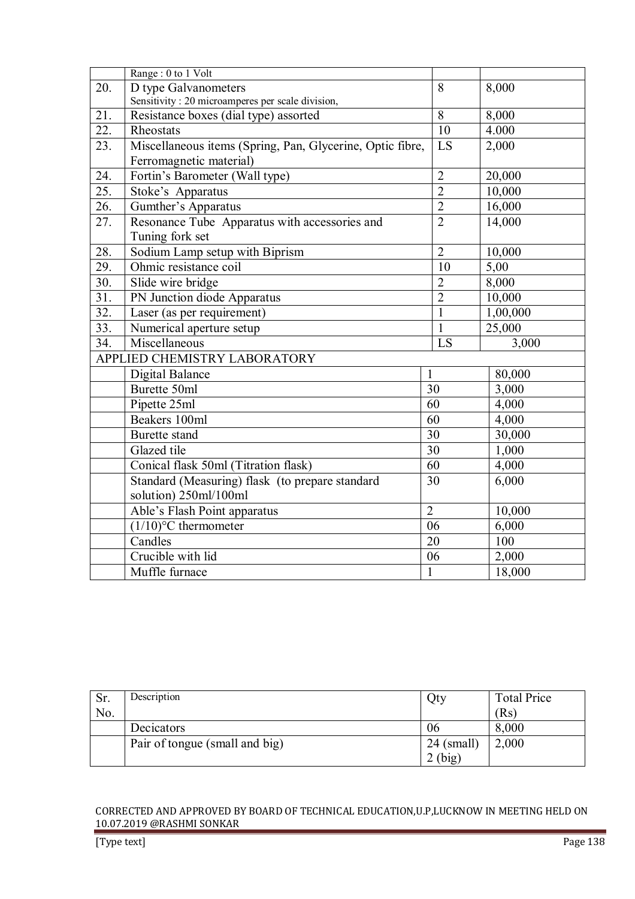| | Range : 0 to 1 Volt | | |
|---|---|---|---|
| 20. | D type Galvanometers<br>Sensitivity : 20 microamperes per scale division, | 8 | 8,000 |
| 21. | Resistance boxes (dial type) assorted | 8 | 8,000 |
| 22. | Rheostats | 10 | 4.000 |
| 23. | Miscellaneous items (Spring, Pan, Glycerine, Optic fibre, Ferromagnetic material) | LS | 2,000 |
| 24. | Fortin's Barometer (Wall type) | 2 | 20,000 |
| 25. | Stoke's Apparatus | 2 | 10,000 |
| 26. | Gumther's Apparatus | 2 | 16,000 |
| 27. | Resonance Tube Apparatus with accessories and Tuning fork set | 2 | 14,000 |
| 28. | Sodium Lamp setup with Biprism | 2 | 10,000 |
| 29. | Ohmic resistance coil | 10 | 5,00 |
| 30. | Slide wire bridge | 2 | 8,000 |
| 31. | PN Junction diode Apparatus | 2 | 10,000 |
| 32. | Laser (as per requirement) | 1 | 1,00,000 |
| 33. | Numerical aperture setup | 1 | 25,000 |
| 34. | Miscellaneous | LS | 3,000 |
| APPLIED CHEMISTRY LABORATORY | | | |
| | Digital Balance | 1 | 80,000 |
| | Burette 50ml | 30 | 3,000 |
| | Pipette 25ml | 60 | 4,000 |
| | Beakers 100ml | 60 | 4,000 |
| | Burette stand | 30 | 30,000 |
| | Glazed tile | 30 | 1,000 |
| | Conical flask 50ml (Titration flask) | 60 | 4,000 |
| | Standard (Measuring) flask (to prepare standard solution) 250ml/100ml | 30 | 6,000 |
| | Able's Flash Point apparatus | 2 | 10,000 |
| | (1/10)°C thermometer | 06 | 6,000 |
| | Candles | 20 | 100 |
| | Crucible with lid | 06 | 2,000 |
| | Muffle furnace | 1 | 18,000 |

| Sr. No. | Description | Qty | Total Price (Rs) |
|---|---|---|---|
| | Decicators | 06 | 8,000 |
| | Pair of tongue (small and big) | 24 (small)<br>2 (big) | 2,000 |

CORRECTED AND APPROVED BY BOARD OF TECHNICAL EDUCATION,U.P,LUCKNOW IN MEETING HELD ON 10.07.2019 @RASHMI SONKAR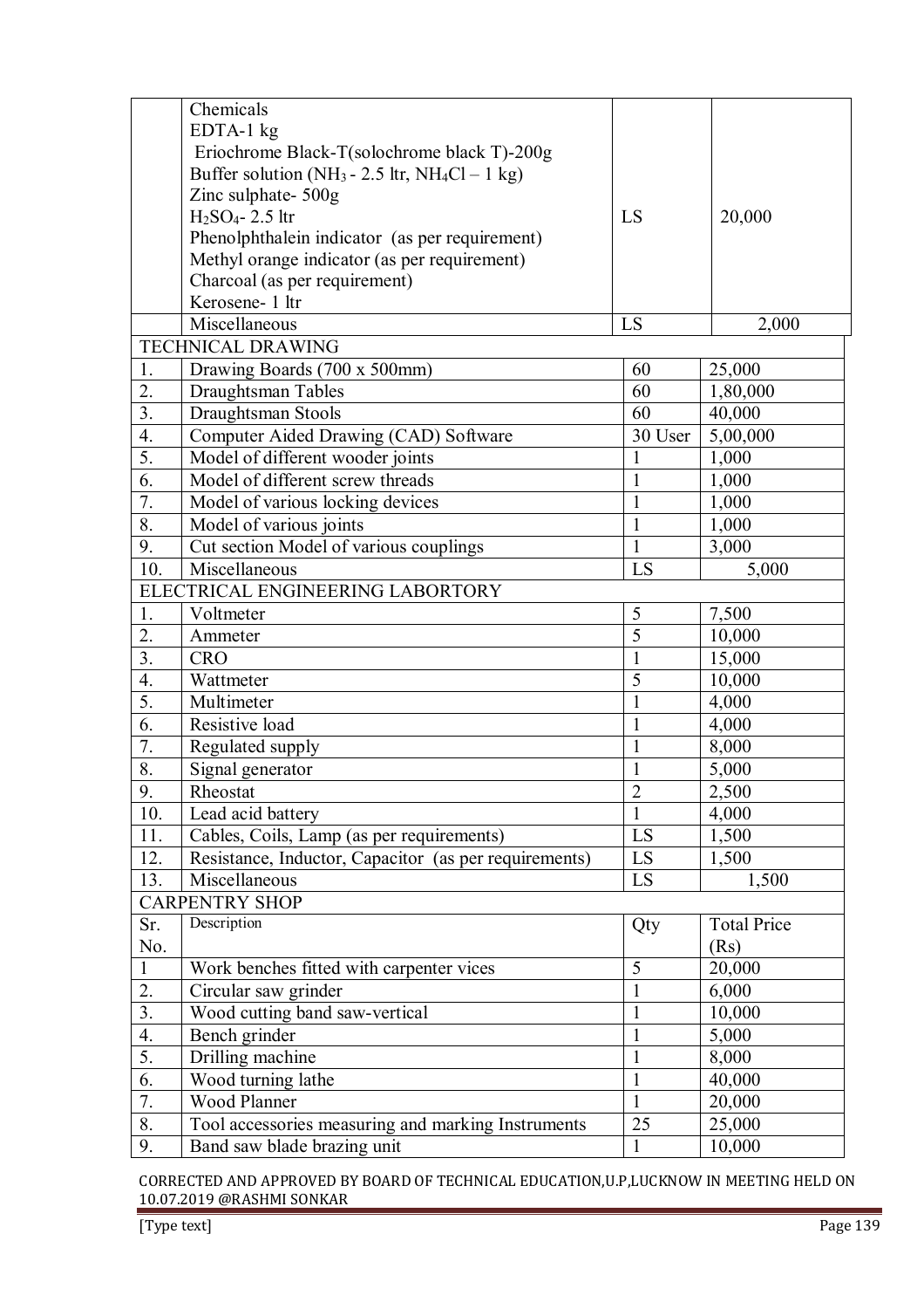| | | | |
|---|---|---|---|
| | Chemicals<br>EDTA-1 kg<br>Eriochrome Black-T(solochrome black T)-200g<br>Buffer solution ($NH_3$ - 2.5 ltr, $NH_4Cl$ – 1 kg)<br>Zinc sulphate- 500g<br>$H_2SO_4$- 2.5 ltr<br>Phenolphthalein indicator (as per requirement)<br>Methyl orange indicator (as per requirement)<br>Charcoal (as per requirement)<br>Kerosene- 1 ltr | LS | 20,000 |
| | Miscellaneous | LS | 2,000 |
| TECHNICAL DRAWING | | | |
| 1. | Drawing Boards (700 x 500mm) | 60 | 25,000 |
| 2. | Draughtsman Tables | 60 | 1,80,000 |
| 3. | Draughtsman Stools | 60 | 40,000 |
| 4. | Computer Aided Drawing (CAD) Software | 30 User | 5,00,000 |
| 5. | Model of different wooder joints | 1 | 1,000 |
| 6. | Model of different screw threads | 1 | 1,000 |
| 7. | Model of various locking devices | 1 | 1,000 |
| 8. | Model of various joints | 1 | 1,000 |
| 9. | Cut section Model of various couplings | 1 | 3,000 |
| 10. | Miscellaneous | LS | 5,000 |
| ELECTRICAL ENGINEERING LABORTORY | | | |
| 1. | Voltmeter | 5 | 7,500 |
| 2. | Ammeter | 5 | 10,000 |
| 3. | CRO | 1 | 15,000 |
| 4. | Wattmeter | 5 | 10,000 |
| 5. | Multimeter | 1 | 4,000 |
| 6. | Resistive load | 1 | 4,000 |
| 7. | Regulated supply | 1 | 8,000 |
| 8. | Signal generator | 1 | 5,000 |
| 9. | Rheostat | 2 | 2,500 |
| 10. | Lead acid battery | 1 | 4,000 |
| 11. | Cables, Coils, Lamp (as per requirements) | LS | 1,500 |
| 12. | Resistance, Inductor, Capacitor (as per requirements) | LS | 1,500 |
| 13. | Miscellaneous | LS | 1,500 |
| CARPENTRY SHOP | | | |
| Sr. No. | Description | Qty | Total Price (Rs) |
| 1 | Work benches fitted with carpenter vices | 5 | 20,000 |
| 2. | Circular saw grinder | 1 | 6,000 |
| 3. | Wood cutting band saw-vertical | 1 | 10,000 |
| 4. | Bench grinder | 1 | 5,000 |
| 5. | Drilling machine | 1 | 8,000 |
| 6. | Wood turning lathe | 1 | 40,000 |
| 7. | Wood Planner | 1 | 20,000 |
| 8. | Tool accessories measuring and marking Instruments | 25 | 25,000 |
| 9. | Band saw blade brazing unit | 1 | 10,000 |

CORRECTED AND APPROVED BY BOARD OF TECHNICAL EDUCATION,U.P,LUCKNOW IN MEETING HELD ON 10.07.2019 @RASHMI SONKAR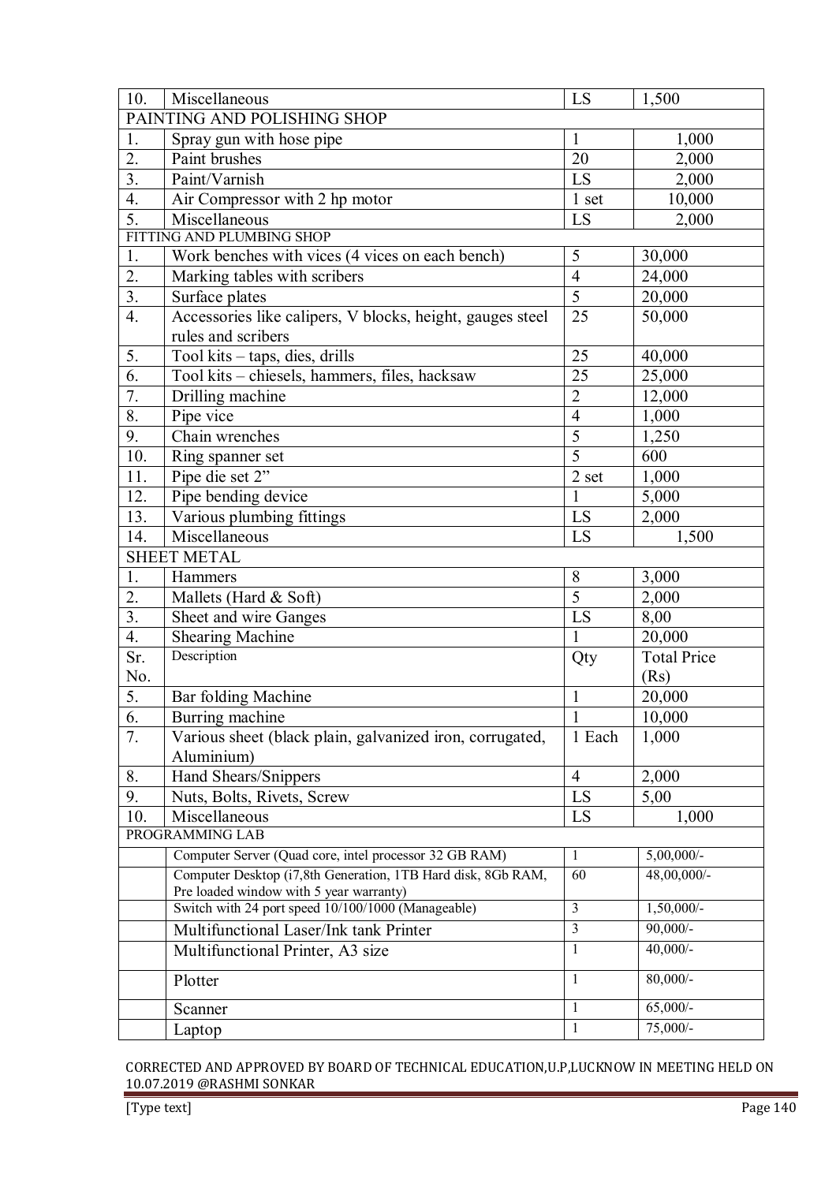| | | | |
|---|---|---|---|
| 10. | Miscellaneous | LS | 1,500 |
| PAINTING AND POLISHING SHOP | | | |
| 1. | Spray gun with hose pipe | 1 | 1,000 |
| 2. | Paint brushes | 20 | 2,000 |
| 3. | Paint/Varnish | LS | 2,000 |
| 4. | Air Compressor with 2 hp motor | 1 set | 10,000 |
| 5. | Miscellaneous | LS | 2,000 |
| FITTING AND PLUMBING SHOP | | | |
| 1. | Work benches with vices (4 vices on each bench) | 5 | 30,000 |
| 2. | Marking tables with scribers | 4 | 24,000 |
| 3. | Surface plates | 5 | 20,000 |
| 4. | Accessories like calipers, V blocks, height, gauges steel rules and scribers | 25 | 50,000 |
| 5. | Tool kits – taps, dies, drills | 25 | 40,000 |
| 6. | Tool kits – chiesels, hammers, files, hacksaw | 25 | 25,000 |
| 7. | Drilling machine | 2 | 12,000 |
| 8. | Pipe vice | 4 | 1,000 |
| 9. | Chain wrenches | 5 | 1,250 |
| 10. | Ring spanner set | 5 | 600 |
| 11. | Pipe die set 2" | 2 set | 1,000 |
| 12. | Pipe bending device | 1 | 5,000 |
| 13. | Various plumbing fittings | LS | 2,000 |
| 14. | Miscellaneous | LS | 1,500 |
| SHEET METAL | | | |
| 1. | Hammers | 8 | 3,000 |
| 2. | Mallets (Hard & Soft) | 5 | 2,000 |
| 3. | Sheet and wire Ganges | LS | 8,00 |
| 4. | Shearing Machine | 1 | 20,000 |
| Sr. No. | Description | Qty | Total Price (Rs) |
| 5. | Bar folding Machine | 1 | 20,000 |
| 6. | Burring machine | 1 | 10,000 |
| 7. | Various sheet (black plain, galvanized iron, corrugated, Aluminium) | 1 Each | 1,000 |
| 8. | Hand Shears/Snippers | 4 | 2,000 |
| 9. | Nuts, Bolts, Rivets, Screw | LS | 5,00 |
| 10. | Miscellaneous | LS | 1,000 |
| PROGRAMMING LAB | | | |
| | Computer Server (Quad core, intel processor 32 GB RAM) | 1 | 5,00,000/- |
| | Computer Desktop (i7,8th Generation, 1TB Hard disk, 8Gb RAM, Pre loaded window with 5 year warranty) | 60 | 48,00,000/- |
| | Switch with 24 port speed 10/100/1000 (Manageable) | 3 | 1,50,000/- |
| | Multifunctional Laser/Ink tank Printer | 3 | 90,000/- |
| | Multifunctional Printer, A3 size | 1 | 40,000/- |
| | Plotter | 1 | 80,000/- |
| | Scanner | 1 | 65,000/- |
| | Laptop | 1 | 75,000/- |

CORRECTED AND APPROVED BY BOARD OF TECHNICAL EDUCATION,U.P,LUCKNOW IN MEETING HELD ON 10.07.2019 @RASHMI SONKAR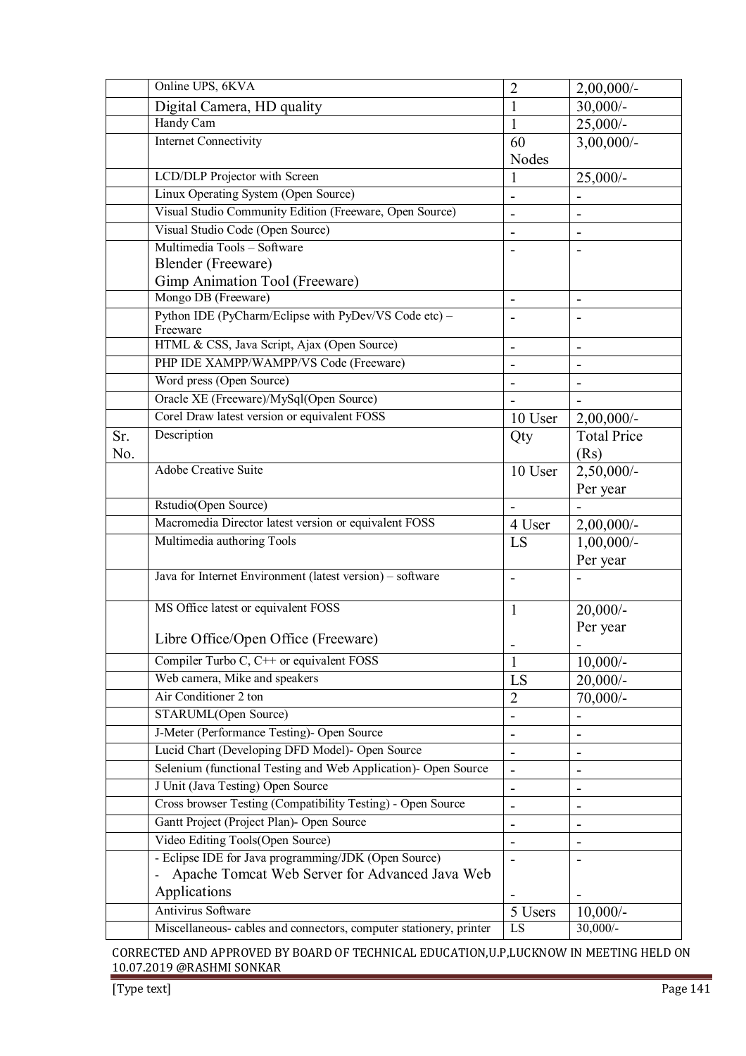| | Online UPS, 6KVA | 2 | 2,00,000/- |
|---|---|---|---|
| | Digital Camera, HD quality | 1 | 30,000/- |
| | Handy Cam | 1 | 25,000/- |
| | Internet Connectivity | 60 Nodes | 3,00,000/- |
| | LCD/DLP Projector with Screen | 1 | 25,000/- |
| | Linux Operating System (Open Source) | - | - |
| | Visual Studio Community Edition (Freeware, Open Source) | - | - |
| | Visual Studio Code (Open Source) | - | - |
| | Multimedia Tools – Software<br>Blender (Freeware)<br>Gimp Animation Tool (Freeware) | - | - |
| | Mongo DB (Freeware) | - | - |
| | Python IDE (PyCharm/Eclipse with PyDev/VS Code etc) – Freeware | - | - |
| | HTML & CSS, Java Script, Ajax (Open Source) | - | - |
| | PHP IDE XAMPP/WAMPP/VS Code (Freeware) | - | - |
| | Word press (Open Source) | - | - |
| | Oracle XE (Freeware)/MySql(Open Source) | - | - |
| | Corel Draw latest version or equivalent FOSS | 10 User | 2,00,000/- |
| Sr. No. | Description | Qty | Total Price (Rs) |
| | Adobe Creative Suite | 10 User | 2,50,000/- Per year |
| | Rstudio(Open Source) | - | - |
| | Macromedia Director latest version or equivalent FOSS | 4 User | 2,00,000/- |
| | Multimedia authoring Tools | LS | 1,00,000/- Per year |
| | Java for Internet Environment (latest version) – software | - | - |
| | MS Office latest or equivalent FOSS<br>Libre Office/Open Office (Freeware) | 1<br>- | 20,000/- Per year<br>- |
| | Compiler Turbo C, C++ or equivalent FOSS | 1 | 10,000/- |
| | Web camera, Mike and speakers | LS | 20,000/- |
| | Air Conditioner 2 ton | 2 | 70,000/- |
| | STARUML(Open Source) | - | - |
| | J-Meter (Performance Testing)- Open Source | - | - |
| | Lucid Chart (Developing DFD Model)- Open Source | - | - |
| | Selenium (functional Testing and Web Application)- Open Source | - | - |
| | J Unit (Java Testing) Open Source | - | - |
| | Cross browser Testing (Compatibility Testing) - Open Source | - | - |
| | Gantt Project (Project Plan)- Open Source | - | - |
| | Video Editing Tools(Open Source) | - | - |
| | - Eclipse IDE for Java programming/JDK (Open Source)<br>- Apache Tomcat Web Server for Advanced Java Web Applications | -<br>- | -<br>- |
| | Antivirus Software | 5 Users | 10,000/- |
| | Miscellaneous- cables and connectors, computer stationery, printer | LS | 30,000/- |

CORRECTED AND APPROVED BY BOARD OF TECHNICAL EDUCATION,U.P,LUCKNOW IN MEETING HELD ON 10.07.2019 @RASHMI SONKAR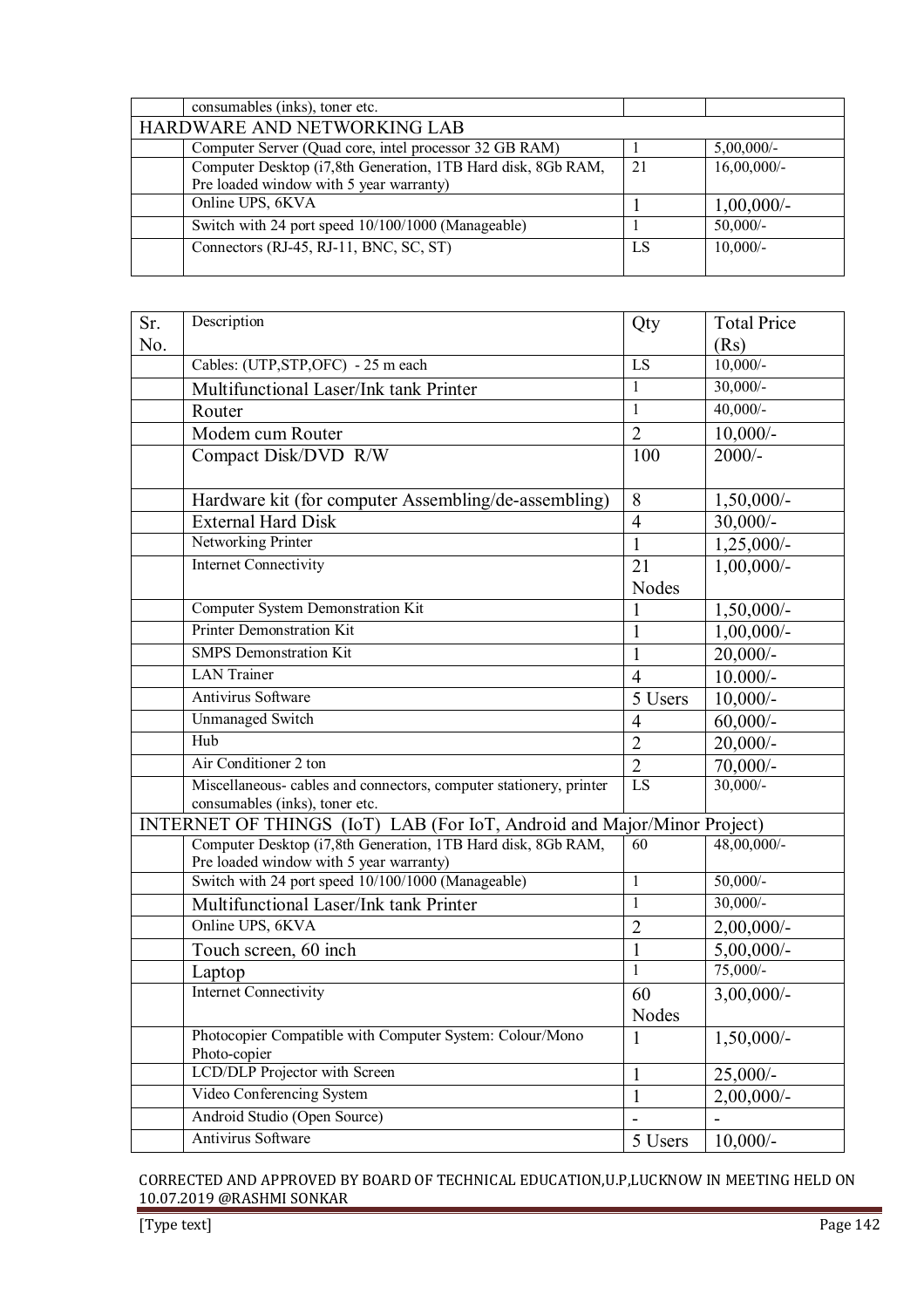| | | | |
|---|---|---|---|
| | consumables (inks), toner etc. | | |
| HARDWARE AND NETWORKING LAB | | | |
| | Computer Server (Quad core, intel processor 32 GB RAM) | 1 | 5,00,000/- |
| | Computer Desktop (i7,8th Generation, 1TB Hard disk, 8Gb RAM, Pre loaded window with 5 year warranty) | 21 | 16,00,000/- |
| | Online UPS, 6KVA | 1 | 1,00,000/- |
| | Switch with 24 port speed 10/100/1000 (Manageable) | 1 | 50,000/- |
| | Connectors (RJ-45, RJ-11, BNC, SC, ST) | LS | 10,000/- |

| Sr. No. | Description | Qty | Total Price (Rs) |
|---|---|---|---|
| | Cables: (UTP,STP,OFC) - 25 m each | LS | 10,000/- |
| | Multifunctional Laser/Ink tank Printer | 1 | 30,000/- |
| | Router | 1 | 40,000/- |
| | Modem cum Router | 2 | 10,000/- |
| | Compact Disk/DVD R/W | 100 | 2000/- |
| | Hardware kit (for computer Assembling/de-assembling) | 8 | 1,50,000/- |
| | External Hard Disk | 4 | 30,000/- |
| | Networking Printer | 1 | 1,25,000/- |
| | Internet Connectivity | 21 Nodes | 1,00,000/- |
| | Computer System Demonstration Kit | 1 | 1,50,000/- |
| | Printer Demonstration Kit | 1 | 1,00,000/- |
| | SMPS Demonstration Kit | 1 | 20,000/- |
| | LAN Trainer | 4 | 10.000/- |
| | Antivirus Software | 5 Users | 10,000/- |
| | Unmanaged Switch | 4 | 60,000/- |
| | Hub | 2 | 20,000/- |
| | Air Conditioner 2 ton | 2 | 70,000/- |
| | Miscellaneous- cables and connectors, computer stationery, printer consumables (inks), toner etc. | LS | 30,000/- |
| INTERNET OF THINGS (IoT) LAB (For IoT, Android and Major/Minor Project) | | | |
| | Computer Desktop (i7,8th Generation, 1TB Hard disk, 8Gb RAM, Pre loaded window with 5 year warranty) | 60 | 48,00,000/- |
| | Switch with 24 port speed 10/100/1000 (Manageable) | 1 | 50,000/- |
| | Multifunctional Laser/Ink tank Printer | 1 | 30,000/- |
| | Online UPS, 6KVA | 2 | 2,00,000/- |
| | Touch screen, 60 inch | 1 | 5,00,000/- |
| | Laptop | 1 | 75,000/- |
| | Internet Connectivity | 60 Nodes | 3,00,000/- |
| | Photocopier Compatible with Computer System: Colour/Mono Photo-copier | 1 | 1,50,000/- |
| | LCD/DLP Projector with Screen | 1 | 25,000/- |
| | Video Conferencing System | 1 | 2,00,000/- |
| | Android Studio (Open Source) | - | - |
| | Antivirus Software | 5 Users | 10,000/- |

CORRECTED AND APPROVED BY BOARD OF TECHNICAL EDUCATION,U.P,LUCKNOW IN MEETING HELD ON 10.07.2019 @RASHMI SONKAR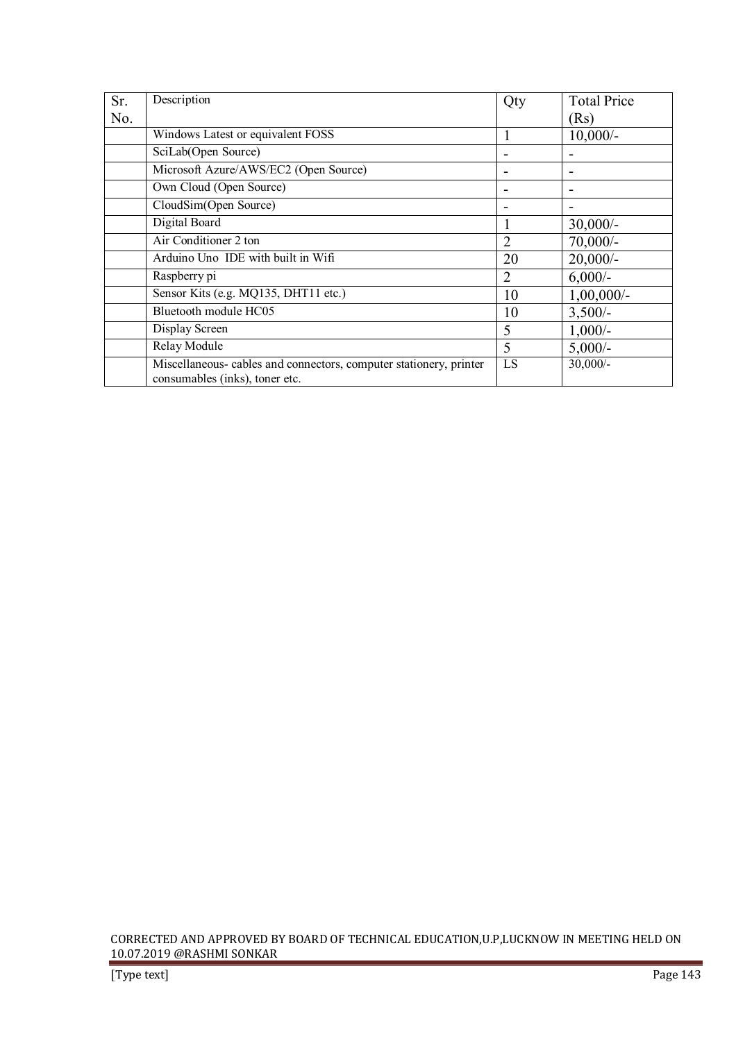| Sr. No. | Description | Qty | Total Price (Rs) |
|---|---|---|---|
| | Windows Latest or equivalent FOSS | 1 | 10,000/- |
| | SciLab(Open Source) | - | - |
| | Microsoft Azure/AWS/EC2 (Open Source) | - | - |
| | Own Cloud (Open Source) | - | - |
| | CloudSim(Open Source) | - | - |
| | Digital Board | 1 | 30,000/- |
| | Air Conditioner 2 ton | 2 | 70,000/- |
| | Arduino Uno IDE with built in Wifi | 20 | 20,000/- |
| | Raspberry pi | 2 | 6,000/- |
| | Sensor Kits (e.g. MQ135, DHT11 etc.) | 10 | 1,00,000/- |
| | Bluetooth module HC05 | 10 | 3,500/- |
| | Display Screen | 5 | 1,000/- |
| | Relay Module | 5 | 5,000/- |
| | Miscellaneous- cables and connectors, computer stationery, printer consumables (inks), toner etc. | LS | 30,000/- |

CORRECTED AND APPROVED BY BOARD OF TECHNICAL EDUCATION,U.P,LUCKNOW IN MEETING HELD ON 10.07.2019 @RASHMI SONKAR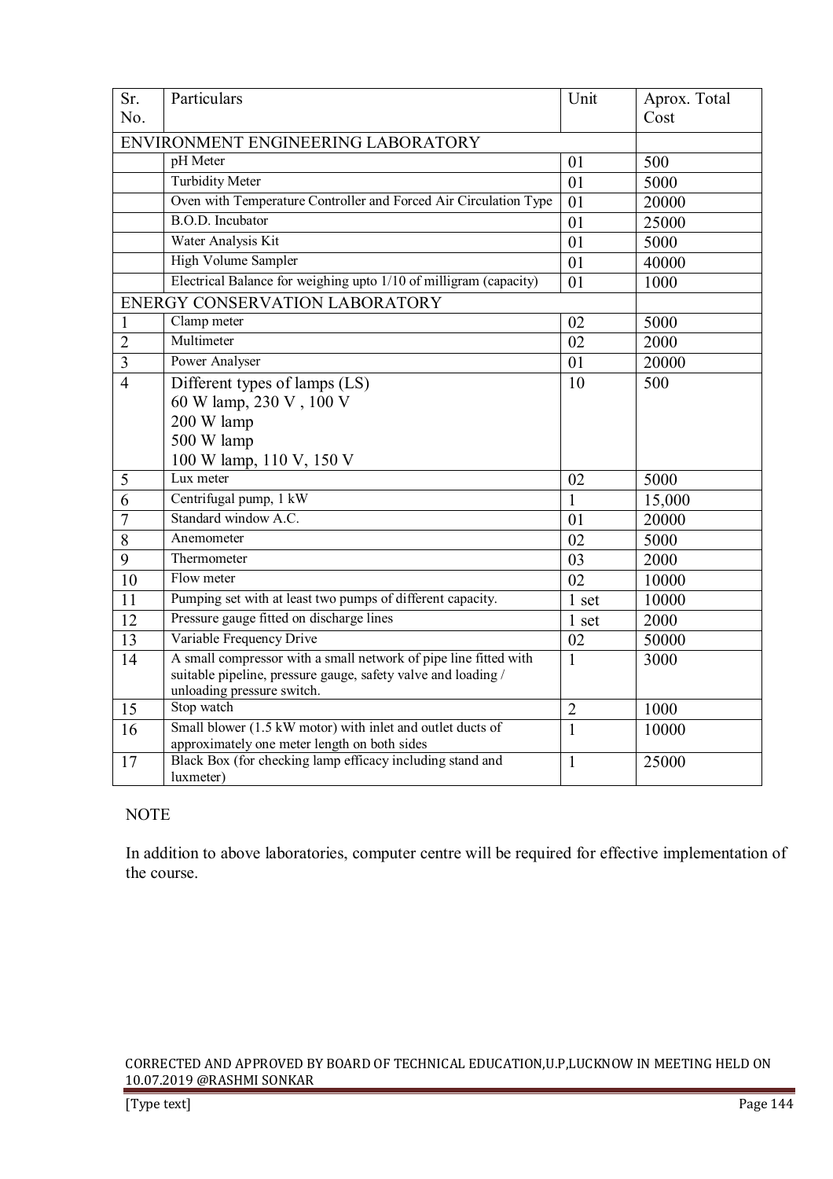| Sr. No. | Particulars | Unit | Aprox. Total Cost |
|---|---|---|---|
| ENVIRONMENT ENGINEERING LABORATORY | | | |
| | pH Meter | 01 | 500 |
| | Turbidity Meter | 01 | 5000 |
| | Oven with Temperature Controller and Forced Air Circulation Type | 01 | 20000 |
| | B.O.D. Incubator | 01 | 25000 |
| | Water Analysis Kit | 01 | 5000 |
| | High Volume Sampler | 01 | 40000 |
| | Electrical Balance for weighing upto 1/10 of milligram (capacity) | 01 | 1000 |
| ENERGY CONSERVATION LABORATORY | | | |
| 1 | Clamp meter | 02 | 5000 |
| 2 | Multimeter | 02 | 2000 |
| 3 | Power Analyser | 01 | 20000 |
| 4 | Different types of lamps (LS)<br>60 W lamp, 230 V , 100 V<br>200 W lamp<br>500 W lamp<br>100 W lamp, 110 V, 150 V | 10 | 500 |
| 5 | Lux meter | 02 | 5000 |
| 6 | Centrifugal pump, 1 kW | 1 | 15,000 |
| 7 | Standard window A.C. | 01 | 20000 |
| 8 | Anemometer | 02 | 5000 |
| 9 | Thermometer | 03 | 2000 |
| 10 | Flow meter | 02 | 10000 |
| 11 | Pumping set with at least two pumps of different capacity. | 1 set | 10000 |
| 12 | Pressure gauge fitted on discharge lines | 1 set | 2000 |
| 13 | Variable Frequency Drive | 02 | 50000 |
| 14 | A small compressor with a small network of pipe line fitted with suitable pipeline, pressure gauge, safety valve and loading / unloading pressure switch. | 1 | 3000 |
| 15 | Stop watch | 2 | 1000 |
| 16 | Small blower (1.5 kW motor) with inlet and outlet ducts of approximately one meter length on both sides | 1 | 10000 |
| 17 | Black Box (for checking lamp efficacy including stand and luxmeter) | 1 | 25000 |

NOTE

In addition to above laboratories, computer centre will be required for effective implementation of the course.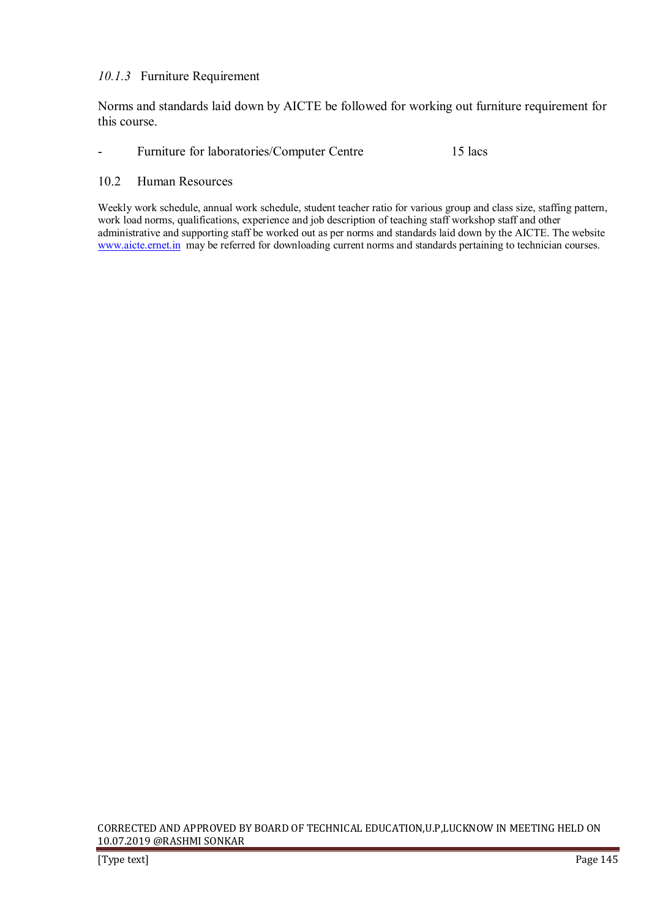### *10.1.3* Furniture Requirement

Norms and standards laid down by AICTE be followed for working out furniture requirement for this course.

- Furniture for laboratories/Computer Centre 15 lacs

### 10.2 Human Resources

Weekly work schedule, annual work schedule, student teacher ratio for various group and class size, staffing pattern, work load norms, qualifications, experience and job description of teaching staff workshop staff and other administrative and supporting staff be worked out as per norms and standards laid down by the AICTE. The website [www.aicte.ernet.in](http://www.aicte.ernet.in) may be referred for downloading current norms and standards pertaining to technician courses.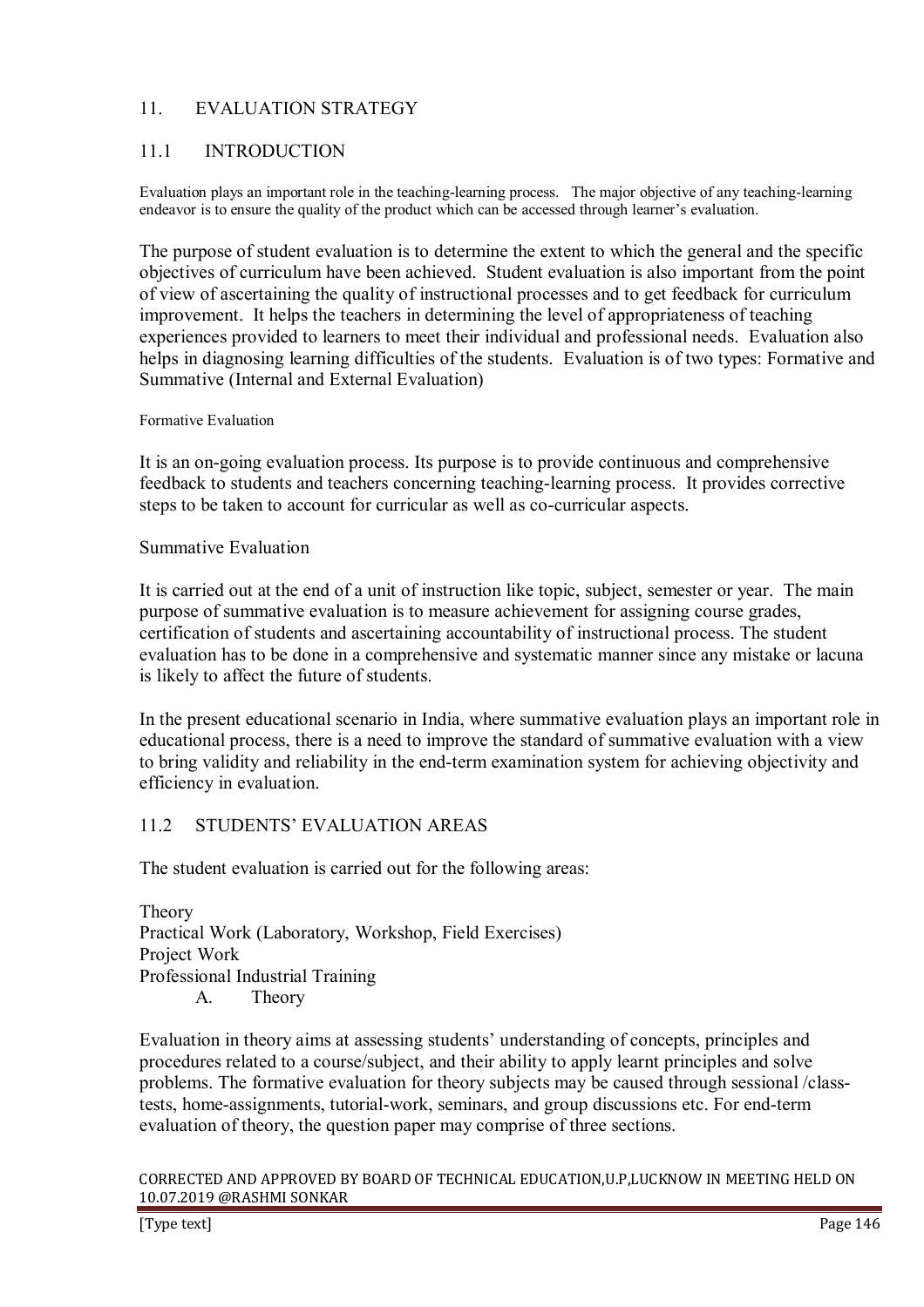## 11. EVALUATION STRATEGY

### 11.1 INTRODUCTION

Evaluation plays an important role in the teaching-learning process. The major objective of any teaching-learning endeavor is to ensure the quality of the product which can be accessed through learner's evaluation.

The purpose of student evaluation is to determine the extent to which the general and the specific objectives of curriculum have been achieved. Student evaluation is also important from the point of view of ascertaining the quality of instructional processes and to get feedback for curriculum improvement. It helps the teachers in determining the level of appropriateness of teaching experiences provided to learners to meet their individual and professional needs. Evaluation also helps in diagnosing learning difficulties of the students. Evaluation is of two types: Formative and Summative (Internal and External Evaluation)

#### Formative Evaluation

It is an on-going evaluation process. Its purpose is to provide continuous and comprehensive feedback to students and teachers concerning teaching-learning process. It provides corrective steps to be taken to account for curricular as well as co-curricular aspects.

#### Summative Evaluation

It is carried out at the end of a unit of instruction like topic, subject, semester or year. The main purpose of summative evaluation is to measure achievement for assigning course grades, certification of students and ascertaining accountability of instructional process. The student evaluation has to be done in a comprehensive and systematic manner since any mistake or lacuna is likely to affect the future of students.

In the present educational scenario in India, where summative evaluation plays an important role in educational process, there is a need to improve the standard of summative evaluation with a view to bring validity and reliability in the end-term examination system for achieving objectivity and efficiency in evaluation.

### 11.2 STUDENTS' EVALUATION AREAS

The student evaluation is carried out for the following areas:

Theory
Practical Work (Laboratory, Workshop, Field Exercises)
Project Work
Professional Industrial Training

A. Theory

Evaluation in theory aims at assessing students' understanding of concepts, principles and procedures related to a course/subject, and their ability to apply learnt principles and solve problems. The formative evaluation for theory subjects may be caused through sessional /class-tests, home-assignments, tutorial-work, seminars, and group discussions etc. For end-term evaluation of theory, the question paper may comprise of three sections.

CORRECTED AND APPROVED BY BOARD OF TECHNICAL EDUCATION,U.P,LUCKNOW IN MEETING HELD ON 10.07.2019 @RASHMI SONKAR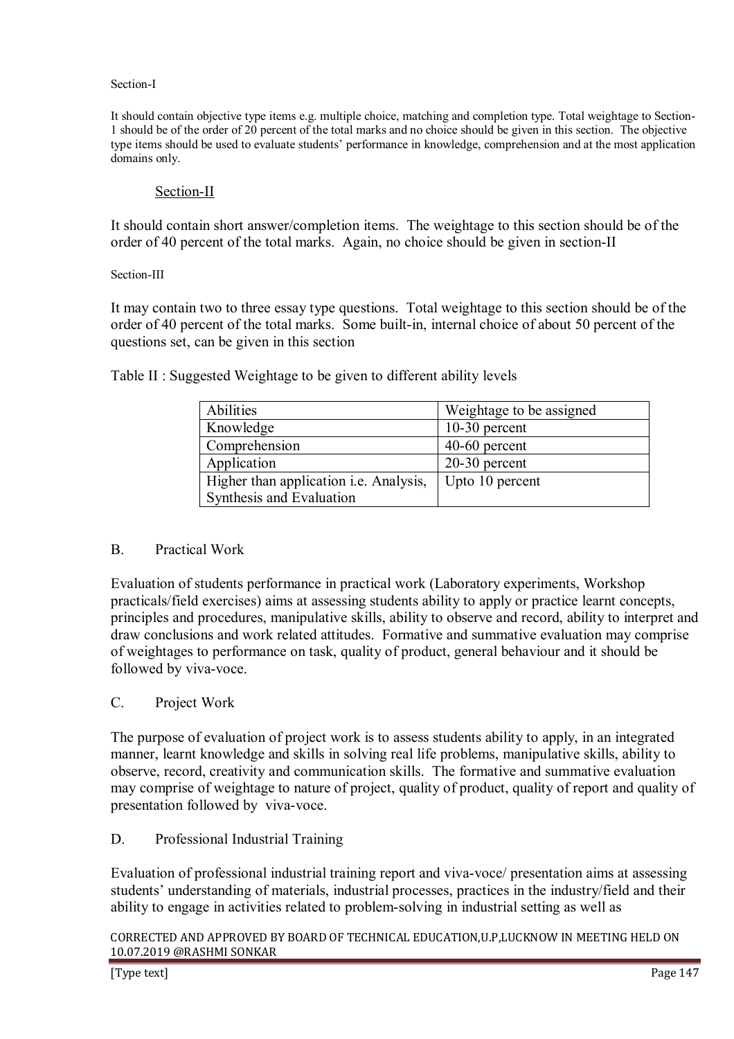Section-I

It should contain objective type items e.g. multiple choice, matching and completion type. Total weightage to Section-1 should be of the order of 20 percent of the total marks and no choice should be given in this section. The objective type items should be used to evaluate students' performance in knowledge, comprehension and at the most application domains only.

Section-II

It should contain short answer/completion items. The weightage to this section should be of the order of 40 percent of the total marks. Again, no choice should be given in section-II

Section-III

It may contain two to three essay type questions. Total weightage to this section should be of the order of 40 percent of the total marks. Some built-in, internal choice of about 50 percent of the questions set, can be given in this section

Table II : Suggested Weightage to be given to different ability levels

| Abilities | Weightage to be assigned |
|---|---|
| Knowledge | 10-30 percent |
| Comprehension | 40-60 percent |
| Application | 20-30 percent |
| Higher than application i.e. Analysis, Synthesis and Evaluation | Upto 10 percent |

## B. Practical Work

Evaluation of students performance in practical work (Laboratory experiments, Workshop practicals/field exercises) aims at assessing students ability to apply or practice learnt concepts, principles and procedures, manipulative skills, ability to observe and record, ability to interpret and draw conclusions and work related attitudes. Formative and summative evaluation may comprise of weightages to performance on task, quality of product, general behaviour and it should be followed by viva-voce.

## C. Project Work

The purpose of evaluation of project work is to assess students ability to apply, in an integrated manner, learnt knowledge and skills in solving real life problems, manipulative skills, ability to observe, record, creativity and communication skills. The formative and summative evaluation may comprise of weightage to nature of project, quality of product, quality of report and quality of presentation followed by viva-voce.

## D. Professional Industrial Training

Evaluation of professional industrial training report and viva-voce/ presentation aims at assessing students' understanding of materials, industrial processes, practices in the industry/field and their ability to engage in activities related to problem-solving in industrial setting as well as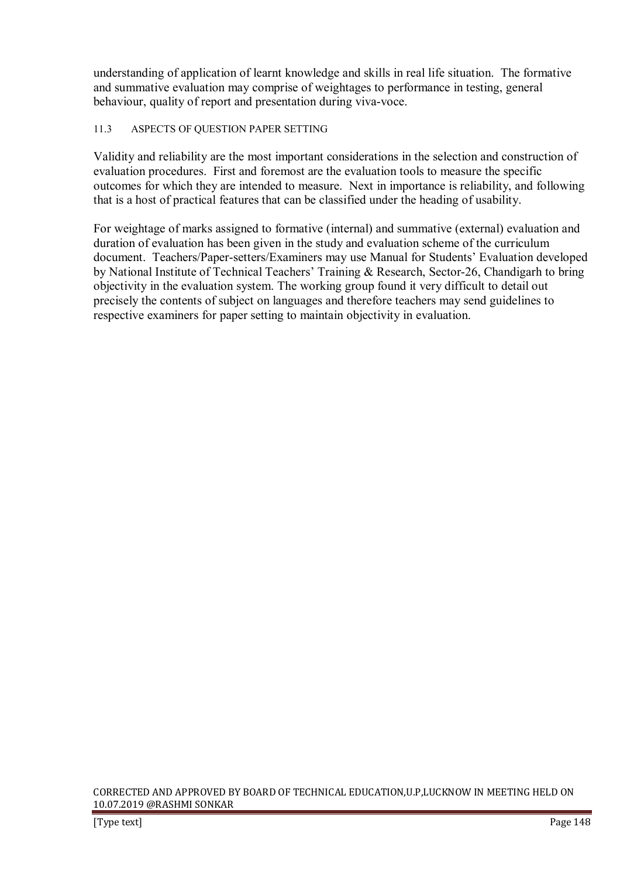understanding of application of learnt knowledge and skills in real life situation. The formative and summative evaluation may comprise of weightages to performance in testing, general behaviour, quality of report and presentation during viva-voce.

### 11.3 ASPECTS OF QUESTION PAPER SETTING

Validity and reliability are the most important considerations in the selection and construction of evaluation procedures. First and foremost are the evaluation tools to measure the specific outcomes for which they are intended to measure. Next in importance is reliability, and following that is a host of practical features that can be classified under the heading of usability.

For weightage of marks assigned to formative (internal) and summative (external) evaluation and duration of evaluation has been given in the study and evaluation scheme of the curriculum document. Teachers/Paper-setters/Examiners may use Manual for Students' Evaluation developed by National Institute of Technical Teachers' Training & Research, Sector-26, Chandigarh to bring objectivity in the evaluation system. The working group found it very difficult to detail out precisely the contents of subject on languages and therefore teachers may send guidelines to respective examiners for paper setting to maintain objectivity in evaluation.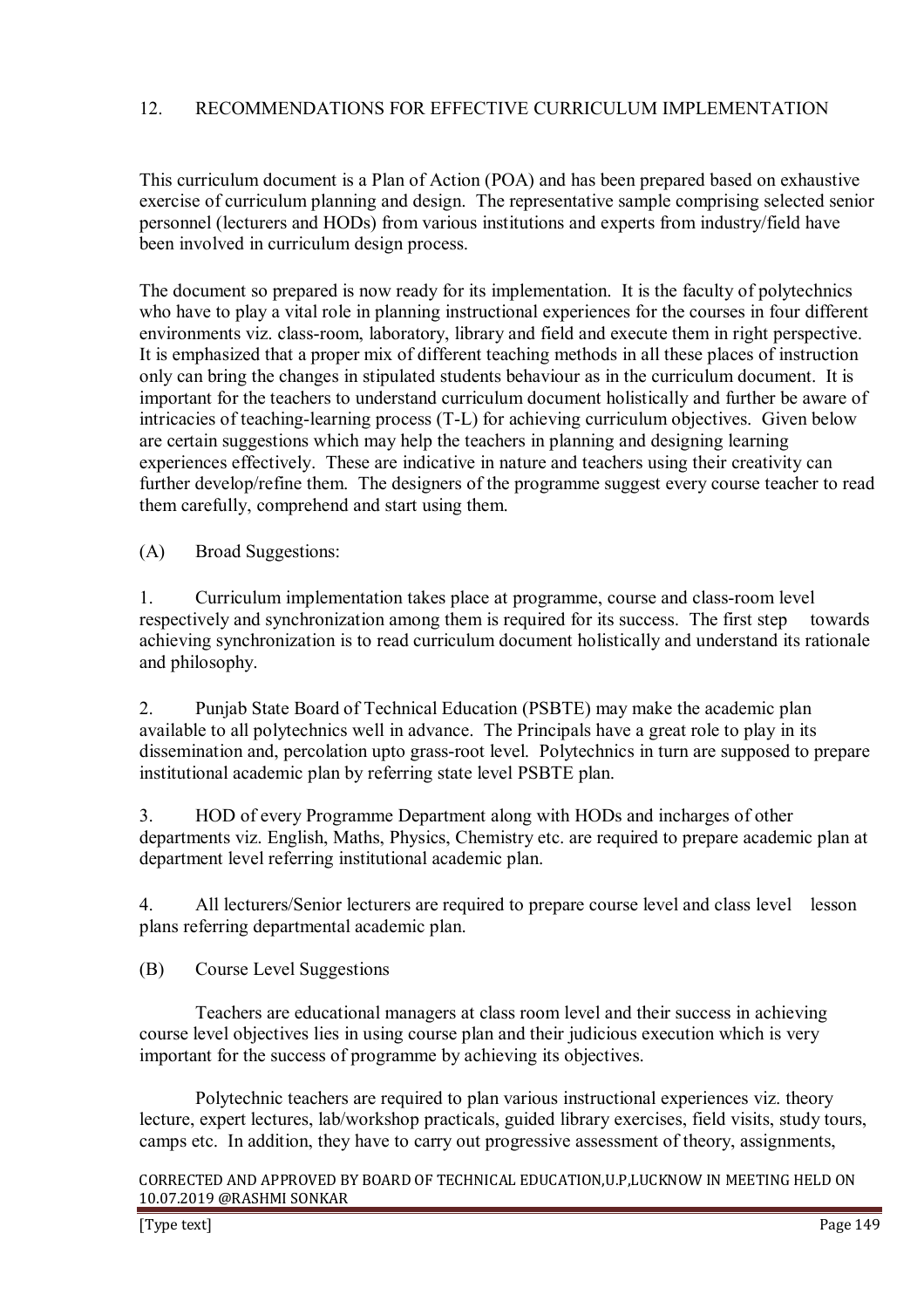## 12. RECOMMENDATIONS FOR EFFECTIVE CURRICULUM IMPLEMENTATION

This curriculum document is a Plan of Action (POA) and has been prepared based on exhaustive exercise of curriculum planning and design. The representative sample comprising selected senior personnel (lecturers and HODs) from various institutions and experts from industry/field have been involved in curriculum design process.

The document so prepared is now ready for its implementation. It is the faculty of polytechnics who have to play a vital role in planning instructional experiences for the courses in four different environments viz. class-room, laboratory, library and field and execute them in right perspective. It is emphasized that a proper mix of different teaching methods in all these places of instruction only can bring the changes in stipulated students behaviour as in the curriculum document. It is important for the teachers to understand curriculum document holistically and further be aware of intricacies of teaching-learning process (T-L) for achieving curriculum objectives. Given below are certain suggestions which may help the teachers in planning and designing learning experiences effectively. These are indicative in nature and teachers using their creativity can further develop/refine them. The designers of the programme suggest every course teacher to read them carefully, comprehend and start using them.

### (A) Broad Suggestions:

1. Curriculum implementation takes place at programme, course and class-room level respectively and synchronization among them is required for its success. The first step towards achieving synchronization is to read curriculum document holistically and understand its rationale and philosophy.

2. Punjab State Board of Technical Education (PSBTE) may make the academic plan available to all polytechnics well in advance. The Principals have a great role to play in its dissemination and, percolation upto grass-root level. Polytechnics in turn are supposed to prepare institutional academic plan by referring state level PSBTE plan.

3. HOD of every Programme Department along with HODs and incharges of other departments viz. English, Maths, Physics, Chemistry etc. are required to prepare academic plan at department level referring institutional academic plan.

4. All lecturers/Senior lecturers are required to prepare course level and class level lesson plans referring departmental academic plan.

### (B) Course Level Suggestions

Teachers are educational managers at class room level and their success in achieving course level objectives lies in using course plan and their judicious execution which is very important for the success of programme by achieving its objectives.

Polytechnic teachers are required to plan various instructional experiences viz. theory lecture, expert lectures, lab/workshop practicals, guided library exercises, field visits, study tours, camps etc. In addition, they have to carry out progressive assessment of theory, assignments,

CORRECTED AND APPROVED BY BOARD OF TECHNICAL EDUCATION,U.P,LUCKNOW IN MEETING HELD ON 10.07.2019 @RASHMI SONKAR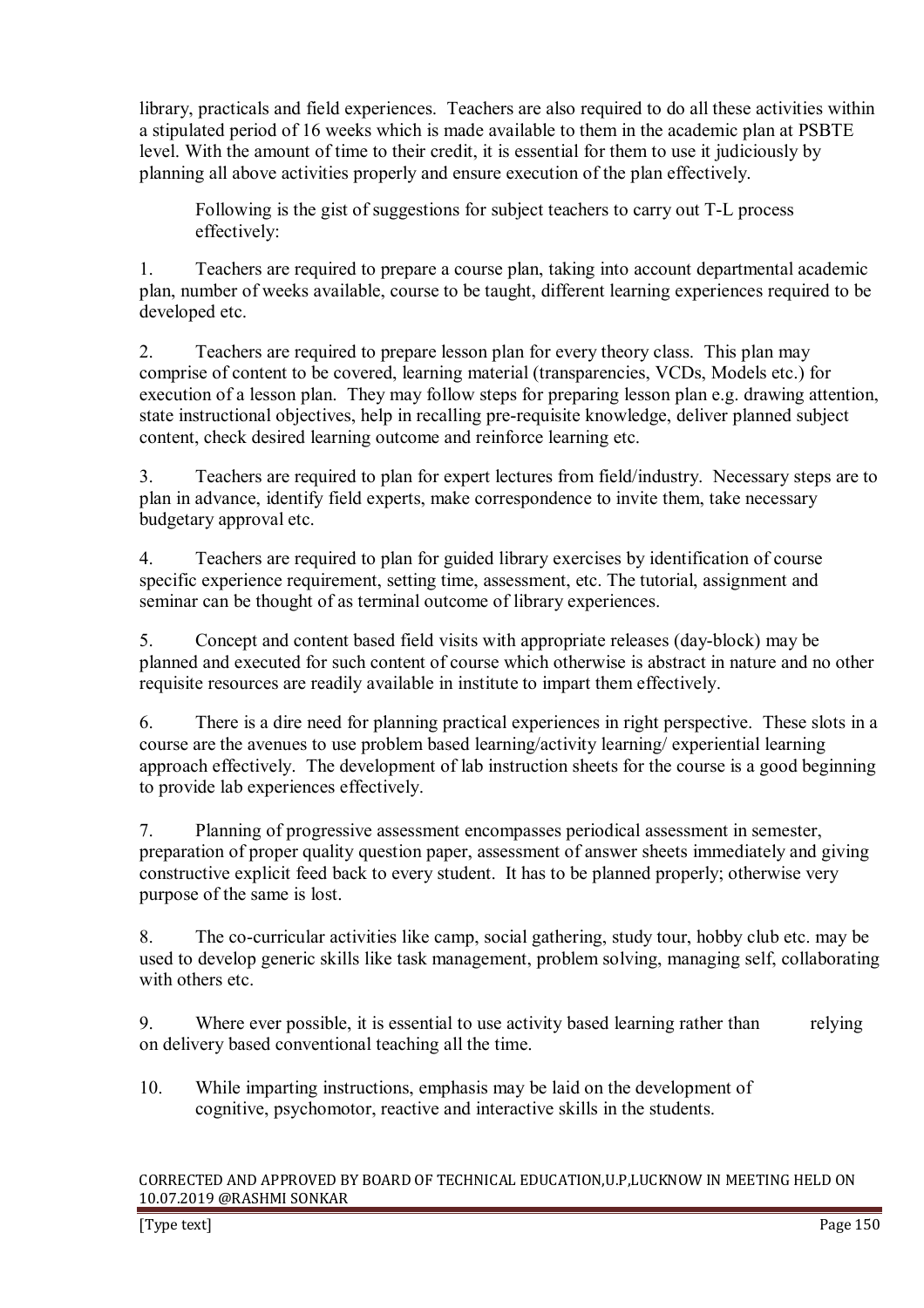library, practicals and field experiences. Teachers are also required to do all these activities within a stipulated period of 16 weeks which is made available to them in the academic plan at PSBTE level. With the amount of time to their credit, it is essential for them to use it judiciously by planning all above activities properly and ensure execution of the plan effectively.

Following is the gist of suggestions for subject teachers to carry out T-L process effectively:

1. Teachers are required to prepare a course plan, taking into account departmental academic plan, number of weeks available, course to be taught, different learning experiences required to be developed etc.

2. Teachers are required to prepare lesson plan for every theory class. This plan may comprise of content to be covered, learning material (transparencies, VCDs, Models etc.) for execution of a lesson plan. They may follow steps for preparing lesson plan e.g. drawing attention, state instructional objectives, help in recalling pre-requisite knowledge, deliver planned subject content, check desired learning outcome and reinforce learning etc.

3. Teachers are required to plan for expert lectures from field/industry. Necessary steps are to plan in advance, identify field experts, make correspondence to invite them, take necessary budgetary approval etc.

4. Teachers are required to plan for guided library exercises by identification of course specific experience requirement, setting time, assessment, etc. The tutorial, assignment and seminar can be thought of as terminal outcome of library experiences.

5. Concept and content based field visits with appropriate releases (day-block) may be planned and executed for such content of course which otherwise is abstract in nature and no other requisite resources are readily available in institute to impart them effectively.

6. There is a dire need for planning practical experiences in right perspective. These slots in a course are the avenues to use problem based learning/activity learning/ experiential learning approach effectively. The development of lab instruction sheets for the course is a good beginning to provide lab experiences effectively.

7. Planning of progressive assessment encompasses periodical assessment in semester, preparation of proper quality question paper, assessment of answer sheets immediately and giving constructive explicit feed back to every student. It has to be planned properly; otherwise very purpose of the same is lost.

8. The co-curricular activities like camp, social gathering, study tour, hobby club etc. may be used to develop generic skills like task management, problem solving, managing self, collaborating with others etc.

9. Where ever possible, it is essential to use activity based learning rather than relying on delivery based conventional teaching all the time.

10. While imparting instructions, emphasis may be laid on the development of cognitive, psychomotor, reactive and interactive skills in the students.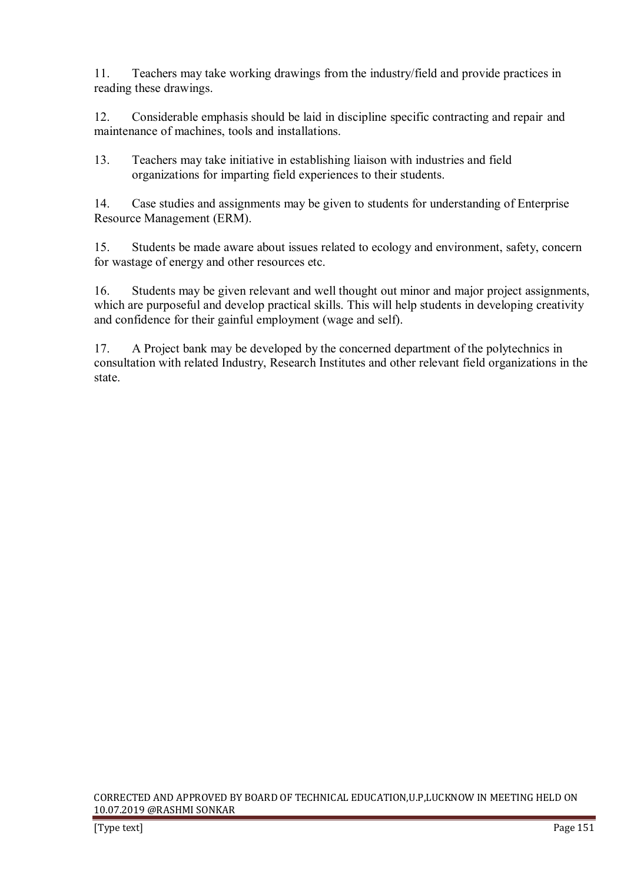11. Teachers may take working drawings from the industry/field and provide practices in reading these drawings.

12. Considerable emphasis should be laid in discipline specific contracting and repair and maintenance of machines, tools and installations.

13. Teachers may take initiative in establishing liaison with industries and field organizations for imparting field experiences to their students.

14. Case studies and assignments may be given to students for understanding of Enterprise Resource Management (ERM).

15. Students be made aware about issues related to ecology and environment, safety, concern for wastage of energy and other resources etc.

16. Students may be given relevant and well thought out minor and major project assignments, which are purposeful and develop practical skills. This will help students in developing creativity and confidence for their gainful employment (wage and self).

17. A Project bank may be developed by the concerned department of the polytechnics in consultation with related Industry, Research Institutes and other relevant field organizations in the state.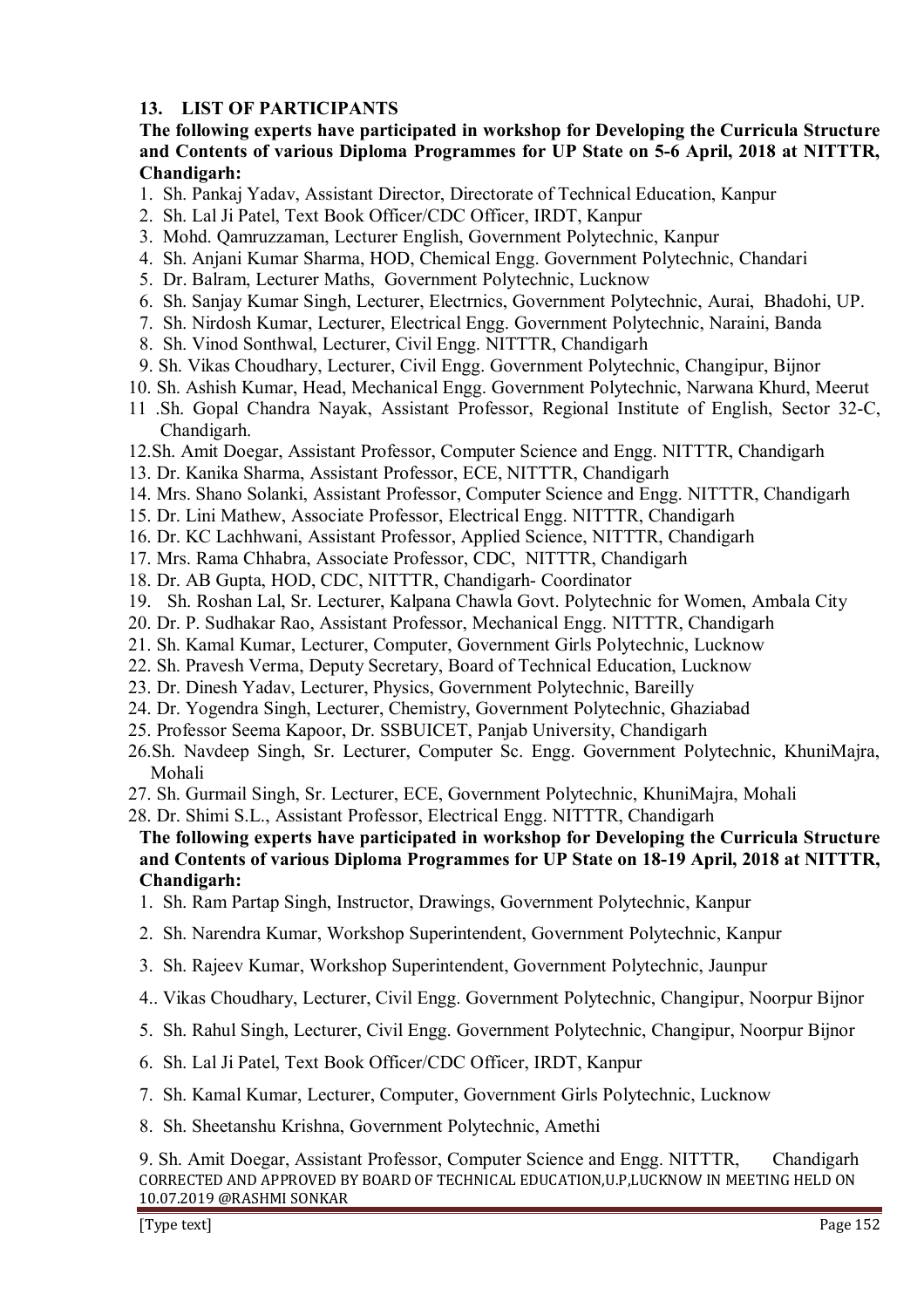## 13. LIST OF PARTICIPANTS

**The following experts have participated in workshop for Developing the Curricula Structure and Contents of various Diploma Programmes for UP State on 5-6 April, 2018 at NITTTR, Chandigarh:**

1. Sh. Pankaj Yadav, Assistant Director, Directorate of Technical Education, Kanpur
2. Sh. Lal Ji Patel, Text Book Officer/CDC Officer, IRDT, Kanpur
3. Mohd. Qamruzzaman, Lecturer English, Government Polytechnic, Kanpur
4. Sh. Anjani Kumar Sharma, HOD, Chemical Engg. Government Polytechnic, Chandari
5. Dr. Balram, Lecturer Maths, Government Polytechnic, Lucknow
6. Sh. Sanjay Kumar Singh, Lecturer, Electrnics, Government Polytechnic, Aurai, Bhadohi, UP.
7. Sh. Nirdosh Kumar, Lecturer, Electrical Engg. Government Polytechnic, Naraini, Banda
8. Sh. Vinod Sonthwal, Lecturer, Civil Engg. NITTTR, Chandigarh
9. Sh. Vikas Choudhary, Lecturer, Civil Engg. Government Polytechnic, Changipur, Bijnor
10. Sh. Ashish Kumar, Head, Mechanical Engg. Government Polytechnic, Narwana Khurd, Meerut
11. Sh. Gopal Chandra Nayak, Assistant Professor, Regional Institute of English, Sector 32-C, Chandigarh.
12. Sh. Amit Doegar, Assistant Professor, Computer Science and Engg. NITTTR, Chandigarh
13. Dr. Kanika Sharma, Assistant Professor, ECE, NITTTR, Chandigarh
14. Mrs. Shano Solanki, Assistant Professor, Computer Science and Engg. NITTTR, Chandigarh
15. Dr. Lini Mathew, Associate Professor, Electrical Engg. NITTTR, Chandigarh
16. Dr. KC Lachhwani, Assistant Professor, Applied Science, NITTTR, Chandigarh
17. Mrs. Rama Chhabra, Associate Professor, CDC, NITTTR, Chandigarh
18. Dr. AB Gupta, HOD, CDC, NITTTR, Chandigarh- Coordinator
19. Sh. Roshan Lal, Sr. Lecturer, Kalpana Chawla Govt. Polytechnic for Women, Ambala City
20. Dr. P. Sudhakar Rao, Assistant Professor, Mechanical Engg. NITTTR, Chandigarh
21. Sh. Kamal Kumar, Lecturer, Computer, Government Girls Polytechnic, Lucknow
22. Sh. Pravesh Verma, Deputy Secretary, Board of Technical Education, Lucknow
23. Dr. Dinesh Yadav, Lecturer, Physics, Government Polytechnic, Bareilly
24. Dr. Yogendra Singh, Lecturer, Chemistry, Government Polytechnic, Ghaziabad
25. Professor Seema Kapoor, Dr. SSBUICET, Panjab University, Chandigarh
26. Sh. Navdeep Singh, Sr. Lecturer, Computer Sc. Engg. Government Polytechnic, KhuniMajra, Mohali
27. Sh. Gurmail Singh, Sr. Lecturer, ECE, Government Polytechnic, KhuniMajra, Mohali
28. Dr. Shimi S.L., Assistant Professor, Electrical Engg. NITTTR, Chandigarh

**The following experts have participated in workshop for Developing the Curricula Structure and Contents of various Diploma Programmes for UP State on 18-19 April, 2018 at NITTTR, Chandigarh:**

1. Sh. Ram Partap Singh, Instructor, Drawings, Government Polytechnic, Kanpur
2. Sh. Narendra Kumar, Workshop Superintendent, Government Polytechnic, Kanpur
3. Sh. Rajeev Kumar, Workshop Superintendent, Government Polytechnic, Jaunpur
4. Vikas Choudhary, Lecturer, Civil Engg. Government Polytechnic, Changipur, Noorpur Bijnor
5. Sh. Rahul Singh, Lecturer, Civil Engg. Government Polytechnic, Changipur, Noorpur Bijnor
6. Sh. Lal Ji Patel, Text Book Officer/CDC Officer, IRDT, Kanpur
7. Sh. Kamal Kumar, Lecturer, Computer, Government Girls Polytechnic, Lucknow
8. Sh. Sheetanshu Krishna, Government Polytechnic, Amethi
9. Sh. Amit Doegar, Assistant Professor, Computer Science and Engg. NITTTR, Chandigarh

CORRECTED AND APPROVED BY BOARD OF TECHNICAL EDUCATION,U.P,LUCKNOW IN MEETING HELD ON 10.07.2019 @RASHMI SONKAR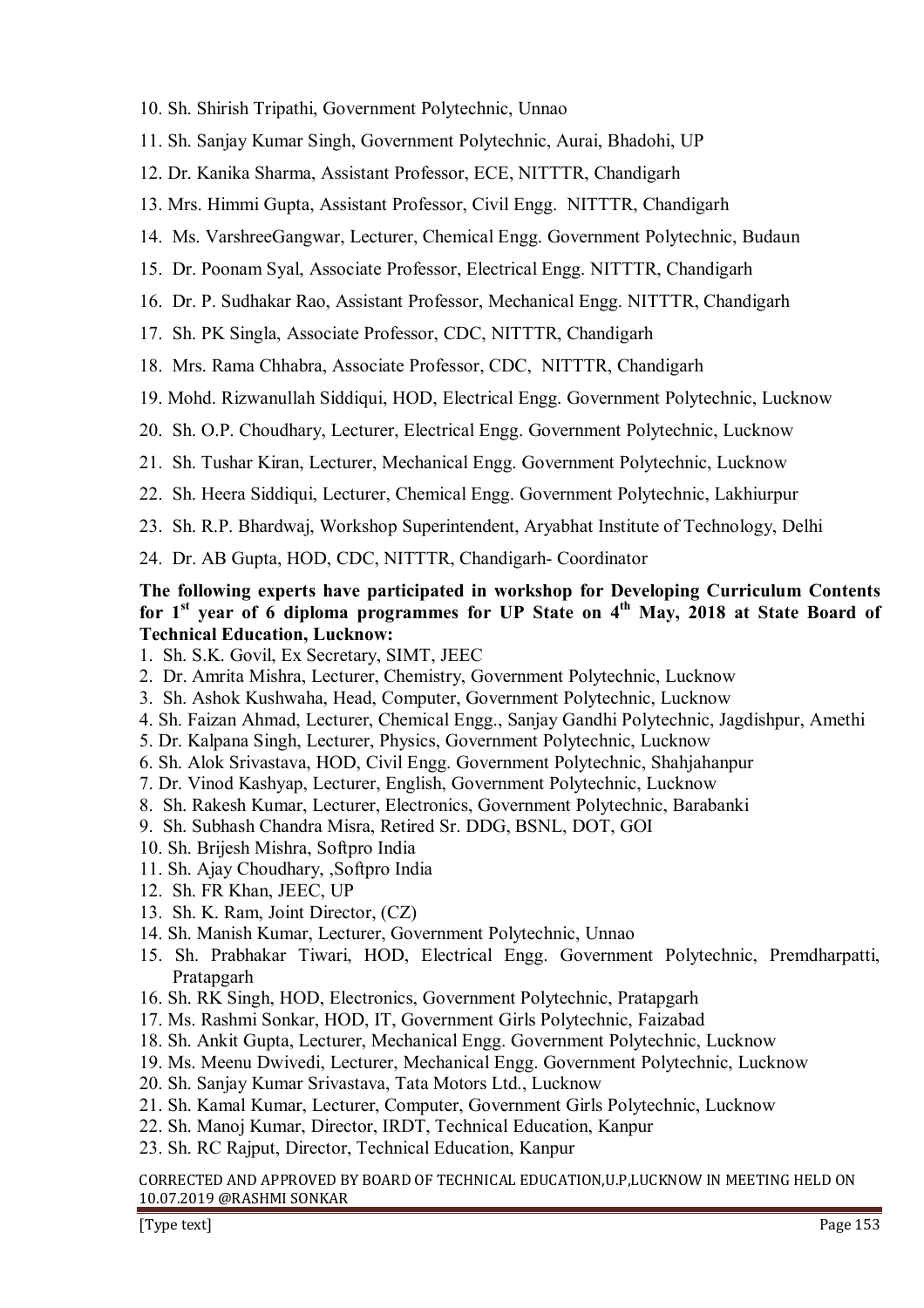10. Sh. Shirish Tripathi, Government Polytechnic, Unnao
11. Sh. Sanjay Kumar Singh, Government Polytechnic, Aurai, Bhadohi, UP
12. Dr. Kanika Sharma, Assistant Professor, ECE, NITTTR, Chandigarh
13. Mrs. Himmi Gupta, Assistant Professor, Civil Engg. NITTTR, Chandigarh
14. Ms. VarshreeGangwar, Lecturer, Chemical Engg. Government Polytechnic, Budaun
15. Dr. Poonam Syal, Associate Professor, Electrical Engg. NITTTR, Chandigarh
16. Dr. P. Sudhakar Rao, Assistant Professor, Mechanical Engg. NITTTR, Chandigarh
17. Sh. PK Singla, Associate Professor, CDC, NITTTR, Chandigarh
18. Mrs. Rama Chhabra, Associate Professor, CDC, NITTTR, Chandigarh
19. Mohd. Rizwanullah Siddiqui, HOD, Electrical Engg. Government Polytechnic, Lucknow
20. Sh. O.P. Choudhary, Lecturer, Electrical Engg. Government Polytechnic, Lucknow
21. Sh. Tushar Kiran, Lecturer, Mechanical Engg. Government Polytechnic, Lucknow
22. Sh. Heera Siddiqui, Lecturer, Chemical Engg. Government Polytechnic, Lakhiurpur
23. Sh. R.P. Bhardwaj, Workshop Superintendent, Aryabhat Institute of Technology, Delhi
24. Dr. AB Gupta, HOD, CDC, NITTTR, Chandigarh- Coordinator

**The following experts have participated in workshop for Developing Curriculum Contents for 1st year of 6 diploma programmes for UP State on 4th May, 2018 at State Board of Technical Education, Lucknow:**

1. Sh. S.K. Govil, Ex Secretary, SIMT, JEEC
2. Dr. Amrita Mishra, Lecturer, Chemistry, Government Polytechnic, Lucknow
3. Sh. Ashok Kushwaha, Head, Computer, Government Polytechnic, Lucknow
4. Sh. Faizan Ahmad, Lecturer, Chemical Engg., Sanjay Gandhi Polytechnic, Jagdishpur, Amethi
5. Dr. Kalpana Singh, Lecturer, Physics, Government Polytechnic, Lucknow
6. Sh. Alok Srivastava, HOD, Civil Engg. Government Polytechnic, Shahjahanpur
7. Dr. Vinod Kashyap, Lecturer, English, Government Polytechnic, Lucknow
8. Sh. Rakesh Kumar, Lecturer, Electronics, Government Polytechnic, Barabanki
9. Sh. Subhash Chandra Misra, Retired Sr. DDG, BSNL, DOT, GOI
10. Sh. Brijesh Mishra, Softpro India
11. Sh. Ajay Choudhary, ,Softpro India
12. Sh. FR Khan, JEEC, UP
13. Sh. K. Ram, Joint Director, (CZ)
14. Sh. Manish Kumar, Lecturer, Government Polytechnic, Unnao
15. Sh. Prabhakar Tiwari, HOD, Electrical Engg. Government Polytechnic, Premdharpatti, Pratapgarh
16. Sh. RK Singh, HOD, Electronics, Government Polytechnic, Pratapgarh
17. Ms. Rashmi Sonkar, HOD, IT, Government Girls Polytechnic, Faizabad
18. Sh. Ankit Gupta, Lecturer, Mechanical Engg. Government Polytechnic, Lucknow
19. Ms. Meenu Dwivedi, Lecturer, Mechanical Engg. Government Polytechnic, Lucknow
20. Sh. Sanjay Kumar Srivastava, Tata Motors Ltd., Lucknow
21. Sh. Kamal Kumar, Lecturer, Computer, Government Girls Polytechnic, Lucknow
22. Sh. Manoj Kumar, Director, IRDT, Technical Education, Kanpur
23. Sh. RC Rajput, Director, Technical Education, Kanpur

CORRECTED AND APPROVED BY BOARD OF TECHNICAL EDUCATION,U.P,LUCKNOW IN MEETING HELD ON 10.07.2019 @RASHMI SONKAR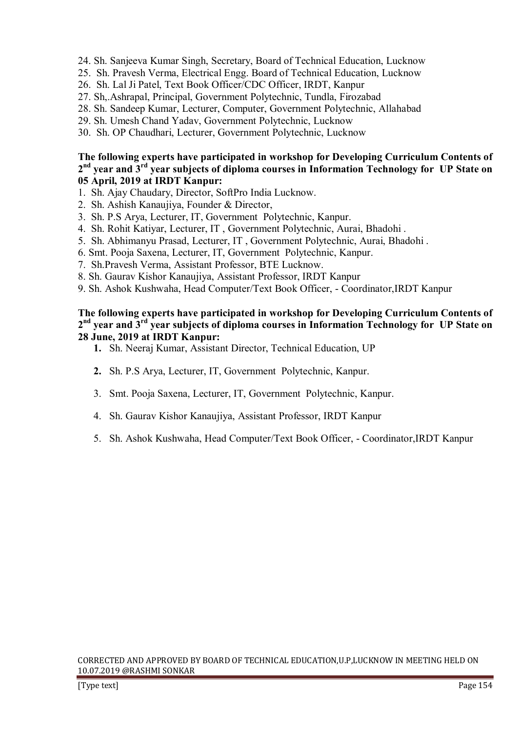24. Sh. Sanjeeva Kumar Singh, Secretary, Board of Technical Education, Lucknow
25. Sh. Pravesh Verma, Electrical Engg. Board of Technical Education, Lucknow
26. Sh. Lal Ji Patel, Text Book Officer/CDC Officer, IRDT, Kanpur
27. Sh,.Ashrapal, Principal, Government Polytechnic, Tundla, Firozabad
28. Sh. Sandeep Kumar, Lecturer, Computer, Government Polytechnic, Allahabad
29. Sh. Umesh Chand Yadav, Government Polytechnic, Lucknow
30. Sh. OP Chaudhari, Lecturer, Government Polytechnic, Lucknow

**The following experts have participated in workshop for Developing Curriculum Contents of 2nd year and 3rd year subjects of diploma courses in Information Technology for UP State on 05 April, 2019 at IRDT Kanpur:**

1. Sh. Ajay Chaudary, Director, SoftPro India Lucknow.
2. Sh. Ashish Kanaujiya, Founder & Director,
3. Sh. P.S Arya, Lecturer, IT, Government Polytechnic, Kanpur.
4. Sh. Rohit Katiyar, Lecturer, IT , Government Polytechnic, Aurai, Bhadohi .
5. Sh. Abhimanyu Prasad, Lecturer, IT , Government Polytechnic, Aurai, Bhadohi .
6. Smt. Pooja Saxena, Lecturer, IT, Government Polytechnic, Kanpur.
7. Sh.Pravesh Verma, Assistant Professor, BTE Lucknow.
8. Sh. Gaurav Kishor Kanaujiya, Assistant Professor, IRDT Kanpur
9. Sh. Ashok Kushwaha, Head Computer/Text Book Officer, - Coordinator,IRDT Kanpur

**The following experts have participated in workshop for Developing Curriculum Contents of 2nd year and 3rd year subjects of diploma courses in Information Technology for UP State on 28 June, 2019 at IRDT Kanpur:**

1. Sh. Neeraj Kumar, Assistant Director, Technical Education, UP
2. Sh. P.S Arya, Lecturer, IT, Government Polytechnic, Kanpur.
3. Smt. Pooja Saxena, Lecturer, IT, Government Polytechnic, Kanpur.
4. Sh. Gaurav Kishor Kanaujiya, Assistant Professor, IRDT Kanpur
5. Sh. Ashok Kushwaha, Head Computer/Text Book Officer, - Coordinator,IRDT Kanpur